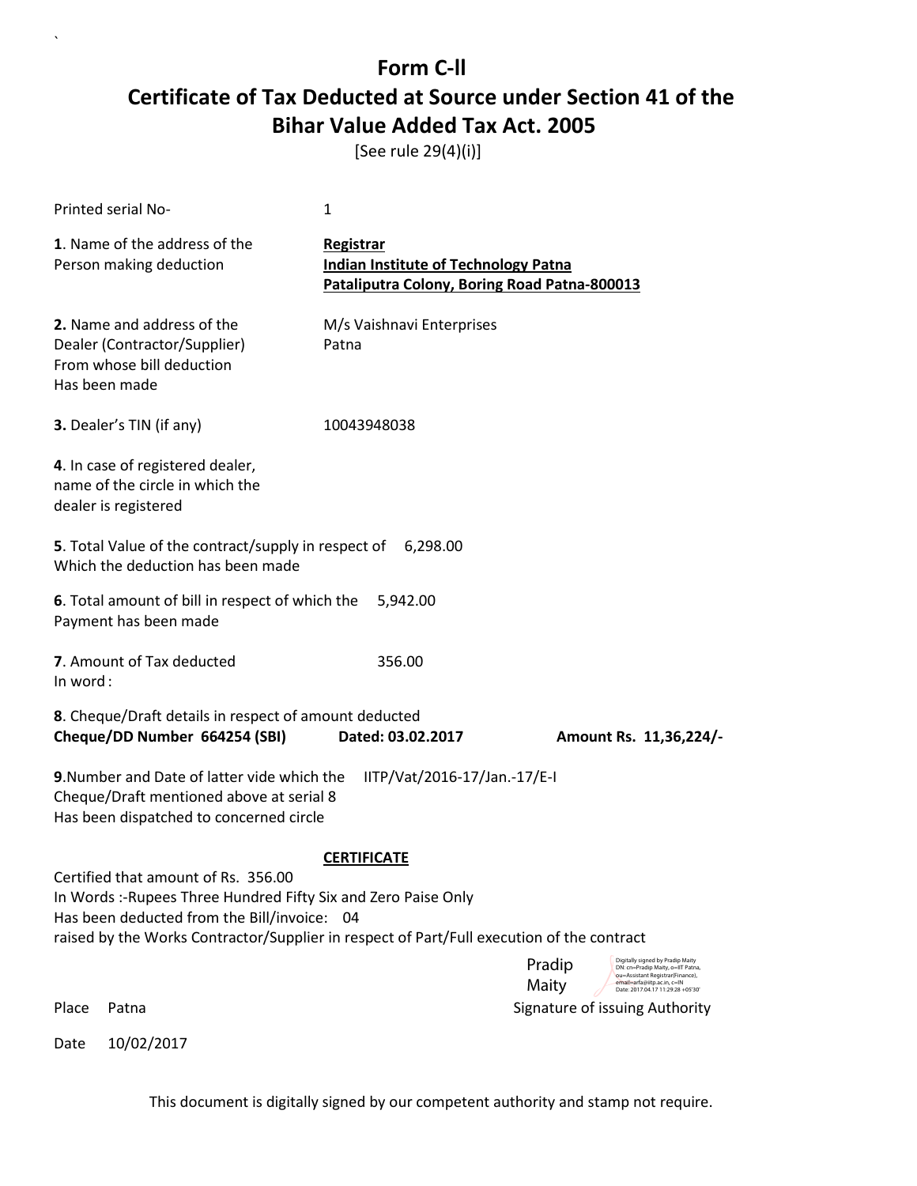# Form C-ll

## Certificate of Tax Deducted at Source under Section 41 of the Bihar Value Added Tax Act. 2005

[See rule 29(4)(i)]

Printed serial No- 1

**1**. Name of the address of the Person making deduction

**Registrar**
**Indian Institute of Technology Patna**
**Pataliputra Colony, Boring Road Patna-800013**

**2.** Name and address of the Dealer (Contractor/Supplier) From whose bill deduction Has been made

M/s Vaishnavi Enterprises
Patna

**3.** Dealer's TIN (if any) 10043948038

**4**. In case of registered dealer, name of the circle in which the dealer is registered

**5**. Total Value of the contract/supply in respect of Which the deduction has been made 6,298.00

**6**. Total amount of bill in respect of which the Payment has been made 5,942.00

**7**. Amount of Tax deducted 356.00
In word :

**8**. Cheque/Draft details in respect of amount deducted
**Cheque/DD Number 664254 (SBI) Dated: 03.02.2017 Amount Rs. 11,36,224/-**

**9**.Number and Date of latter vide which the Cheque/Draft mentioned above at serial 8 Has been dispatched to concerned circle IITP/Vat/2016-17/Jan.-17/E-I

**CERTIFICATE**

Certified that amount of Rs. 356.00
In Words :-Rupees Three Hundred Fifty Six and Zero Paise Only
Has been deducted from the Bill/invoice: 04
raised by the Works Contractor/Supplier in respect of Part/Full execution of the contract

Pradip Maity
Digitally signed by Pradip Maity
DN: cn=Pradip Maity, o=IIT Patna, ou=Assistant Registrar(Finance), email=arfa@iitp.ac.in, c=IN
Date: 2017.04.17 11:29:28 +05'30'

Place Patna Signature of issuing Authority

Date 10/02/2017

This document is digitally signed by our competent authority and stamp not require.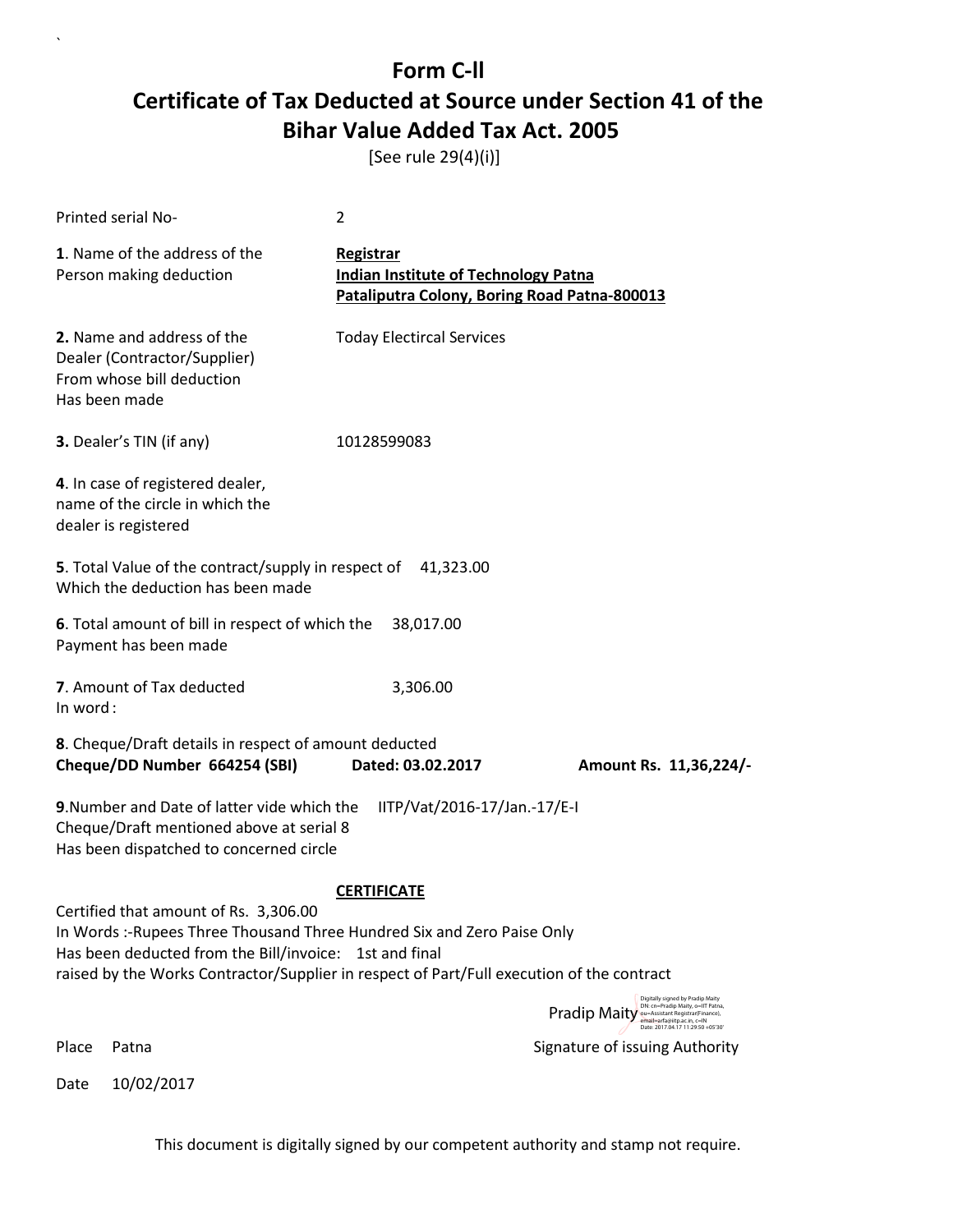# Form C-ll

## Certificate of Tax Deducted at Source under Section 41 of the Bihar Value Added Tax Act. 2005

[See rule 29(4)(i)]

Printed serial No- 2

**1**. Name of the address of the Person making deduction

**Registrar**
**Indian Institute of Technology Patna**
**Pataliputra Colony, Boring Road Patna-800013**

**2.** Name and address of the Dealer (Contractor/Supplier) From whose bill deduction Has been made

Today Electircal Services

**3.** Dealer's TIN (if any) 10128599083

**4**. In case of registered dealer, name of the circle in which the dealer is registered

**5**. Total Value of the contract/supply in respect of Which the deduction has been made 41,323.00

**6**. Total amount of bill in respect of which the Payment has been made 38,017.00

**7**. Amount of Tax deducted 3,306.00
In word :

**8**. Cheque/Draft details in respect of amount deducted
**Cheque/DD Number 664254 (SBI) Dated: 03.02.2017 Amount Rs. 11,36,224/-**

**9**.Number and Date of latter vide which the Cheque/Draft mentioned above at serial 8 Has been dispatched to concerned circle IITP/Vat/2016-17/Jan.-17/E-I

**CERTIFICATE**

Certified that amount of Rs. 3,306.00
In Words :-Rupees Three Thousand Three Hundred Six and Zero Paise Only
Has been deducted from the Bill/invoice: 1st and final
raised by the Works Contractor/Supplier in respect of Part/Full execution of the contract

Pradip Maity
Digitally signed by Pradip Maity DN: cn=Pradip Maity, o=IIT Patna, ou=Assistant Registrar(Finance), email=arfa@iitp.ac.in, c=IN Date: 2017.04.17 11:29:50 +05'30'

Place Patna

Signature of issuing Authority

Date 10/02/2017

This document is digitally signed by our competent authority and stamp not require.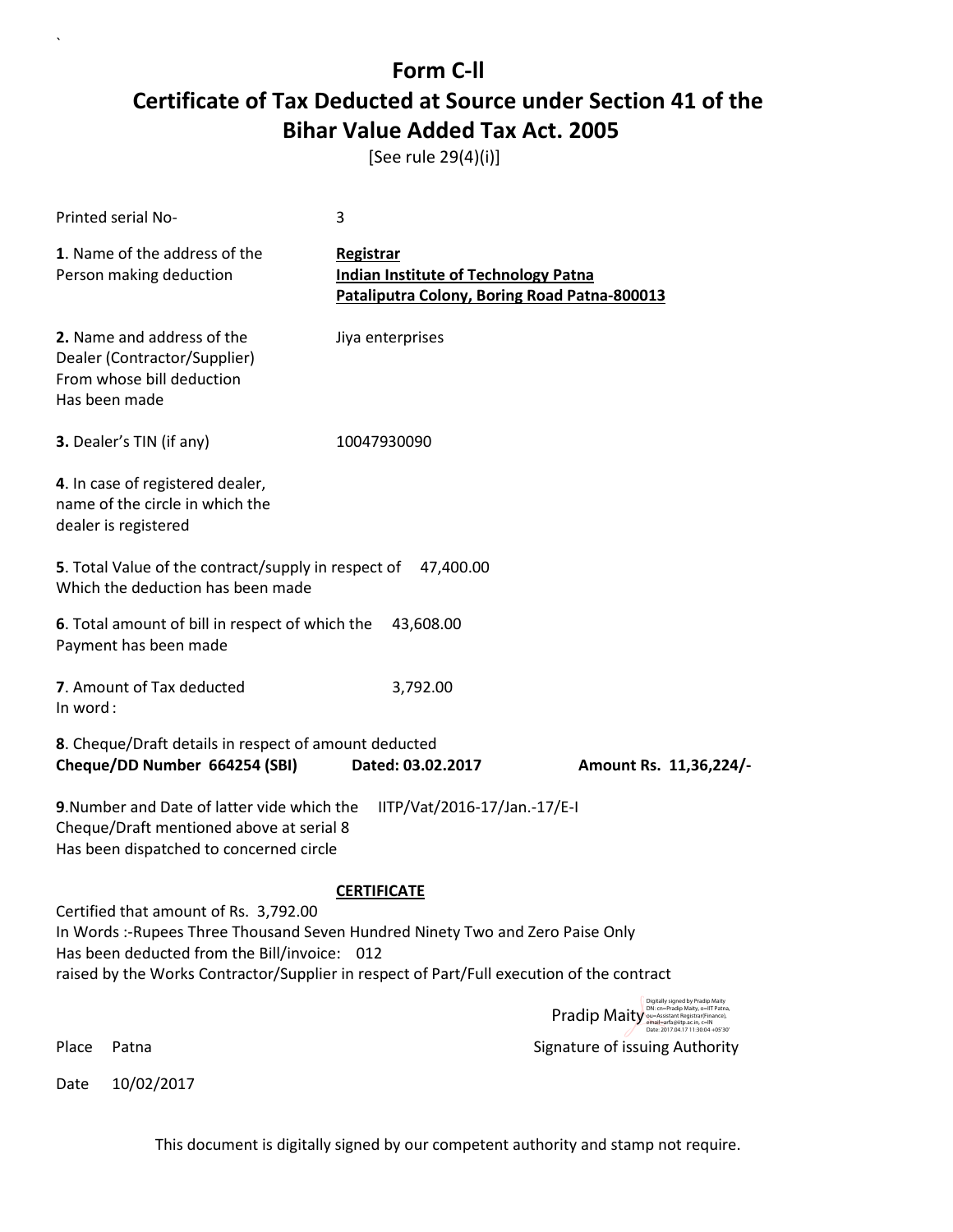# Form C-ll

# Certificate of Tax Deducted at Source under Section 41 of the Bihar Value Added Tax Act. 2005

[See rule 29(4)(i)]

Printed serial No- 3

**1**. Name of the address of the Person making deduction

**Registrar**
**Indian Institute of Technology Patna**
**Pataliputra Colony, Boring Road Patna-800013**

**2.** Name and address of the Dealer (Contractor/Supplier) From whose bill deduction Has been made

Jiya enterprises

**3.** Dealer's TIN (if any) 10047930090

**4**. In case of registered dealer, name of the circle in which the dealer is registered

**5**. Total Value of the contract/supply in respect of Which the deduction has been made 47,400.00

**6**. Total amount of bill in respect of which the Payment has been made 43,608.00

**7**. Amount of Tax deducted 3,792.00
In word :

**8**. Cheque/Draft details in respect of amount deducted
**Cheque/DD Number 664254 (SBI) Dated: 03.02.2017 Amount Rs. 11,36,224/-**

**9**.Number and Date of latter vide which the Cheque/Draft mentioned above at serial 8 Has been dispatched to concerned circle IITP/Vat/2016-17/Jan.-17/E-I

**CERTIFICATE**

Certified that amount of Rs. 3,792.00
In Words :-Rupees Three Thousand Seven Hundred Ninety Two and Zero Paise Only
Has been deducted from the Bill/invoice: 012
raised by the Works Contractor/Supplier in respect of Part/Full execution of the contract

Pradip Maity
Digitally signed by Pradip Maity DN: cn=Pradip Maity, o=IIT Patna, ou=Assistant Registrar(Finance), email=arfa@iitp.ac.in, c=IN Date: 2017.04.17 11:30:04 +05'30'

Place Patna Signature of issuing Authority

Date 10/02/2017

This document is digitally signed by our competent authority and stamp not require.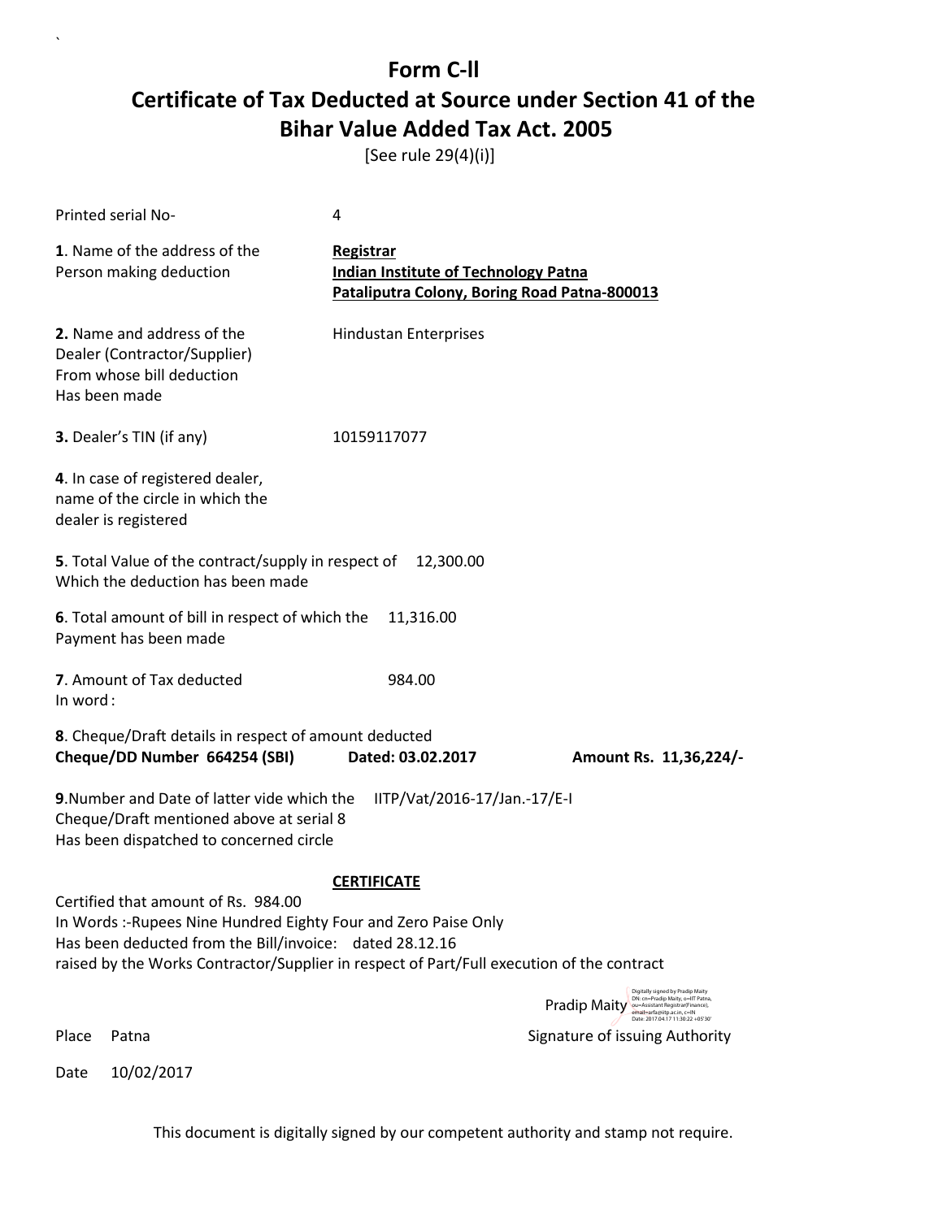# Form C-ll

## Certificate of Tax Deducted at Source under Section 41 of the Bihar Value Added Tax Act. 2005

[See rule 29(4)(i)]

Printed serial No- 4

**1**. Name of the address of the Person making deduction

**Registrar**
**Indian Institute of Technology Patna**
**Pataliputra Colony, Boring Road Patna-800013**

**2.** Name and address of the Dealer (Contractor/Supplier) From whose bill deduction Has been made

Hindustan Enterprises

**3.** Dealer's TIN (if any) 10159117077

**4**. In case of registered dealer, name of the circle in which the dealer is registered

**5**. Total Value of the contract/supply in respect of Which the deduction has been made 12,300.00

**6**. Total amount of bill in respect of which the Payment has been made 11,316.00

**7**. Amount of Tax deducted 984.00
In word :

**8**. Cheque/Draft details in respect of amount deducted
**Cheque/DD Number 664254 (SBI) Dated: 03.02.2017 Amount Rs. 11,36,224/-**

**9**.Number and Date of latter vide which the Cheque/Draft mentioned above at serial 8 Has been dispatched to concerned circle IITP/Vat/2016-17/Jan.-17/E-I

**CERTIFICATE**

Certified that amount of Rs. 984.00
In Words :-Rupees Nine Hundred Eighty Four and Zero Paise Only
Has been deducted from the Bill/invoice: dated 28.12.16
raised by the Works Contractor/Supplier in respect of Part/Full execution of the contract

Pradip Maity
Digitally signed by Pradip Maity
DN: cn=Pradip Maity, o=IIT Patna, ou=Assistant Registrar(Finance), email=arfa@iitp.ac.in, c=IN
Date: 2017.04.17 11:30:22 +05'30'

Place Patna Signature of issuing Authority

Date 10/02/2017

This document is digitally signed by our competent authority and stamp not require.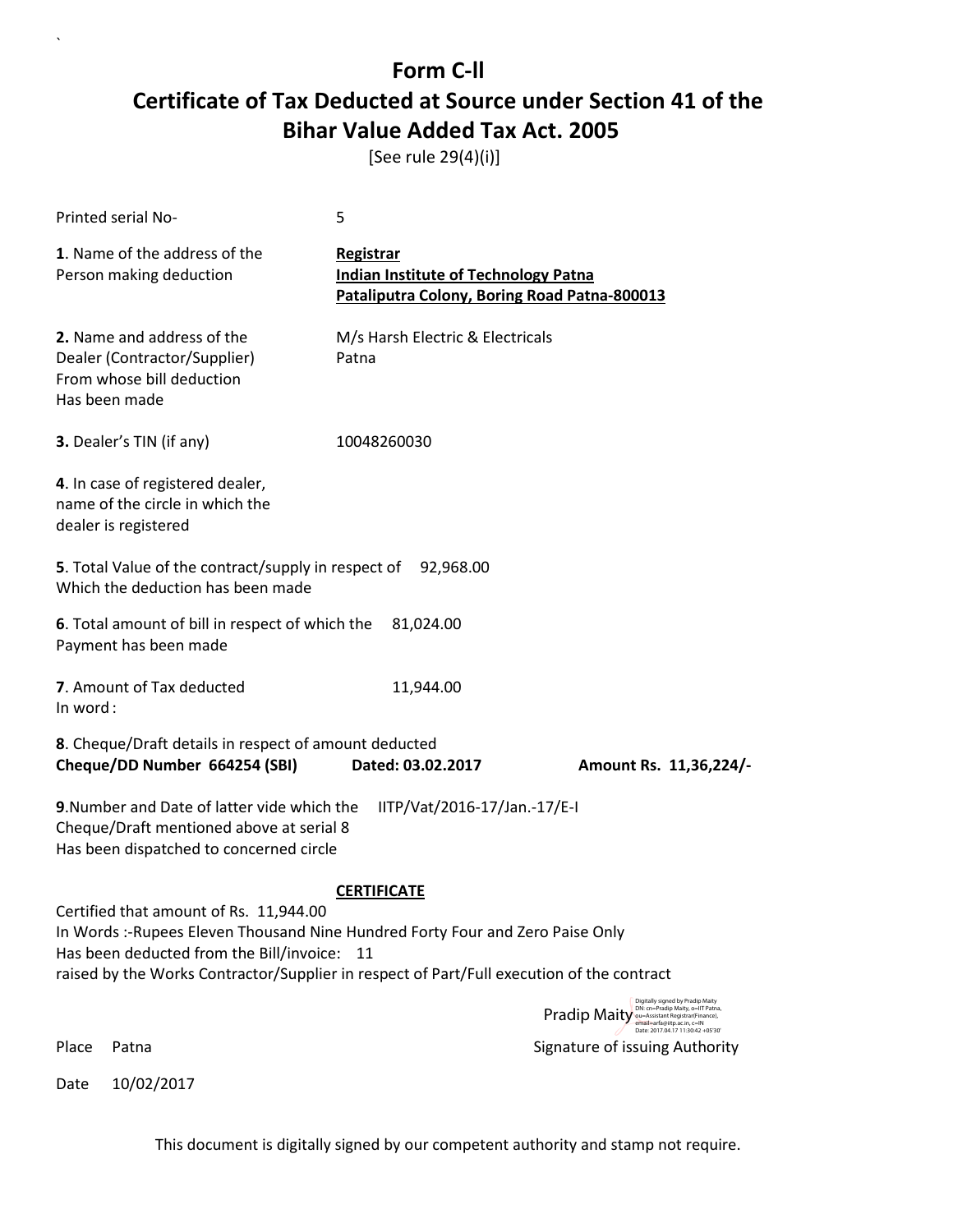# Form C-ll

## Certificate of Tax Deducted at Source under Section 41 of the Bihar Value Added Tax Act. 2005

[See rule 29(4)(i)]

Printed serial No- 5

**1**. Name of the address of the Person making deduction

**Registrar**
**Indian Institute of Technology Patna**
**Pataliputra Colony, Boring Road Patna-800013**

**2.** Name and address of the Dealer (Contractor/Supplier) From whose bill deduction Has been made

M/s Harsh Electric & Electricals
Patna

**3.** Dealer's TIN (if any) 10048260030

**4**. In case of registered dealer, name of the circle in which the dealer is registered

**5**. Total Value of the contract/supply in respect of Which the deduction has been made 92,968.00

**6**. Total amount of bill in respect of which the Payment has been made 81,024.00

**7**. Amount of Tax deducted 11,944.00
In word :

**8**. Cheque/Draft details in respect of amount deducted
**Cheque/DD Number 664254 (SBI) Dated: 03.02.2017 Amount Rs. 11,36,224/-**

**9**.Number and Date of latter vide which the Cheque/Draft mentioned above at serial 8 Has been dispatched to concerned circle IITP/Vat/2016-17/Jan.-17/E-I

**CERTIFICATE**

Certified that amount of Rs. 11,944.00
In Words :-Rupees Eleven Thousand Nine Hundred Forty Four and Zero Paise Only
Has been deducted from the Bill/invoice: 11
raised by the Works Contractor/Supplier in respect of Part/Full execution of the contract

Pradip Maity
Digitally signed by Pradip Maity
DN: cn=Pradip Maity, o=IIT Patna, ou=Assistant Registrar(Finance), email=arfa@iitp.ac.in, c=IN
Date: 2017.04.17 11:30:42 +05'30'

Place Patna Signature of issuing Authority

Date 10/02/2017

This document is digitally signed by our competent authority and stamp not require.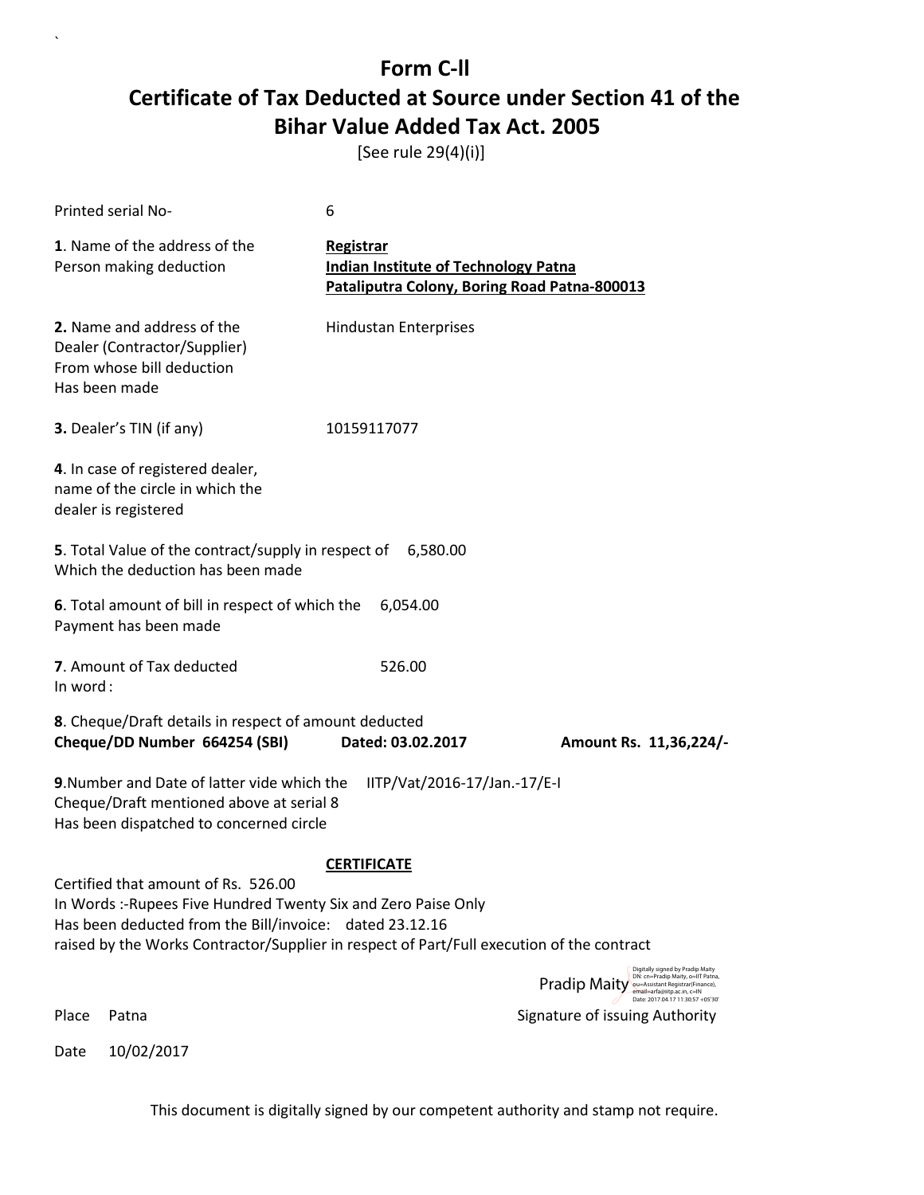`

# Form C-ll
# Certificate of Tax Deducted at Source under Section 41 of the Bihar Value Added Tax Act. 2005

[See rule 29(4)(i)]

Printed serial No- 6

**1**. Name of the address of the Person making deduction

**Registrar**
**Indian Institute of Technology Patna**
**Pataliputra Colony, Boring Road Patna-800013**

**2.** Name and address of the Dealer (Contractor/Supplier) From whose bill deduction Has been made

Hindustan Enterprises

**3.** Dealer's TIN (if any) 10159117077

**4**. In case of registered dealer, name of the circle in which the dealer is registered

**5**. Total Value of the contract/supply in respect of Which the deduction has been made 6,580.00

**6**. Total amount of bill in respect of which the Payment has been made 6,054.00

**7**. Amount of Tax deducted 526.00
In word :

**8**. Cheque/Draft details in respect of amount deducted
**Cheque/DD Number 664254 (SBI) Dated: 03.02.2017 Amount Rs. 11,36,224/-**

**9**.Number and Date of latter vide which the Cheque/Draft mentioned above at serial 8 Has been dispatched to concerned circle IITP/Vat/2016-17/Jan.-17/E-I

**CERTIFICATE**

Certified that amount of Rs. 526.00
In Words :-Rupees Five Hundred Twenty Six and Zero Paise Only
Has been deducted from the Bill/invoice: dated 23.12.16
raised by the Works Contractor/Supplier in respect of Part/Full execution of the contract

Pradip Maity
Digitally signed by Pradip Maity DN: cn=Pradip Maity, o=IIT Patna, ou=Assistant Registrar(Finance), email=arfa@iitp.ac.in, c=IN Date: 2017.04.17 11:30:57 +05'30'

Place Patna Signature of issuing Authority

Date 10/02/2017

This document is digitally signed by our competent authority and stamp not require.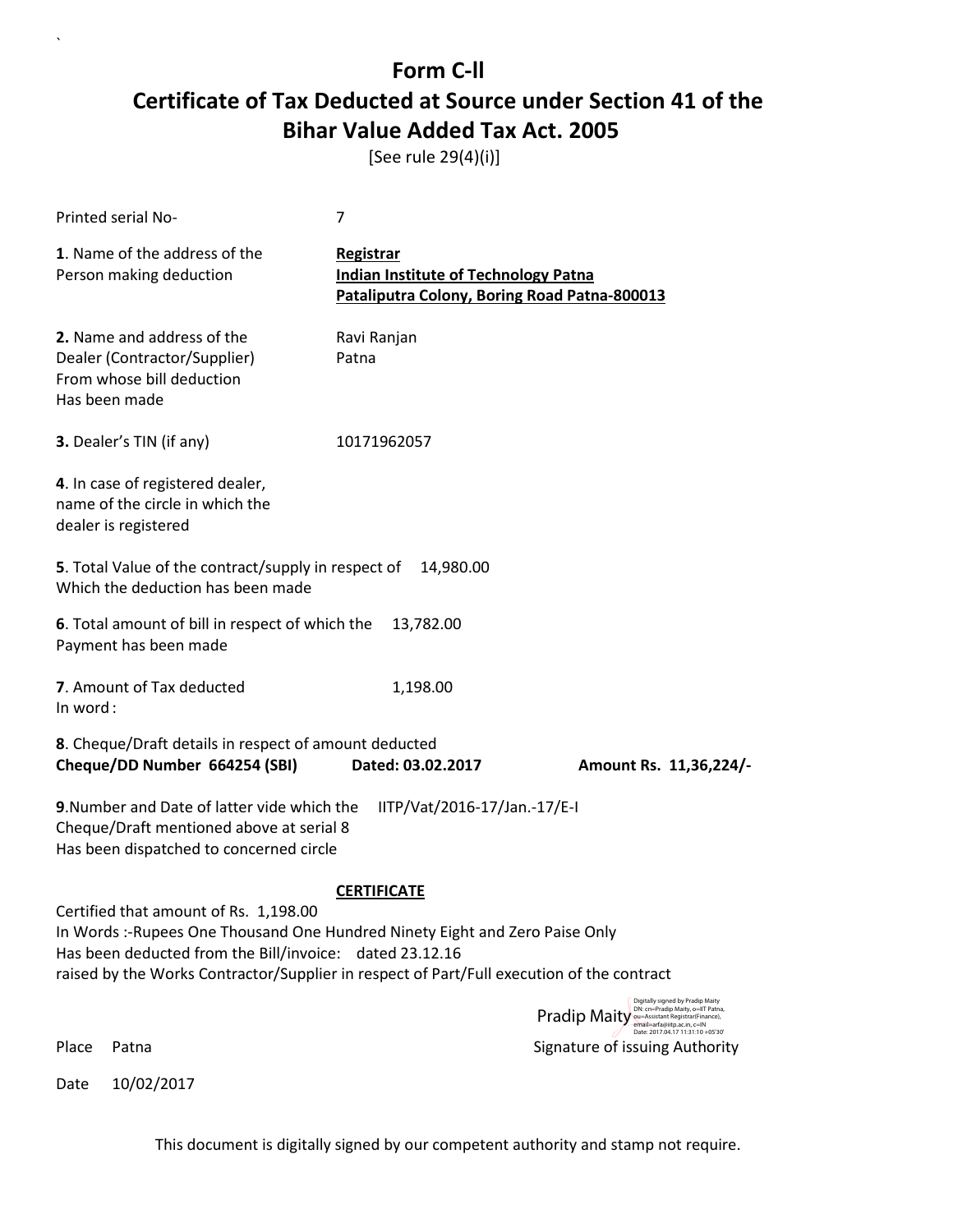# Form C-ll

# Certificate of Tax Deducted at Source under Section 41 of the Bihar Value Added Tax Act. 2005

[See rule 29(4)(i)]

Printed serial No- 7

**1**. Name of the address of the Person making deduction

**Registrar**
**Indian Institute of Technology Patna**
**Pataliputra Colony, Boring Road Patna-800013**

**2.** Name and address of the Dealer (Contractor/Supplier) From whose bill deduction Has been made

Ravi Ranjan
Patna

**3.** Dealer's TIN (if any) 10171962057

**4**. In case of registered dealer, name of the circle in which the dealer is registered

**5**. Total Value of the contract/supply in respect of Which the deduction has been made 14,980.00

**6**. Total amount of bill in respect of which the Payment has been made 13,782.00

**7**. Amount of Tax deducted 1,198.00
In word :

**8**. Cheque/Draft details in respect of amount deducted
**Cheque/DD Number 664254 (SBI) Dated: 03.02.2017 Amount Rs. 11,36,224/-**

**9**.Number and Date of latter vide which the Cheque/Draft mentioned above at serial 8 Has been dispatched to concerned circle IITP/Vat/2016-17/Jan.-17/E-I

**CERTIFICATE**

Certified that amount of Rs. 1,198.00
In Words :-Rupees One Thousand One Hundred Ninety Eight and Zero Paise Only
Has been deducted from the Bill/invoice: dated 23.12.16
raised by the Works Contractor/Supplier in respect of Part/Full execution of the contract

Pradip Maity
Digitally signed by Pradip Maity
DN: cn=Pradip Maity, o=IIT Patna, ou=Assistant Registrar(Finance), email=arfa@iitp.ac.in, c=IN
Date: 2017.04.17 11:31:10 +05'30'

Place Patna Signature of issuing Authority

Date 10/02/2017

This document is digitally signed by our competent authority and stamp not require.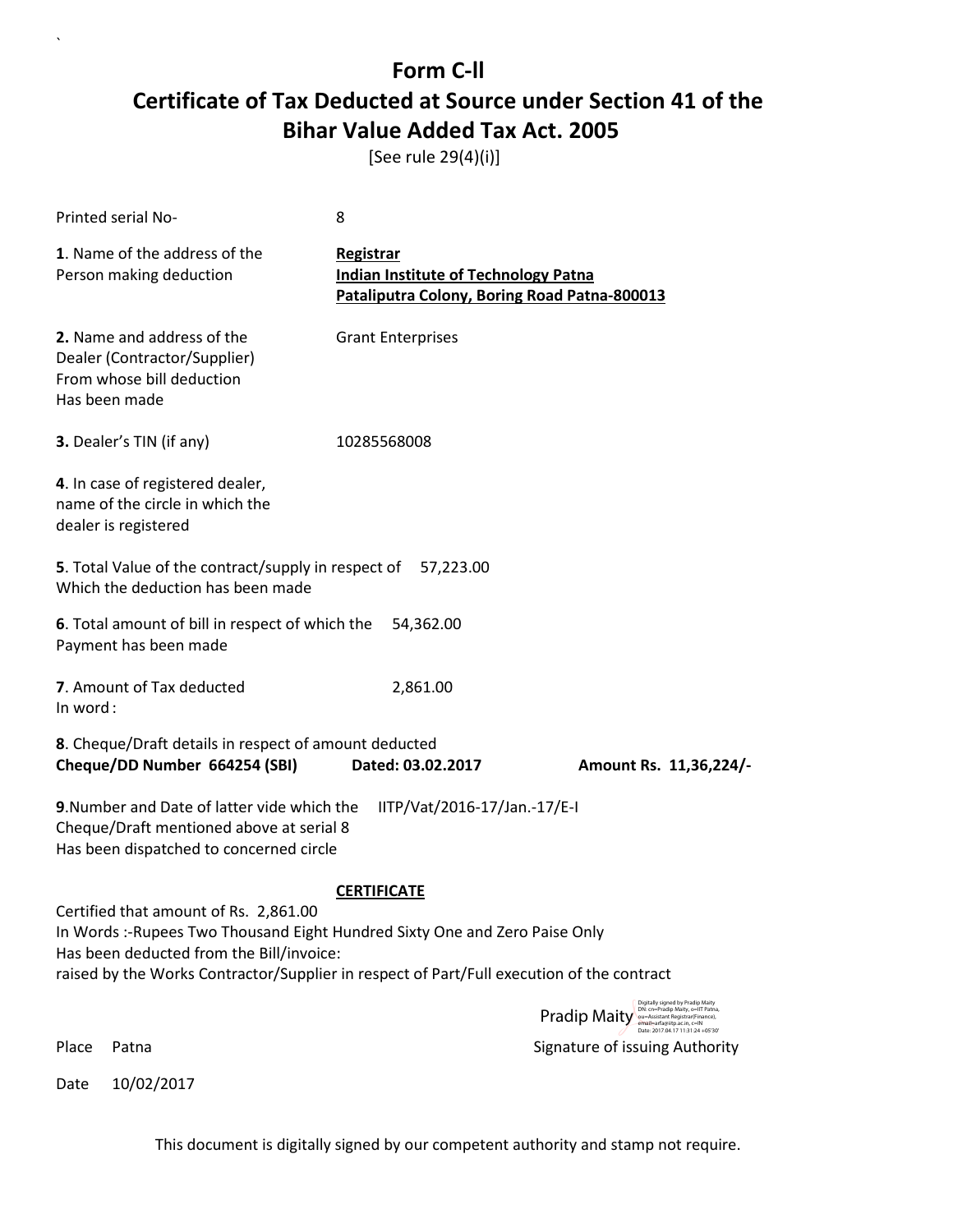# Form C-II

## Certificate of Tax Deducted at Source under Section 41 of the Bihar Value Added Tax Act. 2005

[See rule 29(4)(i)]

| | |
|---|---|
| Printed serial No- | 8 |
| **1**. Name of the address of the Person making deduction | **Registrar**<br>**Indian Institute of Technology Patna**<br>**Pataliputra Colony, Boring Road Patna-800013** |
| **2.** Name and address of the Dealer (Contractor/Supplier) From whose bill deduction Has been made | Grant Enterprises |
| **3.** Dealer's TIN (if any) | 10285568008 |
| **4**. In case of registered dealer, name of the circle in which the dealer is registered | |
| **5**. Total Value of the contract/supply in respect of Which the deduction has been made | 57,223.00 |
| **6**. Total amount of bill in respect of which the Payment has been made | 54,362.00 |
| **7**. Amount of Tax deducted<br>In word : | 2,861.00 |

**8**. Cheque/Draft details in respect of amount deducted

**Cheque/DD Number 664254 (SBI)** **Dated: 03.02.2017** **Amount Rs. 11,36,224/-**

**9**.Number and Date of latter vide which the Cheque/Draft mentioned above at serial 8 Has been dispatched to concerned circle IITP/Vat/2016-17/Jan.-17/E-I

**CERTIFICATE**

Certified that amount of Rs. 2,861.00
In Words :-Rupees Two Thousand Eight Hundred Sixty One and Zero Paise Only
Has been deducted from the Bill/invoice:
raised by the Works Contractor/Supplier in respect of Part/Full execution of the contract

Pradip Maity
Digitally signed by Pradip Maity
DN: cn=Pradip Maity, o=IIT Patna, ou=Assistant Registrar(Finance), email=arfa@iitp.ac.in, c=IN
Date: 2017.04.17 11:31:24 +05'30'

Place Patna Signature of issuing Authority

Date 10/02/2017

This document is digitally signed by our competent authority and stamp not require.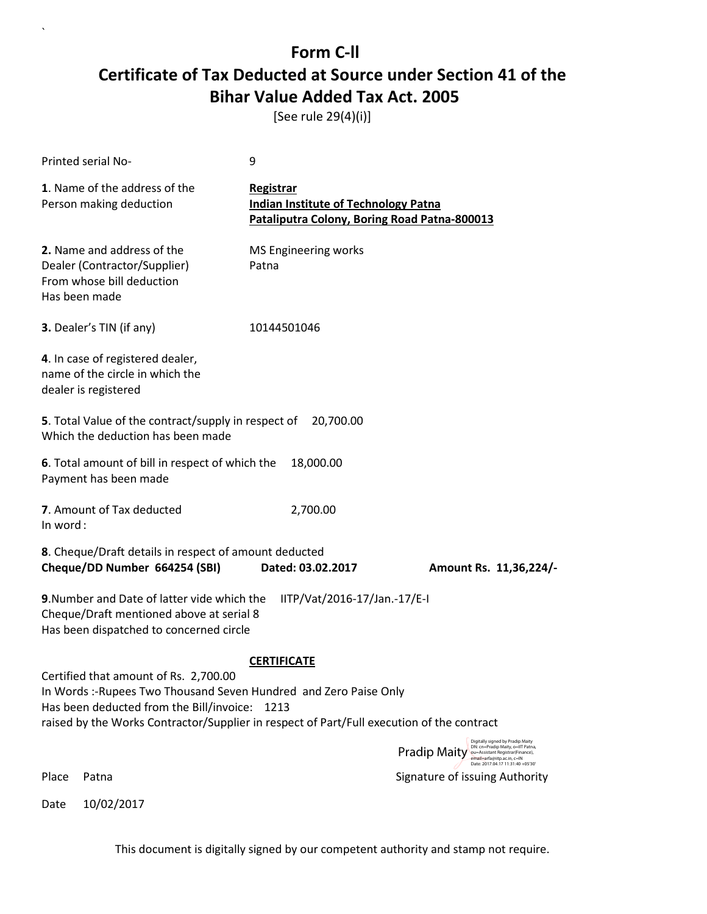# Form C-ll

## Certificate of Tax Deducted at Source under Section 41 of the Bihar Value Added Tax Act. 2005

[See rule 29(4)(i)]

Printed serial No- 9

**1**. Name of the address of the Person making deduction

**Registrar**
**Indian Institute of Technology Patna**
**Pataliputra Colony, Boring Road Patna-800013**

**2.** Name and address of the Dealer (Contractor/Supplier) From whose bill deduction Has been made

MS Engineering works
Patna

**3.** Dealer's TIN (if any) 10144501046

**4**. In case of registered dealer, name of the circle in which the dealer is registered

**5**. Total Value of the contract/supply in respect of Which the deduction has been made 20,700.00

**6**. Total amount of bill in respect of which the Payment has been made 18,000.00

**7**. Amount of Tax deducted 2,700.00
In word :

**8**. Cheque/Draft details in respect of amount deducted
**Cheque/DD Number 664254 (SBI) Dated: 03.02.2017 Amount Rs. 11,36,224/-**

**9**.Number and Date of latter vide which the Cheque/Draft mentioned above at serial 8 Has been dispatched to concerned circle IITP/Vat/2016-17/Jan.-17/E-I

**CERTIFICATE**

Certified that amount of Rs. 2,700.00
In Words :-Rupees Two Thousand Seven Hundred and Zero Paise Only
Has been deducted from the Bill/invoice: 1213
raised by the Works Contractor/Supplier in respect of Part/Full execution of the contract

Pradip Maity
Digitally signed by Pradip Maity
DN: cn=Pradip Maity, o=IIT Patna, ou=Assistant Registrar(Finance), email=arfa@iitp.ac.in, c=IN
Date: 2017.04.17 11:31:40 +05'30'

Place Patna

Signature of issuing Authority

Date 10/02/2017

This document is digitally signed by our competent authority and stamp not require.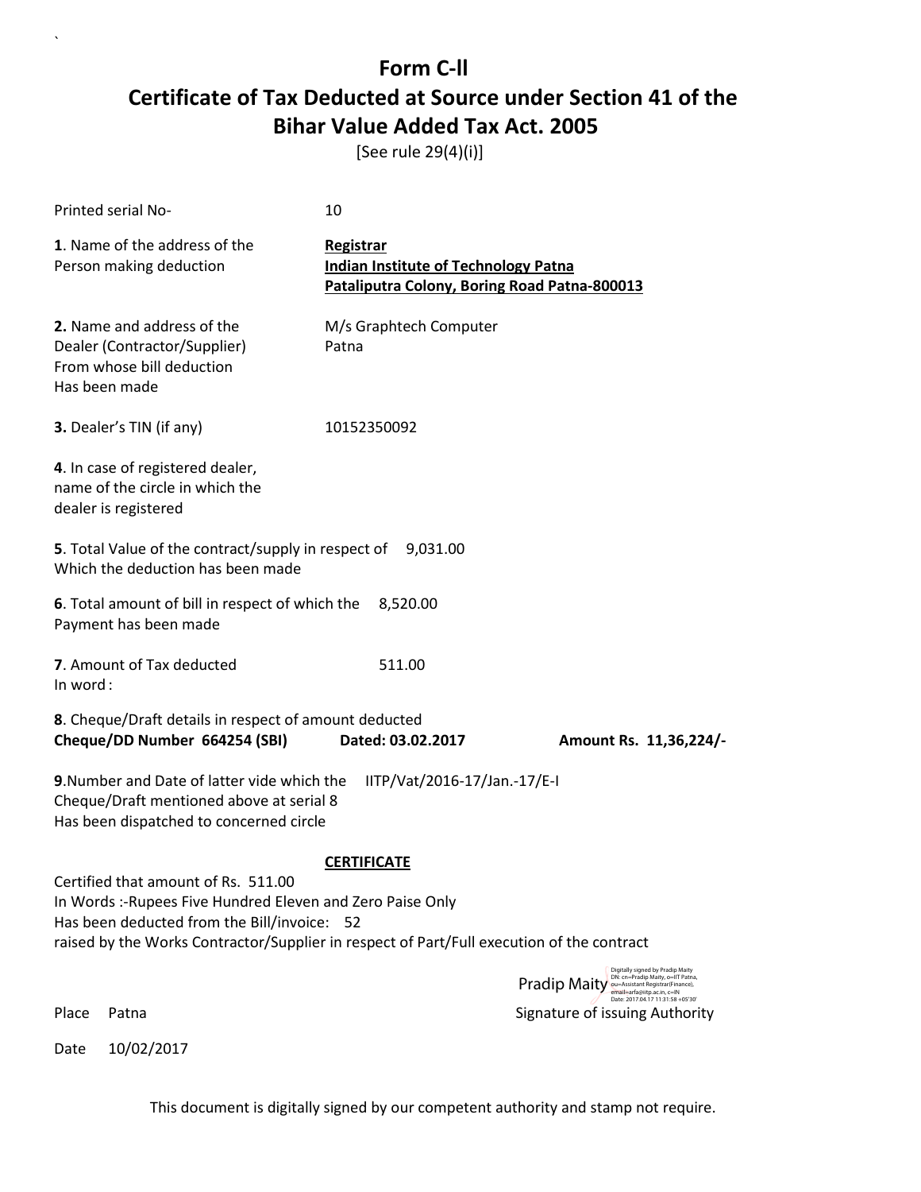# Form C-II

# Certificate of Tax Deducted at Source under Section 41 of the Bihar Value Added Tax Act. 2005

[See rule 29(4)(i)]

Printed serial No- 10

**1**. Name of the address of the Person making deduction

**Registrar**
**Indian Institute of Technology Patna**
**Pataliputra Colony, Boring Road Patna-800013**

**2.** Name and address of the Dealer (Contractor/Supplier) From whose bill deduction Has been made

M/s Graphtech Computer
Patna

**3.** Dealer's TIN (if any) 10152350092

**4**. In case of registered dealer, name of the circle in which the dealer is registered

**5**. Total Value of the contract/supply in respect of Which the deduction has been made 9,031.00

**6**. Total amount of bill in respect of which the Payment has been made 8,520.00

**7**. Amount of Tax deducted 511.00
In word :

**8**. Cheque/Draft details in respect of amount deducted
**Cheque/DD Number 664254 (SBI) Dated: 03.02.2017 Amount Rs. 11,36,224/-**

**9**.Number and Date of latter vide which the Cheque/Draft mentioned above at serial 8 Has been dispatched to concerned circle IITP/Vat/2016-17/Jan.-17/E-I

**CERTIFICATE**

Certified that amount of Rs. 511.00
In Words :-Rupees Five Hundred Eleven and Zero Paise Only
Has been deducted from the Bill/invoice: 52
raised by the Works Contractor/Supplier in respect of Part/Full execution of the contract

Pradip Maity
Digitally signed by Pradip Maity
DN: cn=Pradip Maity, o=IIT Patna, ou=Assistant Registrar(Finance), email=arfa@iitp.ac.in, c=IN
Date: 2017.04.17 11:31:58 +05'30'

Place Patna Signature of issuing Authority

Date 10/02/2017

This document is digitally signed by our competent authority and stamp not require.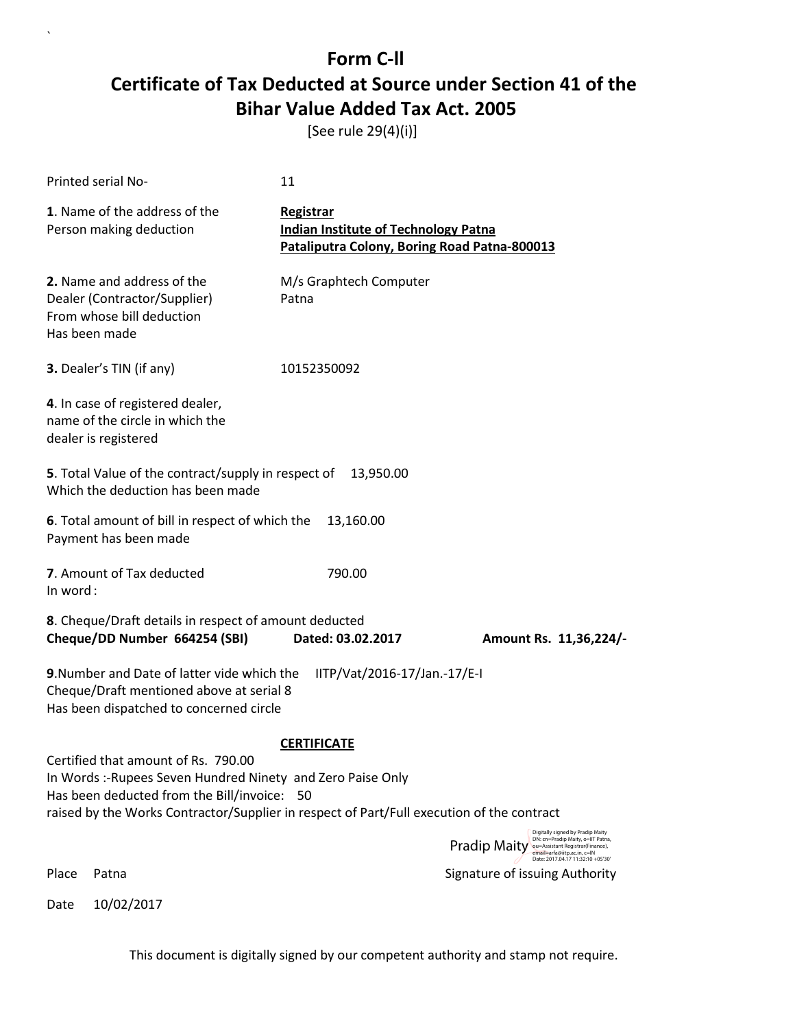# Form C-ll

## Certificate of Tax Deducted at Source under Section 41 of the Bihar Value Added Tax Act. 2005

[See rule 29(4)(i)]

Printed serial No- 11

**1**. Name of the address of the Person making deduction

**Registrar**
**Indian Institute of Technology Patna**
**Pataliputra Colony, Boring Road Patna-800013**

**2.** Name and address of the Dealer (Contractor/Supplier) From whose bill deduction Has been made

M/s Graphtech Computer
Patna

**3.** Dealer's TIN (if any) 10152350092

**4**. In case of registered dealer, name of the circle in which the dealer is registered

**5**. Total Value of the contract/supply in respect of Which the deduction has been made 13,950.00

**6**. Total amount of bill in respect of which the Payment has been made 13,160.00

**7**. Amount of Tax deducted 790.00
In word :

**8**. Cheque/Draft details in respect of amount deducted
**Cheque/DD Number 664254 (SBI) Dated: 03.02.2017 Amount Rs. 11,36,224/-**

**9**.Number and Date of latter vide which the Cheque/Draft mentioned above at serial 8 Has been dispatched to concerned circle IITP/Vat/2016-17/Jan.-17/E-I

**CERTIFICATE**

Certified that amount of Rs. 790.00
In Words :-Rupees Seven Hundred Ninety and Zero Paise Only
Has been deducted from the Bill/invoice: 50
raised by the Works Contractor/Supplier in respect of Part/Full execution of the contract

Pradip Maity
Digitally signed by Pradip Maity
DN: cn=Pradip Maity, o=IIT Patna, ou=Assistant Registrar(Finance), email=arfa@iitp.ac.in, c=IN
Date: 2017.04.17 11:32:10 +05'30'

Place Patna Signature of issuing Authority

Date 10/02/2017

This document is digitally signed by our competent authority and stamp not require.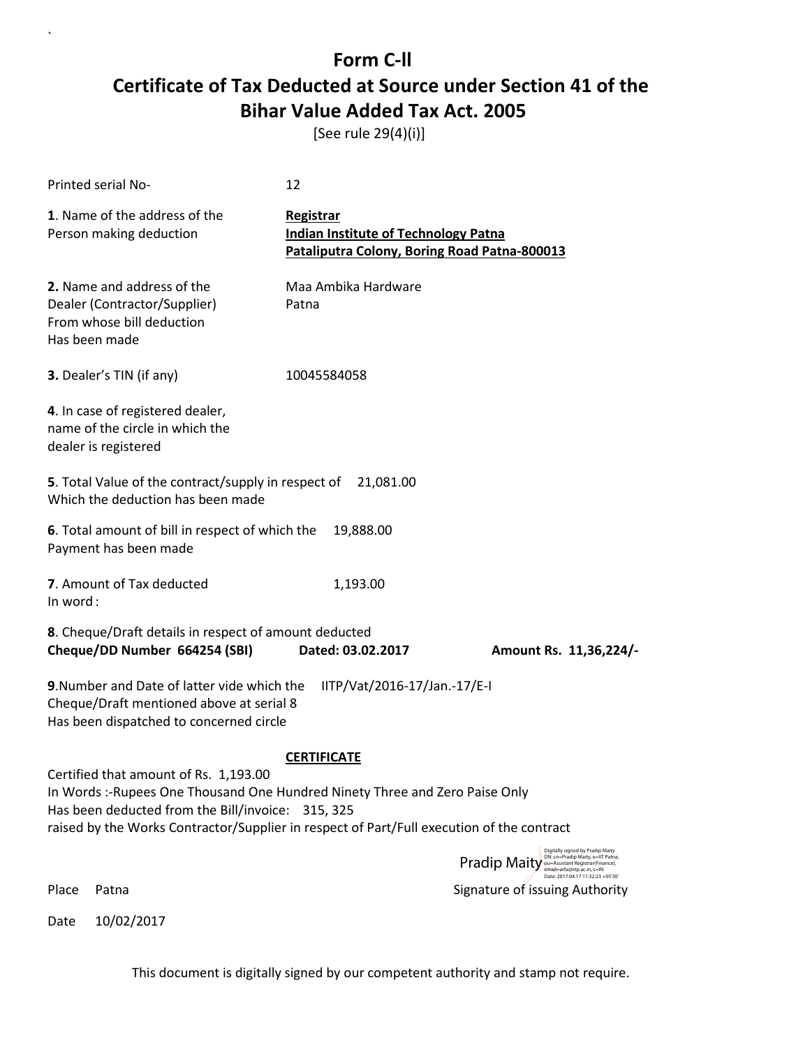# Form C-ll

## Certificate of Tax Deducted at Source under Section 41 of the Bihar Value Added Tax Act. 2005

[See rule 29(4)(i)]

Printed serial No- 12

**1**. Name of the address of the Person making deduction

**Registrar**
**Indian Institute of Technology Patna**
**Pataliputra Colony, Boring Road Patna-800013**

**2.** Name and address of the Dealer (Contractor/Supplier) From whose bill deduction Has been made

Maa Ambika Hardware
Patna

**3.** Dealer's TIN (if any) 10045584058

**4**. In case of registered dealer, name of the circle in which the dealer is registered

**5**. Total Value of the contract/supply in respect of Which the deduction has been made 21,081.00

**6**. Total amount of bill in respect of which the Payment has been made 19,888.00

**7**. Amount of Tax deducted 1,193.00
In word :

**8**. Cheque/Draft details in respect of amount deducted
**Cheque/DD Number 664254 (SBI) Dated: 03.02.2017 Amount Rs. 11,36,224/-**

**9**.Number and Date of latter vide which the Cheque/Draft mentioned above at serial 8 Has been dispatched to concerned circle IITP/Vat/2016-17/Jan.-17/E-I

**CERTIFICATE**

Certified that amount of Rs. 1,193.00
In Words :-Rupees One Thousand One Hundred Ninety Three and Zero Paise Only
Has been deducted from the Bill/invoice: 315, 325
raised by the Works Contractor/Supplier in respect of Part/Full execution of the contract

Pradip Maity
Digitally signed by Pradip Maity
DN: cn=Pradip Maity, o=IIT Patna, ou=Assistant Registrar(Finance), email=arfa@iitp.ac.in, c=IN
Date: 2017.04.17 11:32:23 +05'30'

Place Patna

Signature of issuing Authority

Date 10/02/2017

This document is digitally signed by our competent authority and stamp not require.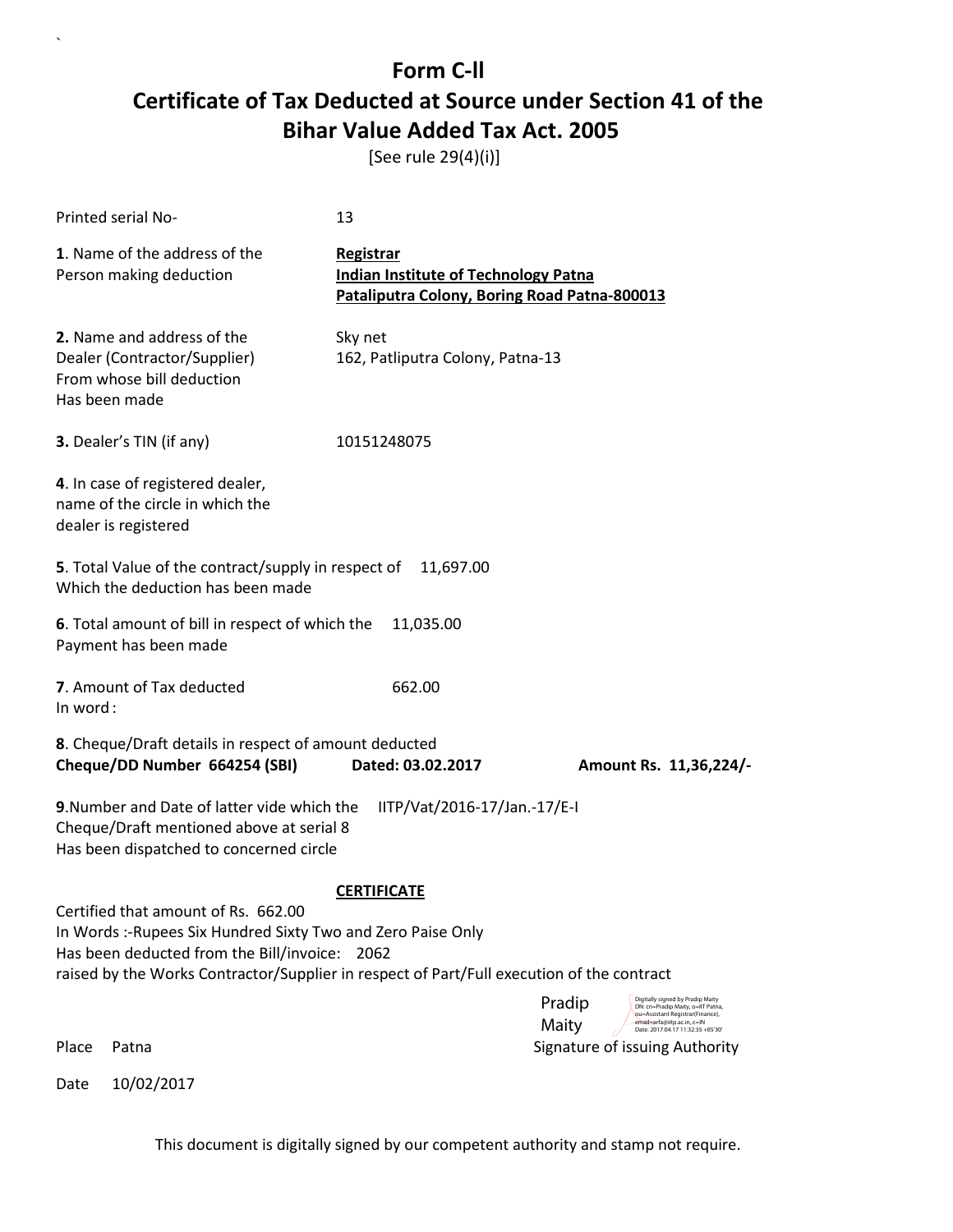# Form C-II

## Certificate of Tax Deducted at Source under Section 41 of the Bihar Value Added Tax Act. 2005

[See rule 29(4)(i)]

Printed serial No- 13

**1**. Name of the address of the Person making deduction

**Registrar**
**Indian Institute of Technology Patna**
**Pataliputra Colony, Boring Road Patna-800013**

**2.** Name and address of the Dealer (Contractor/Supplier) From whose bill deduction Has been made

Sky net
162, Patliputra Colony, Patna-13

**3.** Dealer's TIN (if any) 10151248075

**4**. In case of registered dealer, name of the circle in which the dealer is registered

**5**. Total Value of the contract/supply in respect of Which the deduction has been made 11,697.00

**6**. Total amount of bill in respect of which the Payment has been made 11,035.00

**7**. Amount of Tax deducted 662.00
In word :

**8**. Cheque/Draft details in respect of amount deducted
**Cheque/DD Number 664254 (SBI)** **Dated: 03.02.2017** **Amount Rs. 11,36,224/-**

**9**.Number and Date of latter vide which the Cheque/Draft mentioned above at serial 8 Has been dispatched to concerned circle IITP/Vat/2016-17/Jan.-17/E-I

**CERTIFICATE**

Certified that amount of Rs. 662.00
In Words :-Rupees Six Hundred Sixty Two and Zero Paise Only
Has been deducted from the Bill/invoice: 2062
raised by the Works Contractor/Supplier in respect of Part/Full execution of the contract

Pradip Maity
Digitally signed by Pradip Maity
DN: cn=Pradip Maity, o=IIT Patna, ou=Assistant Registrar(Finance), email=arfa@iitp.ac.in, c=IN
Date: 2017.04.17 11:32:35 +05'30'

Place Patna Signature of issuing Authority

Date 10/02/2017

This document is digitally signed by our competent authority and stamp not require.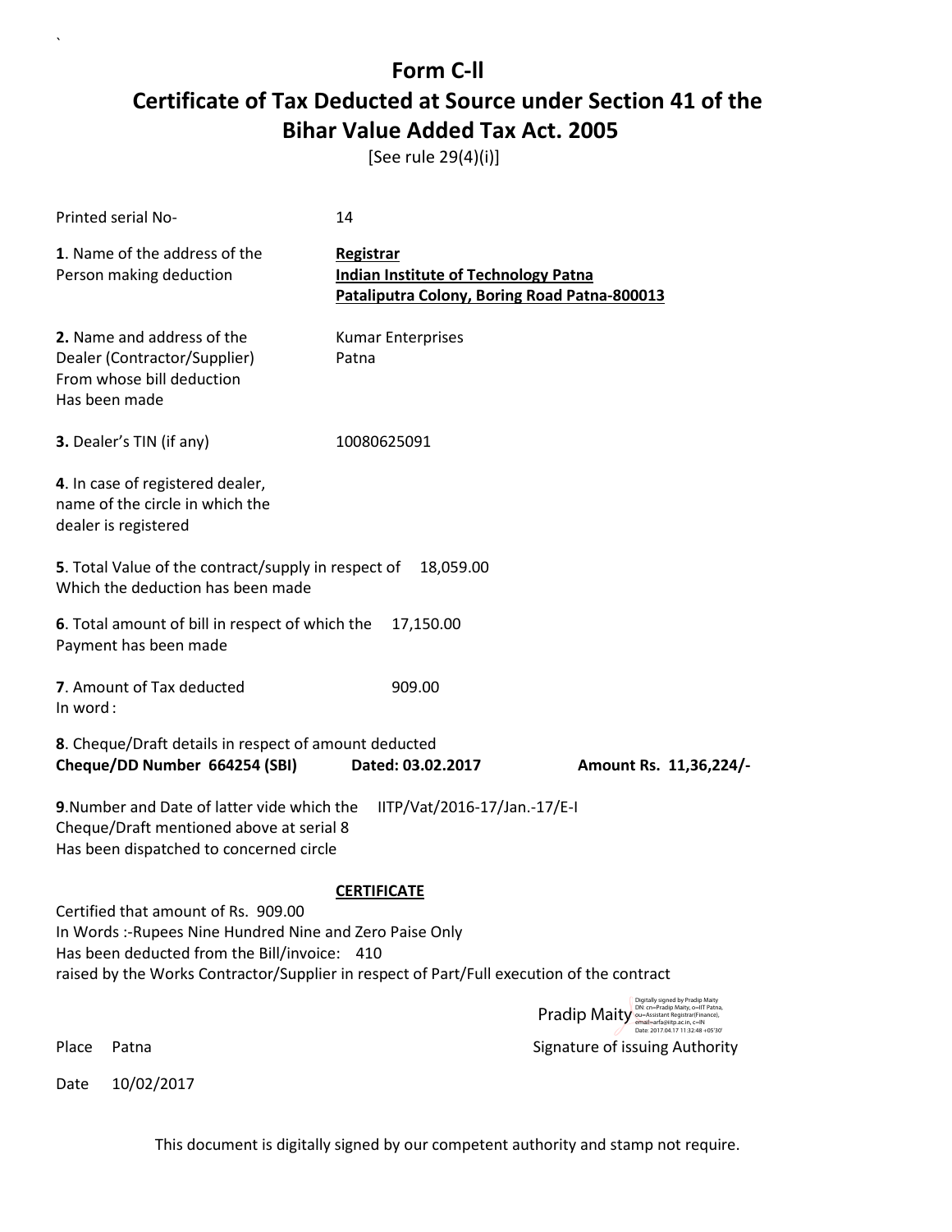# Form C-ll

## Certificate of Tax Deducted at Source under Section 41 of the Bihar Value Added Tax Act. 2005

[See rule 29(4)(i)]

Printed serial No- 14

**1**. Name of the address of the Person making deduction

**Registrar**
**Indian Institute of Technology Patna**
**Pataliputra Colony, Boring Road Patna-800013**

**2.** Name and address of the Dealer (Contractor/Supplier) From whose bill deduction Has been made

Kumar Enterprises
Patna

**3.** Dealer's TIN (if any) 10080625091

**4**. In case of registered dealer, name of the circle in which the dealer is registered

**5**. Total Value of the contract/supply in respect of Which the deduction has been made 18,059.00

**6**. Total amount of bill in respect of which the Payment has been made 17,150.00

**7**. Amount of Tax deducted 909.00
In word :

**8**. Cheque/Draft details in respect of amount deducted
**Cheque/DD Number 664254 (SBI) Dated: 03.02.2017 Amount Rs. 11,36,224/-**

**9**.Number and Date of latter vide which the Cheque/Draft mentioned above at serial 8 Has been dispatched to concerned circle IITP/Vat/2016-17/Jan.-17/E-I

**CERTIFICATE**

Certified that amount of Rs. 909.00
In Words :-Rupees Nine Hundred Nine and Zero Paise Only
Has been deducted from the Bill/invoice: 410
raised by the Works Contractor/Supplier in respect of Part/Full execution of the contract

Pradip Maity
Digitally signed by Pradip Maity
DN: cn=Pradip Maity, o=IIT Patna, ou=Assistant Registrar(Finance), email=arfa@iitp.ac.in, c=IN
Date: 2017.04.17 11:32:48 +05'30'

Place Patna Signature of issuing Authority

Date 10/02/2017

This document is digitally signed by our competent authority and stamp not require.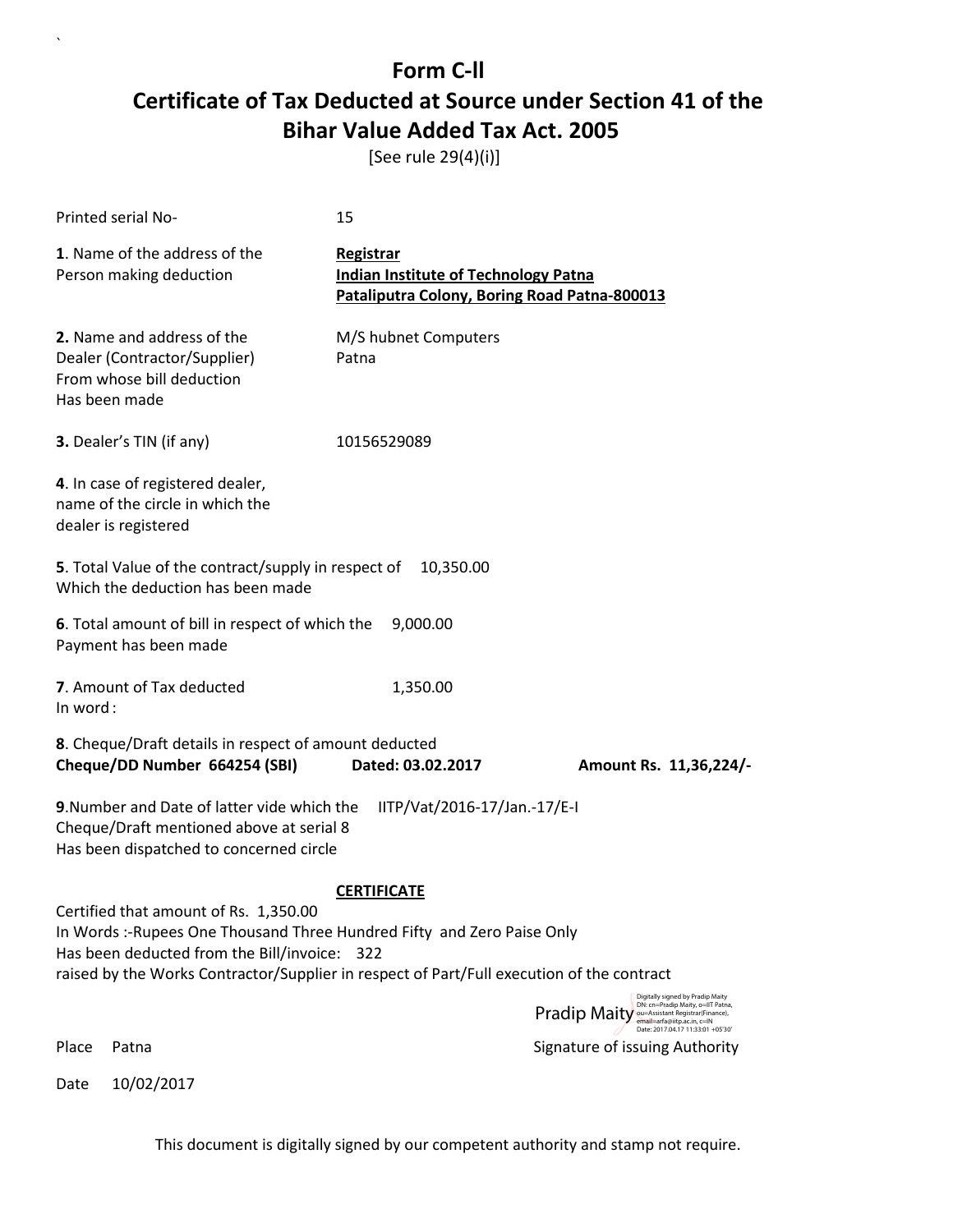# Form C-ll

## Certificate of Tax Deducted at Source under Section 41 of the Bihar Value Added Tax Act. 2005

[See rule 29(4)(i)]

Printed serial No- 15

**1**. Name of the address of the Person making deduction

**Registrar**
**Indian Institute of Technology Patna**
**Pataliputra Colony, Boring Road Patna-800013**

**2.** Name and address of the Dealer (Contractor/Supplier) From whose bill deduction Has been made

M/S hubnet Computers
Patna

**3.** Dealer's TIN (if any) 10156529089

**4**. In case of registered dealer, name of the circle in which the dealer is registered

**5**. Total Value of the contract/supply in respect of Which the deduction has been made 10,350.00

**6**. Total amount of bill in respect of which the Payment has been made 9,000.00

**7**. Amount of Tax deducted 1,350.00
In word :

**8**. Cheque/Draft details in respect of amount deducted
**Cheque/DD Number 664254 (SBI) Dated: 03.02.2017 Amount Rs. 11,36,224/-**

**9**.Number and Date of latter vide which the Cheque/Draft mentioned above at serial 8 Has been dispatched to concerned circle IITP/Vat/2016-17/Jan.-17/E-I

**CERTIFICATE**

Certified that amount of Rs. 1,350.00
In Words :-Rupees One Thousand Three Hundred Fifty and Zero Paise Only
Has been deducted from the Bill/invoice: 322
raised by the Works Contractor/Supplier in respect of Part/Full execution of the contract

Pradip Maity
Digitally signed by Pradip Maity
DN: cn=Pradip Maity, o=IIT Patna, ou=Assistant Registrar(Finance), email=arfa@iitp.ac.in, c=IN
Date: 2017.04.17 11:33:01 +05'30'

Place Patna

Signature of issuing Authority

Date 10/02/2017

This document is digitally signed by our competent authority and stamp not require.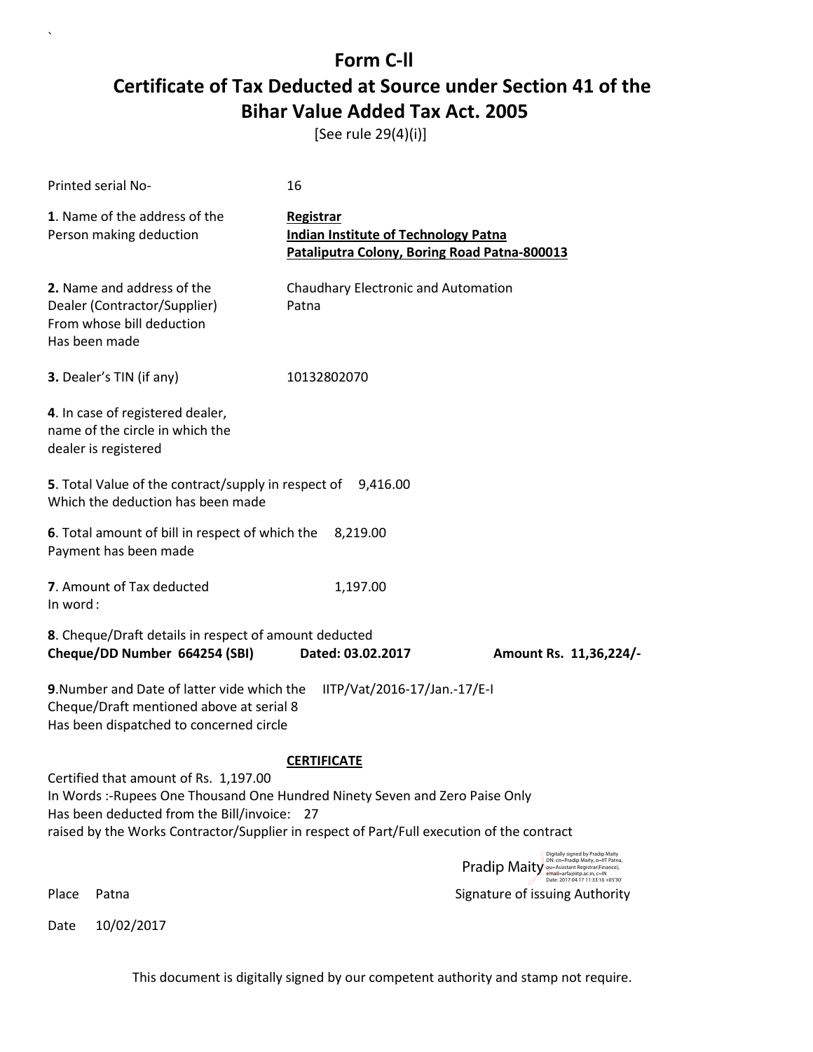# Form C-II

## Certificate of Tax Deducted at Source under Section 41 of the Bihar Value Added Tax Act. 2005

[See rule 29(4)(i)]

Printed serial No- 16

**1**. Name of the address of the Person making deduction

**Registrar**
**Indian Institute of Technology Patna**
**Pataliputra Colony, Boring Road Patna-800013**

**2.** Name and address of the Dealer (Contractor/Supplier) From whose bill deduction Has been made

Chaudhary Electronic and Automation
Patna

**3.** Dealer's TIN (if any) 10132802070

**4**. In case of registered dealer, name of the circle in which the dealer is registered

**5**. Total Value of the contract/supply in respect of Which the deduction has been made 9,416.00

**6**. Total amount of bill in respect of which the Payment has been made 8,219.00

**7**. Amount of Tax deducted 1,197.00
In word :

**8**. Cheque/Draft details in respect of amount deducted
**Cheque/DD Number 664254 (SBI) Dated: 03.02.2017 Amount Rs. 11,36,224/-**

**9**.Number and Date of latter vide which the Cheque/Draft mentioned above at serial 8 Has been dispatched to concerned circle IITP/Vat/2016-17/Jan.-17/E-I

**CERTIFICATE**

Certified that amount of Rs. 1,197.00
In Words :-Rupees One Thousand One Hundred Ninety Seven and Zero Paise Only
Has been deducted from the Bill/invoice: 27
raised by the Works Contractor/Supplier in respect of Part/Full execution of the contract

Pradip Maity
Digitally signed by Pradip Maity DN: cn=Pradip Maity, o=IIT Patna, ou=Assistant Registrar(Finance), email=arfa@iitp.ac.in, c=IN Date: 2017.04.17 11:33:16 +05'30'

Place Patna Signature of issuing Authority

Date 10/02/2017

This document is digitally signed by our competent authority and stamp not require.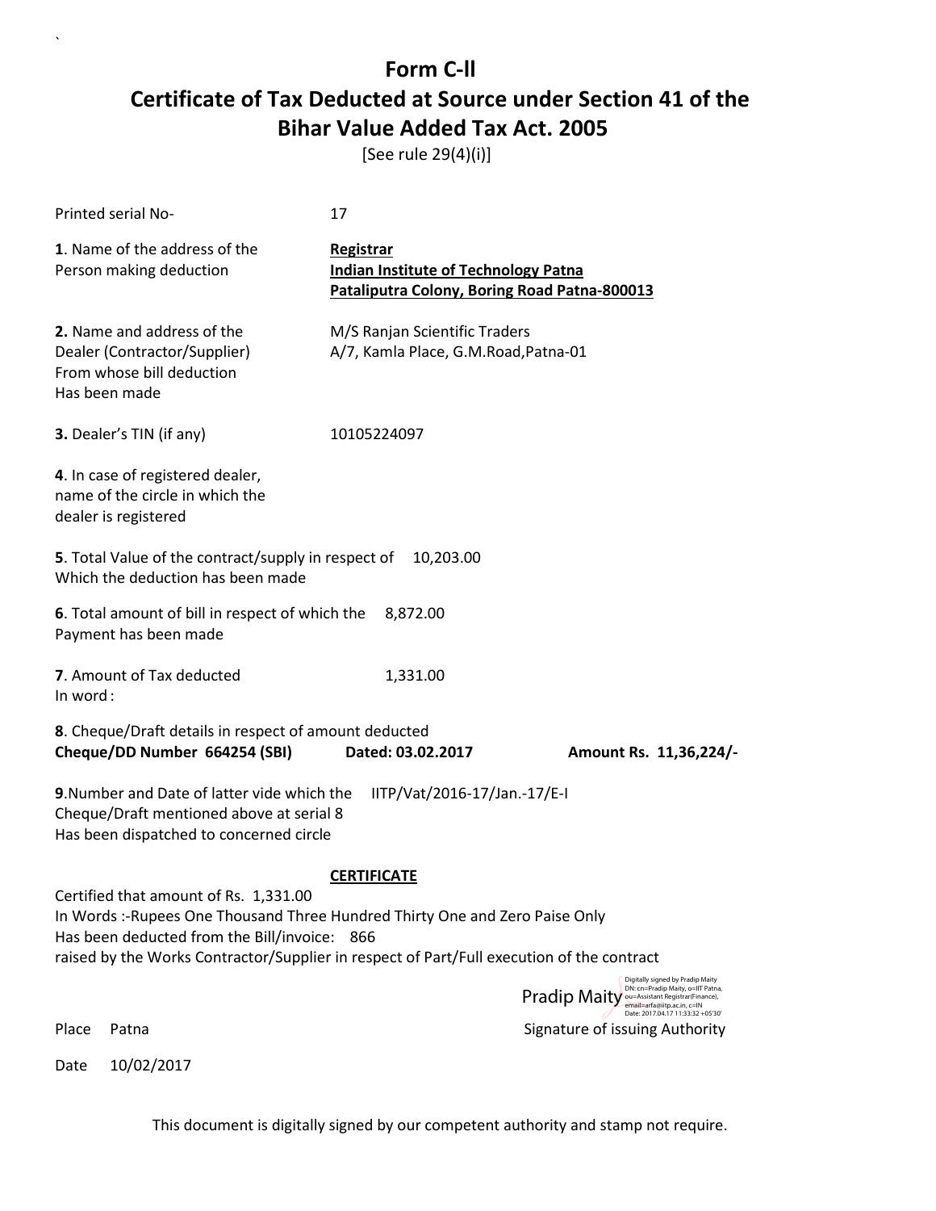# Form C-ll

# Certificate of Tax Deducted at Source under Section 41 of the Bihar Value Added Tax Act. 2005

[See rule 29(4)(i)]

Printed serial No- 17

**1**. Name of the address of the Person making deduction

**Registrar**
**Indian Institute of Technology Patna**
**Pataliputra Colony, Boring Road Patna-800013**

**2.** Name and address of the Dealer (Contractor/Supplier) From whose bill deduction Has been made

M/S Ranjan Scientific Traders
A/7, Kamla Place, G.M.Road,Patna-01

**3.** Dealer's TIN (if any) 10105224097

**4**. In case of registered dealer, name of the circle in which the dealer is registered

**5**. Total Value of the contract/supply in respect of Which the deduction has been made 10,203.00

**6**. Total amount of bill in respect of which the Payment has been made 8,872.00

**7**. Amount of Tax deducted 1,331.00
In word :

**8**. Cheque/Draft details in respect of amount deducted
**Cheque/DD Number 664254 (SBI) Dated: 03.02.2017 Amount Rs. 11,36,224/-**

**9**.Number and Date of latter vide which the Cheque/Draft mentioned above at serial 8 Has been dispatched to concerned circle IITP/Vat/2016-17/Jan.-17/E-I

**CERTIFICATE**

Certified that amount of Rs. 1,331.00
In Words :-Rupees One Thousand Three Hundred Thirty One and Zero Paise Only
Has been deducted from the Bill/invoice: 866
raised by the Works Contractor/Supplier in respect of Part/Full execution of the contract

Pradip Maity
Digitally signed by Pradip Maity
DN: cn=Pradip Maity, o=IIT Patna, ou=Assistant Registrar(Finance), email=arfa@iitp.ac.in, c=IN
Date: 2017.04.17 11:33:32 +05'30'

Place Patna

Signature of issuing Authority

Date 10/02/2017

This document is digitally signed by our competent authority and stamp not require.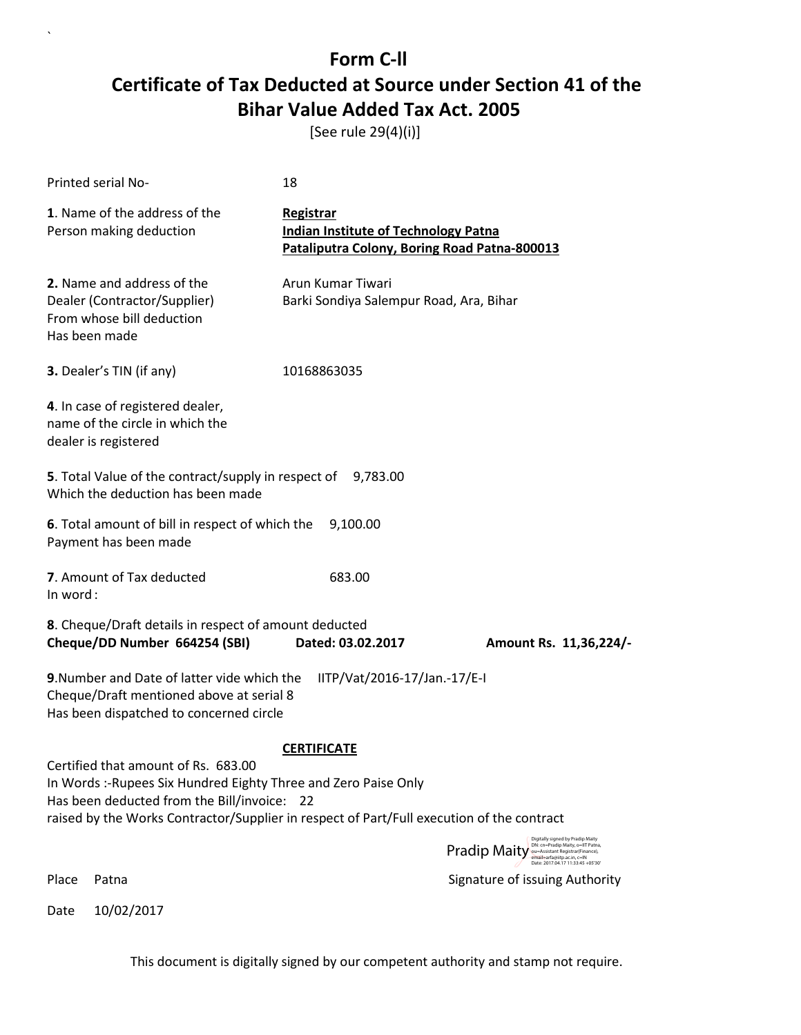# Form C-ll

# Certificate of Tax Deducted at Source under Section 41 of the Bihar Value Added Tax Act. 2005

[See rule 29(4)(i)]

Printed serial No- 18

**1**. Name of the address of the Person making deduction

**Registrar**
**Indian Institute of Technology Patna**
**Pataliputra Colony, Boring Road Patna-800013**

**2.** Name and address of the Dealer (Contractor/Supplier) From whose bill deduction Has been made

Arun Kumar Tiwari
Barki Sondiya Salempur Road, Ara, Bihar

**3.** Dealer's TIN (if any) 10168863035

**4**. In case of registered dealer, name of the circle in which the dealer is registered

**5**. Total Value of the contract/supply in respect of Which the deduction has been made 9,783.00

**6**. Total amount of bill in respect of which the Payment has been made 9,100.00

**7**. Amount of Tax deducted 683.00
In word :

**8**. Cheque/Draft details in respect of amount deducted
**Cheque/DD Number 664254 (SBI)** **Dated: 03.02.2017** **Amount Rs. 11,36,224/-**

**9**.Number and Date of latter vide which the Cheque/Draft mentioned above at serial 8 Has been dispatched to concerned circle IITP/Vat/2016-17/Jan.-17/E-I

**CERTIFICATE**

Certified that amount of Rs. 683.00
In Words :-Rupees Six Hundred Eighty Three and Zero Paise Only
Has been deducted from the Bill/invoice: 22
raised by the Works Contractor/Supplier in respect of Part/Full execution of the contract

Pradip Maity
Digitally signed by Pradip Maity
DN: cn=Pradip Maity, o=IIT Patna, ou=Assistant Registrar(Finance), email=arfa@iitp.ac.in, c=IN
Date: 2017.04.17 11:33:45 +05'30'

Place Patna Signature of issuing Authority

Date 10/02/2017

This document is digitally signed by our competent authority and stamp not require.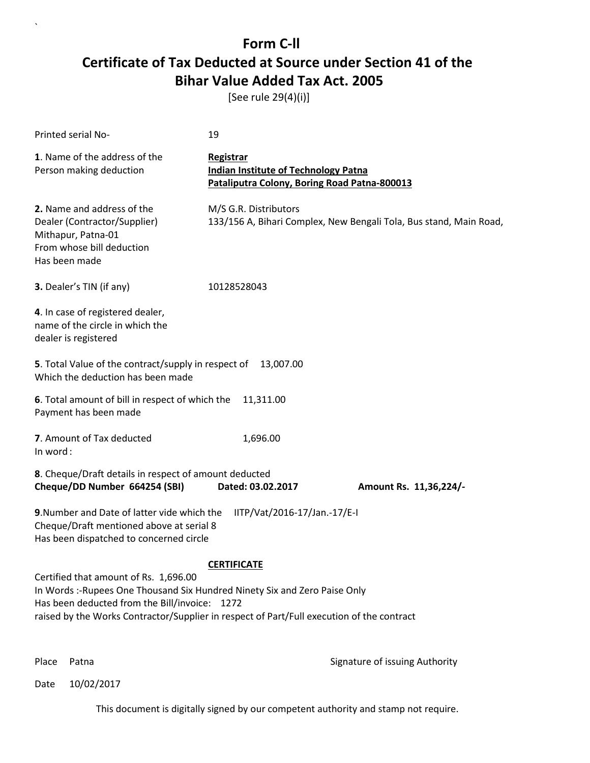# Form C-ll

## Certificate of Tax Deducted at Source under Section 41 of the Bihar Value Added Tax Act. 2005

[See rule 29(4)(i)]

Printed serial No- 19

**1**. Name of the address of the Person making deduction

**Registrar**
**Indian Institute of Technology Patna**
**Pataliputra Colony, Boring Road Patna-800013**

**2.** Name and address of the Dealer (Contractor/Supplier) From whose bill deduction Has been made

M/S G.R. Distributors
133/156 A, Bihari Complex, New Bengali Tola, Bus stand, Main Road, Mithapur, Patna-01

**3.** Dealer's TIN (if any) 10128528043

**4**. In case of registered dealer, name of the circle in which the dealer is registered

**5**. Total Value of the contract/supply in respect of Which the deduction has been made 13,007.00

**6**. Total amount of bill in respect of which the Payment has been made 11,311.00

**7**. Amount of Tax deducted 1,696.00
In word :

**8**. Cheque/Draft details in respect of amount deducted
**Cheque/DD Number 664254 (SBI)** **Dated: 03.02.2017** **Amount Rs. 11,36,224/-**

**9**.Number and Date of latter vide which the Cheque/Draft mentioned above at serial 8 Has been dispatched to concerned circle IITP/Vat/2016-17/Jan.-17/E-I

**CERTIFICATE**

Certified that amount of Rs. 1,696.00
In Words :-Rupees One Thousand Six Hundred Ninety Six and Zero Paise Only
Has been deducted from the Bill/invoice: 1272
raised by the Works Contractor/Supplier in respect of Part/Full execution of the contract

Place Patna

Signature of issuing Authority

Date 10/02/2017

This document is digitally signed by our competent authority and stamp not require.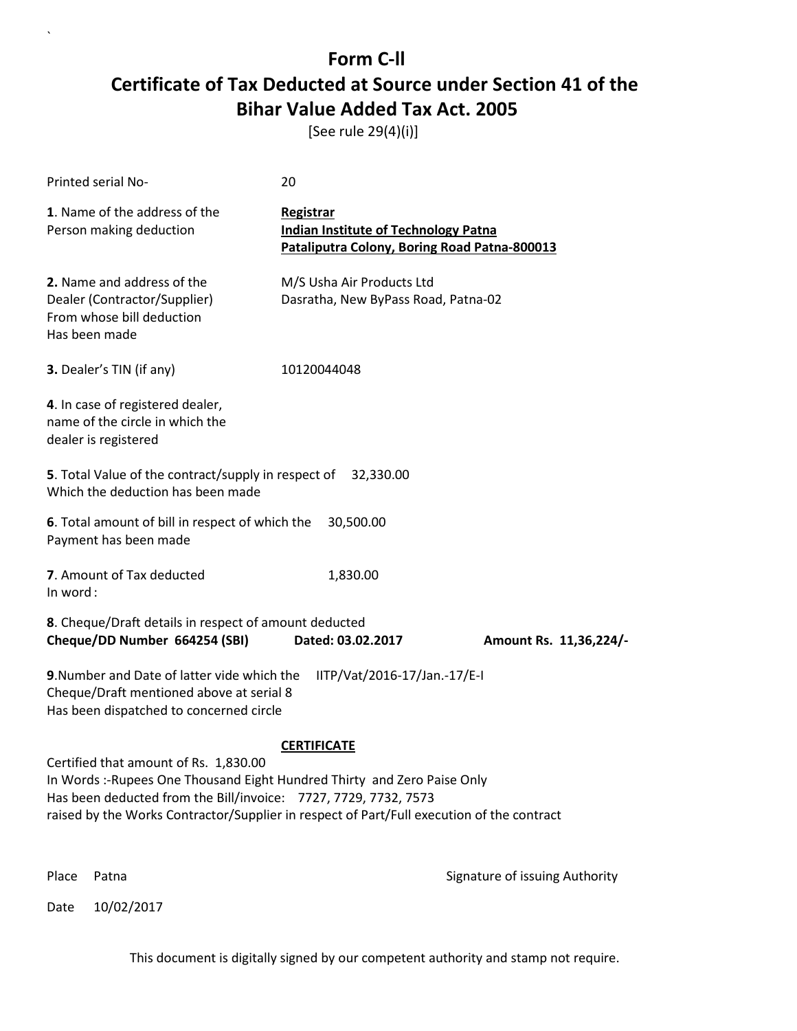# Form C-ll

## Certificate of Tax Deducted at Source under Section 41 of the Bihar Value Added Tax Act. 2005

[See rule 29(4)(i)]

Printed serial No- 20

**1**. Name of the address of the Person making deduction

**Registrar**
**Indian Institute of Technology Patna**
**Pataliputra Colony, Boring Road Patna-800013**

**2.** Name and address of the Dealer (Contractor/Supplier) From whose bill deduction Has been made

M/S Usha Air Products Ltd
Dasratha, New ByPass Road, Patna-02

**3.** Dealer's TIN (if any) 10120044048

**4**. In case of registered dealer, name of the circle in which the dealer is registered

**5**. Total Value of the contract/supply in respect of Which the deduction has been made 32,330.00

**6**. Total amount of bill in respect of which the Payment has been made 30,500.00

**7**. Amount of Tax deducted 1,830.00
In word :

**8**. Cheque/Draft details in respect of amount deducted
**Cheque/DD Number 664254 (SBI) Dated: 03.02.2017 Amount Rs. 11,36,224/-**

**9**.Number and Date of latter vide which the Cheque/Draft mentioned above at serial 8 Has been dispatched to concerned circle IITP/Vat/2016-17/Jan.-17/E-I

**CERTIFICATE**

Certified that amount of Rs. 1,830.00
In Words :-Rupees One Thousand Eight Hundred Thirty and Zero Paise Only
Has been deducted from the Bill/invoice: 7727, 7729, 7732, 7573
raised by the Works Contractor/Supplier in respect of Part/Full execution of the contract

Place Patna

Signature of issuing Authority

Date 10/02/2017

This document is digitally signed by our competent authority and stamp not require.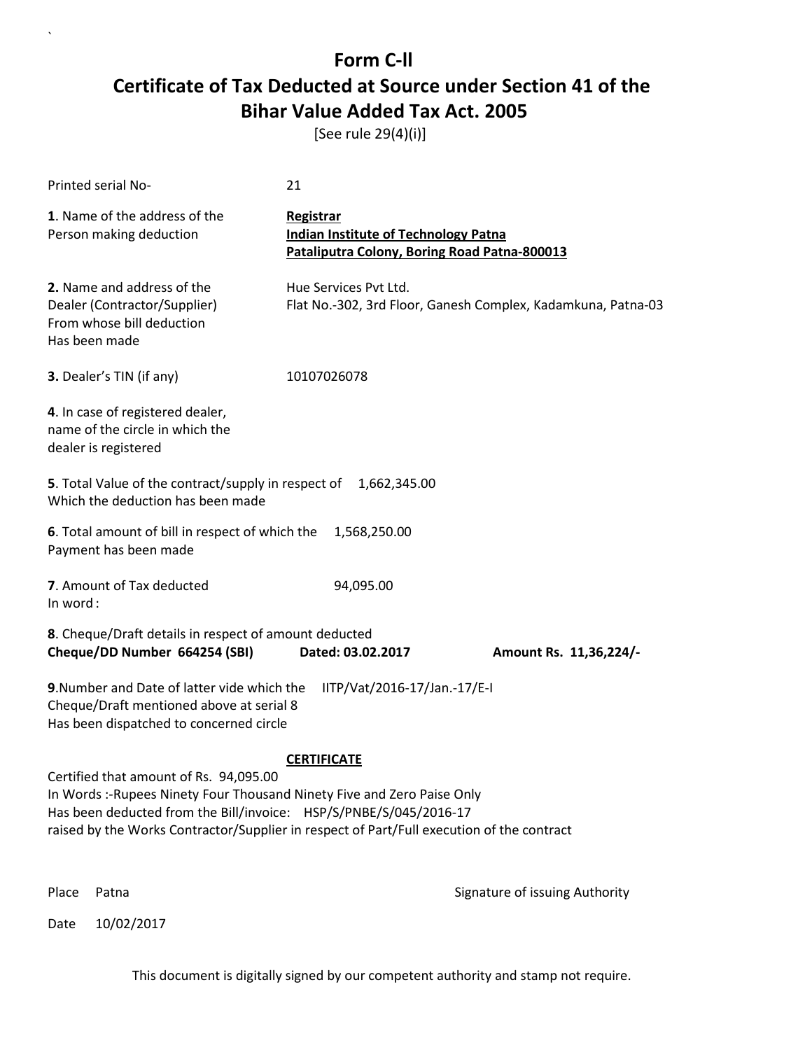# Form C-ll

## Certificate of Tax Deducted at Source under Section 41 of the Bihar Value Added Tax Act. 2005

[See rule 29(4)(i)]

Printed serial No- 21

**1**. Name of the address of the Person making deduction

**Registrar**
**Indian Institute of Technology Patna**
**Pataliputra Colony, Boring Road Patna-800013**

**2.** Name and address of the Dealer (Contractor/Supplier) From whose bill deduction Has been made

Hue Services Pvt Ltd.
Flat No.-302, 3rd Floor, Ganesh Complex, Kadamkuna, Patna-03

**3.** Dealer's TIN (if any) 10107026078

**4**. In case of registered dealer, name of the circle in which the dealer is registered

**5**. Total Value of the contract/supply in respect of Which the deduction has been made 1,662,345.00

**6**. Total amount of bill in respect of which the Payment has been made 1,568,250.00

**7**. Amount of Tax deducted 94,095.00
In word :

**8**. Cheque/Draft details in respect of amount deducted
**Cheque/DD Number 664254 (SBI) Dated: 03.02.2017 Amount Rs. 11,36,224/-**

**9**.Number and Date of latter vide which the Cheque/Draft mentioned above at serial 8 Has been dispatched to concerned circle IITP/Vat/2016-17/Jan.-17/E-I

**CERTIFICATE**

Certified that amount of Rs. 94,095.00
In Words :-Rupees Ninety Four Thousand Ninety Five and Zero Paise Only
Has been deducted from the Bill/invoice: HSP/S/PNBE/S/045/2016-17
raised by the Works Contractor/Supplier in respect of Part/Full execution of the contract

Place Patna

Signature of issuing Authority

Date 10/02/2017

This document is digitally signed by our competent authority and stamp not require.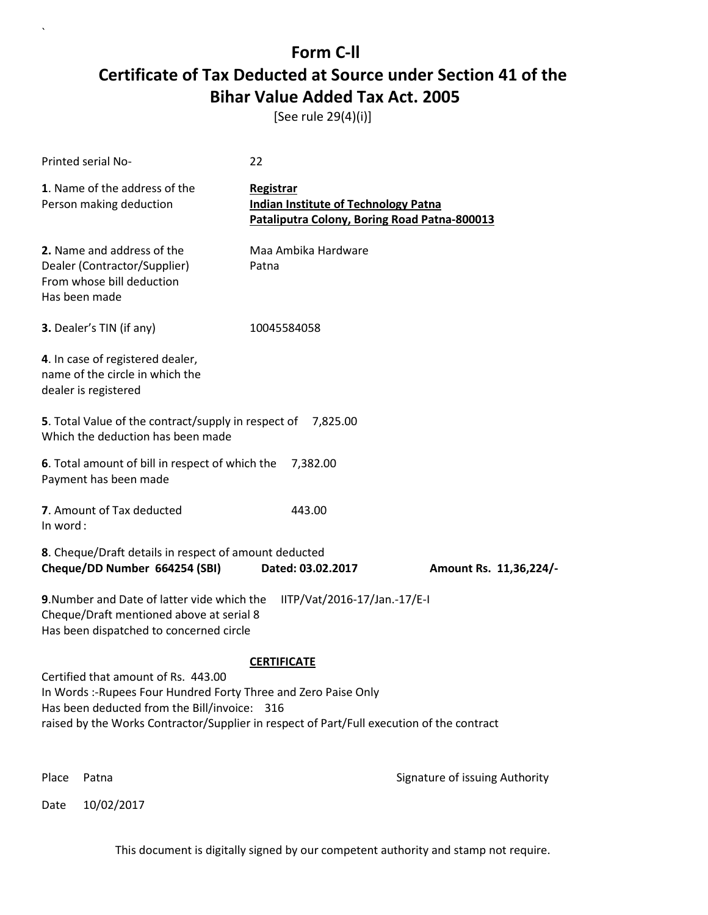# Form C-ll

# Certificate of Tax Deducted at Source under Section 41 of the Bihar Value Added Tax Act. 2005

[See rule 29(4)(i)]

Printed serial No- 22

**1**. Name of the address of the Person making deduction

**Registrar**
**Indian Institute of Technology Patna**
**Pataliputra Colony, Boring Road Patna-800013**

**2.** Name and address of the Dealer (Contractor/Supplier) From whose bill deduction Has been made

Maa Ambika Hardware
Patna

**3.** Dealer's TIN (if any) 10045584058

**4**. In case of registered dealer, name of the circle in which the dealer is registered

**5**. Total Value of the contract/supply in respect of Which the deduction has been made 7,825.00

**6**. Total amount of bill in respect of which the Payment has been made 7,382.00

**7**. Amount of Tax deducted 443.00
In word :

**8**. Cheque/Draft details in respect of amount deducted
**Cheque/DD Number 664254 (SBI) Dated: 03.02.2017 Amount Rs. 11,36,224/-**

**9**.Number and Date of latter vide which the Cheque/Draft mentioned above at serial 8 Has been dispatched to concerned circle IITP/Vat/2016-17/Jan.-17/E-I

**CERTIFICATE**

Certified that amount of Rs. 443.00
In Words :-Rupees Four Hundred Forty Three and Zero Paise Only
Has been deducted from the Bill/invoice: 316
raised by the Works Contractor/Supplier in respect of Part/Full execution of the contract

Place Patna

Signature of issuing Authority

Date 10/02/2017

This document is digitally signed by our competent authority and stamp not require.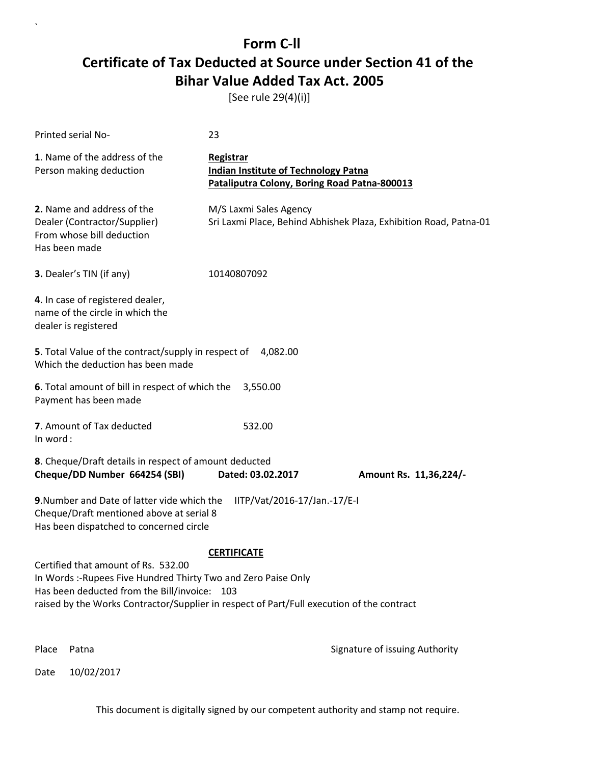# Form C-ll

## Certificate of Tax Deducted at Source under Section 41 of the Bihar Value Added Tax Act. 2005

[See rule 29(4)(i)]

Printed serial No- 23

**1**. Name of the address of the Person making deduction

**Registrar**
**Indian Institute of Technology Patna**
**Pataliputra Colony, Boring Road Patna-800013**

**2.** Name and address of the Dealer (Contractor/Supplier) From whose bill deduction Has been made

M/S Laxmi Sales Agency
Sri Laxmi Place, Behind Abhishek Plaza, Exhibition Road, Patna-01

**3.** Dealer's TIN (if any) 10140807092

**4**. In case of registered dealer, name of the circle in which the dealer is registered

**5**. Total Value of the contract/supply in respect of Which the deduction has been made 4,082.00

**6**. Total amount of bill in respect of which the Payment has been made 3,550.00

**7**. Amount of Tax deducted 532.00
In word :

**8**. Cheque/Draft details in respect of amount deducted
**Cheque/DD Number 664254 (SBI) Dated: 03.02.2017 Amount Rs. 11,36,224/-**

**9**.Number and Date of latter vide which the Cheque/Draft mentioned above at serial 8 Has been dispatched to concerned circle IITP/Vat/2016-17/Jan.-17/E-I

**CERTIFICATE**

Certified that amount of Rs. 532.00
In Words :-Rupees Five Hundred Thirty Two and Zero Paise Only
Has been deducted from the Bill/invoice: 103
raised by the Works Contractor/Supplier in respect of Part/Full execution of the contract

Place Patna

Signature of issuing Authority

Date 10/02/2017

This document is digitally signed by our competent authority and stamp not require.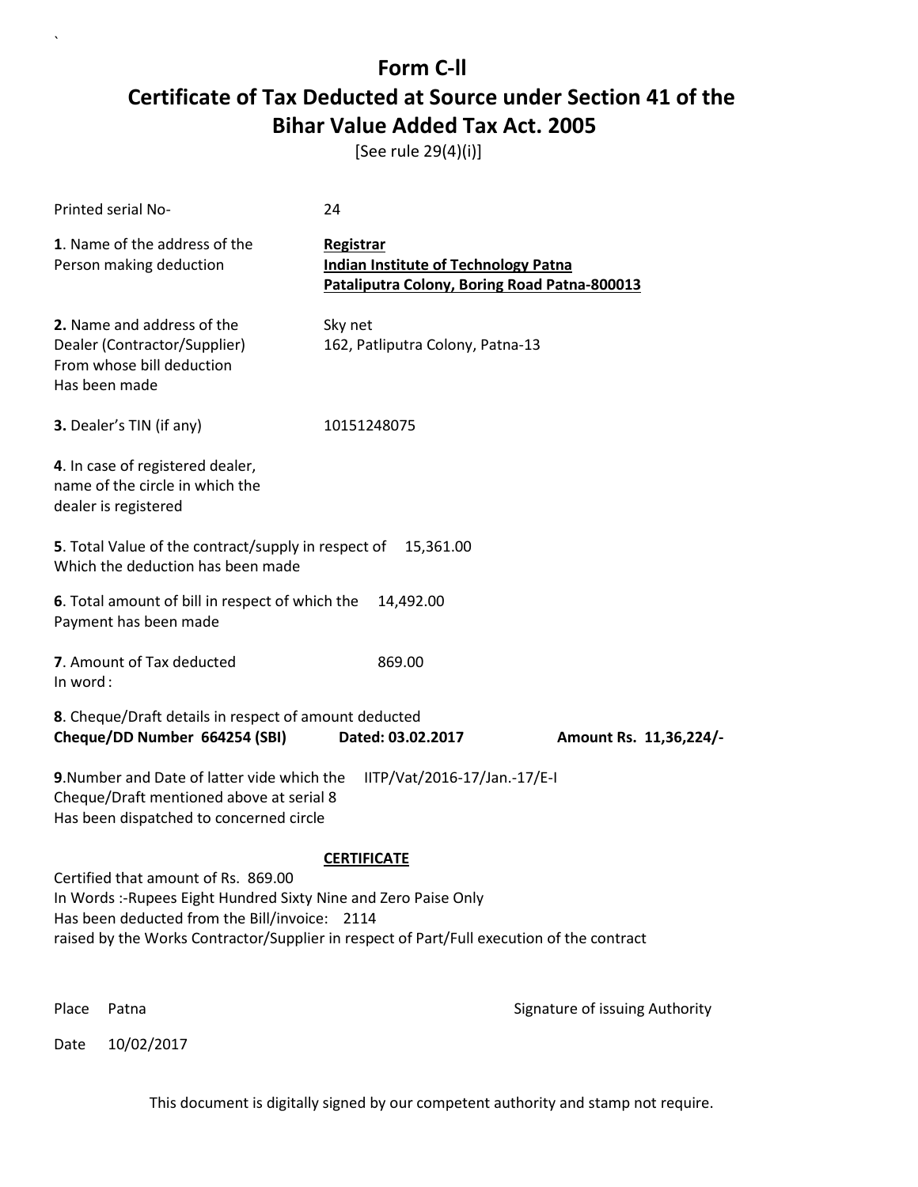# Form C-ll

## Certificate of Tax Deducted at Source under Section 41 of the Bihar Value Added Tax Act. 2005

[See rule 29(4)(i)]

Printed serial No- 24

**1**. Name of the address of the Person making deduction

**Registrar**
**Indian Institute of Technology Patna**
**Pataliputra Colony, Boring Road Patna-800013**

**2.** Name and address of the Dealer (Contractor/Supplier) From whose bill deduction Has been made

Sky net
162, Patliputra Colony, Patna-13

**3.** Dealer's TIN (if any) 10151248075

**4**. In case of registered dealer, name of the circle in which the dealer is registered

**5**. Total Value of the contract/supply in respect of Which the deduction has been made 15,361.00

**6**. Total amount of bill in respect of which the Payment has been made 14,492.00

**7**. Amount of Tax deducted 869.00
In word :

**8**. Cheque/Draft details in respect of amount deducted
**Cheque/DD Number 664254 (SBI) Dated: 03.02.2017 Amount Rs. 11,36,224/-**

**9**.Number and Date of latter vide which the Cheque/Draft mentioned above at serial 8 Has been dispatched to concerned circle IITP/Vat/2016-17/Jan.-17/E-I

**CERTIFICATE**

Certified that amount of Rs. 869.00
In Words :-Rupees Eight Hundred Sixty Nine and Zero Paise Only
Has been deducted from the Bill/invoice: 2114
raised by the Works Contractor/Supplier in respect of Part/Full execution of the contract

Place Patna

Signature of issuing Authority

Date 10/02/2017

This document is digitally signed by our competent authority and stamp not require.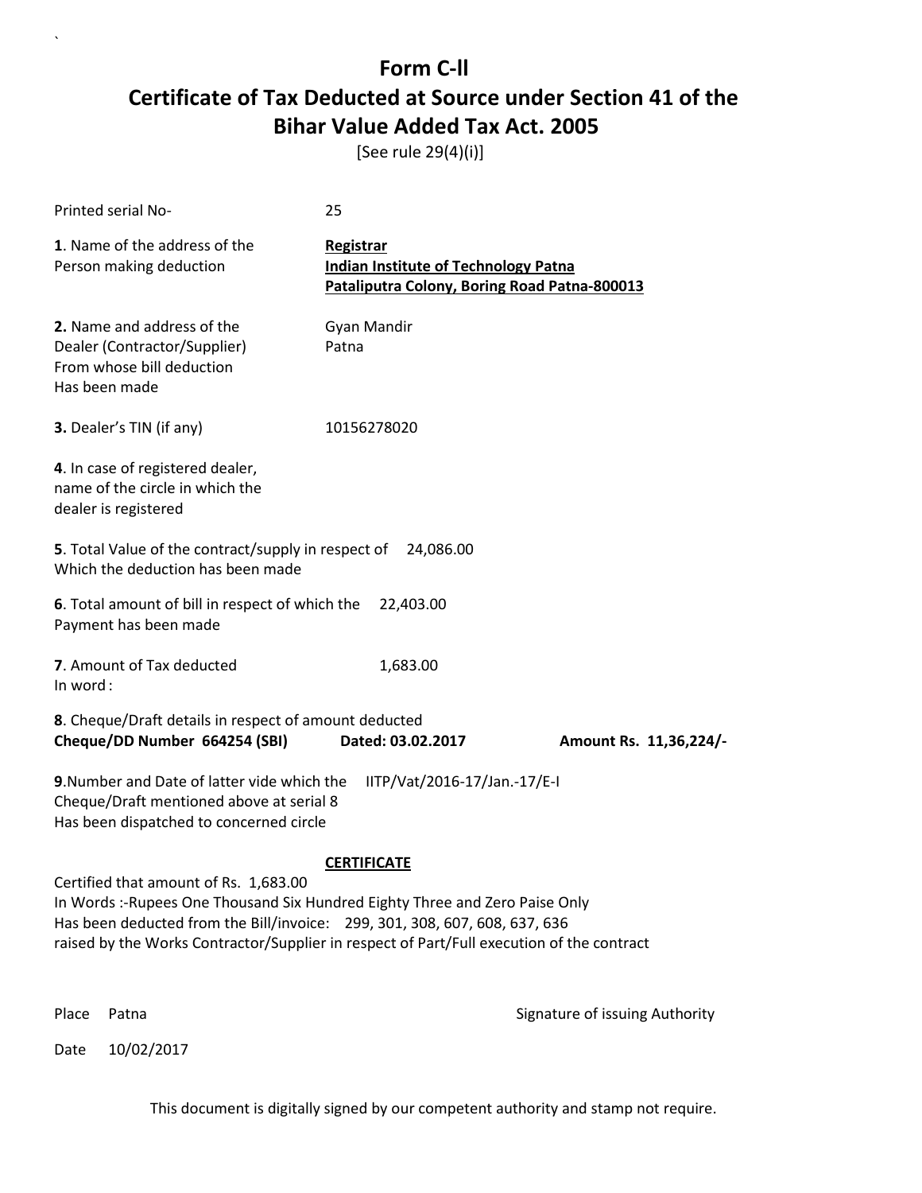# Form C-ll

# Certificate of Tax Deducted at Source under Section 41 of the Bihar Value Added Tax Act. 2005

[See rule 29(4)(i)]

Printed serial No- 25

**1**. Name of the address of the Person making deduction

**Registrar**
**Indian Institute of Technology Patna**
**Pataliputra Colony, Boring Road Patna-800013**

**2.** Name and address of the Dealer (Contractor/Supplier) From whose bill deduction Has been made

Gyan Mandir
Patna

**3.** Dealer's TIN (if any) 10156278020

**4**. In case of registered dealer, name of the circle in which the dealer is registered

**5**. Total Value of the contract/supply in respect of Which the deduction has been made 24,086.00

**6**. Total amount of bill in respect of which the Payment has been made 22,403.00

**7**. Amount of Tax deducted 1,683.00
In word :

**8**. Cheque/Draft details in respect of amount deducted
**Cheque/DD Number 664254 (SBI)** **Dated: 03.02.2017** **Amount Rs. 11,36,224/-**

**9**.Number and Date of latter vide which the Cheque/Draft mentioned above at serial 8 Has been dispatched to concerned circle IITP/Vat/2016-17/Jan.-17/E-I

**CERTIFICATE**

Certified that amount of Rs. 1,683.00
In Words :-Rupees One Thousand Six Hundred Eighty Three and Zero Paise Only
Has been deducted from the Bill/invoice: 299, 301, 308, 607, 608, 637, 636
raised by the Works Contractor/Supplier in respect of Part/Full execution of the contract

Place Patna

Signature of issuing Authority

Date 10/02/2017

This document is digitally signed by our competent authority and stamp not require.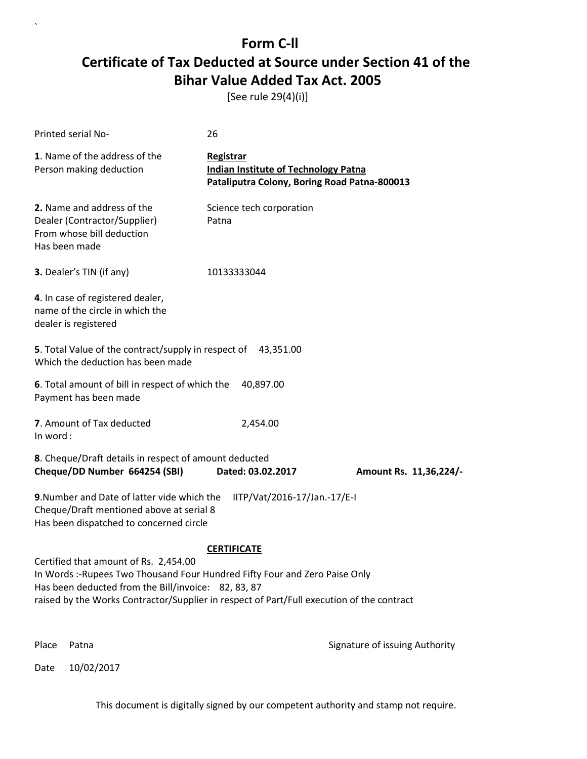# Form C-ll

## Certificate of Tax Deducted at Source under Section 41 of the Bihar Value Added Tax Act. 2005

[See rule 29(4)(i)]

Printed serial No- 26

**1**. Name of the address of the Person making deduction

**Registrar**
**Indian Institute of Technology Patna**
**Pataliputra Colony, Boring Road Patna-800013**

**2.** Name and address of the Dealer (Contractor/Supplier) From whose bill deduction Has been made

Science tech corporation
Patna

**3.** Dealer's TIN (if any) 10133333044

**4**. In case of registered dealer, name of the circle in which the dealer is registered

**5**. Total Value of the contract/supply in respect of Which the deduction has been made 43,351.00

**6**. Total amount of bill in respect of which the Payment has been made 40,897.00

**7**. Amount of Tax deducted 2,454.00
In word :

**8**. Cheque/Draft details in respect of amount deducted
**Cheque/DD Number 664254 (SBI)** **Dated: 03.02.2017** **Amount Rs. 11,36,224/-**

**9**.Number and Date of latter vide which the Cheque/Draft mentioned above at serial 8 Has been dispatched to concerned circle IITP/Vat/2016-17/Jan.-17/E-I

**CERTIFICATE**

Certified that amount of Rs. 2,454.00
In Words :-Rupees Two Thousand Four Hundred Fifty Four and Zero Paise Only
Has been deducted from the Bill/invoice: 82, 83, 87
raised by the Works Contractor/Supplier in respect of Part/Full execution of the contract

Place Patna

Date 10/02/2017

Signature of issuing Authority

This document is digitally signed by our competent authority and stamp not require.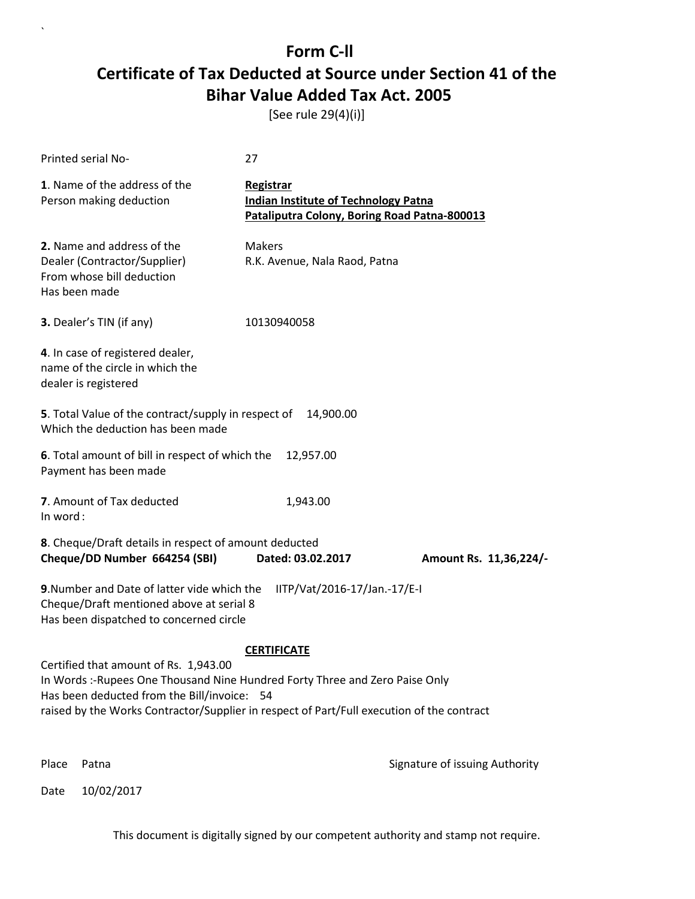# Form C-ll

# Certificate of Tax Deducted at Source under Section 41 of the Bihar Value Added Tax Act. 2005

[See rule 29(4)(i)]

Printed serial No- 27

**1**. Name of the address of the Person making deduction

**Registrar**
**Indian Institute of Technology Patna**
**Pataliputra Colony, Boring Road Patna-800013**

**2.** Name and address of the Dealer (Contractor/Supplier) From whose bill deduction Has been made

Makers
R.K. Avenue, Nala Raod, Patna

**3.** Dealer's TIN (if any) 10130940058

**4**. In case of registered dealer, name of the circle in which the dealer is registered

**5**. Total Value of the contract/supply in respect of Which the deduction has been made 14,900.00

**6**. Total amount of bill in respect of which the Payment has been made 12,957.00

**7**. Amount of Tax deducted 1,943.00
In word :

**8**. Cheque/Draft details in respect of amount deducted
**Cheque/DD Number 664254 (SBI) Dated: 03.02.2017 Amount Rs. 11,36,224/-**

**9**.Number and Date of latter vide which the Cheque/Draft mentioned above at serial 8 Has been dispatched to concerned circle IITP/Vat/2016-17/Jan.-17/E-I

**CERTIFICATE**

Certified that amount of Rs. 1,943.00
In Words :-Rupees One Thousand Nine Hundred Forty Three and Zero Paise Only
Has been deducted from the Bill/invoice: 54
raised by the Works Contractor/Supplier in respect of Part/Full execution of the contract

Place Patna

Signature of issuing Authority

Date 10/02/2017

This document is digitally signed by our competent authority and stamp not require.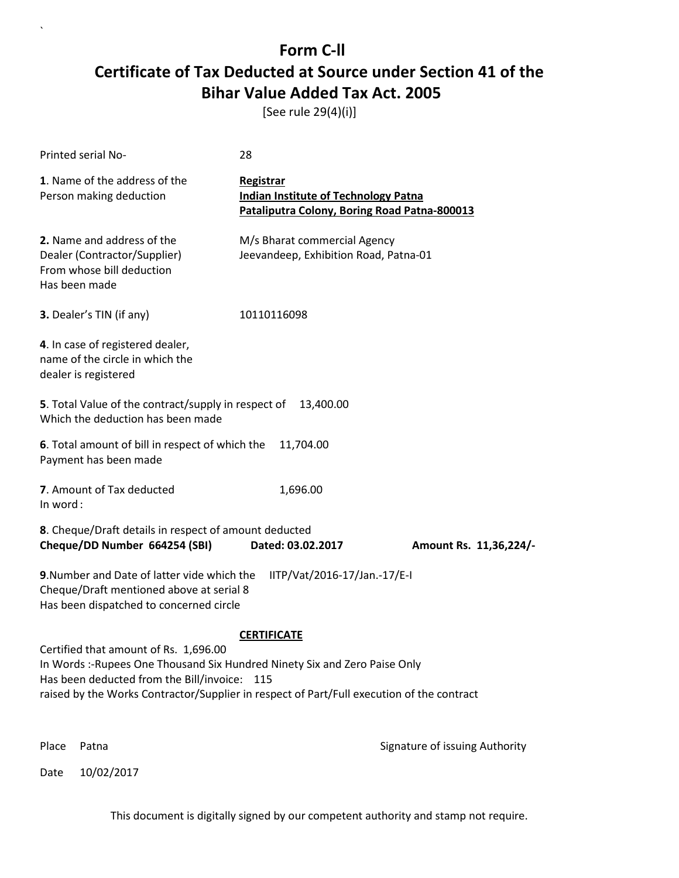# Form C-ll

## Certificate of Tax Deducted at Source under Section 41 of the Bihar Value Added Tax Act. 2005

[See rule 29(4)(i)]

Printed serial No- 28

**1**. Name of the address of the Person making deduction

**Registrar**
**Indian Institute of Technology Patna**
**Pataliputra Colony, Boring Road Patna-800013**

**2.** Name and address of the Dealer (Contractor/Supplier) From whose bill deduction Has been made

M/s Bharat commercial Agency
Jeevandeep, Exhibition Road, Patna-01

**3.** Dealer's TIN (if any) 10110116098

**4**. In case of registered dealer, name of the circle in which the dealer is registered

**5**. Total Value of the contract/supply in respect of Which the deduction has been made 13,400.00

**6**. Total amount of bill in respect of which the Payment has been made 11,704.00

**7**. Amount of Tax deducted 1,696.00
In word :

**8**. Cheque/Draft details in respect of amount deducted
**Cheque/DD Number 664254 (SBI) Dated: 03.02.2017 Amount Rs. 11,36,224/-**

**9**.Number and Date of latter vide which the Cheque/Draft mentioned above at serial 8 Has been dispatched to concerned circle IITP/Vat/2016-17/Jan.-17/E-I

**CERTIFICATE**

Certified that amount of Rs. 1,696.00
In Words :-Rupees One Thousand Six Hundred Ninety Six and Zero Paise Only
Has been deducted from the Bill/invoice: 115
raised by the Works Contractor/Supplier in respect of Part/Full execution of the contract

Place Patna

Signature of issuing Authority

Date 10/02/2017

This document is digitally signed by our competent authority and stamp not require.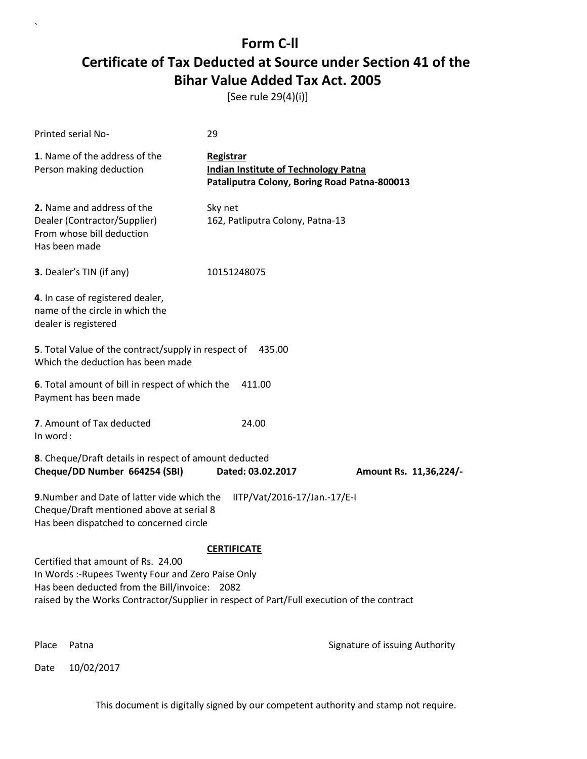# Form C-ll

# Certificate of Tax Deducted at Source under Section 41 of the Bihar Value Added Tax Act. 2005

[See rule 29(4)(i)]

Printed serial No- 29

**1**. Name of the address of the Person making deduction

**Registrar**
**Indian Institute of Technology Patna**
**Pataliputra Colony, Boring Road Patna-800013**

**2.** Name and address of the Dealer (Contractor/Supplier) From whose bill deduction Has been made

Sky net
162, Patliputra Colony, Patna-13

**3.** Dealer's TIN (if any) 10151248075

**4**. In case of registered dealer, name of the circle in which the dealer is registered

**5**. Total Value of the contract/supply in respect of Which the deduction has been made 435.00

**6**. Total amount of bill in respect of which the Payment has been made 411.00

**7**. Amount of Tax deducted 24.00
In word :

**8**. Cheque/Draft details in respect of amount deducted
**Cheque/DD Number 664254 (SBI) Dated: 03.02.2017 Amount Rs. 11,36,224/-**

**9**.Number and Date of latter vide which the Cheque/Draft mentioned above at serial 8 Has been dispatched to concerned circle IITP/Vat/2016-17/Jan.-17/E-I

**CERTIFICATE**

Certified that amount of Rs. 24.00
In Words :-Rupees Twenty Four and Zero Paise Only
Has been deducted from the Bill/invoice: 2082
raised by the Works Contractor/Supplier in respect of Part/Full execution of the contract

Place Patna

Signature of issuing Authority

Date 10/02/2017

This document is digitally signed by our competent authority and stamp not require.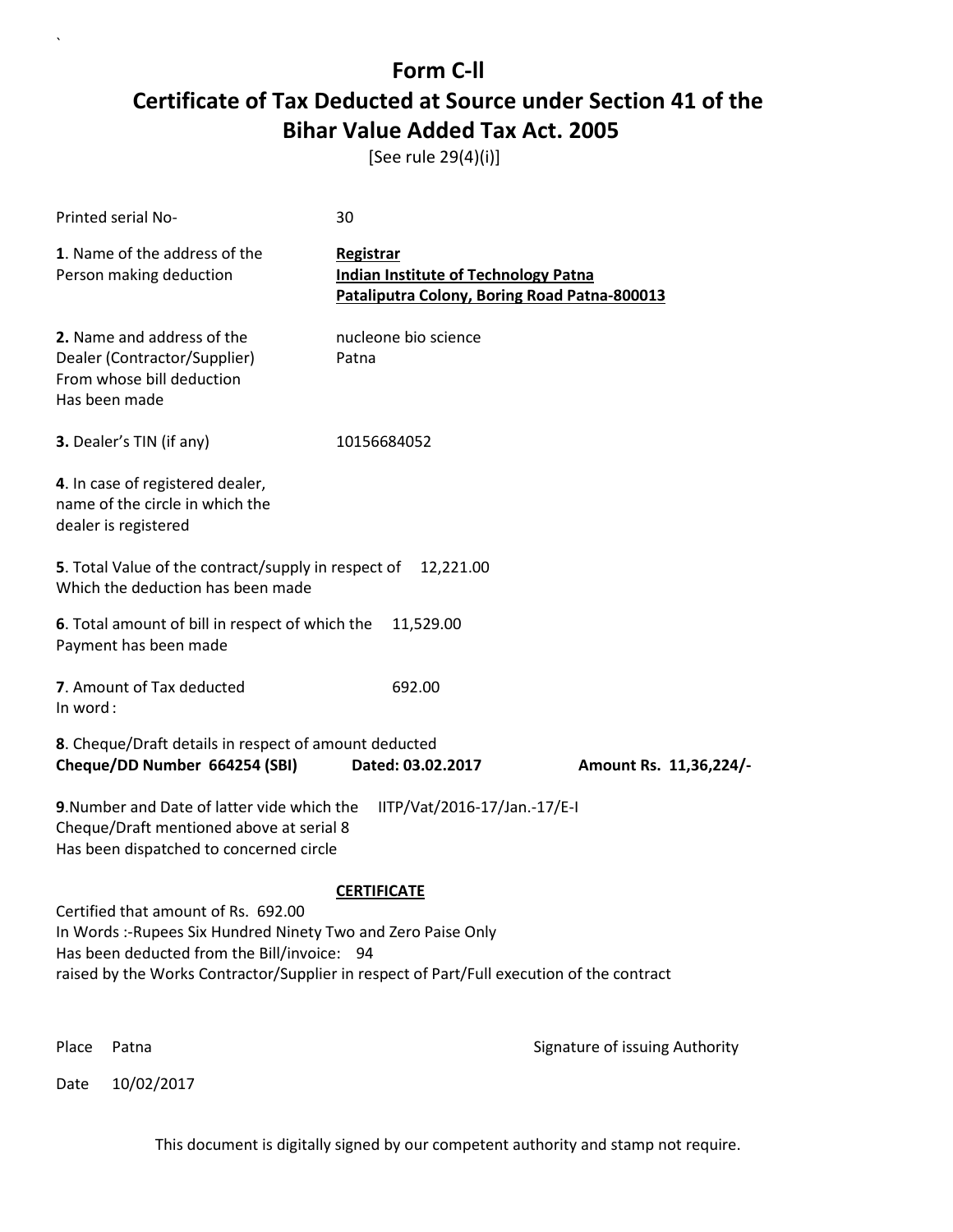# Form C-II

## Certificate of Tax Deducted at Source under Section 41 of the Bihar Value Added Tax Act. 2005

[See rule 29(4)(i)]

Printed serial No- 30

**1**. Name of the address of the Person making deduction

**Registrar**
**Indian Institute of Technology Patna**
**Pataliputra Colony, Boring Road Patna-800013**

**2.** Name and address of the Dealer (Contractor/Supplier) From whose bill deduction Has been made

nucleone bio science
Patna

**3.** Dealer's TIN (if any) 10156684052

**4**. In case of registered dealer, name of the circle in which the dealer is registered

**5**. Total Value of the contract/supply in respect of Which the deduction has been made 12,221.00

**6**. Total amount of bill in respect of which the Payment has been made 11,529.00

**7**. Amount of Tax deducted 692.00
In word :

**8**. Cheque/Draft details in respect of amount deducted
**Cheque/DD Number 664254 (SBI) Dated: 03.02.2017 Amount Rs. 11,36,224/-**

**9**.Number and Date of latter vide which the Cheque/Draft mentioned above at serial 8 Has been dispatched to concerned circle IITP/Vat/2016-17/Jan.-17/E-I

**CERTIFICATE**

Certified that amount of Rs. 692.00
In Words :-Rupees Six Hundred Ninety Two and Zero Paise Only
Has been deducted from the Bill/invoice: 94
raised by the Works Contractor/Supplier in respect of Part/Full execution of the contract

Place Patna

Signature of issuing Authority

Date 10/02/2017

This document is digitally signed by our competent authority and stamp not require.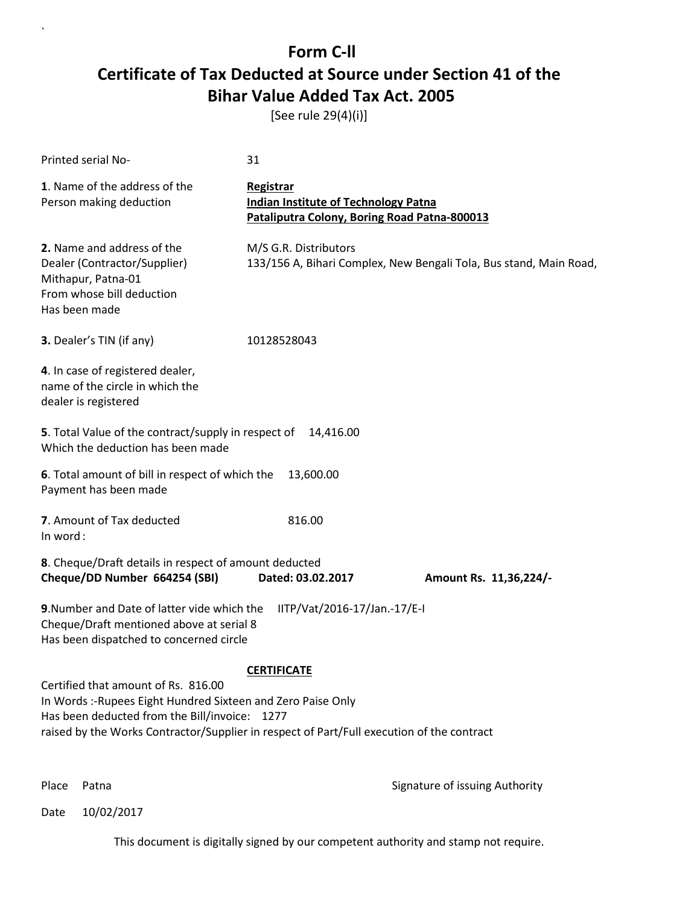# Form C-ll

## Certificate of Tax Deducted at Source under Section 41 of the Bihar Value Added Tax Act. 2005

[See rule 29(4)(i)]

Printed serial No- 31

**1**. Name of the address of the Person making deduction

**Registrar**
**Indian Institute of Technology Patna**
**Pataliputra Colony, Boring Road Patna-800013**

**2.** Name and address of the Dealer (Contractor/Supplier) From whose bill deduction Has been made

M/S G.R. Distributors
133/156 A, Bihari Complex, New Bengali Tola, Bus stand, Main Road, Mithapur, Patna-01

**3.** Dealer's TIN (if any) 10128528043

**4**. In case of registered dealer, name of the circle in which the dealer is registered

**5**. Total Value of the contract/supply in respect of Which the deduction has been made 14,416.00

**6**. Total amount of bill in respect of which the Payment has been made 13,600.00

**7**. Amount of Tax deducted 816.00
In word :

**8**. Cheque/Draft details in respect of amount deducted
**Cheque/DD Number 664254 (SBI) Dated: 03.02.2017 Amount Rs. 11,36,224/-**

**9**.Number and Date of latter vide which the Cheque/Draft mentioned above at serial 8 Has been dispatched to concerned circle IITP/Vat/2016-17/Jan.-17/E-I

**CERTIFICATE**

Certified that amount of Rs. 816.00
In Words :-Rupees Eight Hundred Sixteen and Zero Paise Only
Has been deducted from the Bill/invoice: 1277
raised by the Works Contractor/Supplier in respect of Part/Full execution of the contract

Place Patna

Signature of issuing Authority

Date 10/02/2017

This document is digitally signed by our competent authority and stamp not require.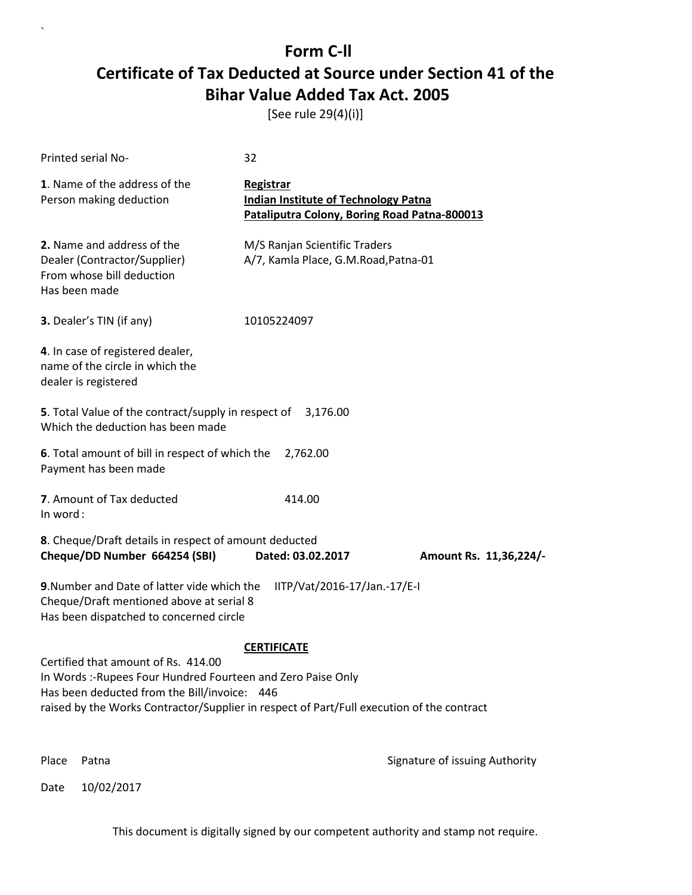# Form C-ll

# Certificate of Tax Deducted at Source under Section 41 of the Bihar Value Added Tax Act. 2005

[See rule 29(4)(i)]

Printed serial No- 32

**1**. Name of the address of the Person making deduction

**Registrar**
**Indian Institute of Technology Patna**
**Pataliputra Colony, Boring Road Patna-800013**

**2.** Name and address of the Dealer (Contractor/Supplier) From whose bill deduction Has been made

M/S Ranjan Scientific Traders
A/7, Kamla Place, G.M.Road,Patna-01

**3.** Dealer's TIN (if any) 10105224097

**4**. In case of registered dealer, name of the circle in which the dealer is registered

**5**. Total Value of the contract/supply in respect of Which the deduction has been made 3,176.00

**6**. Total amount of bill in respect of which the Payment has been made 2,762.00

**7**. Amount of Tax deducted 414.00
In word :

**8**. Cheque/Draft details in respect of amount deducted
**Cheque/DD Number 664254 (SBI) Dated: 03.02.2017 Amount Rs. 11,36,224/-**

**9**.Number and Date of latter vide which the Cheque/Draft mentioned above at serial 8 Has been dispatched to concerned circle IITP/Vat/2016-17/Jan.-17/E-I

**CERTIFICATE**

Certified that amount of Rs. 414.00
In Words :-Rupees Four Hundred Fourteen and Zero Paise Only
Has been deducted from the Bill/invoice: 446
raised by the Works Contractor/Supplier in respect of Part/Full execution of the contract

Place Patna

Signature of issuing Authority

Date 10/02/2017

This document is digitally signed by our competent authority and stamp not require.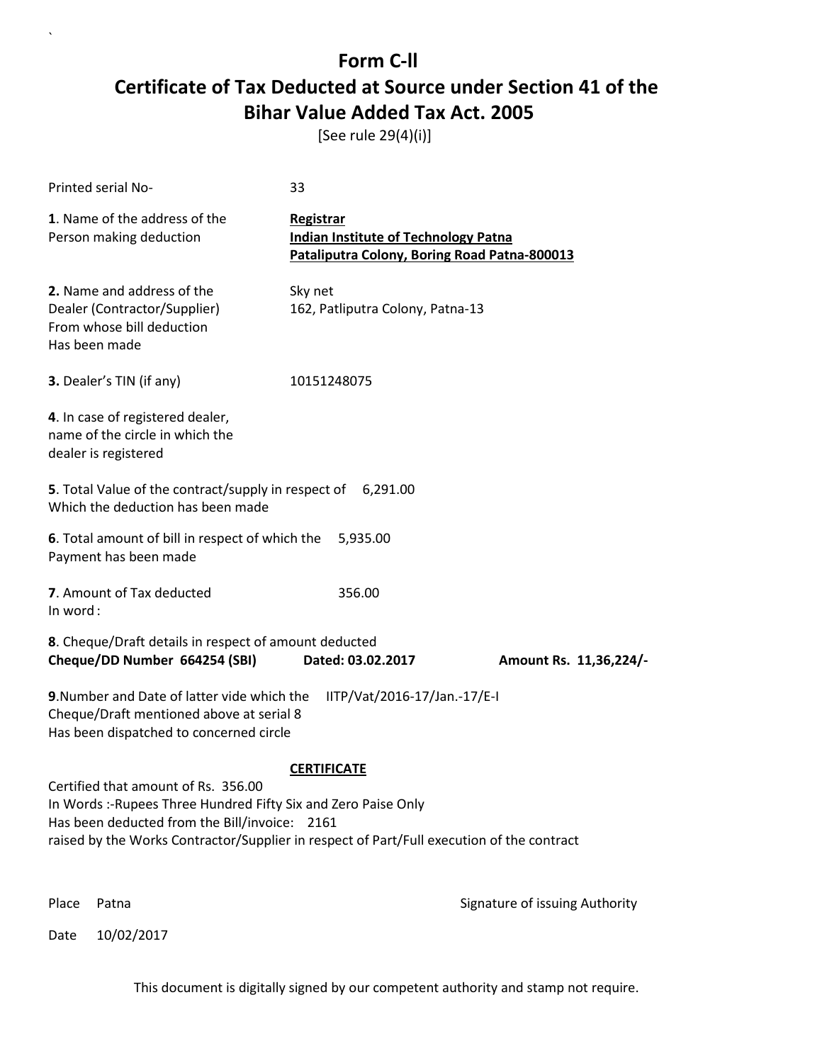# Form C-ll

## Certificate of Tax Deducted at Source under Section 41 of the Bihar Value Added Tax Act. 2005

[See rule 29(4)(i)]

Printed serial No- 33

**1**. Name of the address of the Person making deduction

**Registrar**
**Indian Institute of Technology Patna**
**Pataliputra Colony, Boring Road Patna-800013**

**2.** Name and address of the Dealer (Contractor/Supplier) From whose bill deduction Has been made

Sky net
162, Patliputra Colony, Patna-13

**3.** Dealer's TIN (if any) 10151248075

**4**. In case of registered dealer, name of the circle in which the dealer is registered

**5**. Total Value of the contract/supply in respect of Which the deduction has been made 6,291.00

**6**. Total amount of bill in respect of which the Payment has been made 5,935.00

**7**. Amount of Tax deducted 356.00
In word :

**8**. Cheque/Draft details in respect of amount deducted
**Cheque/DD Number 664254 (SBI) Dated: 03.02.2017 Amount Rs. 11,36,224/-**

**9**.Number and Date of latter vide which the Cheque/Draft mentioned above at serial 8 Has been dispatched to concerned circle IITP/Vat/2016-17/Jan.-17/E-I

**CERTIFICATE**

Certified that amount of Rs. 356.00
In Words :-Rupees Three Hundred Fifty Six and Zero Paise Only
Has been deducted from the Bill/invoice: 2161
raised by the Works Contractor/Supplier in respect of Part/Full execution of the contract

Place Patna

Signature of issuing Authority

Date 10/02/2017

This document is digitally signed by our competent authority and stamp not require.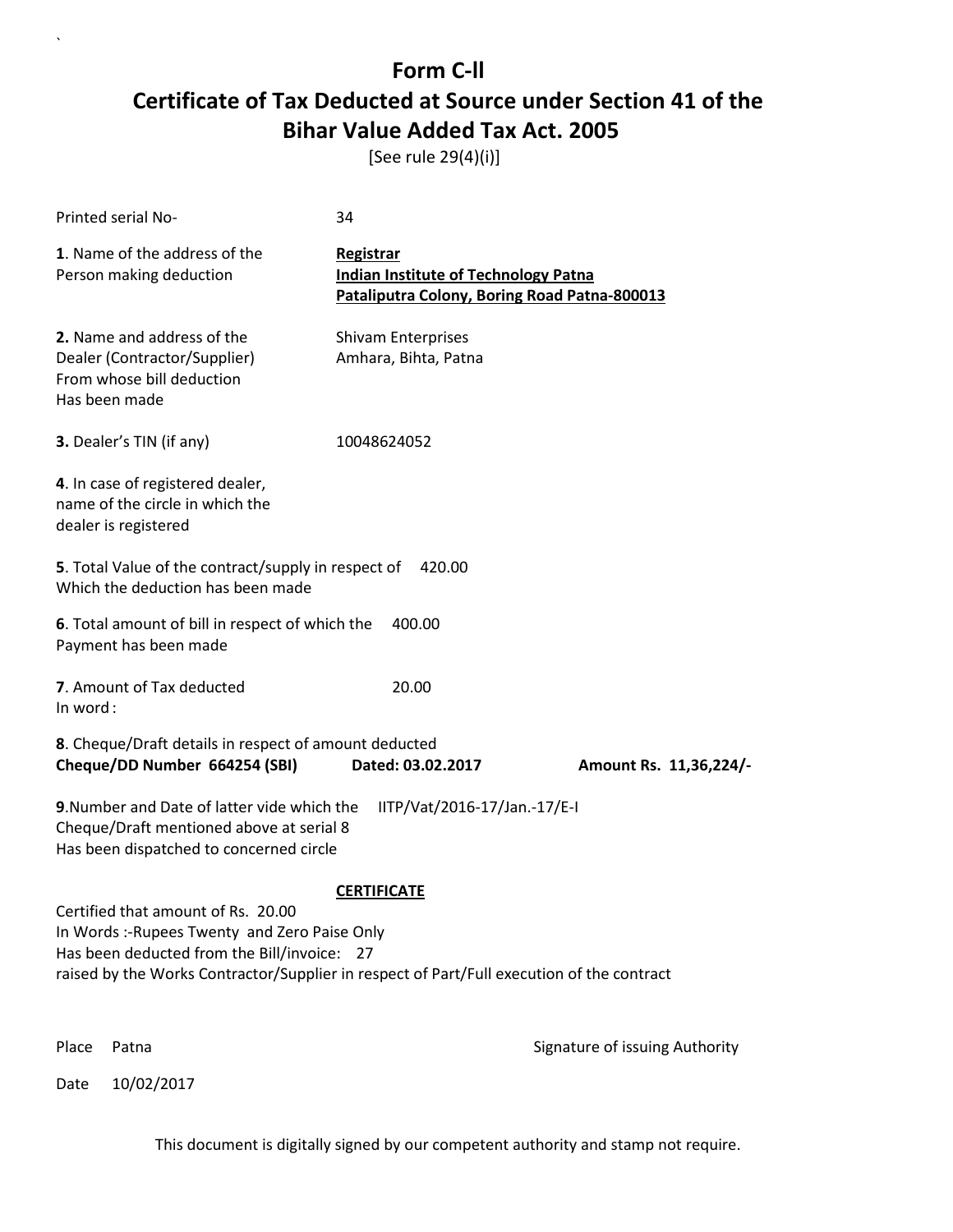# Form C-ll

# Certificate of Tax Deducted at Source under Section 41 of the Bihar Value Added Tax Act. 2005

[See rule 29(4)(i)]

Printed serial No- 34

**1**. Name of the address of the Person making deduction

**Registrar**
**Indian Institute of Technology Patna**
**Pataliputra Colony, Boring Road Patna-800013**

**2.** Name and address of the Dealer (Contractor/Supplier) From whose bill deduction Has been made

Shivam Enterprises
Amhara, Bihta, Patna

**3.** Dealer's TIN (if any) 10048624052

**4**. In case of registered dealer, name of the circle in which the dealer is registered

**5**. Total Value of the contract/supply in respect of Which the deduction has been made 420.00

**6**. Total amount of bill in respect of which the Payment has been made 400.00

**7**. Amount of Tax deducted 20.00
In word :

**8**. Cheque/Draft details in respect of amount deducted
**Cheque/DD Number 664254 (SBI) Dated: 03.02.2017 Amount Rs. 11,36,224/-**

**9**.Number and Date of latter vide which the Cheque/Draft mentioned above at serial 8 Has been dispatched to concerned circle IITP/Vat/2016-17/Jan.-17/E-I

**CERTIFICATE**

Certified that amount of Rs. 20.00
In Words :-Rupees Twenty and Zero Paise Only
Has been deducted from the Bill/invoice: 27
raised by the Works Contractor/Supplier in respect of Part/Full execution of the contract

Place Patna

Signature of issuing Authority

Date 10/02/2017

This document is digitally signed by our competent authority and stamp not require.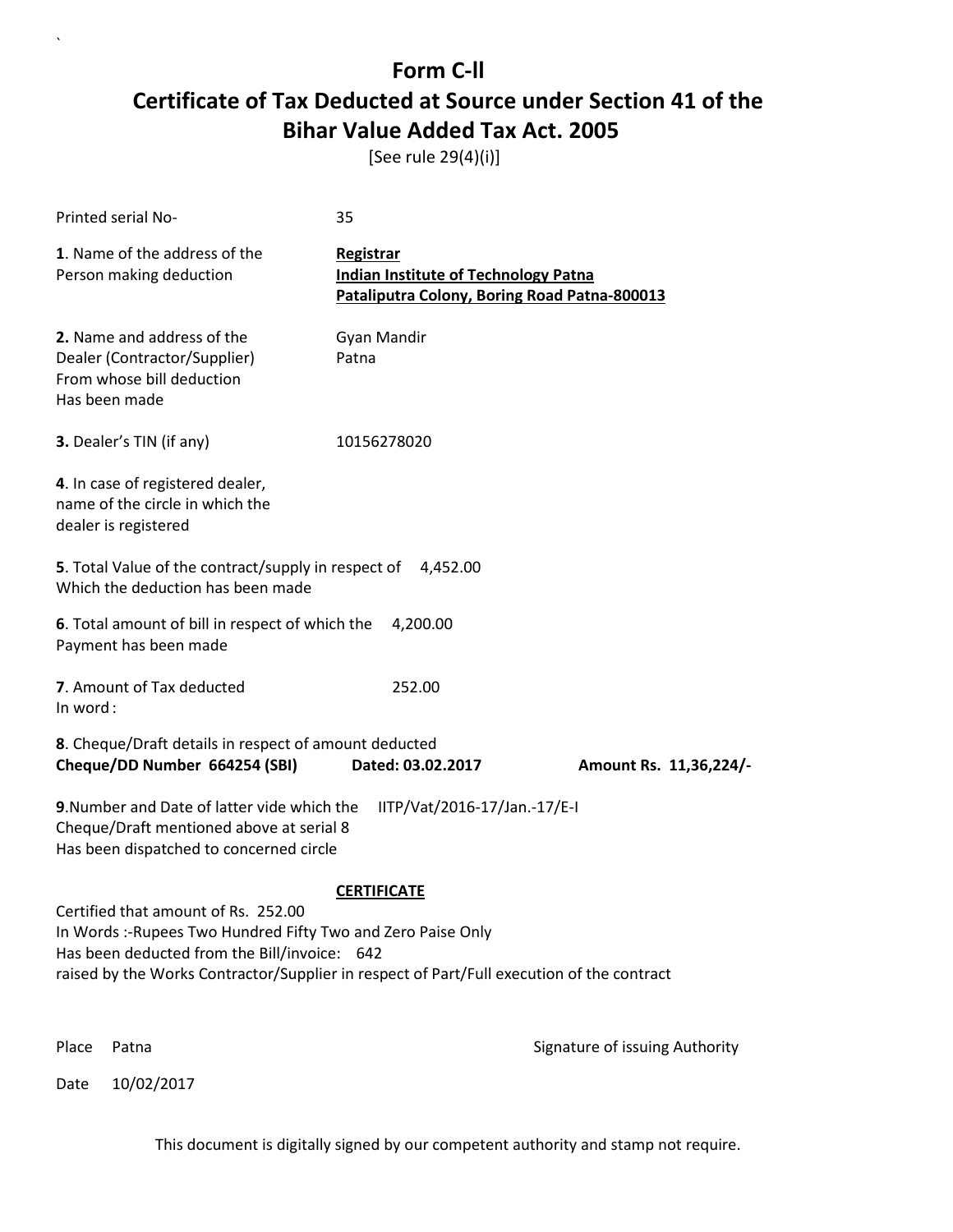# Form C-ll

# Certificate of Tax Deducted at Source under Section 41 of the Bihar Value Added Tax Act. 2005

[See rule 29(4)(i)]

Printed serial No- 35

**1**. Name of the address of the Person making deduction

**Registrar**
**Indian Institute of Technology Patna**
**Pataliputra Colony, Boring Road Patna-800013**

**2.** Name and address of the Dealer (Contractor/Supplier) From whose bill deduction Has been made

Gyan Mandir
Patna

**3.** Dealer's TIN (if any) 10156278020

**4**. In case of registered dealer, name of the circle in which the dealer is registered

**5**. Total Value of the contract/supply in respect of Which the deduction has been made 4,452.00

**6**. Total amount of bill in respect of which the Payment has been made 4,200.00

**7**. Amount of Tax deducted 252.00
In word :

**8**. Cheque/Draft details in respect of amount deducted
**Cheque/DD Number 664254 (SBI) Dated: 03.02.2017 Amount Rs. 11,36,224/-**

**9**.Number and Date of latter vide which the Cheque/Draft mentioned above at serial 8 Has been dispatched to concerned circle IITP/Vat/2016-17/Jan.-17/E-I

**CERTIFICATE**

Certified that amount of Rs. 252.00
In Words :-Rupees Two Hundred Fifty Two and Zero Paise Only
Has been deducted from the Bill/invoice: 642
raised by the Works Contractor/Supplier in respect of Part/Full execution of the contract

Place Patna

Signature of issuing Authority

Date 10/02/2017

This document is digitally signed by our competent authority and stamp not require.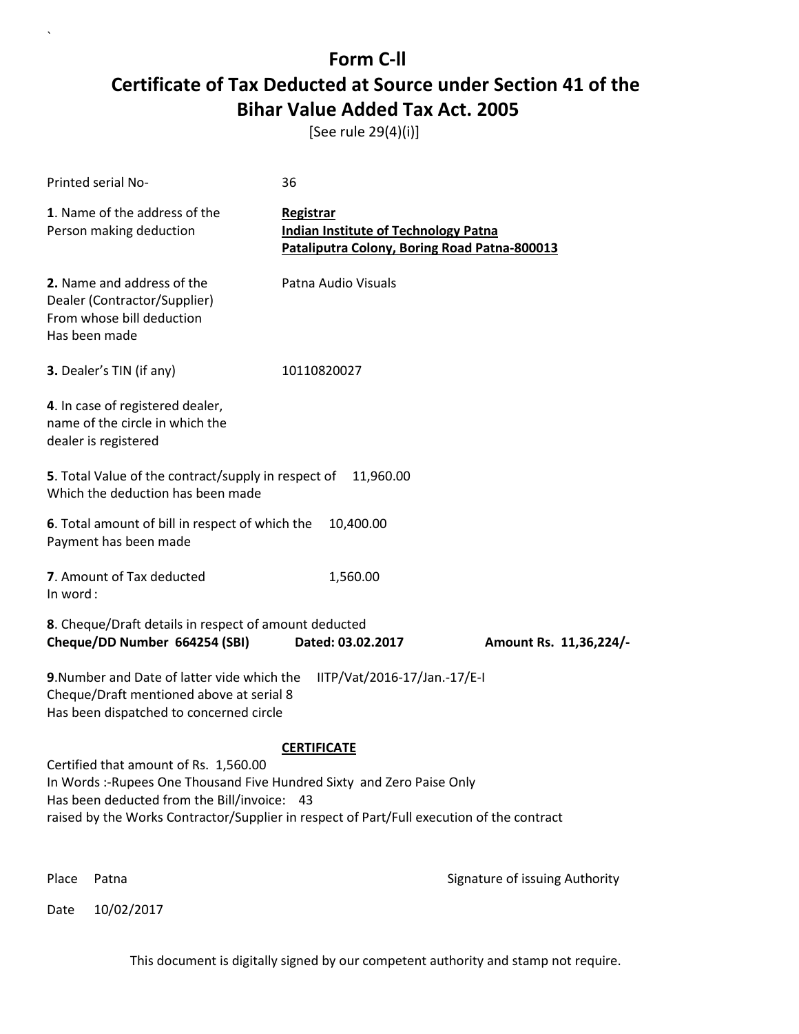# Form C-ll

# Certificate of Tax Deducted at Source under Section 41 of the Bihar Value Added Tax Act. 2005

[See rule 29(4)(i)]

Printed serial No- 36

**1**. Name of the address of the Person making deduction

**Registrar**
**Indian Institute of Technology Patna**
**Pataliputra Colony, Boring Road Patna-800013**

**2.** Name and address of the Dealer (Contractor/Supplier) From whose bill deduction Has been made

Patna Audio Visuals

**3.** Dealer's TIN (if any) 10110820027

**4**. In case of registered dealer, name of the circle in which the dealer is registered

**5**. Total Value of the contract/supply in respect of Which the deduction has been made 11,960.00

**6**. Total amount of bill in respect of which the Payment has been made 10,400.00

**7**. Amount of Tax deducted 1,560.00
In word :

**8**. Cheque/Draft details in respect of amount deducted
**Cheque/DD Number 664254 (SBI) Dated: 03.02.2017 Amount Rs. 11,36,224/-**

**9**.Number and Date of latter vide which the Cheque/Draft mentioned above at serial 8 Has been dispatched to concerned circle IITP/Vat/2016-17/Jan.-17/E-I

**CERTIFICATE**

Certified that amount of Rs. 1,560.00
In Words :-Rupees One Thousand Five Hundred Sixty and Zero Paise Only
Has been deducted from the Bill/invoice: 43
raised by the Works Contractor/Supplier in respect of Part/Full execution of the contract

Place Patna

Signature of issuing Authority

Date 10/02/2017

This document is digitally signed by our competent authority and stamp not require.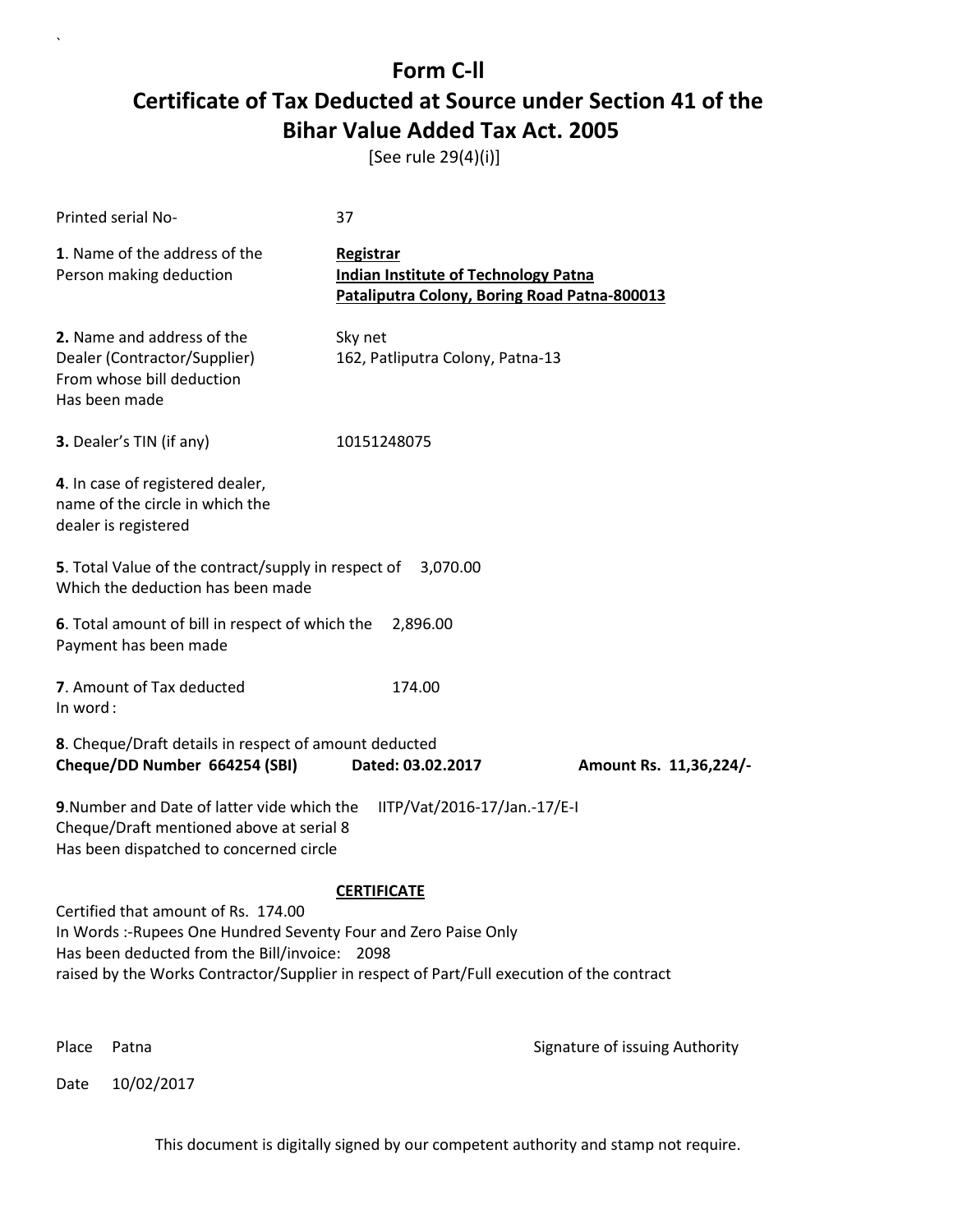# Form C-II

# Certificate of Tax Deducted at Source under Section 41 of the Bihar Value Added Tax Act. 2005

[See rule 29(4)(i)]

Printed serial No- 37

**1**. Name of the address of the Person making deduction

**Registrar**
**Indian Institute of Technology Patna**
**Pataliputra Colony, Boring Road Patna-800013**

**2.** Name and address of the Dealer (Contractor/Supplier) From whose bill deduction Has been made

Sky net
162, Patliputra Colony, Patna-13

**3.** Dealer's TIN (if any) 10151248075

**4**. In case of registered dealer, name of the circle in which the dealer is registered

**5**. Total Value of the contract/supply in respect of Which the deduction has been made 3,070.00

**6**. Total amount of bill in respect of which the Payment has been made 2,896.00

**7**. Amount of Tax deducted 174.00
In word :

**8**. Cheque/Draft details in respect of amount deducted
**Cheque/DD Number 664254 (SBI)** **Dated: 03.02.2017** **Amount Rs. 11,36,224/-**

**9**.Number and Date of latter vide which the Cheque/Draft mentioned above at serial 8 Has been dispatched to concerned circle IITP/Vat/2016-17/Jan.-17/E-I

**CERTIFICATE**

Certified that amount of Rs. 174.00
In Words :-Rupees One Hundred Seventy Four and Zero Paise Only
Has been deducted from the Bill/invoice: 2098
raised by the Works Contractor/Supplier in respect of Part/Full execution of the contract

Place Patna

Signature of issuing Authority

Date 10/02/2017

This document is digitally signed by our competent authority and stamp not require.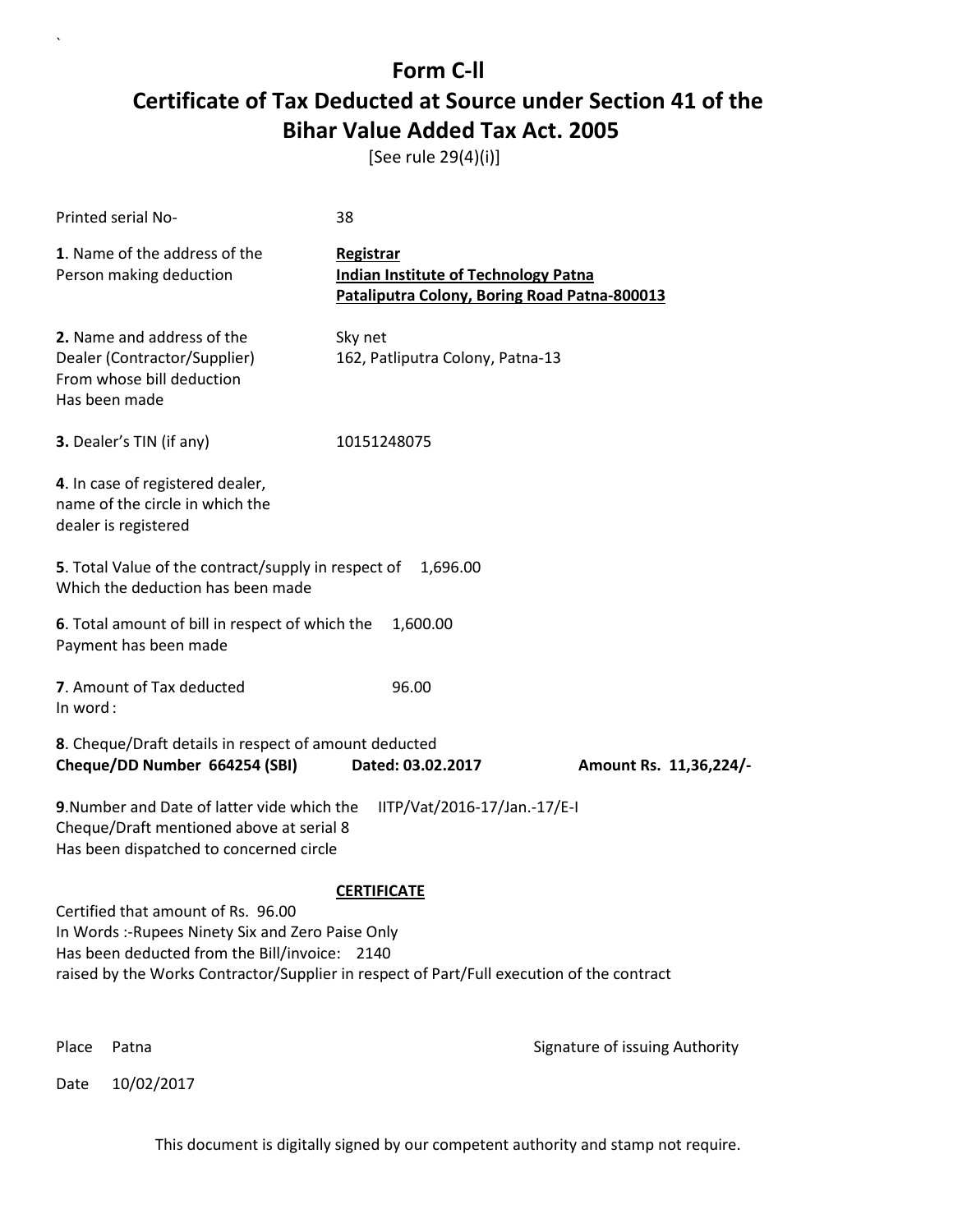# Form C-II

# Certificate of Tax Deducted at Source under Section 41 of the Bihar Value Added Tax Act. 2005

[See rule 29(4)(i)]

Printed serial No- 38

**1**. Name of the address of the Person making deduction

**Registrar**
**Indian Institute of Technology Patna**
**Pataliputra Colony, Boring Road Patna-800013**

**2.** Name and address of the Dealer (Contractor/Supplier) From whose bill deduction Has been made

Sky net
162, Patliputra Colony, Patna-13

**3.** Dealer's TIN (if any) 10151248075

**4**. In case of registered dealer, name of the circle in which the dealer is registered

**5**. Total Value of the contract/supply in respect of Which the deduction has been made 1,696.00

**6**. Total amount of bill in respect of which the Payment has been made 1,600.00

**7**. Amount of Tax deducted 96.00
In word :

**8**. Cheque/Draft details in respect of amount deducted
**Cheque/DD Number 664254 (SBI) Dated: 03.02.2017 Amount Rs. 11,36,224/-**

**9**.Number and Date of latter vide which the Cheque/Draft mentioned above at serial 8 Has been dispatched to concerned circle IITP/Vat/2016-17/Jan.-17/E-I

**CERTIFICATE**

Certified that amount of Rs. 96.00
In Words :-Rupees Ninety Six and Zero Paise Only
Has been deducted from the Bill/invoice: 2140
raised by the Works Contractor/Supplier in respect of Part/Full execution of the contract

Place Patna

Signature of issuing Authority

Date 10/02/2017

This document is digitally signed by our competent authority and stamp not require.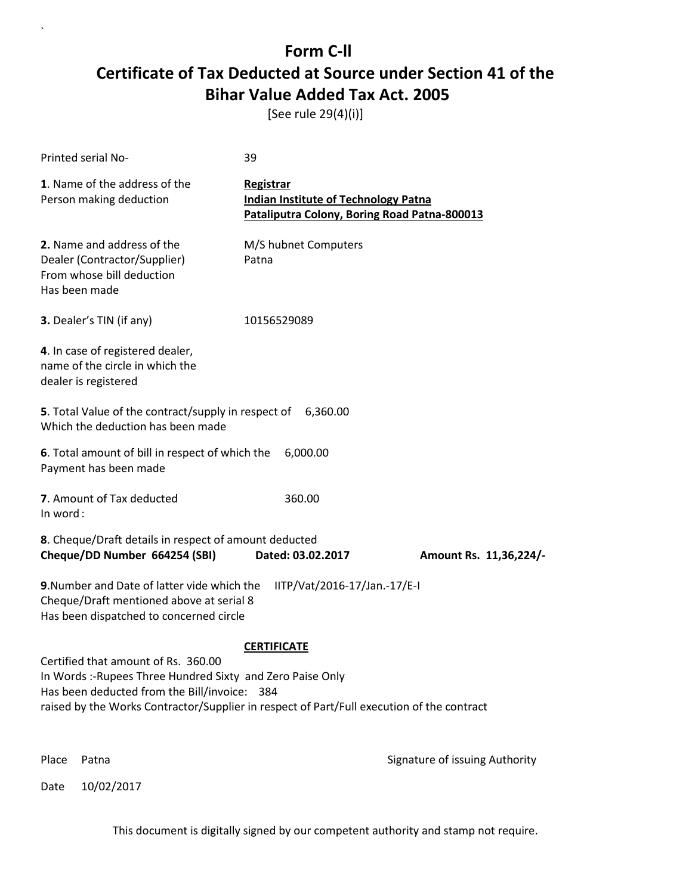# Form C-ll

# Certificate of Tax Deducted at Source under Section 41 of the Bihar Value Added Tax Act. 2005

[See rule 29(4)(i)]

Printed serial No- 39

**1**. Name of the address of the Person making deduction

**Registrar**
**Indian Institute of Technology Patna**
**Pataliputra Colony, Boring Road Patna-800013**

**2.** Name and address of the Dealer (Contractor/Supplier) From whose bill deduction Has been made

M/S hubnet Computers
Patna

**3.** Dealer's TIN (if any) 10156529089

**4**. In case of registered dealer, name of the circle in which the dealer is registered

**5**. Total Value of the contract/supply in respect of Which the deduction has been made 6,360.00

**6**. Total amount of bill in respect of which the Payment has been made 6,000.00

**7**. Amount of Tax deducted 360.00
In word :

**8**. Cheque/Draft details in respect of amount deducted
**Cheque/DD Number 664254 (SBI) Dated: 03.02.2017 Amount Rs. 11,36,224/-**

**9**.Number and Date of latter vide which the Cheque/Draft mentioned above at serial 8 Has been dispatched to concerned circle IITP/Vat/2016-17/Jan.-17/E-I

**CERTIFICATE**

Certified that amount of Rs. 360.00
In Words :-Rupees Three Hundred Sixty and Zero Paise Only
Has been deducted from the Bill/invoice: 384
raised by the Works Contractor/Supplier in respect of Part/Full execution of the contract

Place Patna

Signature of issuing Authority

Date 10/02/2017

This document is digitally signed by our competent authority and stamp not require.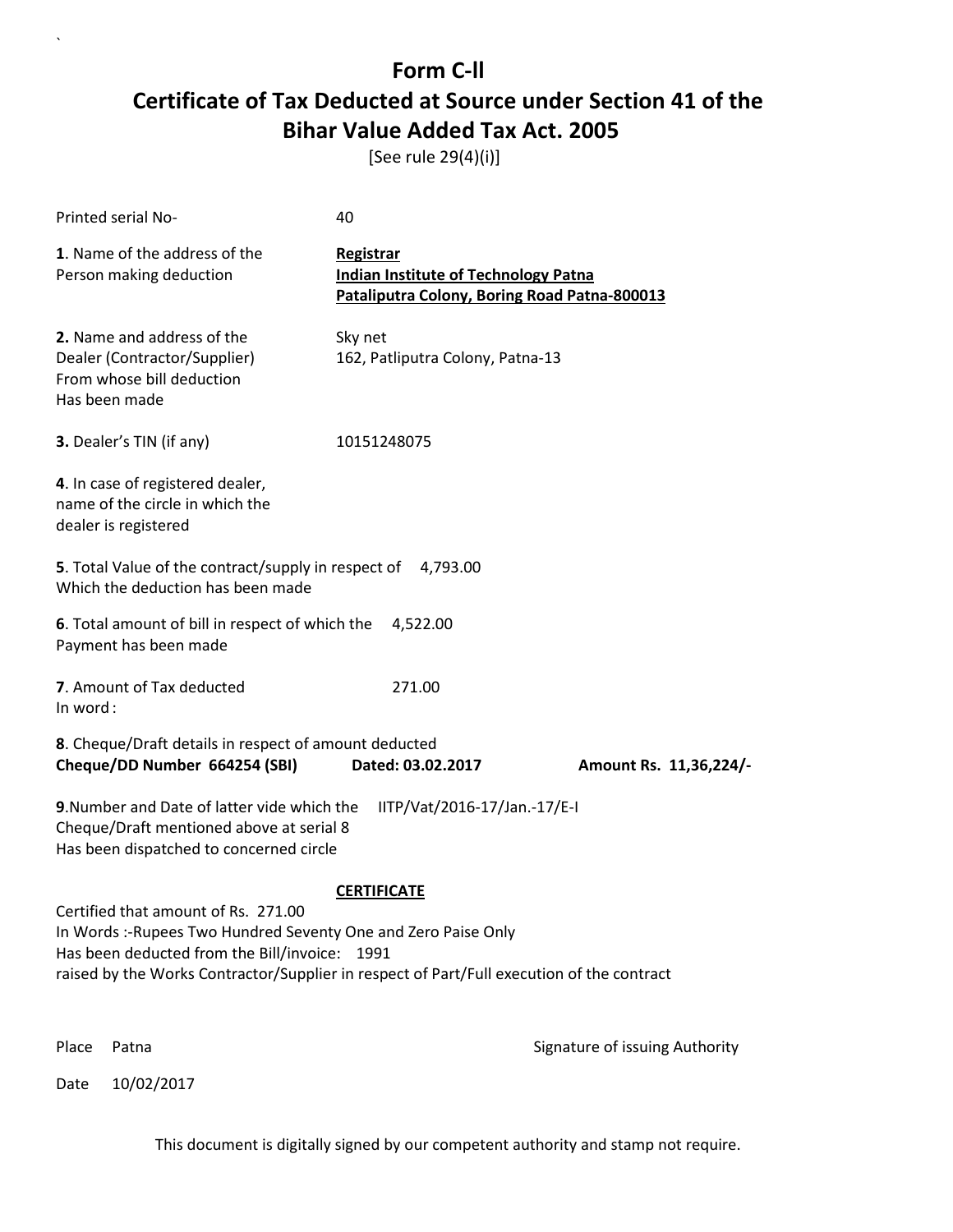# Form C-ll

## Certificate of Tax Deducted at Source under Section 41 of the Bihar Value Added Tax Act. 2005

[See rule 29(4)(i)]

Printed serial No- 40

**1**. Name of the address of the Person making deduction

**Registrar**
**Indian Institute of Technology Patna**
**Pataliputra Colony, Boring Road Patna-800013**

**2.** Name and address of the Dealer (Contractor/Supplier) From whose bill deduction Has been made

Sky net
162, Patliputra Colony, Patna-13

**3.** Dealer's TIN (if any) 10151248075

**4**. In case of registered dealer, name of the circle in which the dealer is registered

**5**. Total Value of the contract/supply in respect of Which the deduction has been made 4,793.00

**6**. Total amount of bill in respect of which the Payment has been made 4,522.00

**7**. Amount of Tax deducted 271.00
In word :

**8**. Cheque/Draft details in respect of amount deducted
**Cheque/DD Number 664254 (SBI) Dated: 03.02.2017 Amount Rs. 11,36,224/-**

**9**.Number and Date of latter vide which the Cheque/Draft mentioned above at serial 8 Has been dispatched to concerned circle IITP/Vat/2016-17/Jan.-17/E-I

**CERTIFICATE**

Certified that amount of Rs. 271.00
In Words :-Rupees Two Hundred Seventy One and Zero Paise Only
Has been deducted from the Bill/invoice: 1991
raised by the Works Contractor/Supplier in respect of Part/Full execution of the contract

Place Patna

Signature of issuing Authority

Date 10/02/2017

This document is digitally signed by our competent authority and stamp not require.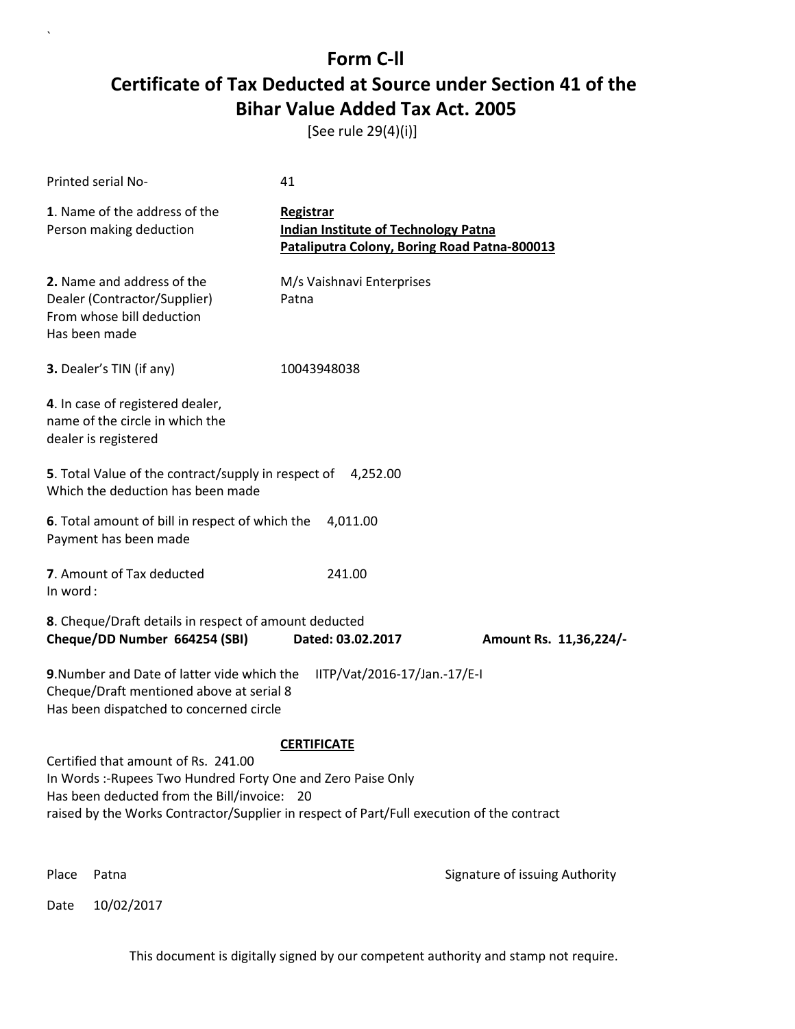# Form C-ll

# Certificate of Tax Deducted at Source under Section 41 of the Bihar Value Added Tax Act. 2005

[See rule 29(4)(i)]

Printed serial No- 41

**1**. Name of the address of the Person making deduction

**Registrar**
**Indian Institute of Technology Patna**
**Pataliputra Colony, Boring Road Patna-800013**

**2.** Name and address of the Dealer (Contractor/Supplier) From whose bill deduction Has been made

M/s Vaishnavi Enterprises
Patna

**3.** Dealer's TIN (if any) 10043948038

**4**. In case of registered dealer, name of the circle in which the dealer is registered

**5**. Total Value of the contract/supply in respect of Which the deduction has been made 4,252.00

**6**. Total amount of bill in respect of which the Payment has been made 4,011.00

**7**. Amount of Tax deducted 241.00
In word :

**8**. Cheque/Draft details in respect of amount deducted
**Cheque/DD Number 664254 (SBI) Dated: 03.02.2017 Amount Rs. 11,36,224/-**

**9**.Number and Date of latter vide which the Cheque/Draft mentioned above at serial 8 Has been dispatched to concerned circle IITP/Vat/2016-17/Jan.-17/E-I

**CERTIFICATE**

Certified that amount of Rs. 241.00
In Words :-Rupees Two Hundred Forty One and Zero Paise Only
Has been deducted from the Bill/invoice: 20
raised by the Works Contractor/Supplier in respect of Part/Full execution of the contract

Place Patna

Signature of issuing Authority

Date 10/02/2017

This document is digitally signed by our competent authority and stamp not require.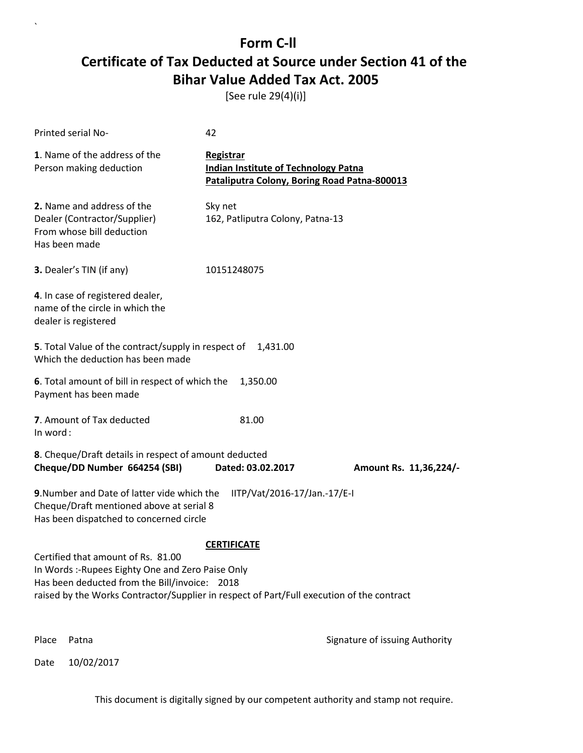# Form C-ll

## Certificate of Tax Deducted at Source under Section 41 of the Bihar Value Added Tax Act. 2005

[See rule 29(4)(i)]

Printed serial No- 42

**1**. Name of the address of the Person making deduction

**Registrar**
**Indian Institute of Technology Patna**
**Pataliputra Colony, Boring Road Patna-800013**

**2.** Name and address of the Dealer (Contractor/Supplier) From whose bill deduction Has been made

Sky net
162, Patliputra Colony, Patna-13

**3.** Dealer's TIN (if any) 10151248075

**4**. In case of registered dealer, name of the circle in which the dealer is registered

**5**. Total Value of the contract/supply in respect of Which the deduction has been made 1,431.00

**6**. Total amount of bill in respect of which the Payment has been made 1,350.00

**7**. Amount of Tax deducted 81.00
In word :

**8**. Cheque/Draft details in respect of amount deducted
**Cheque/DD Number 664254 (SBI) Dated: 03.02.2017 Amount Rs. 11,36,224/-**

**9**.Number and Date of latter vide which the Cheque/Draft mentioned above at serial 8 Has been dispatched to concerned circle IITP/Vat/2016-17/Jan.-17/E-I

**CERTIFICATE**

Certified that amount of Rs. 81.00
In Words :-Rupees Eighty One and Zero Paise Only
Has been deducted from the Bill/invoice: 2018
raised by the Works Contractor/Supplier in respect of Part/Full execution of the contract

Place Patna

Signature of issuing Authority

Date 10/02/2017

This document is digitally signed by our competent authority and stamp not require.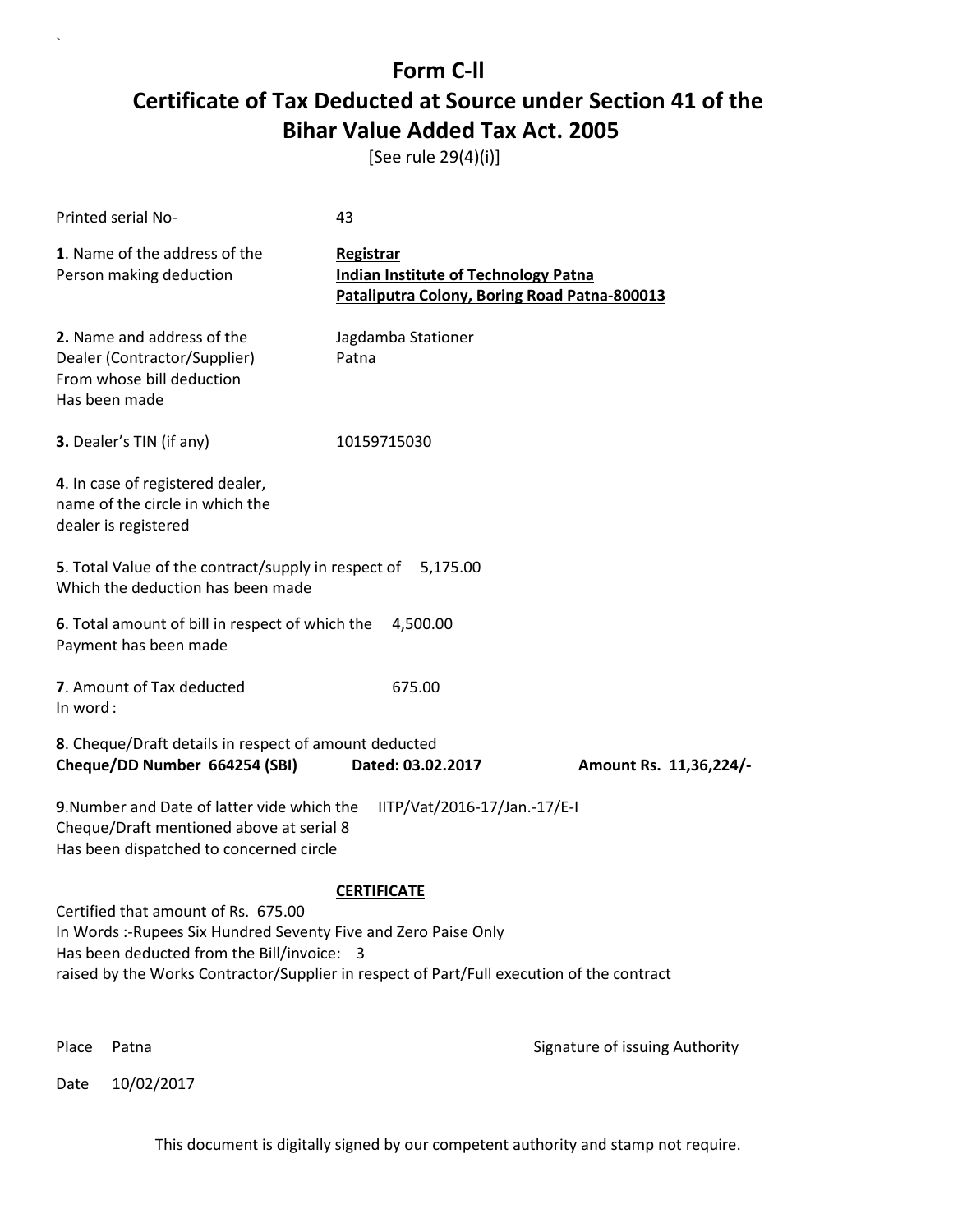# Form C-ll

# Certificate of Tax Deducted at Source under Section 41 of the Bihar Value Added Tax Act. 2005

[See rule 29(4)(i)]

Printed serial No- 43

**1**. Name of the address of the Person making deduction

**Registrar**
**Indian Institute of Technology Patna**
**Pataliputra Colony, Boring Road Patna-800013**

**2.** Name and address of the Dealer (Contractor/Supplier) From whose bill deduction Has been made

Jagdamba Stationer
Patna

**3.** Dealer's TIN (if any) 10159715030

**4**. In case of registered dealer, name of the circle in which the dealer is registered

**5**. Total Value of the contract/supply in respect of Which the deduction has been made 5,175.00

**6**. Total amount of bill in respect of which the Payment has been made 4,500.00

**7**. Amount of Tax deducted 675.00
In word :

**8**. Cheque/Draft details in respect of amount deducted
**Cheque/DD Number 664254 (SBI) Dated: 03.02.2017 Amount Rs. 11,36,224/-**

**9**.Number and Date of latter vide which the Cheque/Draft mentioned above at serial 8 Has been dispatched to concerned circle IITP/Vat/2016-17/Jan.-17/E-I

**CERTIFICATE**

Certified that amount of Rs. 675.00
In Words :-Rupees Six Hundred Seventy Five and Zero Paise Only
Has been deducted from the Bill/invoice: 3
raised by the Works Contractor/Supplier in respect of Part/Full execution of the contract

Place Patna

Signature of issuing Authority

Date 10/02/2017

This document is digitally signed by our competent authority and stamp not require.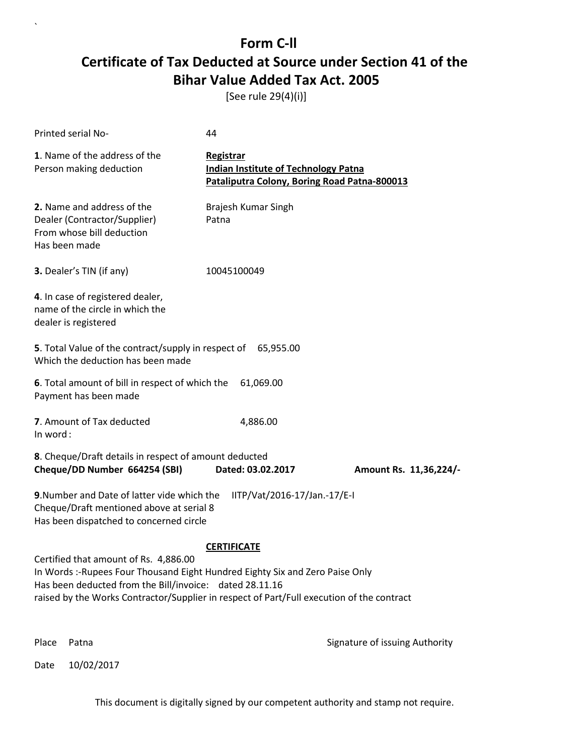# Form C-II

## Certificate of Tax Deducted at Source under Section 41 of the Bihar Value Added Tax Act. 2005

[See rule 29(4)(i)]

Printed serial No- 44

**1**. Name of the address of the Person making deduction

**Registrar**
**Indian Institute of Technology Patna**
**Pataliputra Colony, Boring Road Patna-800013**

**2.** Name and address of the Dealer (Contractor/Supplier) From whose bill deduction Has been made

Brajesh Kumar Singh
Patna

**3.** Dealer's TIN (if any) 10045100049

**4**. In case of registered dealer, name of the circle in which the dealer is registered

**5**. Total Value of the contract/supply in respect of Which the deduction has been made 65,955.00

**6**. Total amount of bill in respect of which the Payment has been made 61,069.00

**7**. Amount of Tax deducted 4,886.00
In word :

**8**. Cheque/Draft details in respect of amount deducted
**Cheque/DD Number 664254 (SBI) Dated: 03.02.2017 Amount Rs. 11,36,224/-**

**9**.Number and Date of latter vide which the Cheque/Draft mentioned above at serial 8 Has been dispatched to concerned circle IITP/Vat/2016-17/Jan.-17/E-I

**CERTIFICATE**

Certified that amount of Rs. 4,886.00
In Words :-Rupees Four Thousand Eight Hundred Eighty Six and Zero Paise Only
Has been deducted from the Bill/invoice: dated 28.11.16
raised by the Works Contractor/Supplier in respect of Part/Full execution of the contract

Place Patna

Signature of issuing Authority

Date 10/02/2017

This document is digitally signed by our competent authority and stamp not require.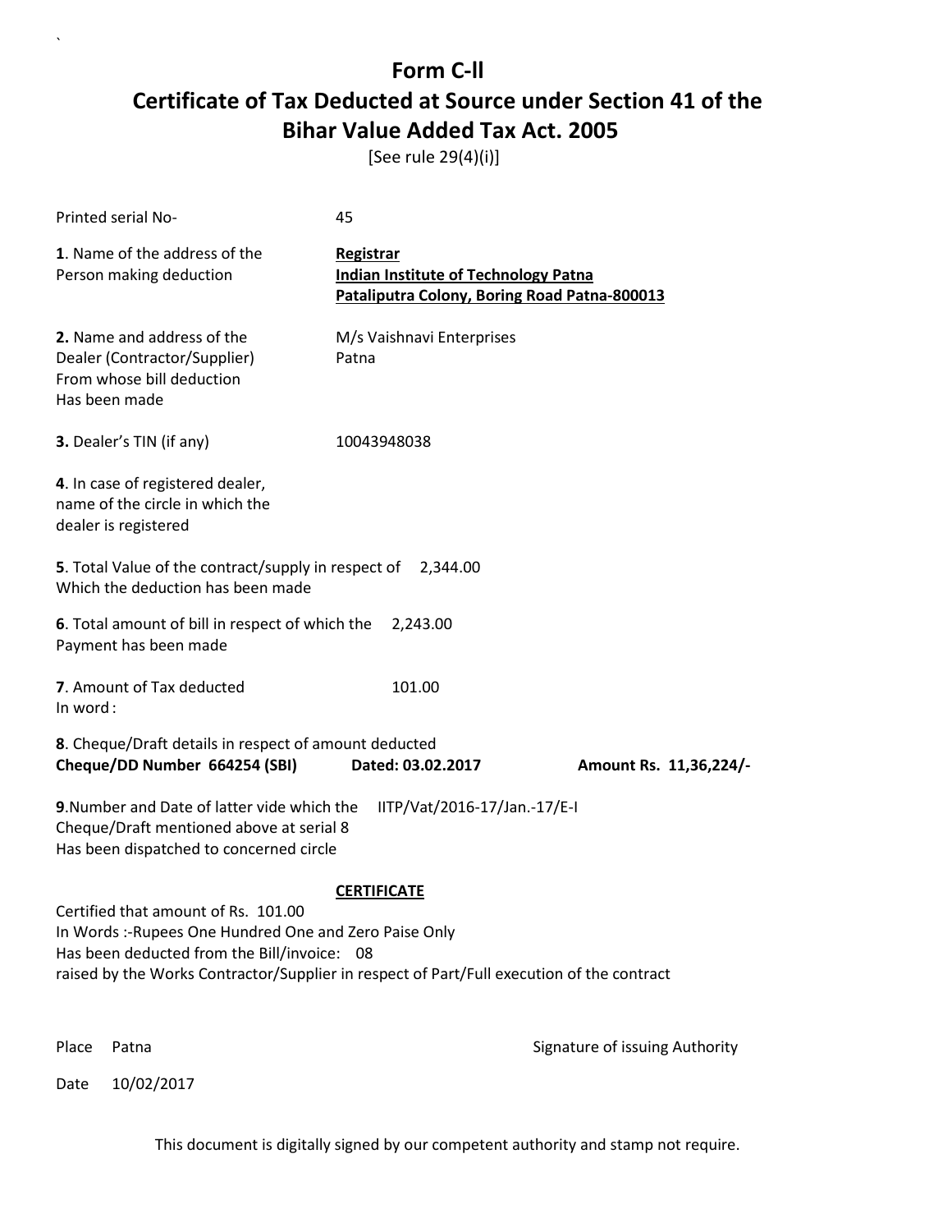# Form C-ll

## Certificate of Tax Deducted at Source under Section 41 of the Bihar Value Added Tax Act. 2005

[See rule 29(4)(i)]

Printed serial No- 45

**1**. Name of the address of the Person making deduction

**Registrar**
**Indian Institute of Technology Patna**
**Pataliputra Colony, Boring Road Patna-800013**

**2.** Name and address of the Dealer (Contractor/Supplier) From whose bill deduction Has been made

M/s Vaishnavi Enterprises
Patna

**3.** Dealer's TIN (if any) 10043948038

**4**. In case of registered dealer, name of the circle in which the dealer is registered

**5**. Total Value of the contract/supply in respect of Which the deduction has been made 2,344.00

**6**. Total amount of bill in respect of which the Payment has been made 2,243.00

**7**. Amount of Tax deducted 101.00
In word :

**8**. Cheque/Draft details in respect of amount deducted
**Cheque/DD Number 664254 (SBI) Dated: 03.02.2017 Amount Rs. 11,36,224/-**

**9**.Number and Date of latter vide which the Cheque/Draft mentioned above at serial 8 Has been dispatched to concerned circle IITP/Vat/2016-17/Jan.-17/E-I

**CERTIFICATE**

Certified that amount of Rs. 101.00
In Words :-Rupees One Hundred One and Zero Paise Only
Has been deducted from the Bill/invoice: 08
raised by the Works Contractor/Supplier in respect of Part/Full execution of the contract

Place Patna

Date 10/02/2017

Signature of issuing Authority

This document is digitally signed by our competent authority and stamp not require.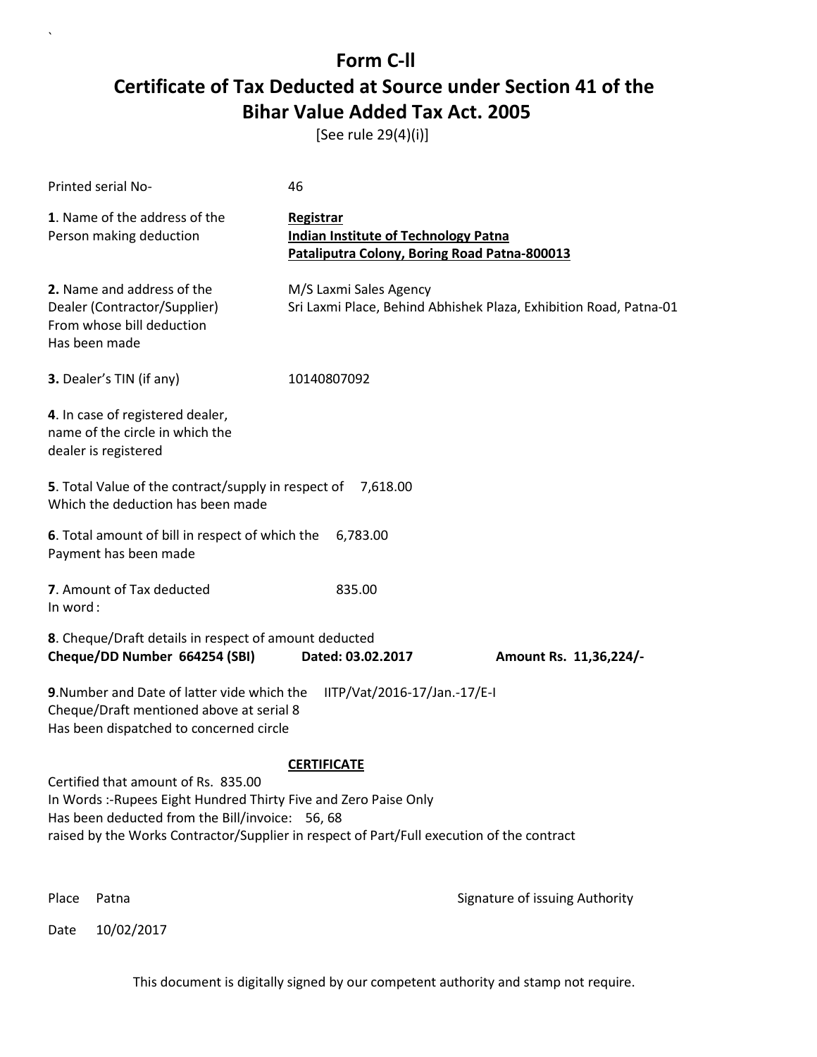# Form C-ll

## Certificate of Tax Deducted at Source under Section 41 of the Bihar Value Added Tax Act. 2005

[See rule 29(4)(i)]

Printed serial No- 46

**1**. Name of the address of the Person making deduction

**Registrar**
**Indian Institute of Technology Patna**
**Pataliputra Colony, Boring Road Patna-800013**

**2.** Name and address of the Dealer (Contractor/Supplier) From whose bill deduction Has been made

M/S Laxmi Sales Agency
Sri Laxmi Place, Behind Abhishek Plaza, Exhibition Road, Patna-01

**3.** Dealer's TIN (if any) 10140807092

**4**. In case of registered dealer, name of the circle in which the dealer is registered

**5**. Total Value of the contract/supply in respect of Which the deduction has been made 7,618.00

**6**. Total amount of bill in respect of which the Payment has been made 6,783.00

**7**. Amount of Tax deducted 835.00
In word :

**8**. Cheque/Draft details in respect of amount deducted
**Cheque/DD Number 664254 (SBI) Dated: 03.02.2017 Amount Rs. 11,36,224/-**

**9**.Number and Date of latter vide which the Cheque/Draft mentioned above at serial 8 Has been dispatched to concerned circle IITP/Vat/2016-17/Jan.-17/E-I

**CERTIFICATE**

Certified that amount of Rs. 835.00
In Words :-Rupees Eight Hundred Thirty Five and Zero Paise Only
Has been deducted from the Bill/invoice: 56, 68
raised by the Works Contractor/Supplier in respect of Part/Full execution of the contract

Place Patna

Signature of issuing Authority

Date 10/02/2017

This document is digitally signed by our competent authority and stamp not require.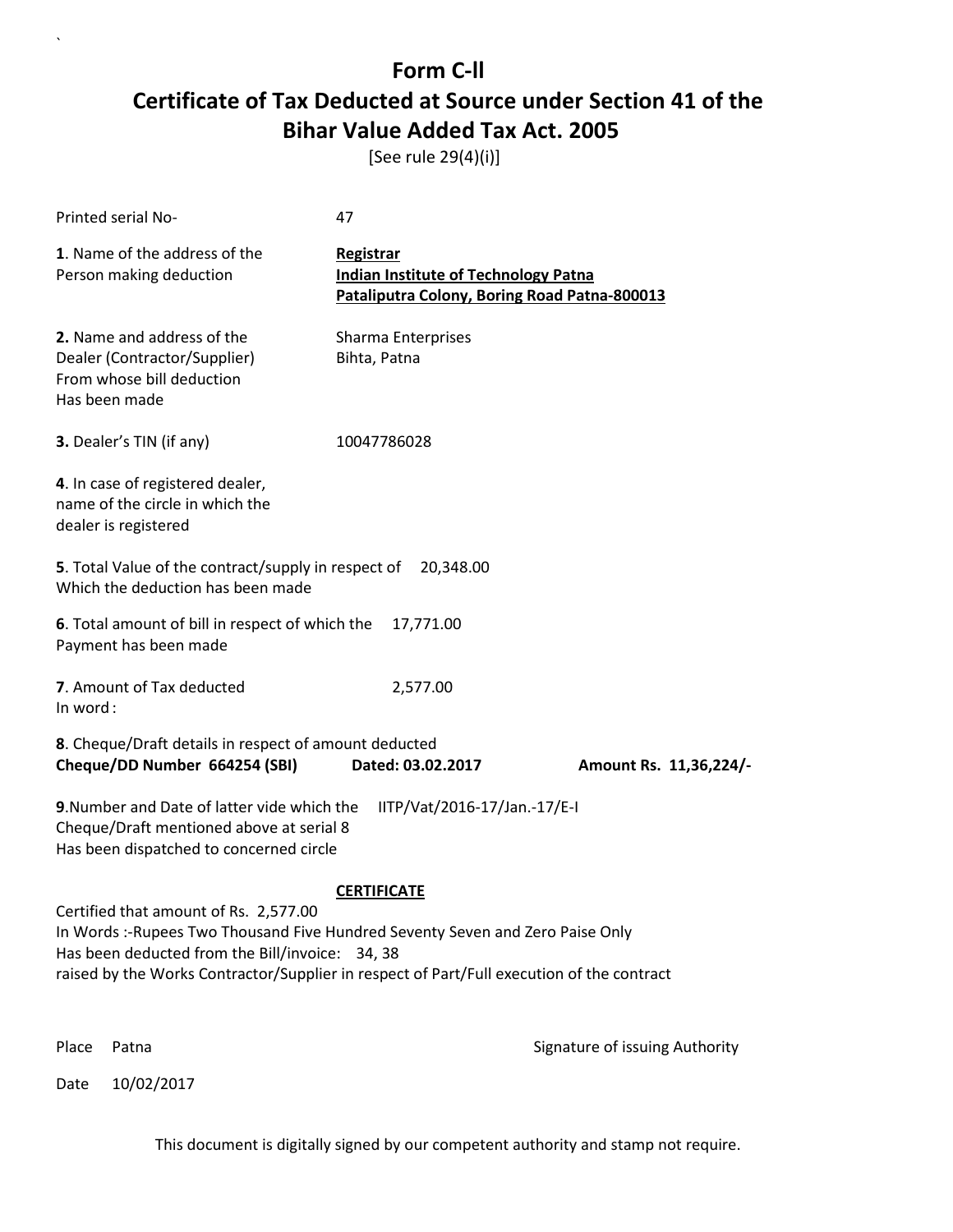# Form C-ll

## Certificate of Tax Deducted at Source under Section 41 of the Bihar Value Added Tax Act. 2005

[See rule 29(4)(i)]

Printed serial No- 47

**1**. Name of the address of the Person making deduction

**Registrar**
**Indian Institute of Technology Patna**
**Pataliputra Colony, Boring Road Patna-800013**

**2.** Name and address of the Dealer (Contractor/Supplier) From whose bill deduction Has been made

Sharma Enterprises
Bihta, Patna

**3.** Dealer's TIN (if any) 10047786028

**4**. In case of registered dealer, name of the circle in which the dealer is registered

**5**. Total Value of the contract/supply in respect of Which the deduction has been made 20,348.00

**6**. Total amount of bill in respect of which the Payment has been made 17,771.00

**7**. Amount of Tax deducted 2,577.00
In word :

**8**. Cheque/Draft details in respect of amount deducted
**Cheque/DD Number 664254 (SBI) Dated: 03.02.2017 Amount Rs. 11,36,224/-**

**9**.Number and Date of latter vide which the Cheque/Draft mentioned above at serial 8 Has been dispatched to concerned circle IITP/Vat/2016-17/Jan.-17/E-I

**CERTIFICATE**

Certified that amount of Rs. 2,577.00
In Words :-Rupees Two Thousand Five Hundred Seventy Seven and Zero Paise Only
Has been deducted from the Bill/invoice: 34, 38
raised by the Works Contractor/Supplier in respect of Part/Full execution of the contract

Place Patna

Signature of issuing Authority

Date 10/02/2017

This document is digitally signed by our competent authority and stamp not require.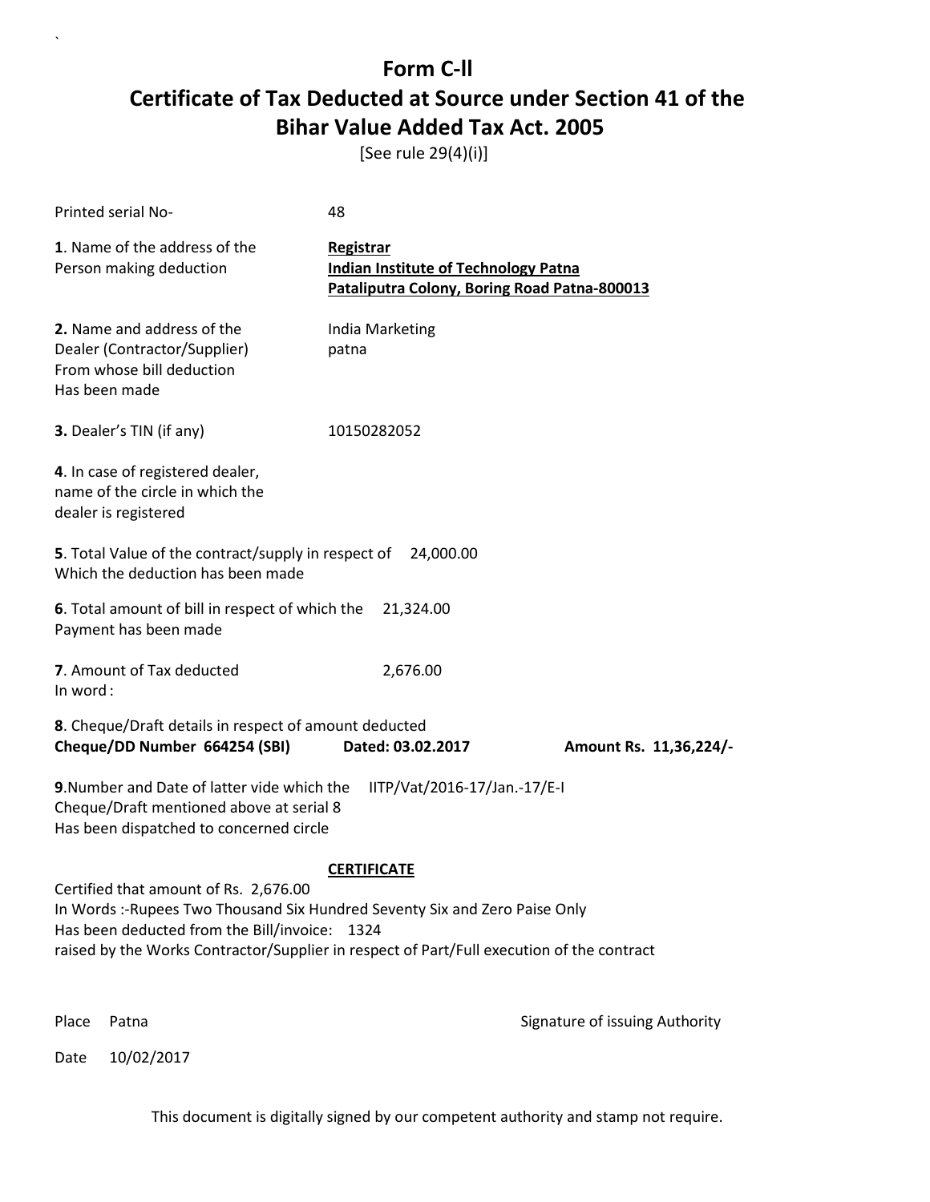# Form C-ll

## Certificate of Tax Deducted at Source under Section 41 of the Bihar Value Added Tax Act. 2005

[See rule 29(4)(i)]

Printed serial No- 48

**1**. Name of the address of the Person making deduction

**Registrar**
**Indian Institute of Technology Patna**
**Pataliputra Colony, Boring Road Patna-800013**

**2.** Name and address of the Dealer (Contractor/Supplier) From whose bill deduction Has been made

India Marketing
patna

**3.** Dealer's TIN (if any) 10150282052

**4**. In case of registered dealer, name of the circle in which the dealer is registered

**5**. Total Value of the contract/supply in respect of Which the deduction has been made 24,000.00

**6**. Total amount of bill in respect of which the Payment has been made 21,324.00

**7**. Amount of Tax deducted 2,676.00
In word :

**8**. Cheque/Draft details in respect of amount deducted
**Cheque/DD Number 664254 (SBI)** **Dated: 03.02.2017** **Amount Rs. 11,36,224/-**

**9**.Number and Date of latter vide which the Cheque/Draft mentioned above at serial 8 Has been dispatched to concerned circle IITP/Vat/2016-17/Jan.-17/E-I

**CERTIFICATE**

Certified that amount of Rs. 2,676.00
In Words :-Rupees Two Thousand Six Hundred Seventy Six and Zero Paise Only
Has been deducted from the Bill/invoice: 1324
raised by the Works Contractor/Supplier in respect of Part/Full execution of the contract

Place Patna

Signature of issuing Authority

Date 10/02/2017

This document is digitally signed by our competent authority and stamp not require.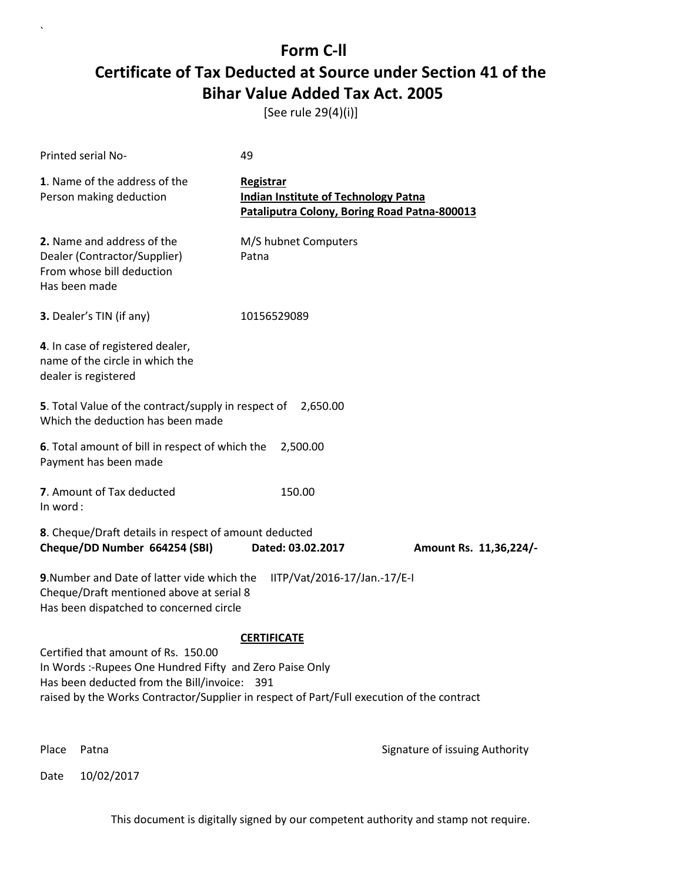# Form C-ll

# Certificate of Tax Deducted at Source under Section 41 of the Bihar Value Added Tax Act. 2005

[See rule 29(4)(i)]

Printed serial No- 49

**1**. Name of the address of the Person making deduction

**Registrar**
**Indian Institute of Technology Patna**
**Pataliputra Colony, Boring Road Patna-800013**

**2.** Name and address of the Dealer (Contractor/Supplier) From whose bill deduction Has been made

M/S hubnet Computers
Patna

**3.** Dealer's TIN (if any) 10156529089

**4**. In case of registered dealer, name of the circle in which the dealer is registered

**5**. Total Value of the contract/supply in respect of Which the deduction has been made 2,650.00

**6**. Total amount of bill in respect of which the Payment has been made 2,500.00

**7**. Amount of Tax deducted 150.00
In word :

**8**. Cheque/Draft details in respect of amount deducted
**Cheque/DD Number 664254 (SBI) Dated: 03.02.2017 Amount Rs. 11,36,224/-**

**9**.Number and Date of latter vide which the Cheque/Draft mentioned above at serial 8 Has been dispatched to concerned circle IITP/Vat/2016-17/Jan.-17/E-I

**CERTIFICATE**

Certified that amount of Rs. 150.00
In Words :-Rupees One Hundred Fifty and Zero Paise Only
Has been deducted from the Bill/invoice: 391
raised by the Works Contractor/Supplier in respect of Part/Full execution of the contract

Place Patna

Signature of issuing Authority

Date 10/02/2017

This document is digitally signed by our competent authority and stamp not require.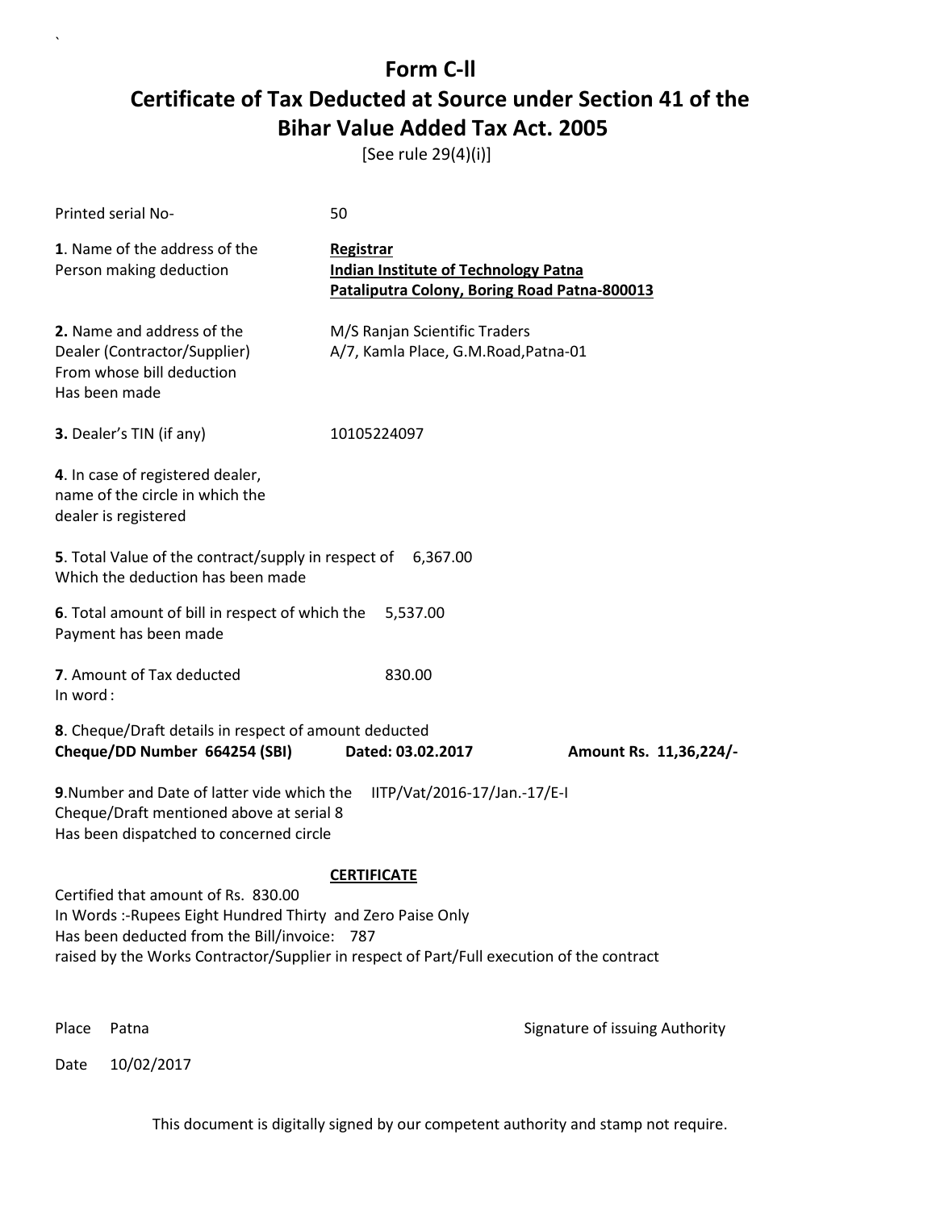# Form C-ll

## Certificate of Tax Deducted at Source under Section 41 of the Bihar Value Added Tax Act. 2005

[See rule 29(4)(i)]

Printed serial No- 50

**1**. Name of the address of the Person making deduction

**Registrar**
**Indian Institute of Technology Patna**
**Pataliputra Colony, Boring Road Patna-800013**

**2.** Name and address of the Dealer (Contractor/Supplier) From whose bill deduction Has been made

M/S Ranjan Scientific Traders
A/7, Kamla Place, G.M.Road,Patna-01

**3.** Dealer's TIN (if any) 10105224097

**4**. In case of registered dealer, name of the circle in which the dealer is registered

**5**. Total Value of the contract/supply in respect of Which the deduction has been made 6,367.00

**6**. Total amount of bill in respect of which the Payment has been made 5,537.00

**7**. Amount of Tax deducted 830.00
In word :

**8**. Cheque/Draft details in respect of amount deducted
**Cheque/DD Number 664254 (SBI) Dated: 03.02.2017 Amount Rs. 11,36,224/-**

**9**.Number and Date of latter vide which the Cheque/Draft mentioned above at serial 8 Has been dispatched to concerned circle IITP/Vat/2016-17/Jan.-17/E-I

**CERTIFICATE**

Certified that amount of Rs. 830.00
In Words :-Rupees Eight Hundred Thirty and Zero Paise Only
Has been deducted from the Bill/invoice: 787
raised by the Works Contractor/Supplier in respect of Part/Full execution of the contract

Place Patna

Signature of issuing Authority

Date 10/02/2017

This document is digitally signed by our competent authority and stamp not require.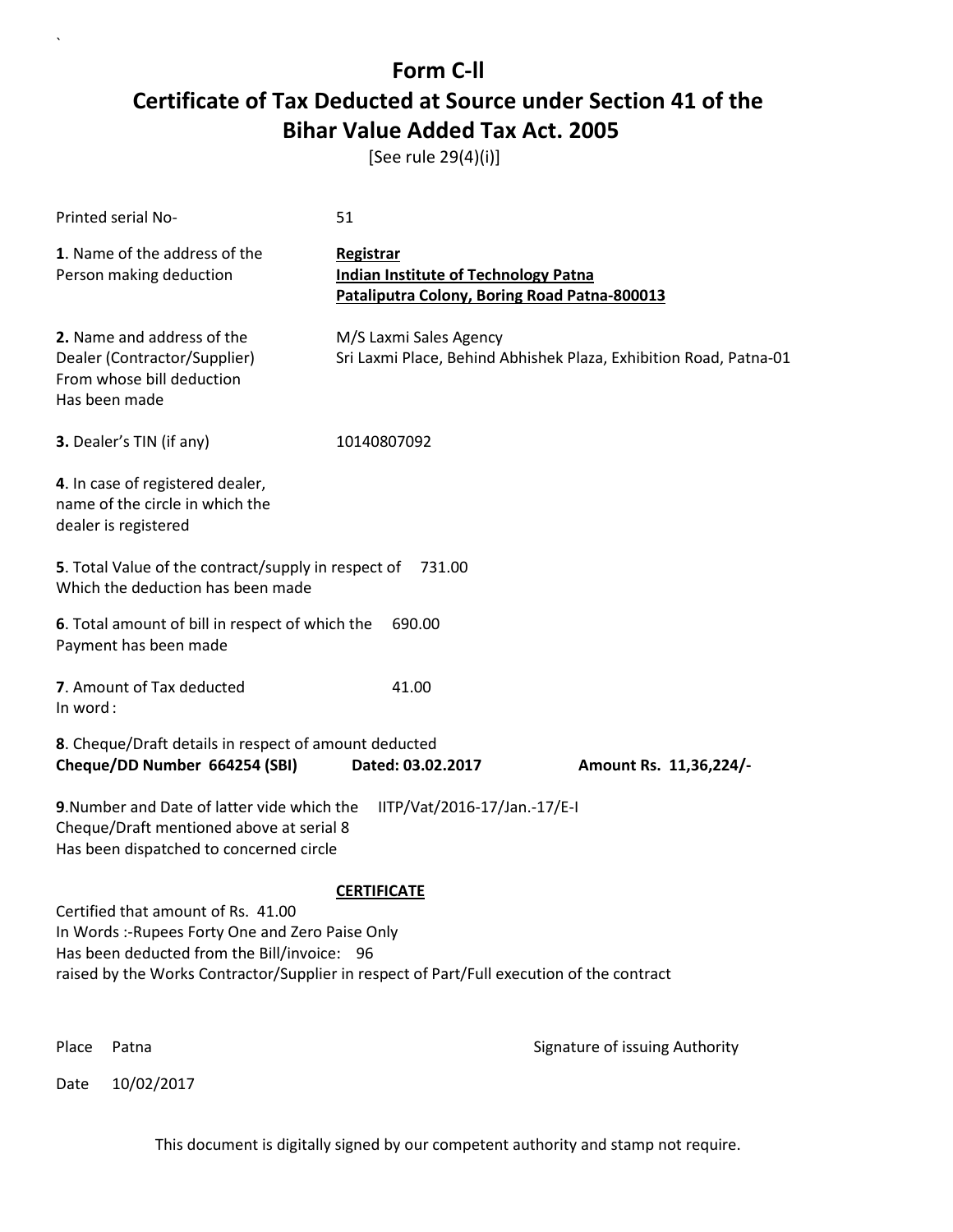# Form C-ll

# Certificate of Tax Deducted at Source under Section 41 of the Bihar Value Added Tax Act. 2005

[See rule 29(4)(i)]

Printed serial No- 51

**1**. Name of the address of the Person making deduction

**Registrar**
**Indian Institute of Technology Patna**
**Pataliputra Colony, Boring Road Patna-800013**

**2.** Name and address of the Dealer (Contractor/Supplier) From whose bill deduction Has been made

M/S Laxmi Sales Agency
Sri Laxmi Place, Behind Abhishek Plaza, Exhibition Road, Patna-01

**3.** Dealer's TIN (if any) 10140807092

**4**. In case of registered dealer, name of the circle in which the dealer is registered

**5**. Total Value of the contract/supply in respect of Which the deduction has been made 731.00

**6**. Total amount of bill in respect of which the Payment has been made 690.00

**7**. Amount of Tax deducted 41.00
In word :

**8**. Cheque/Draft details in respect of amount deducted
**Cheque/DD Number 664254 (SBI) Dated: 03.02.2017 Amount Rs. 11,36,224/-**

**9**.Number and Date of latter vide which the Cheque/Draft mentioned above at serial 8 Has been dispatched to concerned circle IITP/Vat/2016-17/Jan.-17/E-I

**CERTIFICATE**

Certified that amount of Rs. 41.00
In Words :-Rupees Forty One and Zero Paise Only
Has been deducted from the Bill/invoice: 96
raised by the Works Contractor/Supplier in respect of Part/Full execution of the contract

Place Patna

Signature of issuing Authority

Date 10/02/2017

This document is digitally signed by our competent authority and stamp not require.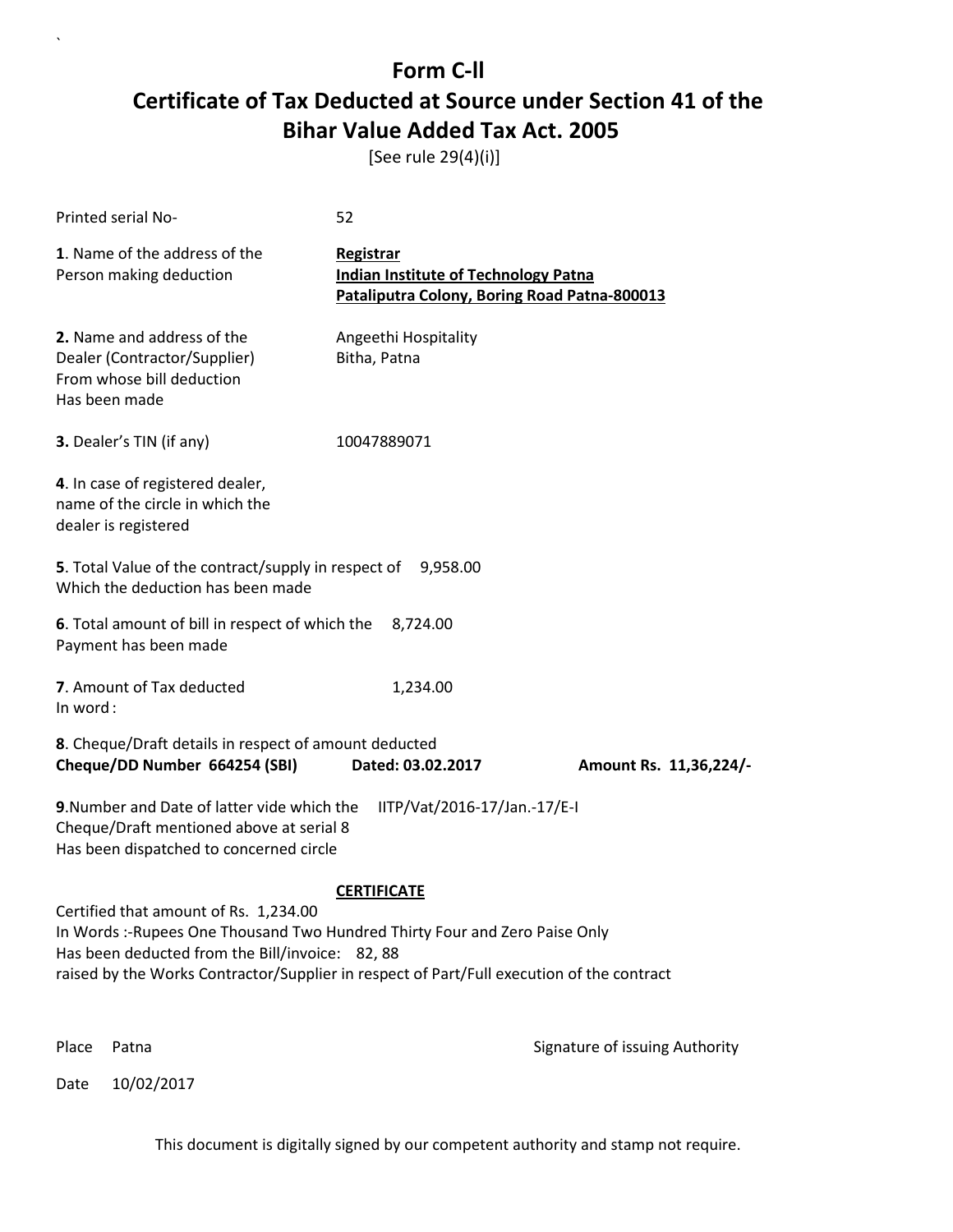# Form C-II

## Certificate of Tax Deducted at Source under Section 41 of the Bihar Value Added Tax Act. 2005

[See rule 29(4)(i)]

Printed serial No- 52

**1**. Name of the address of the Person making deduction

**Registrar**
**Indian Institute of Technology Patna**
**Pataliputra Colony, Boring Road Patna-800013**

**2.** Name and address of the Dealer (Contractor/Supplier) From whose bill deduction Has been made

Angeethi Hospitality
Bitha, Patna

**3.** Dealer's TIN (if any) 10047889071

**4**. In case of registered dealer, name of the circle in which the dealer is registered

**5**. Total Value of the contract/supply in respect of Which the deduction has been made 9,958.00

**6**. Total amount of bill in respect of which the Payment has been made 8,724.00

**7**. Amount of Tax deducted 1,234.00
In word :

**8**. Cheque/Draft details in respect of amount deducted
**Cheque/DD Number 664254 (SBI) Dated: 03.02.2017 Amount Rs. 11,36,224/-**

**9**.Number and Date of latter vide which the Cheque/Draft mentioned above at serial 8 Has been dispatched to concerned circle IITP/Vat/2016-17/Jan.-17/E-I

**CERTIFICATE**

Certified that amount of Rs. 1,234.00
In Words :-Rupees One Thousand Two Hundred Thirty Four and Zero Paise Only
Has been deducted from the Bill/invoice: 82, 88
raised by the Works Contractor/Supplier in respect of Part/Full execution of the contract

Place Patna

Signature of issuing Authority

Date 10/02/2017

This document is digitally signed by our competent authority and stamp not require.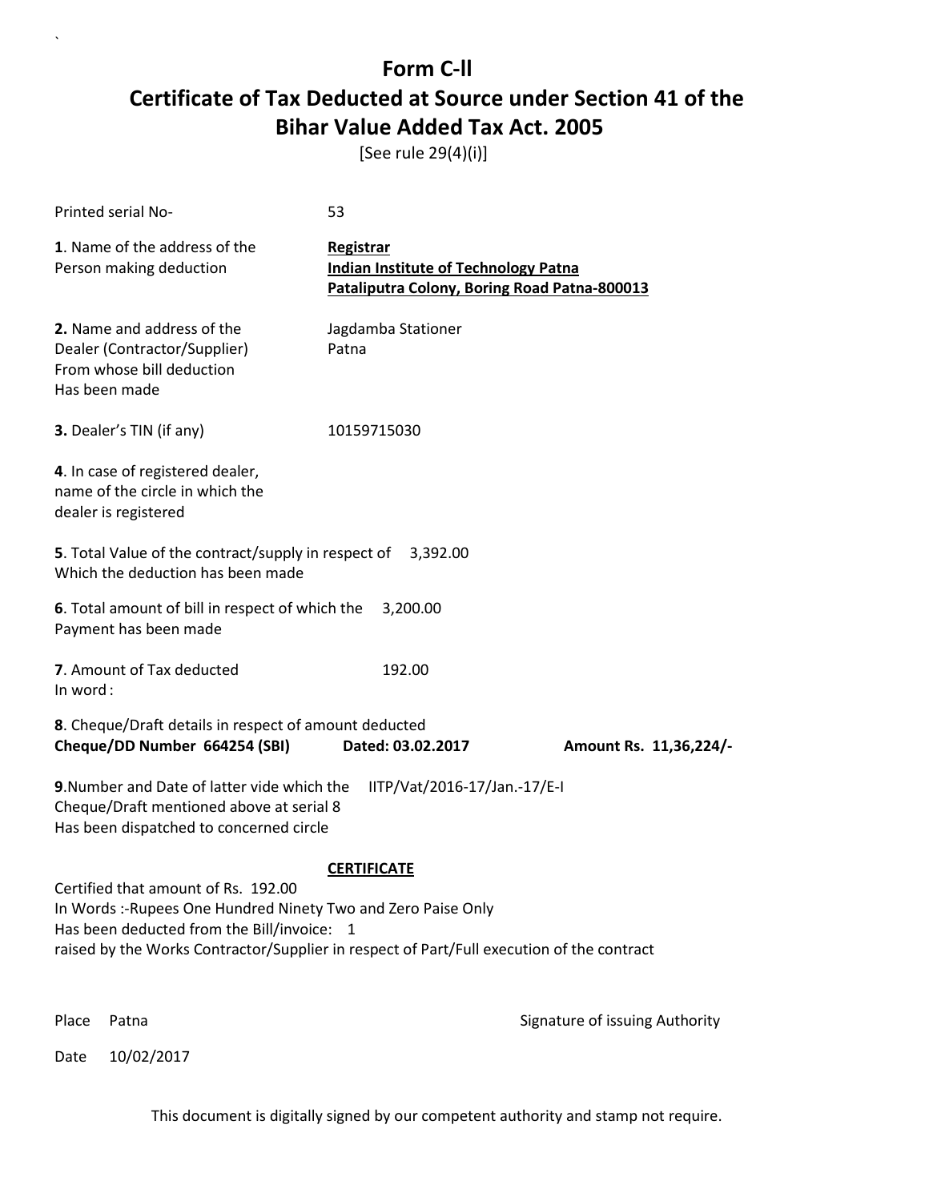# Form C-II

## Certificate of Tax Deducted at Source under Section 41 of the Bihar Value Added Tax Act. 2005

[See rule 29(4)(i)]

Printed serial No- 53

**1**. Name of the address of the Person making deduction

**Registrar**
**Indian Institute of Technology Patna**
**Pataliputra Colony, Boring Road Patna-800013**

**2.** Name and address of the Dealer (Contractor/Supplier) From whose bill deduction Has been made

Jagdamba Stationer
Patna

**3.** Dealer's TIN (if any) 10159715030

**4**. In case of registered dealer, name of the circle in which the dealer is registered

**5**. Total Value of the contract/supply in respect of Which the deduction has been made 3,392.00

**6**. Total amount of bill in respect of which the Payment has been made 3,200.00

**7**. Amount of Tax deducted 192.00
In word :

**8**. Cheque/Draft details in respect of amount deducted
**Cheque/DD Number 664254 (SBI)** **Dated: 03.02.2017** **Amount Rs. 11,36,224/-**

**9**.Number and Date of latter vide which the Cheque/Draft mentioned above at serial 8 Has been dispatched to concerned circle IITP/Vat/2016-17/Jan.-17/E-I

**CERTIFICATE**

Certified that amount of Rs. 192.00
In Words :-Rupees One Hundred Ninety Two and Zero Paise Only
Has been deducted from the Bill/invoice: 1
raised by the Works Contractor/Supplier in respect of Part/Full execution of the contract

Place Patna

Signature of issuing Authority

Date 10/02/2017

This document is digitally signed by our competent authority and stamp not require.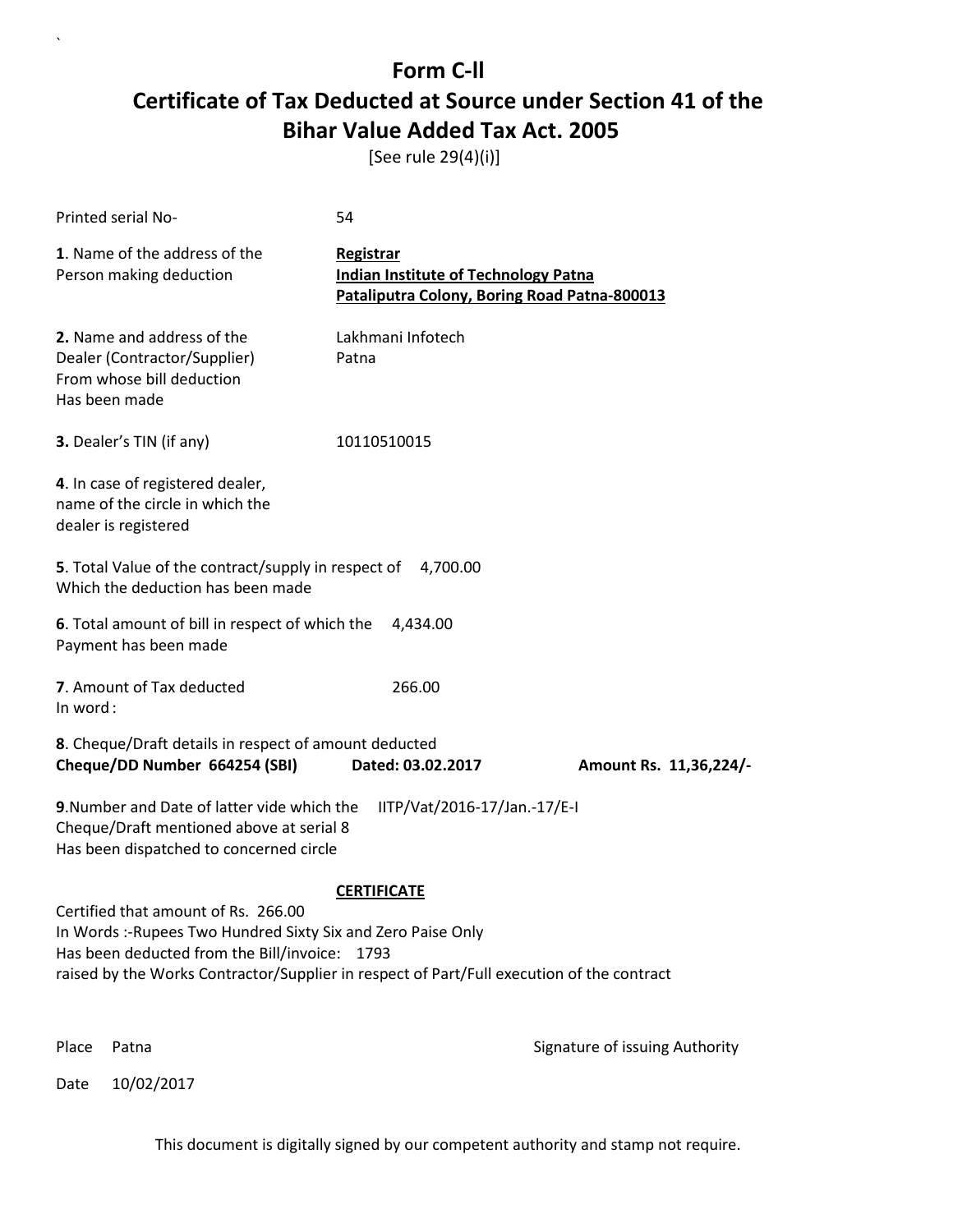# Form C-ll

## Certificate of Tax Deducted at Source under Section 41 of the Bihar Value Added Tax Act. 2005

[See rule 29(4)(i)]

Printed serial No- 54

**1**. Name of the address of the Person making deduction

**Registrar**
**Indian Institute of Technology Patna**
**Pataliputra Colony, Boring Road Patna-800013**

**2.** Name and address of the Dealer (Contractor/Supplier) From whose bill deduction Has been made

Lakhmani Infotech
Patna

**3.** Dealer's TIN (if any) 10110510015

**4**. In case of registered dealer, name of the circle in which the dealer is registered

**5**. Total Value of the contract/supply in respect of Which the deduction has been made 4,700.00

**6**. Total amount of bill in respect of which the Payment has been made 4,434.00

**7**. Amount of Tax deducted 266.00
In word :

**8**. Cheque/Draft details in respect of amount deducted
**Cheque/DD Number 664254 (SBI) Dated: 03.02.2017 Amount Rs. 11,36,224/-**

**9**.Number and Date of latter vide which the Cheque/Draft mentioned above at serial 8 Has been dispatched to concerned circle IITP/Vat/2016-17/Jan.-17/E-I

**CERTIFICATE**

Certified that amount of Rs. 266.00
In Words :-Rupees Two Hundred Sixty Six and Zero Paise Only
Has been deducted from the Bill/invoice: 1793
raised by the Works Contractor/Supplier in respect of Part/Full execution of the contract

Place Patna

Signature of issuing Authority

Date 10/02/2017

This document is digitally signed by our competent authority and stamp not require.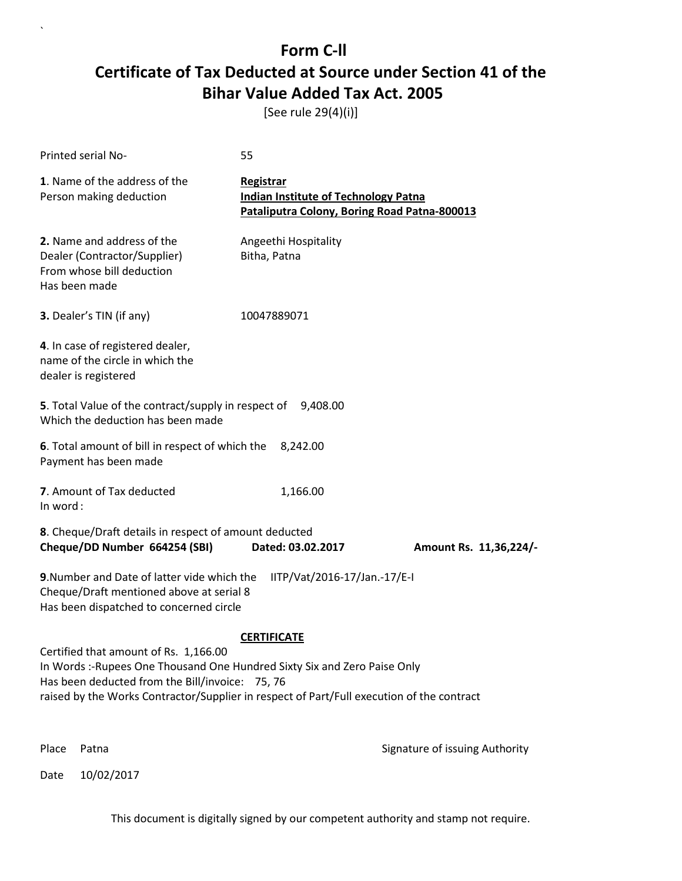# Form C-ll

## Certificate of Tax Deducted at Source under Section 41 of the Bihar Value Added Tax Act. 2005

[See rule 29(4)(i)]

Printed serial No- 55

**1**. Name of the address of the Person making deduction

**Registrar**
**Indian Institute of Technology Patna**
**Pataliputra Colony, Boring Road Patna-800013**

**2.** Name and address of the Dealer (Contractor/Supplier) From whose bill deduction Has been made

Angeethi Hospitality
Bitha, Patna

**3.** Dealer's TIN (if any) 10047889071

**4**. In case of registered dealer, name of the circle in which the dealer is registered

**5**. Total Value of the contract/supply in respect of Which the deduction has been made 9,408.00

**6**. Total amount of bill in respect of which the Payment has been made 8,242.00

**7**. Amount of Tax deducted 1,166.00
In word :

**8**. Cheque/Draft details in respect of amount deducted
**Cheque/DD Number 664254 (SBI) Dated: 03.02.2017 Amount Rs. 11,36,224/-**

**9**.Number and Date of latter vide which the Cheque/Draft mentioned above at serial 8 Has been dispatched to concerned circle IITP/Vat/2016-17/Jan.-17/E-I

**CERTIFICATE**

Certified that amount of Rs. 1,166.00
In Words :-Rupees One Thousand One Hundred Sixty Six and Zero Paise Only
Has been deducted from the Bill/invoice: 75, 76
raised by the Works Contractor/Supplier in respect of Part/Full execution of the contract

Place Patna

Signature of issuing Authority

Date 10/02/2017

This document is digitally signed by our competent authority and stamp not require.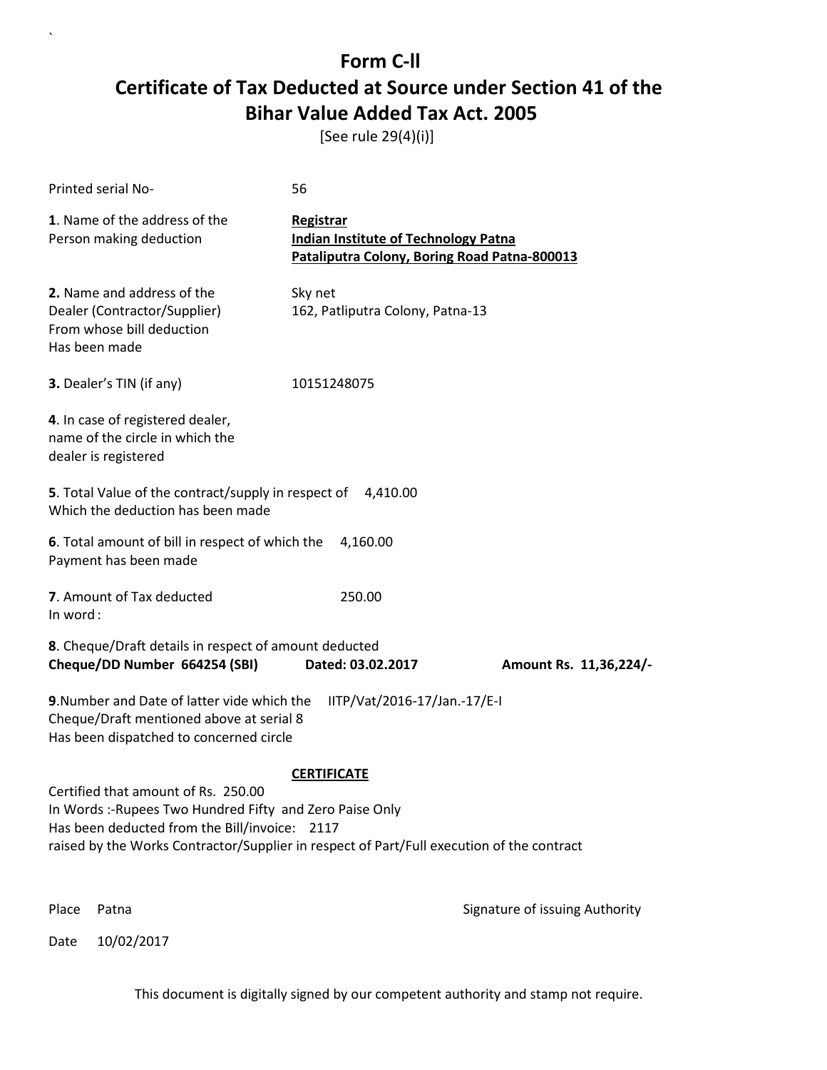# Form C-ll

# Certificate of Tax Deducted at Source under Section 41 of the Bihar Value Added Tax Act. 2005

[See rule 29(4)(i)]

Printed serial No- 56

**1**. Name of the address of the Person making deduction

**Registrar**
**Indian Institute of Technology Patna**
**Pataliputra Colony, Boring Road Patna-800013**

**2.** Name and address of the Dealer (Contractor/Supplier) From whose bill deduction Has been made

Sky net
162, Patliputra Colony, Patna-13

**3.** Dealer's TIN (if any) 10151248075

**4**. In case of registered dealer, name of the circle in which the dealer is registered

**5**. Total Value of the contract/supply in respect of Which the deduction has been made 4,410.00

**6**. Total amount of bill in respect of which the Payment has been made 4,160.00

**7**. Amount of Tax deducted 250.00
In word :

**8**. Cheque/Draft details in respect of amount deducted
**Cheque/DD Number 664254 (SBI) Dated: 03.02.2017 Amount Rs. 11,36,224/-**

**9**.Number and Date of latter vide which the Cheque/Draft mentioned above at serial 8 Has been dispatched to concerned circle IITP/Vat/2016-17/Jan.-17/E-I

**CERTIFICATE**

Certified that amount of Rs. 250.00
In Words :-Rupees Two Hundred Fifty and Zero Paise Only
Has been deducted from the Bill/invoice: 2117
raised by the Works Contractor/Supplier in respect of Part/Full execution of the contract

Place Patna

Signature of issuing Authority

Date 10/02/2017

This document is digitally signed by our competent authority and stamp not require.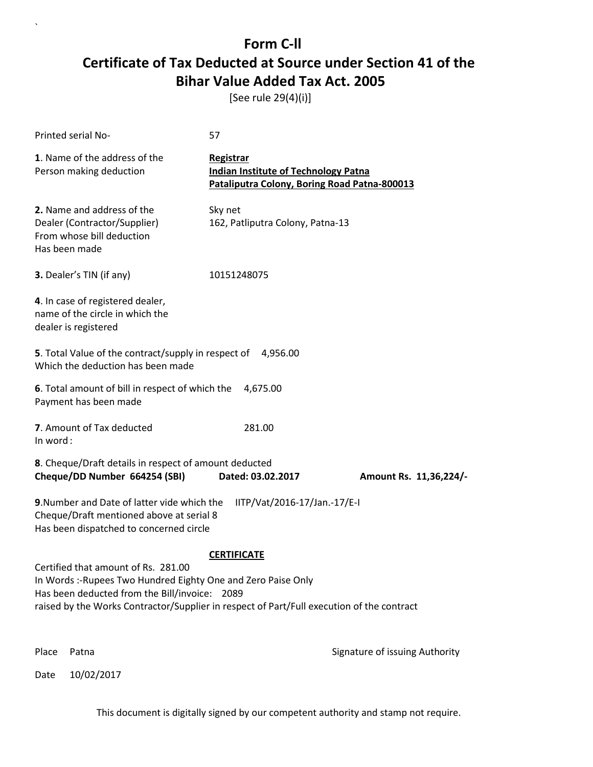# Form C-ll

# Certificate of Tax Deducted at Source under Section 41 of the Bihar Value Added Tax Act. 2005

[See rule 29(4)(i)]

Printed serial No- 57

**1**. Name of the address of the Person making deduction

**Registrar**
**Indian Institute of Technology Patna**
**Pataliputra Colony, Boring Road Patna-800013**

**2.** Name and address of the Dealer (Contractor/Supplier) From whose bill deduction Has been made

Sky net
162, Patliputra Colony, Patna-13

**3.** Dealer's TIN (if any) 10151248075

**4**. In case of registered dealer, name of the circle in which the dealer is registered

**5**. Total Value of the contract/supply in respect of Which the deduction has been made 4,956.00

**6**. Total amount of bill in respect of which the Payment has been made 4,675.00

**7**. Amount of Tax deducted 281.00
In word :

**8**. Cheque/Draft details in respect of amount deducted
**Cheque/DD Number 664254 (SBI) Dated: 03.02.2017 Amount Rs. 11,36,224/-**

**9**.Number and Date of latter vide which the Cheque/Draft mentioned above at serial 8 Has been dispatched to concerned circle IITP/Vat/2016-17/Jan.-17/E-I

**CERTIFICATE**

Certified that amount of Rs. 281.00
In Words :-Rupees Two Hundred Eighty One and Zero Paise Only
Has been deducted from the Bill/invoice: 2089
raised by the Works Contractor/Supplier in respect of Part/Full execution of the contract

Place Patna

Signature of issuing Authority

Date 10/02/2017

This document is digitally signed by our competent authority and stamp not require.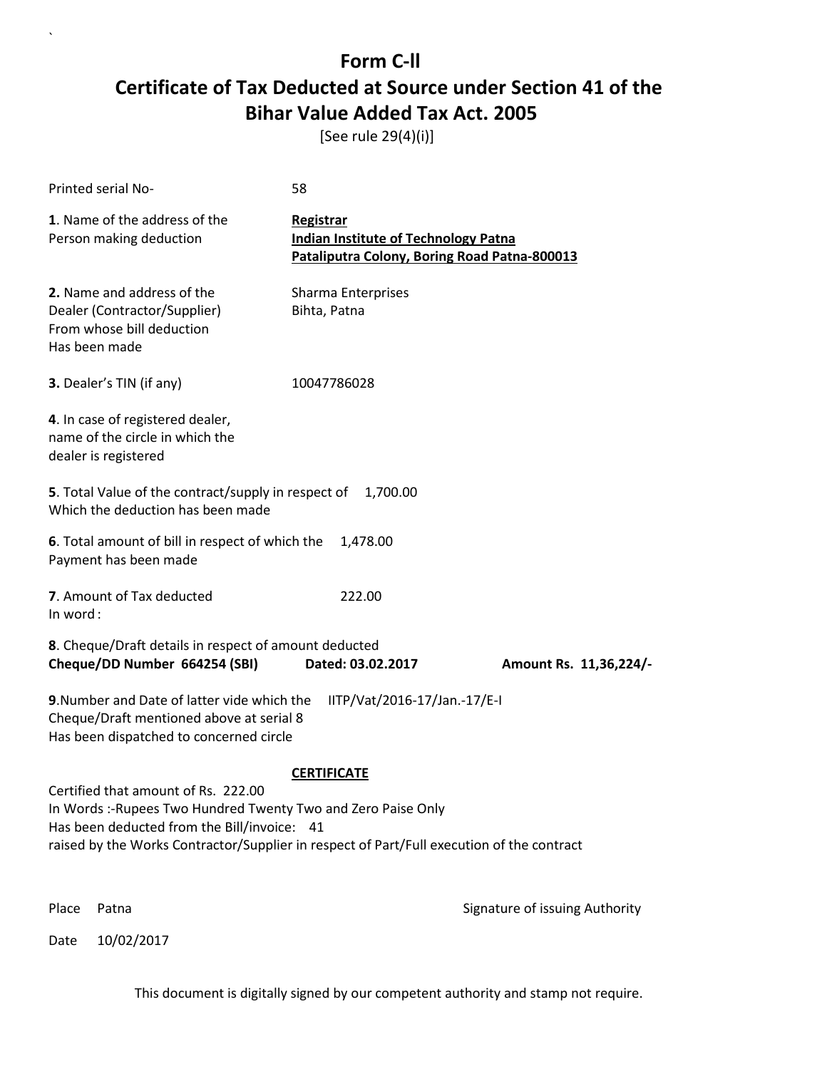# Form C-ll

## Certificate of Tax Deducted at Source under Section 41 of the Bihar Value Added Tax Act. 2005

[See rule 29(4)(i)]

Printed serial No- 58

**1**. Name of the address of the Person making deduction

**Registrar**
**Indian Institute of Technology Patna**
**Pataliputra Colony, Boring Road Patna-800013**

**2.** Name and address of the Dealer (Contractor/Supplier) From whose bill deduction Has been made

Sharma Enterprises
Bihta, Patna

**3.** Dealer's TIN (if any) 10047786028

**4**. In case of registered dealer, name of the circle in which the dealer is registered

**5**. Total Value of the contract/supply in respect of Which the deduction has been made 1,700.00

**6**. Total amount of bill in respect of which the Payment has been made 1,478.00

**7**. Amount of Tax deducted 222.00
In word :

**8**. Cheque/Draft details in respect of amount deducted
**Cheque/DD Number 664254 (SBI) Dated: 03.02.2017 Amount Rs. 11,36,224/-**

**9**.Number and Date of latter vide which the Cheque/Draft mentioned above at serial 8 Has been dispatched to concerned circle IITP/Vat/2016-17/Jan.-17/E-I

**CERTIFICATE**

Certified that amount of Rs. 222.00
In Words :-Rupees Two Hundred Twenty Two and Zero Paise Only
Has been deducted from the Bill/invoice: 41
raised by the Works Contractor/Supplier in respect of Part/Full execution of the contract

Place Patna

Signature of issuing Authority

Date 10/02/2017

This document is digitally signed by our competent authority and stamp not require.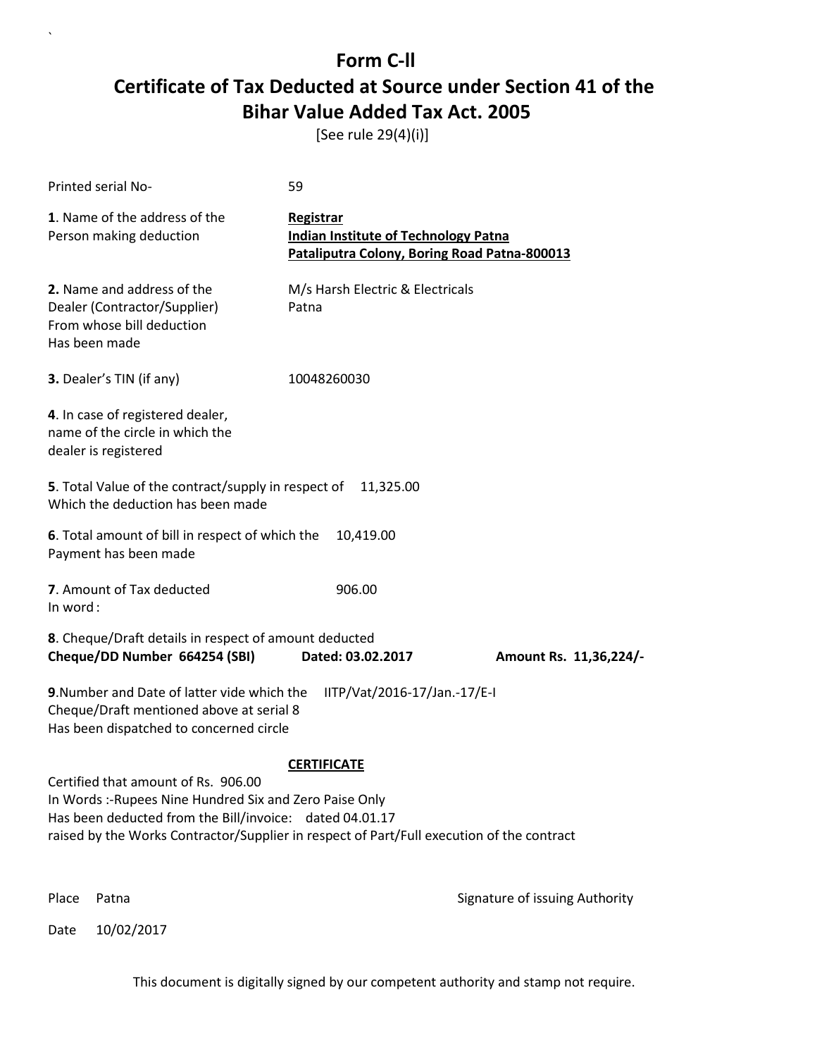# Form C-ll

## Certificate of Tax Deducted at Source under Section 41 of the Bihar Value Added Tax Act. 2005

[See rule 29(4)(i)]

Printed serial No- 59

**1**. Name of the address of the Person making deduction

**Registrar**
**Indian Institute of Technology Patna**
**Pataliputra Colony, Boring Road Patna-800013**

**2.** Name and address of the Dealer (Contractor/Supplier) From whose bill deduction Has been made

M/s Harsh Electric & Electricals
Patna

**3.** Dealer's TIN (if any) 10048260030

**4**. In case of registered dealer, name of the circle in which the dealer is registered

**5**. Total Value of the contract/supply in respect of Which the deduction has been made 11,325.00

**6**. Total amount of bill in respect of which the Payment has been made 10,419.00

**7**. Amount of Tax deducted 906.00
In word :

**8**. Cheque/Draft details in respect of amount deducted
**Cheque/DD Number 664254 (SBI) Dated: 03.02.2017 Amount Rs. 11,36,224/-**

**9**.Number and Date of latter vide which the Cheque/Draft mentioned above at serial 8 Has been dispatched to concerned circle IITP/Vat/2016-17/Jan.-17/E-I

**CERTIFICATE**

Certified that amount of Rs. 906.00
In Words :-Rupees Nine Hundred Six and Zero Paise Only
Has been deducted from the Bill/invoice: dated 04.01.17
raised by the Works Contractor/Supplier in respect of Part/Full execution of the contract

Place Patna

Signature of issuing Authority

Date 10/02/2017

This document is digitally signed by our competent authority and stamp not require.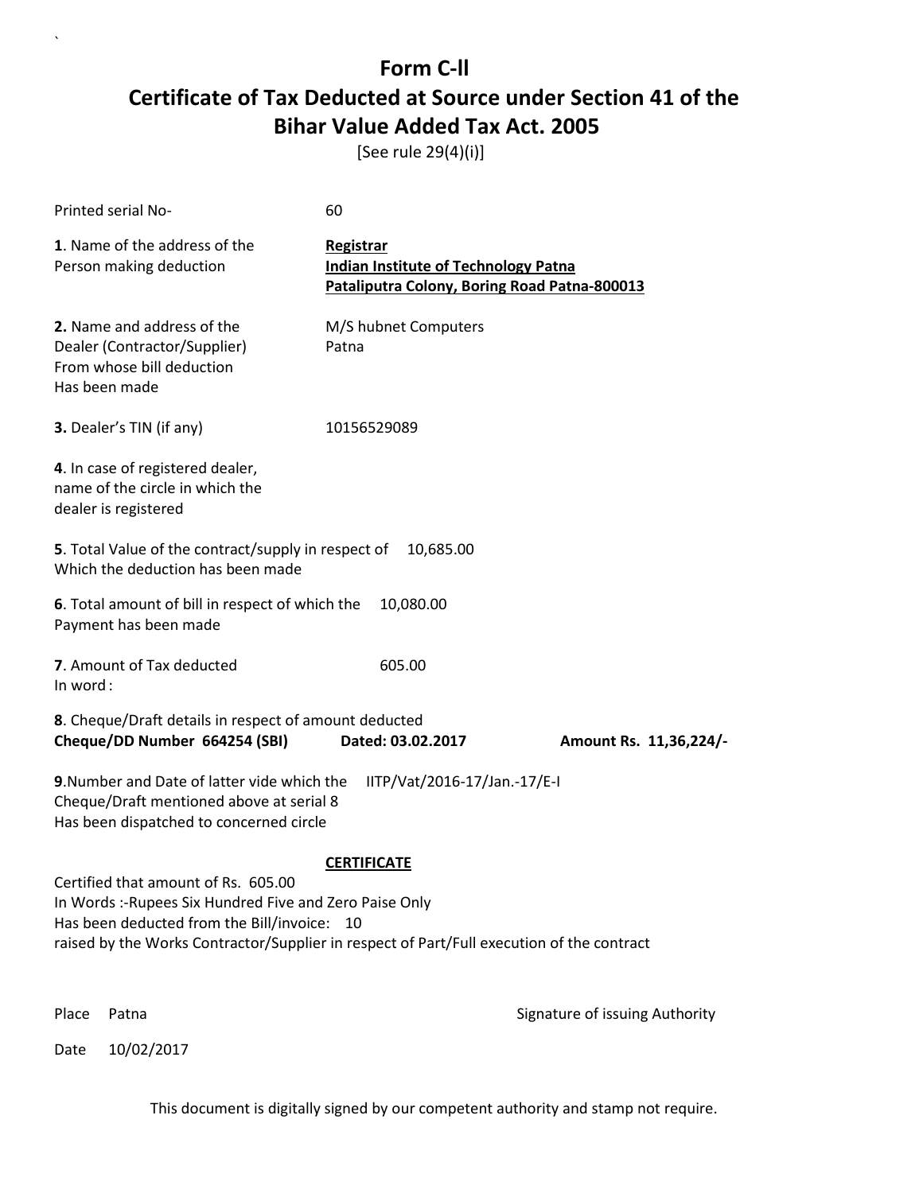# Form C-ll

## Certificate of Tax Deducted at Source under Section 41 of the Bihar Value Added Tax Act. 2005

[See rule 29(4)(i)]

Printed serial No- 60

**1**. Name of the address of the Person making deduction

**Registrar**
**Indian Institute of Technology Patna**
**Pataliputra Colony, Boring Road Patna-800013**

**2.** Name and address of the Dealer (Contractor/Supplier) From whose bill deduction Has been made

M/S hubnet Computers
Patna

**3.** Dealer's TIN (if any) 10156529089

**4**. In case of registered dealer, name of the circle in which the dealer is registered

**5**. Total Value of the contract/supply in respect of Which the deduction has been made 10,685.00

**6**. Total amount of bill in respect of which the Payment has been made 10,080.00

**7**. Amount of Tax deducted 605.00
In word :

**8**. Cheque/Draft details in respect of amount deducted
**Cheque/DD Number 664254 (SBI)** **Dated: 03.02.2017** **Amount Rs. 11,36,224/-**

**9**.Number and Date of latter vide which the Cheque/Draft mentioned above at serial 8 Has been dispatched to concerned circle IITP/Vat/2016-17/Jan.-17/E-I

**CERTIFICATE**

Certified that amount of Rs. 605.00
In Words :-Rupees Six Hundred Five and Zero Paise Only
Has been deducted from the Bill/invoice: 10
raised by the Works Contractor/Supplier in respect of Part/Full execution of the contract

Place Patna

Signature of issuing Authority

Date 10/02/2017

This document is digitally signed by our competent authority and stamp not require.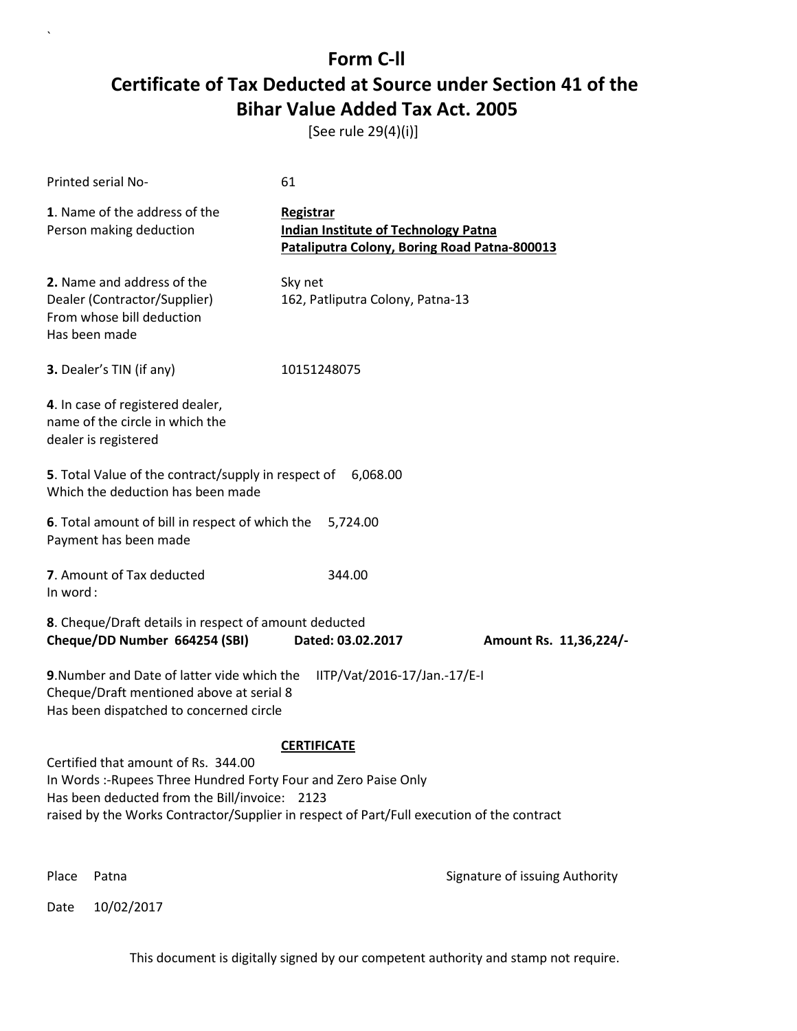# Form C-II

# Certificate of Tax Deducted at Source under Section 41 of the Bihar Value Added Tax Act. 2005

[See rule 29(4)(i)]

Printed serial No- 61

**1**. Name of the address of the Person making deduction

**Registrar**
**Indian Institute of Technology Patna**
**Pataliputra Colony, Boring Road Patna-800013**

**2.** Name and address of the Dealer (Contractor/Supplier) From whose bill deduction Has been made

Sky net
162, Patliputra Colony, Patna-13

**3.** Dealer's TIN (if any) 10151248075

**4**. In case of registered dealer, name of the circle in which the dealer is registered

**5**. Total Value of the contract/supply in respect of Which the deduction has been made 6,068.00

**6**. Total amount of bill in respect of which the Payment has been made 5,724.00

**7**. Amount of Tax deducted 344.00
In word :

**8**. Cheque/Draft details in respect of amount deducted
**Cheque/DD Number 664254 (SBI)** **Dated: 03.02.2017** **Amount Rs. 11,36,224/-**

**9**.Number and Date of latter vide which the Cheque/Draft mentioned above at serial 8 Has been dispatched to concerned circle IITP/Vat/2016-17/Jan.-17/E-I

**CERTIFICATE**

Certified that amount of Rs. 344.00
In Words :-Rupees Three Hundred Forty Four and Zero Paise Only
Has been deducted from the Bill/invoice: 2123
raised by the Works Contractor/Supplier in respect of Part/Full execution of the contract

Place Patna

Signature of issuing Authority

Date 10/02/2017

This document is digitally signed by our competent authority and stamp not require.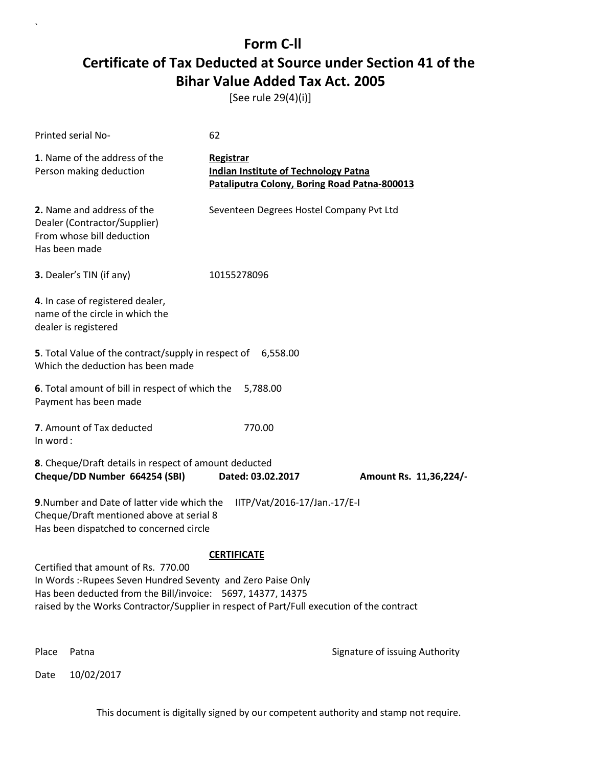# Form C-ll

## Certificate of Tax Deducted at Source under Section 41 of the Bihar Value Added Tax Act. 2005

[See rule 29(4)(i)]

Printed serial No- 62

**1**. Name of the address of the Person making deduction

**Registrar**
**Indian Institute of Technology Patna**
**Pataliputra Colony, Boring Road Patna-800013**

**2.** Name and address of the Dealer (Contractor/Supplier) From whose bill deduction Has been made

Seventeen Degrees Hostel Company Pvt Ltd

**3.** Dealer's TIN (if any) 10155278096

**4**. In case of registered dealer, name of the circle in which the dealer is registered

**5**. Total Value of the contract/supply in respect of Which the deduction has been made 6,558.00

**6**. Total amount of bill in respect of which the Payment has been made 5,788.00

**7**. Amount of Tax deducted 770.00
In word :

**8**. Cheque/Draft details in respect of amount deducted
**Cheque/DD Number 664254 (SBI) Dated: 03.02.2017 Amount Rs. 11,36,224/-**

**9**.Number and Date of latter vide which the Cheque/Draft mentioned above at serial 8 Has been dispatched to concerned circle IITP/Vat/2016-17/Jan.-17/E-I

**CERTIFICATE**

Certified that amount of Rs. 770.00
In Words :-Rupees Seven Hundred Seventy and Zero Paise Only
Has been deducted from the Bill/invoice: 5697, 14377, 14375
raised by the Works Contractor/Supplier in respect of Part/Full execution of the contract

Place Patna

Signature of issuing Authority

Date 10/02/2017

This document is digitally signed by our competent authority and stamp not require.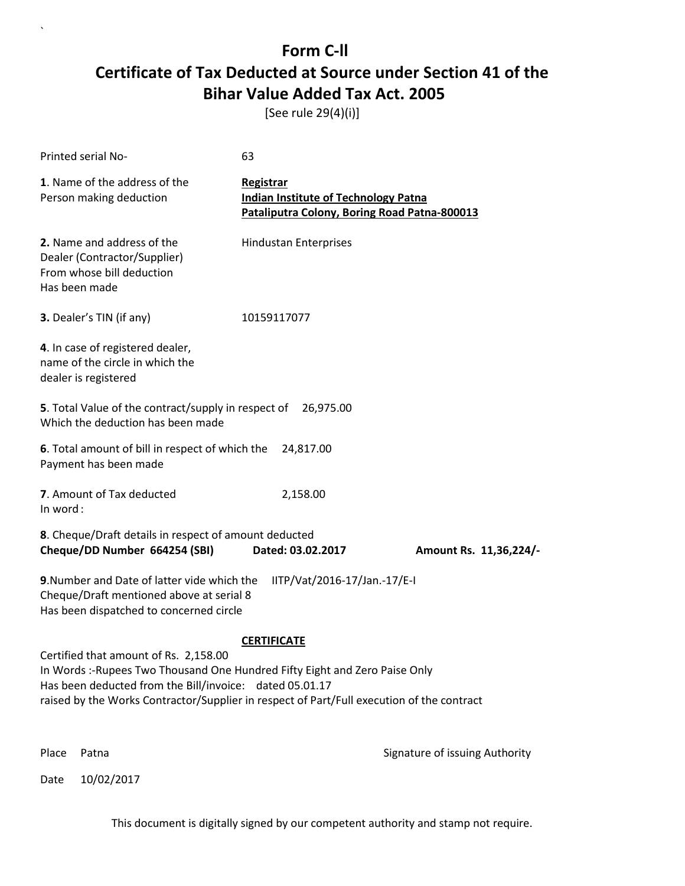# Form C-ll

# Certificate of Tax Deducted at Source under Section 41 of the Bihar Value Added Tax Act. 2005

[See rule 29(4)(i)]

Printed serial No- 63

**1**. Name of the address of the Person making deduction

**Registrar**
**Indian Institute of Technology Patna**
**Pataliputra Colony, Boring Road Patna-800013**

**2.** Name and address of the Dealer (Contractor/Supplier) From whose bill deduction Has been made

Hindustan Enterprises

**3.** Dealer's TIN (if any) 10159117077

**4**. In case of registered dealer, name of the circle in which the dealer is registered

**5**. Total Value of the contract/supply in respect of Which the deduction has been made 26,975.00

**6**. Total amount of bill in respect of which the Payment has been made 24,817.00

**7**. Amount of Tax deducted 2,158.00
In word :

**8**. Cheque/Draft details in respect of amount deducted
**Cheque/DD Number 664254 (SBI) Dated: 03.02.2017 Amount Rs. 11,36,224/-**

**9**.Number and Date of latter vide which the Cheque/Draft mentioned above at serial 8 Has been dispatched to concerned circle IITP/Vat/2016-17/Jan.-17/E-I

**CERTIFICATE**

Certified that amount of Rs. 2,158.00
In Words :-Rupees Two Thousand One Hundred Fifty Eight and Zero Paise Only
Has been deducted from the Bill/invoice: dated 05.01.17
raised by the Works Contractor/Supplier in respect of Part/Full execution of the contract

Place Patna

Signature of issuing Authority

Date 10/02/2017

This document is digitally signed by our competent authority and stamp not require.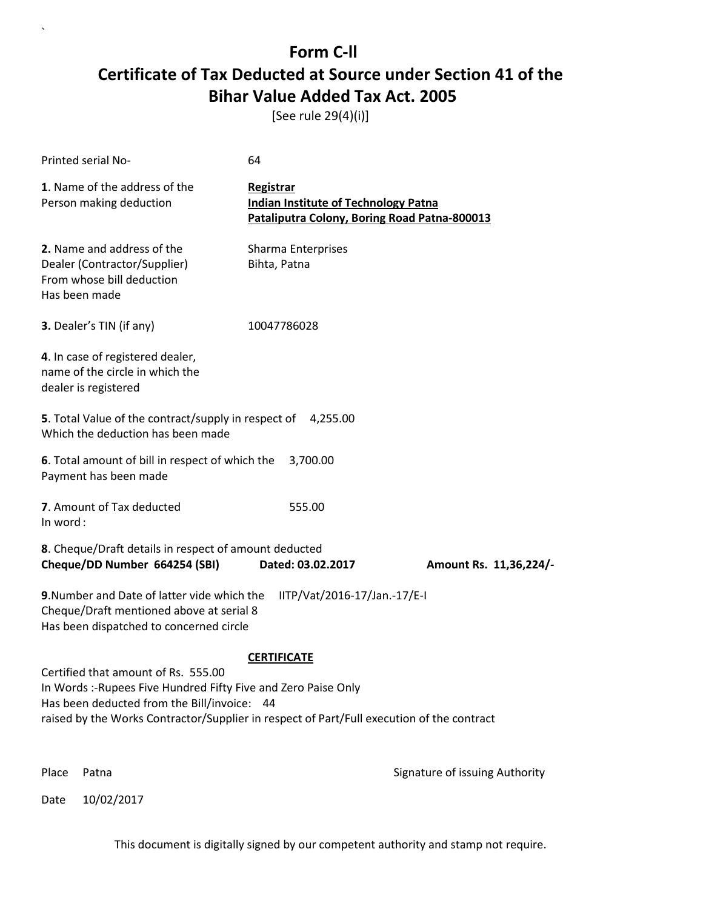# Form C-ll

# Certificate of Tax Deducted at Source under Section 41 of the Bihar Value Added Tax Act. 2005

[See rule 29(4)(i)]

Printed serial No- 64

**1**. Name of the address of the Person making deduction

**Registrar**
**Indian Institute of Technology Patna**
**Pataliputra Colony, Boring Road Patna-800013**

**2.** Name and address of the Dealer (Contractor/Supplier) From whose bill deduction Has been made

Sharma Enterprises
Bihta, Patna

**3.** Dealer's TIN (if any) 10047786028

**4**. In case of registered dealer, name of the circle in which the dealer is registered

**5**. Total Value of the contract/supply in respect of Which the deduction has been made 4,255.00

**6**. Total amount of bill in respect of which the Payment has been made 3,700.00

**7**. Amount of Tax deducted 555.00
In word :

**8**. Cheque/Draft details in respect of amount deducted
**Cheque/DD Number 664254 (SBI) Dated: 03.02.2017 Amount Rs. 11,36,224/-**

**9**.Number and Date of latter vide which the Cheque/Draft mentioned above at serial 8 Has been dispatched to concerned circle IITP/Vat/2016-17/Jan.-17/E-I

**CERTIFICATE**

Certified that amount of Rs. 555.00
In Words :-Rupees Five Hundred Fifty Five and Zero Paise Only
Has been deducted from the Bill/invoice: 44
raised by the Works Contractor/Supplier in respect of Part/Full execution of the contract

Place Patna

Signature of issuing Authority

Date 10/02/2017

This document is digitally signed by our competent authority and stamp not require.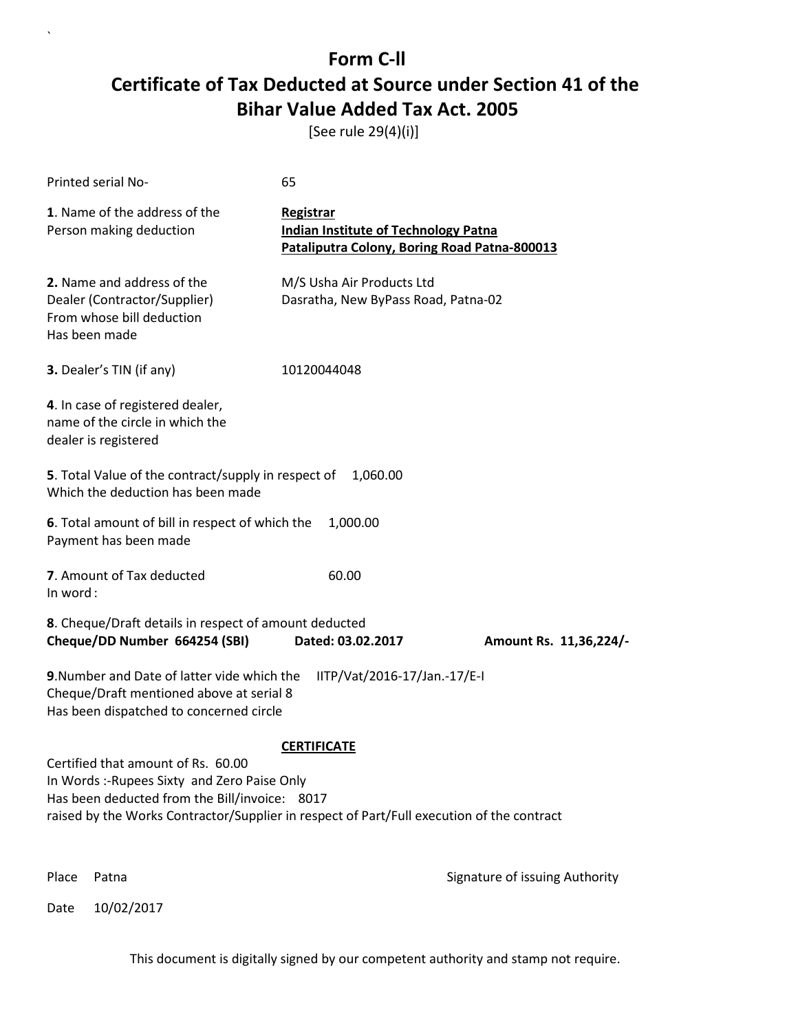# Form C-ll
## Certificate of Tax Deducted at Source under Section 41 of the Bihar Value Added Tax Act. 2005

[See rule 29(4)(i)]

Printed serial No- 65

**1**. Name of the address of the Person making deduction

**Registrar**
**Indian Institute of Technology Patna**
**Pataliputra Colony, Boring Road Patna-800013**

**2.** Name and address of the Dealer (Contractor/Supplier) From whose bill deduction Has been made

M/S Usha Air Products Ltd
Dasratha, New ByPass Road, Patna-02

**3.** Dealer's TIN (if any) 10120044048

**4**. In case of registered dealer, name of the circle in which the dealer is registered

**5**. Total Value of the contract/supply in respect of Which the deduction has been made 1,060.00

**6**. Total amount of bill in respect of which the Payment has been made 1,000.00

**7**. Amount of Tax deducted 60.00
In word :

**8**. Cheque/Draft details in respect of amount deducted
**Cheque/DD Number 664254 (SBI) Dated: 03.02.2017 Amount Rs. 11,36,224/-**

**9**.Number and Date of latter vide which the Cheque/Draft mentioned above at serial 8 Has been dispatched to concerned circle IITP/Vat/2016-17/Jan.-17/E-I

**CERTIFICATE**

Certified that amount of Rs. 60.00
In Words :-Rupees Sixty and Zero Paise Only
Has been deducted from the Bill/invoice: 8017
raised by the Works Contractor/Supplier in respect of Part/Full execution of the contract

Place Patna

Signature of issuing Authority

Date 10/02/2017

This document is digitally signed by our competent authority and stamp not require.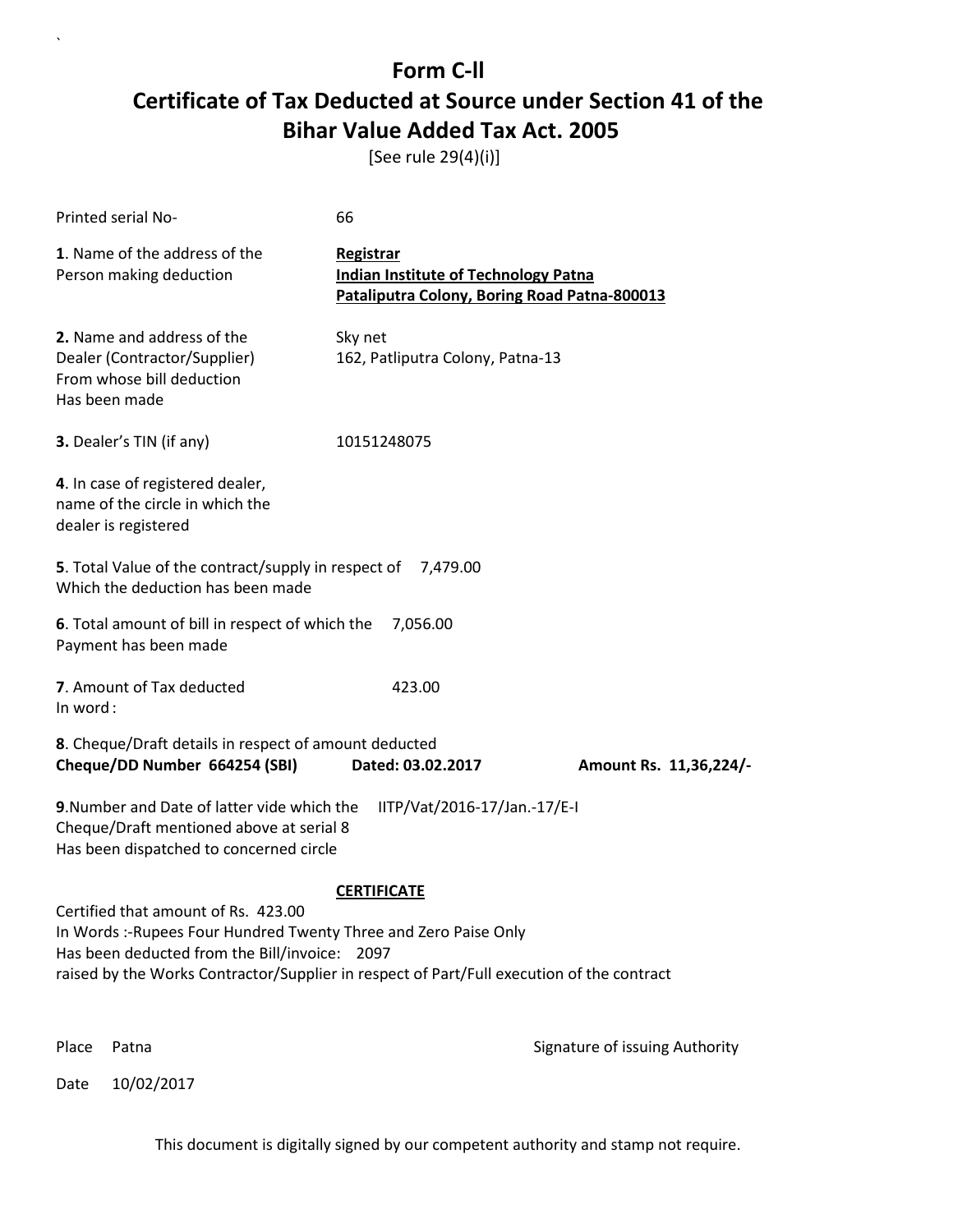# Form C-ll

## Certificate of Tax Deducted at Source under Section 41 of the Bihar Value Added Tax Act. 2005

[See rule 29(4)(i)]

Printed serial No- 66

**1**. Name of the address of the Person making deduction

**Registrar**
**Indian Institute of Technology Patna**
**Pataliputra Colony, Boring Road Patna-800013**

**2.** Name and address of the Dealer (Contractor/Supplier) From whose bill deduction Has been made

Sky net
162, Patliputra Colony, Patna-13

**3.** Dealer's TIN (if any) 10151248075

**4**. In case of registered dealer, name of the circle in which the dealer is registered

**5**. Total Value of the contract/supply in respect of Which the deduction has been made 7,479.00

**6**. Total amount of bill in respect of which the Payment has been made 7,056.00

**7**. Amount of Tax deducted 423.00
In word :

**8**. Cheque/Draft details in respect of amount deducted
**Cheque/DD Number 664254 (SBI) Dated: 03.02.2017 Amount Rs. 11,36,224/-**

**9**.Number and Date of latter vide which the Cheque/Draft mentioned above at serial 8 Has been dispatched to concerned circle IITP/Vat/2016-17/Jan.-17/E-I

**CERTIFICATE**

Certified that amount of Rs. 423.00
In Words :-Rupees Four Hundred Twenty Three and Zero Paise Only
Has been deducted from the Bill/invoice: 2097
raised by the Works Contractor/Supplier in respect of Part/Full execution of the contract

Place Patna

Signature of issuing Authority

Date 10/02/2017

This document is digitally signed by our competent authority and stamp not require.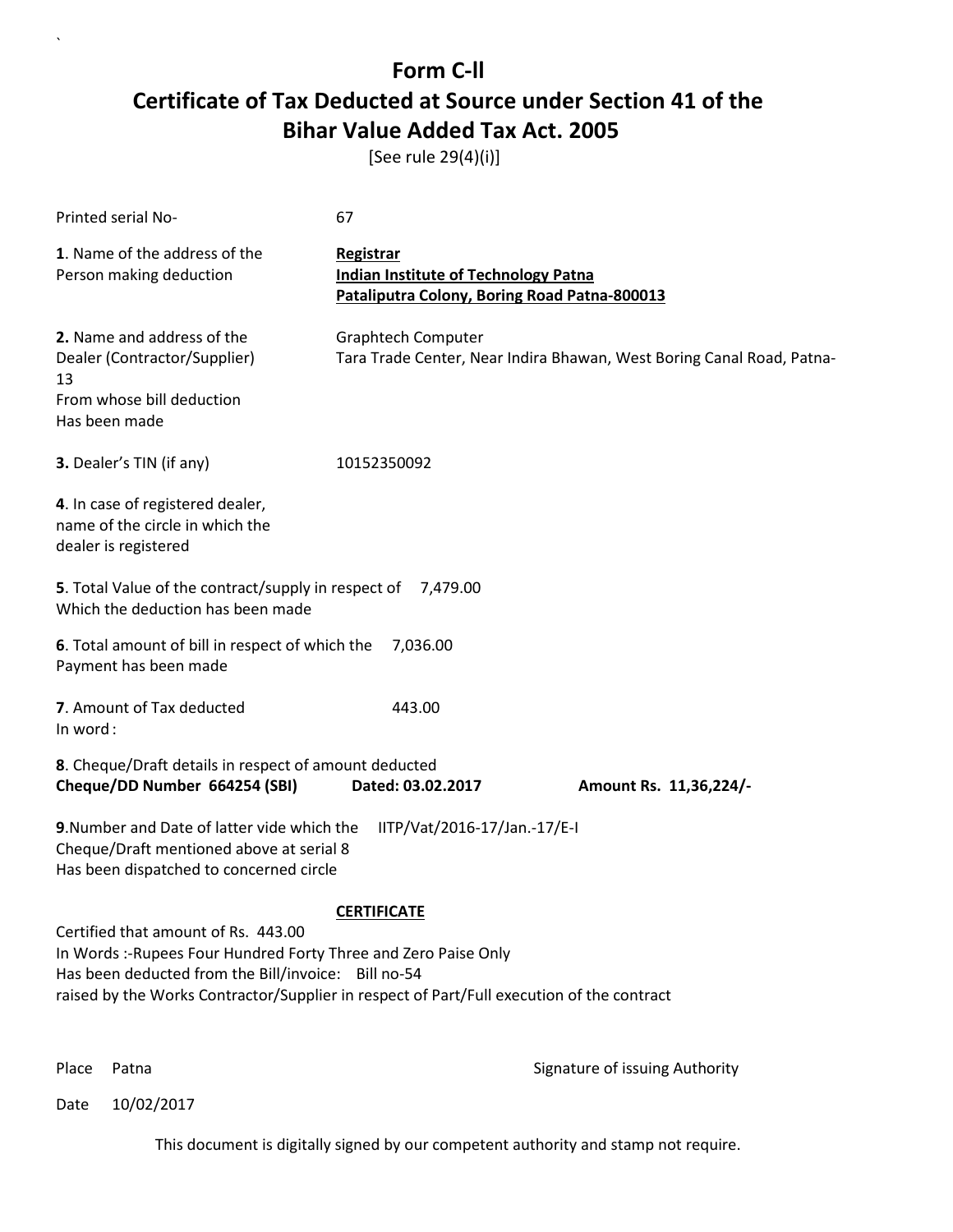# Form C-ll

## Certificate of Tax Deducted at Source under Section 41 of the Bihar Value Added Tax Act. 2005

[See rule 29(4)(i)]

Printed serial No- 67

**1**. Name of the address of the Person making deduction

**Registrar**
**Indian Institute of Technology Patna**
**Pataliputra Colony, Boring Road Patna-800013**

**2.** Name and address of the Dealer (Contractor/Supplier) From whose bill deduction Has been made

Graphtech Computer
Tara Trade Center, Near Indira Bhawan, West Boring Canal Road, Patna-13

**3.** Dealer's TIN (if any) 10152350092

**4**. In case of registered dealer, name of the circle in which the dealer is registered

**5**. Total Value of the contract/supply in respect of Which the deduction has been made 7,479.00

**6**. Total amount of bill in respect of which the Payment has been made 7,036.00

**7**. Amount of Tax deducted 443.00
In word :

**8**. Cheque/Draft details in respect of amount deducted
**Cheque/DD Number 664254 (SBI) Dated: 03.02.2017 Amount Rs. 11,36,224/-**

**9**.Number and Date of latter vide which the Cheque/Draft mentioned above at serial 8 Has been dispatched to concerned circle IITP/Vat/2016-17/Jan.-17/E-I

**CERTIFICATE**

Certified that amount of Rs. 443.00
In Words :-Rupees Four Hundred Forty Three and Zero Paise Only
Has been deducted from the Bill/invoice: Bill no-54
raised by the Works Contractor/Supplier in respect of Part/Full execution of the contract

Place Patna

Signature of issuing Authority

Date 10/02/2017

This document is digitally signed by our competent authority and stamp not require.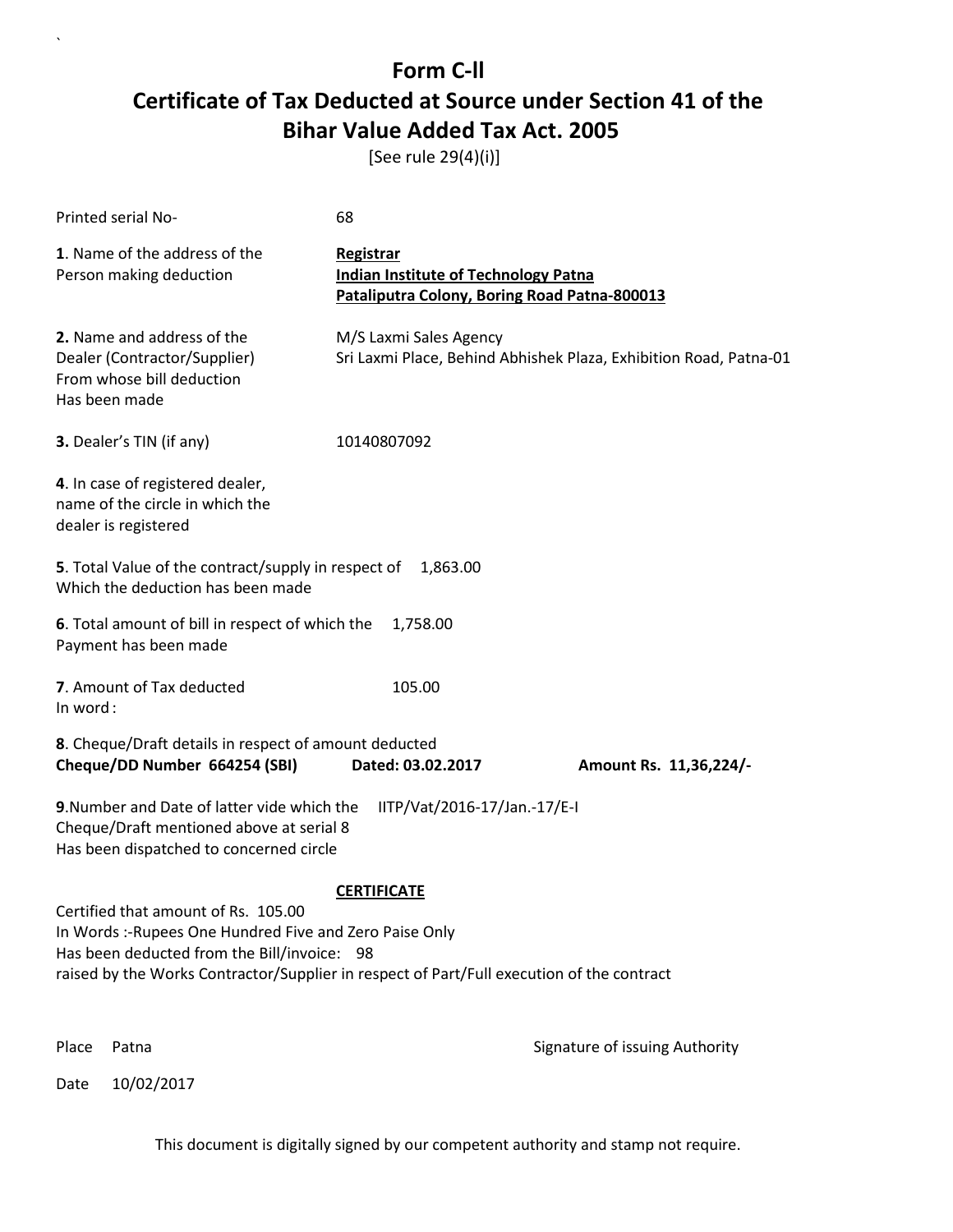# Form C-ll

## Certificate of Tax Deducted at Source under Section 41 of the Bihar Value Added Tax Act. 2005

[See rule 29(4)(i)]

Printed serial No- 68

**1**. Name of the address of the Person making deduction

**Registrar**
**Indian Institute of Technology Patna**
**Pataliputra Colony, Boring Road Patna-800013**

**2.** Name and address of the Dealer (Contractor/Supplier) From whose bill deduction Has been made

M/S Laxmi Sales Agency
Sri Laxmi Place, Behind Abhishek Plaza, Exhibition Road, Patna-01

**3.** Dealer's TIN (if any) 10140807092

**4**. In case of registered dealer, name of the circle in which the dealer is registered

**5**. Total Value of the contract/supply in respect of Which the deduction has been made 1,863.00

**6**. Total amount of bill in respect of which the Payment has been made 1,758.00

**7**. Amount of Tax deducted 105.00
In word :

**8**. Cheque/Draft details in respect of amount deducted
**Cheque/DD Number 664254 (SBI) Dated: 03.02.2017 Amount Rs. 11,36,224/-**

**9**.Number and Date of latter vide which the Cheque/Draft mentioned above at serial 8 Has been dispatched to concerned circle IITP/Vat/2016-17/Jan.-17/E-I

**CERTIFICATE**

Certified that amount of Rs. 105.00
In Words :-Rupees One Hundred Five and Zero Paise Only
Has been deducted from the Bill/invoice: 98
raised by the Works Contractor/Supplier in respect of Part/Full execution of the contract

Place Patna

Signature of issuing Authority

Date 10/02/2017

This document is digitally signed by our competent authority and stamp not require.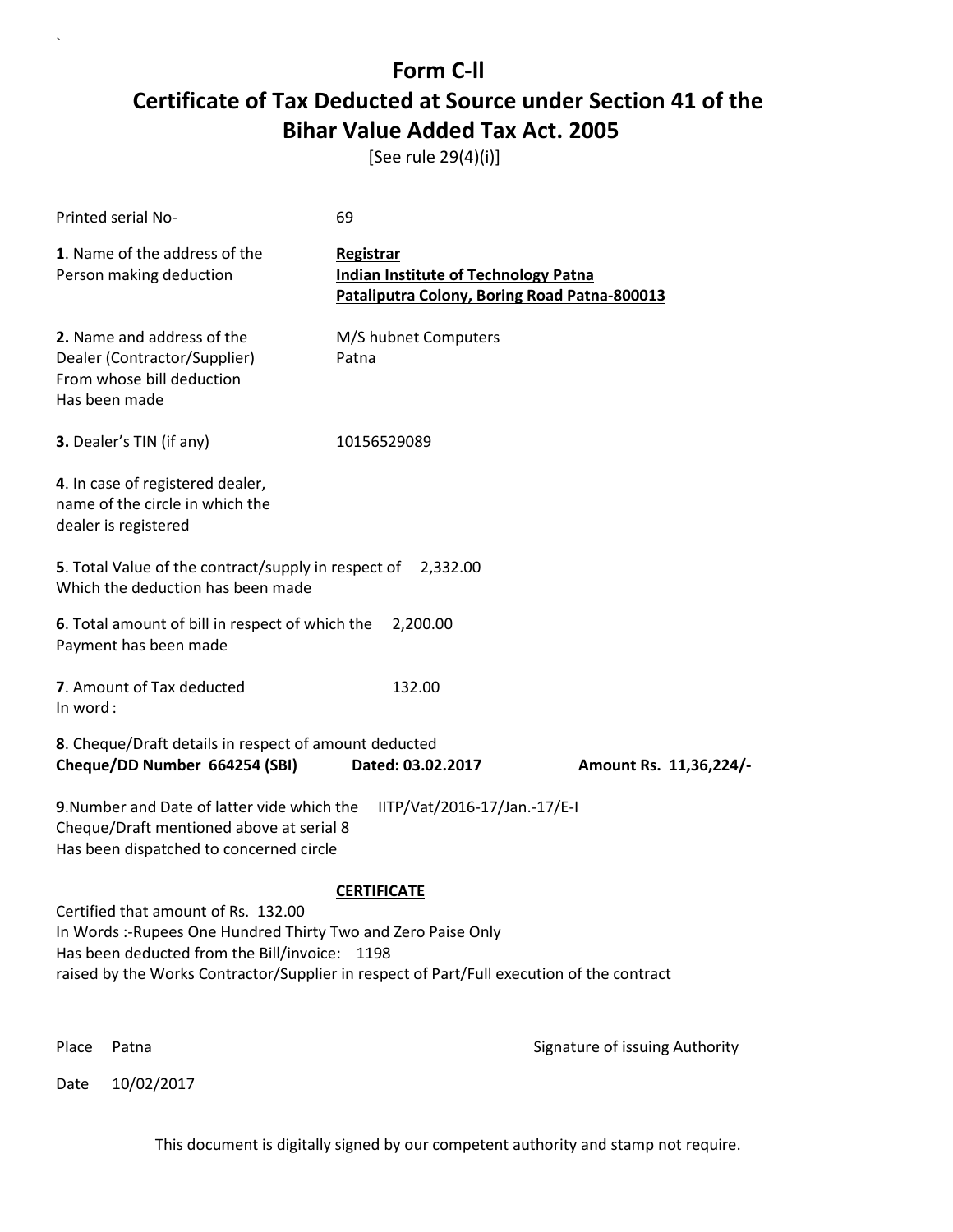# Form C-ll

# Certificate of Tax Deducted at Source under Section 41 of the Bihar Value Added Tax Act. 2005

[See rule 29(4)(i)]

Printed serial No- 69

**1**. Name of the address of the Person making deduction

**Registrar**
**Indian Institute of Technology Patna**
**Pataliputra Colony, Boring Road Patna-800013**

**2.** Name and address of the Dealer (Contractor/Supplier) From whose bill deduction Has been made

M/S hubnet Computers
Patna

**3.** Dealer's TIN (if any) 10156529089

**4**. In case of registered dealer, name of the circle in which the dealer is registered

**5**. Total Value of the contract/supply in respect of Which the deduction has been made 2,332.00

**6**. Total amount of bill in respect of which the Payment has been made 2,200.00

**7**. Amount of Tax deducted 132.00
In word :

**8**. Cheque/Draft details in respect of amount deducted
**Cheque/DD Number 664254 (SBI)** **Dated: 03.02.2017** **Amount Rs. 11,36,224/-**

**9**.Number and Date of latter vide which the Cheque/Draft mentioned above at serial 8 Has been dispatched to concerned circle IITP/Vat/2016-17/Jan.-17/E-I

**CERTIFICATE**

Certified that amount of Rs. 132.00
In Words :-Rupees One Hundred Thirty Two and Zero Paise Only
Has been deducted from the Bill/invoice: 1198
raised by the Works Contractor/Supplier in respect of Part/Full execution of the contract

Place Patna

Signature of issuing Authority

Date 10/02/2017

This document is digitally signed by our competent authority and stamp not require.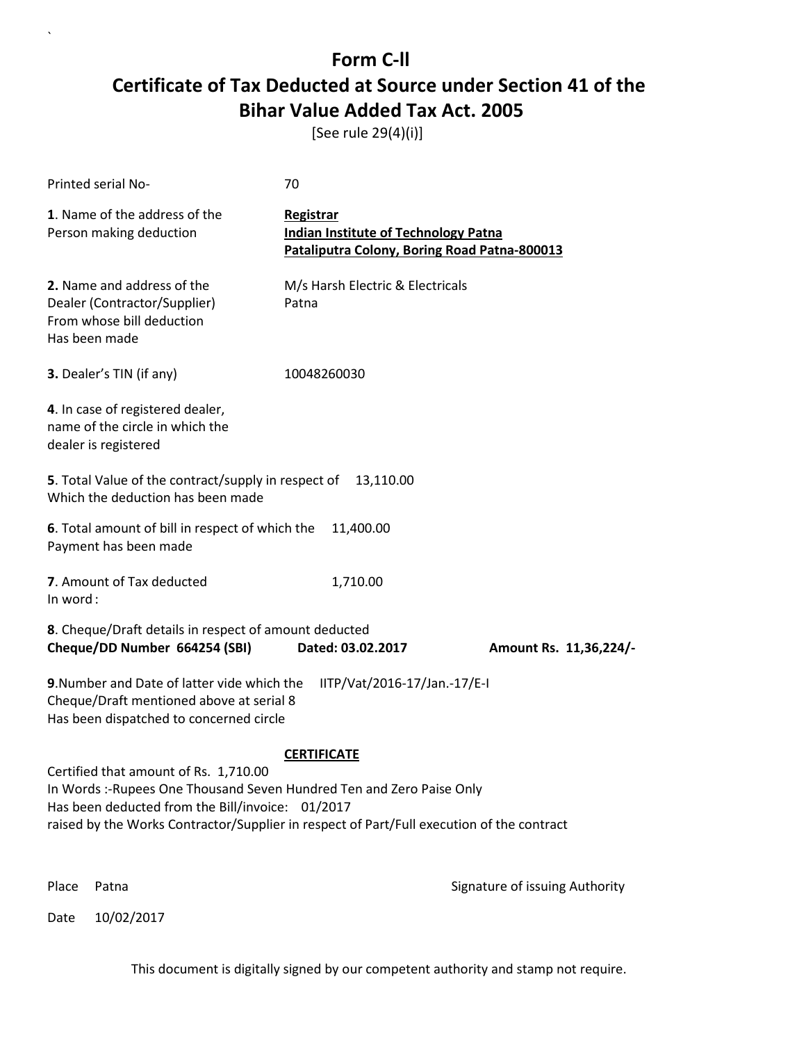# Form C-ll

## Certificate of Tax Deducted at Source under Section 41 of the Bihar Value Added Tax Act. 2005

[See rule 29(4)(i)]

Printed serial No- 70

**1**. Name of the address of the Person making deduction

**Registrar**
**Indian Institute of Technology Patna**
**Pataliputra Colony, Boring Road Patna-800013**

**2.** Name and address of the Dealer (Contractor/Supplier) From whose bill deduction Has been made

M/s Harsh Electric & Electricals
Patna

**3.** Dealer's TIN (if any) 10048260030

**4**. In case of registered dealer, name of the circle in which the dealer is registered

**5**. Total Value of the contract/supply in respect of Which the deduction has been made 13,110.00

**6**. Total amount of bill in respect of which the Payment has been made 11,400.00

**7**. Amount of Tax deducted 1,710.00
In word :

**8**. Cheque/Draft details in respect of amount deducted
**Cheque/DD Number 664254 (SBI) Dated: 03.02.2017 Amount Rs. 11,36,224/-**

**9**.Number and Date of latter vide which the Cheque/Draft mentioned above at serial 8 Has been dispatched to concerned circle IITP/Vat/2016-17/Jan.-17/E-I

**CERTIFICATE**

Certified that amount of Rs. 1,710.00
In Words :-Rupees One Thousand Seven Hundred Ten and Zero Paise Only
Has been deducted from the Bill/invoice: 01/2017
raised by the Works Contractor/Supplier in respect of Part/Full execution of the contract

Place Patna

Signature of issuing Authority

Date 10/02/2017

This document is digitally signed by our competent authority and stamp not require.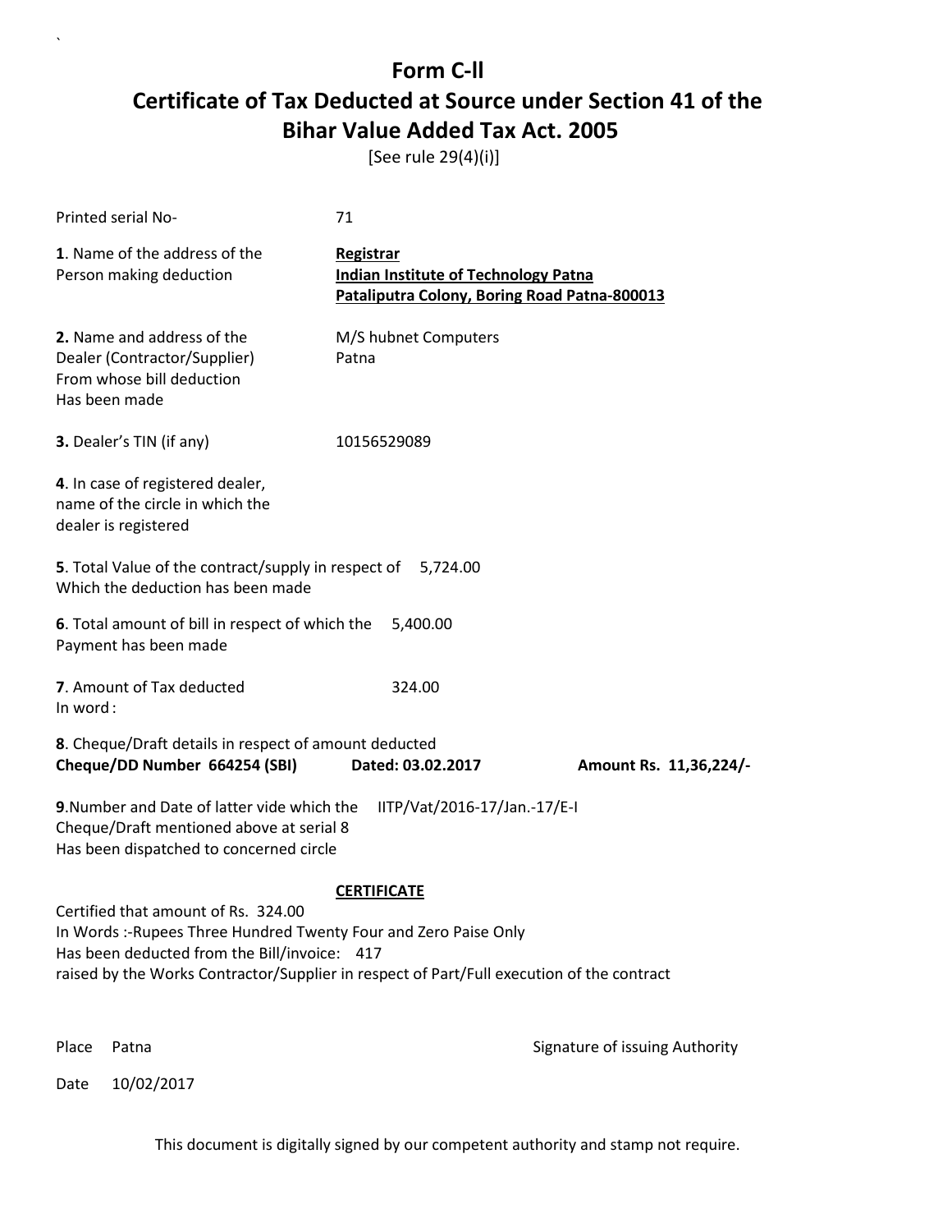# Form C-ll

## Certificate of Tax Deducted at Source under Section 41 of the Bihar Value Added Tax Act. 2005

[See rule 29(4)(i)]

Printed serial No- 71

**1**. Name of the address of the Person making deduction

**Registrar**
**Indian Institute of Technology Patna**
**Pataliputra Colony, Boring Road Patna-800013**

**2.** Name and address of the Dealer (Contractor/Supplier) From whose bill deduction Has been made

M/S hubnet Computers
Patna

**3.** Dealer's TIN (if any) 10156529089

**4**. In case of registered dealer, name of the circle in which the dealer is registered

**5**. Total Value of the contract/supply in respect of Which the deduction has been made 5,724.00

**6**. Total amount of bill in respect of which the Payment has been made 5,400.00

**7**. Amount of Tax deducted 324.00
In word :

**8**. Cheque/Draft details in respect of amount deducted
**Cheque/DD Number 664254 (SBI) Dated: 03.02.2017 Amount Rs. 11,36,224/-**

**9**.Number and Date of latter vide which the Cheque/Draft mentioned above at serial 8 Has been dispatched to concerned circle IITP/Vat/2016-17/Jan.-17/E-I

**CERTIFICATE**

Certified that amount of Rs. 324.00
In Words :-Rupees Three Hundred Twenty Four and Zero Paise Only
Has been deducted from the Bill/invoice: 417
raised by the Works Contractor/Supplier in respect of Part/Full execution of the contract

Place Patna

Signature of issuing Authority

Date 10/02/2017

This document is digitally signed by our competent authority and stamp not require.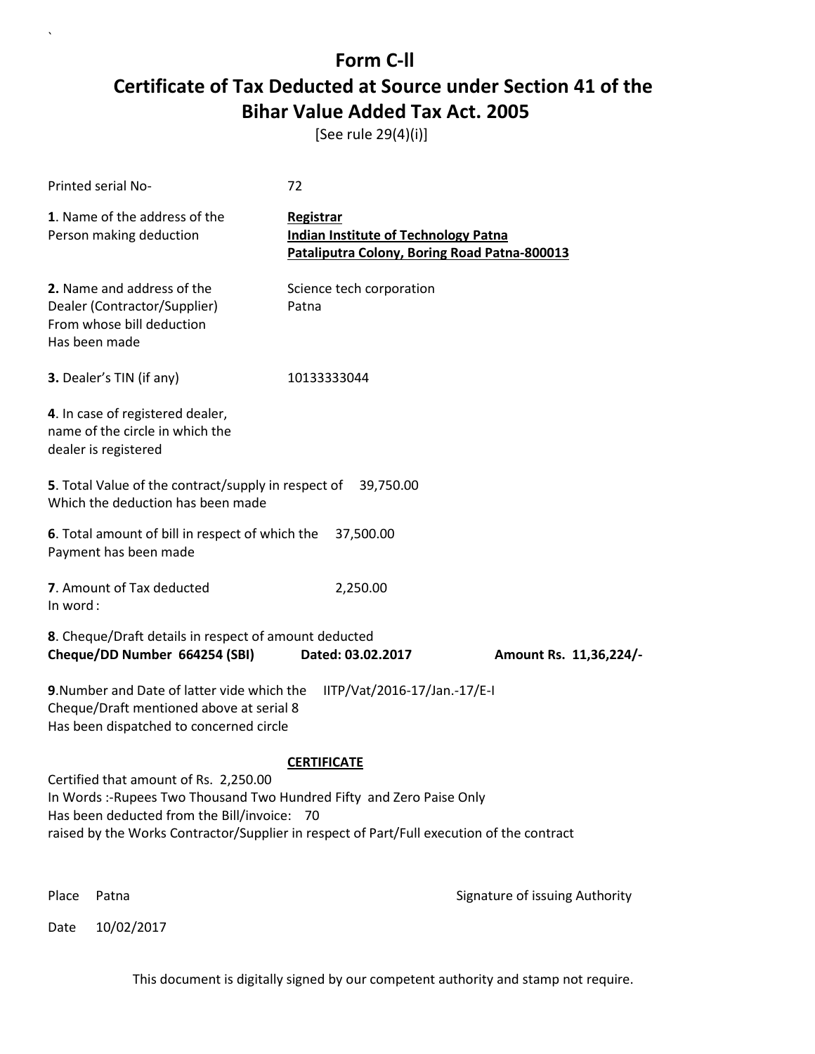# Form C-ll

# Certificate of Tax Deducted at Source under Section 41 of the Bihar Value Added Tax Act. 2005

[See rule 29(4)(i)]

Printed serial No- 72

**1**. Name of the address of the Person making deduction

**Registrar**
**Indian Institute of Technology Patna**
**Pataliputra Colony, Boring Road Patna-800013**

**2.** Name and address of the Dealer (Contractor/Supplier) From whose bill deduction Has been made

Science tech corporation
Patna

**3.** Dealer's TIN (if any) 10133333044

**4**. In case of registered dealer, name of the circle in which the dealer is registered

**5**. Total Value of the contract/supply in respect of Which the deduction has been made 39,750.00

**6**. Total amount of bill in respect of which the Payment has been made 37,500.00

**7**. Amount of Tax deducted 2,250.00
In word :

**8**. Cheque/Draft details in respect of amount deducted
**Cheque/DD Number 664254 (SBI) Dated: 03.02.2017 Amount Rs. 11,36,224/-**

**9**.Number and Date of latter vide which the Cheque/Draft mentioned above at serial 8 Has been dispatched to concerned circle IITP/Vat/2016-17/Jan.-17/E-I

**CERTIFICATE**

Certified that amount of Rs. 2,250.00
In Words :-Rupees Two Thousand Two Hundred Fifty and Zero Paise Only
Has been deducted from the Bill/invoice: 70
raised by the Works Contractor/Supplier in respect of Part/Full execution of the contract

Place Patna

Signature of issuing Authority

Date 10/02/2017

This document is digitally signed by our competent authority and stamp not require.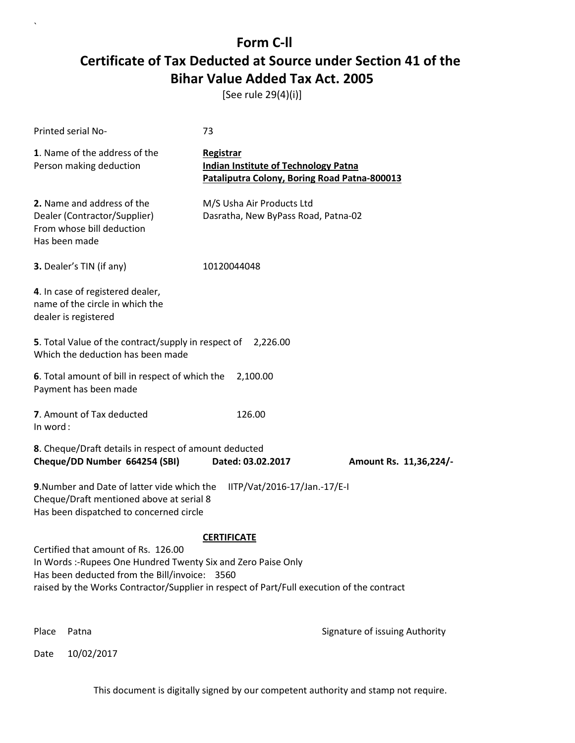# Form C-ll

# Certificate of Tax Deducted at Source under Section 41 of the Bihar Value Added Tax Act. 2005

[See rule 29(4)(i)]

Printed serial No- 73

**1**. Name of the address of the Person making deduction

**Registrar**
**Indian Institute of Technology Patna**
**Pataliputra Colony, Boring Road Patna-800013**

**2.** Name and address of the Dealer (Contractor/Supplier) From whose bill deduction Has been made

M/S Usha Air Products Ltd
Dasratha, New ByPass Road, Patna-02

**3.** Dealer's TIN (if any) 10120044048

**4**. In case of registered dealer, name of the circle in which the dealer is registered

**5**. Total Value of the contract/supply in respect of Which the deduction has been made 2,226.00

**6**. Total amount of bill in respect of which the Payment has been made 2,100.00

**7**. Amount of Tax deducted 126.00
In word :

**8**. Cheque/Draft details in respect of amount deducted
**Cheque/DD Number 664254 (SBI)** **Dated: 03.02.2017** **Amount Rs. 11,36,224/-**

**9**.Number and Date of latter vide which the Cheque/Draft mentioned above at serial 8 Has been dispatched to concerned circle IITP/Vat/2016-17/Jan.-17/E-I

**CERTIFICATE**

Certified that amount of Rs. 126.00
In Words :-Rupees One Hundred Twenty Six and Zero Paise Only
Has been deducted from the Bill/invoice: 3560
raised by the Works Contractor/Supplier in respect of Part/Full execution of the contract

Place Patna

Signature of issuing Authority

Date 10/02/2017

This document is digitally signed by our competent authority and stamp not require.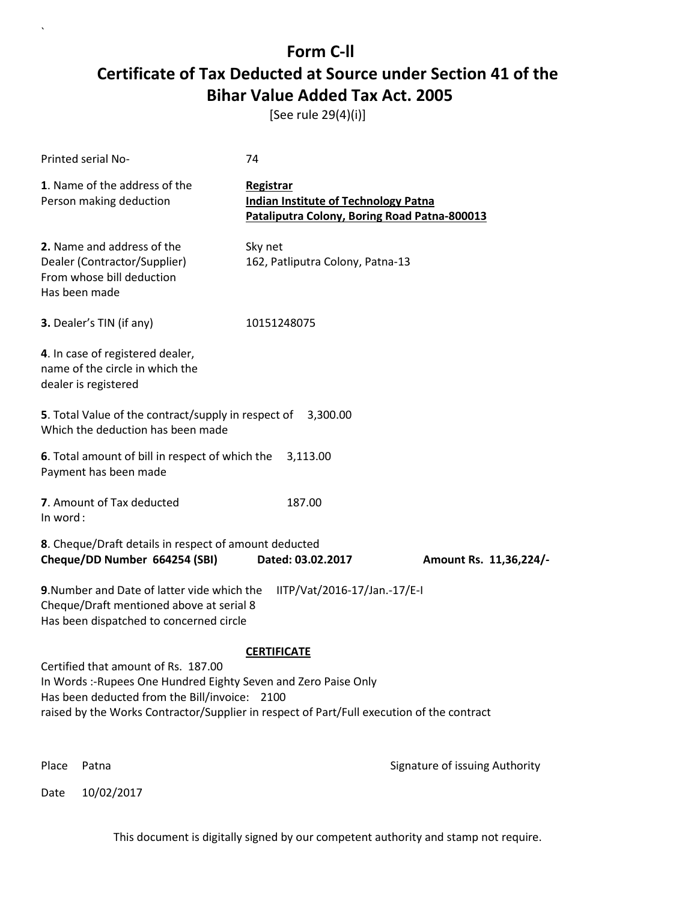# Form C-ll

## Certificate of Tax Deducted at Source under Section 41 of the Bihar Value Added Tax Act. 2005

[See rule 29(4)(i)]

Printed serial No- 74

**1**. Name of the address of the Person making deduction

**Registrar**
**Indian Institute of Technology Patna**
**Pataliputra Colony, Boring Road Patna-800013**

**2.** Name and address of the Dealer (Contractor/Supplier) From whose bill deduction Has been made

Sky net
162, Patliputra Colony, Patna-13

**3.** Dealer's TIN (if any) 10151248075

**4**. In case of registered dealer, name of the circle in which the dealer is registered

**5**. Total Value of the contract/supply in respect of Which the deduction has been made 3,300.00

**6**. Total amount of bill in respect of which the Payment has been made 3,113.00

**7**. Amount of Tax deducted 187.00
In word :

**8**. Cheque/Draft details in respect of amount deducted
**Cheque/DD Number 664254 (SBI) Dated: 03.02.2017 Amount Rs. 11,36,224/-**

**9**.Number and Date of latter vide which the Cheque/Draft mentioned above at serial 8 Has been dispatched to concerned circle IITP/Vat/2016-17/Jan.-17/E-I

**CERTIFICATE**

Certified that amount of Rs. 187.00
In Words :-Rupees One Hundred Eighty Seven and Zero Paise Only
Has been deducted from the Bill/invoice: 2100
raised by the Works Contractor/Supplier in respect of Part/Full execution of the contract

Place Patna

Signature of issuing Authority

Date 10/02/2017

This document is digitally signed by our competent authority and stamp not require.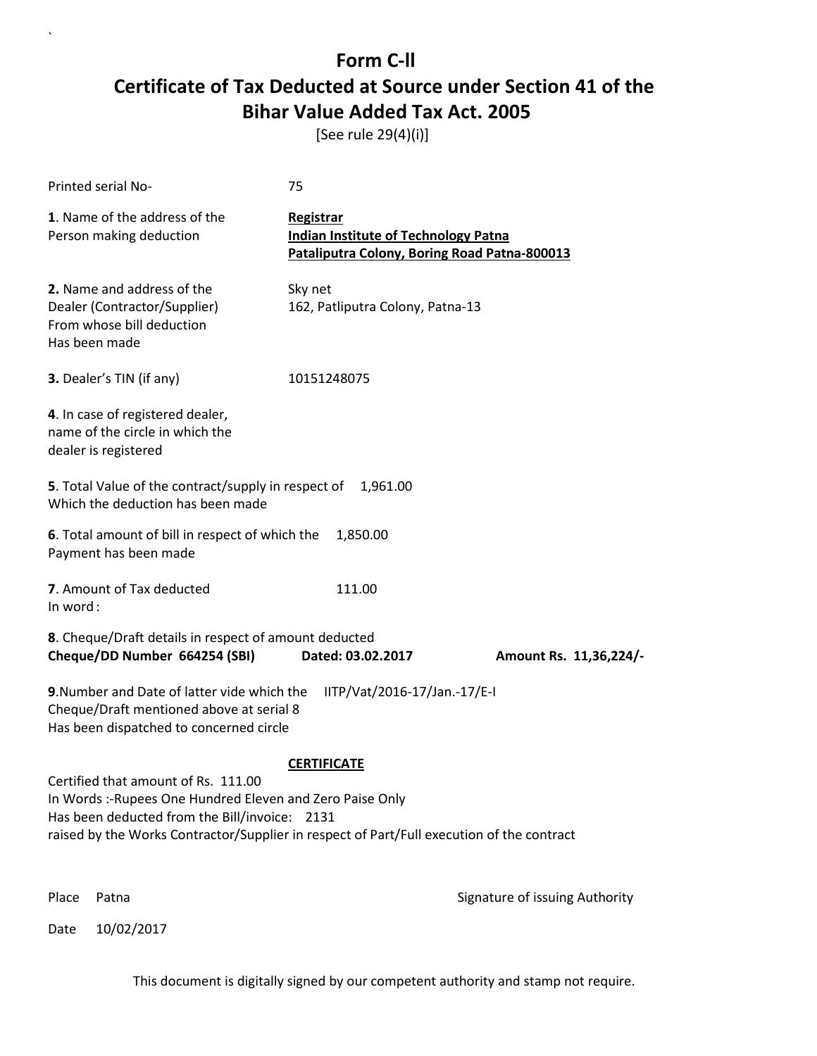# Form C-II

## Certificate of Tax Deducted at Source under Section 41 of the Bihar Value Added Tax Act. 2005

[See rule 29(4)(i)]

Printed serial No- 75

**1**. Name of the address of the Person making deduction

**Registrar**
**Indian Institute of Technology Patna**
**Pataliputra Colony, Boring Road Patna-800013**

**2.** Name and address of the Dealer (Contractor/Supplier) From whose bill deduction Has been made

Sky net
162, Patliputra Colony, Patna-13

**3.** Dealer's TIN (if any) 10151248075

**4**. In case of registered dealer, name of the circle in which the dealer is registered

**5**. Total Value of the contract/supply in respect of Which the deduction has been made 1,961.00

**6**. Total amount of bill in respect of which the Payment has been made 1,850.00

**7**. Amount of Tax deducted 111.00
In word :

**8**. Cheque/Draft details in respect of amount deducted
**Cheque/DD Number 664254 (SBI) Dated: 03.02.2017 Amount Rs. 11,36,224/-**

**9**.Number and Date of latter vide which the Cheque/Draft mentioned above at serial 8 Has been dispatched to concerned circle IITP/Vat/2016-17/Jan.-17/E-I

**CERTIFICATE**

Certified that amount of Rs. 111.00
In Words :-Rupees One Hundred Eleven and Zero Paise Only
Has been deducted from the Bill/invoice: 2131
raised by the Works Contractor/Supplier in respect of Part/Full execution of the contract

Place Patna

Signature of issuing Authority

Date 10/02/2017

This document is digitally signed by our competent authority and stamp not require.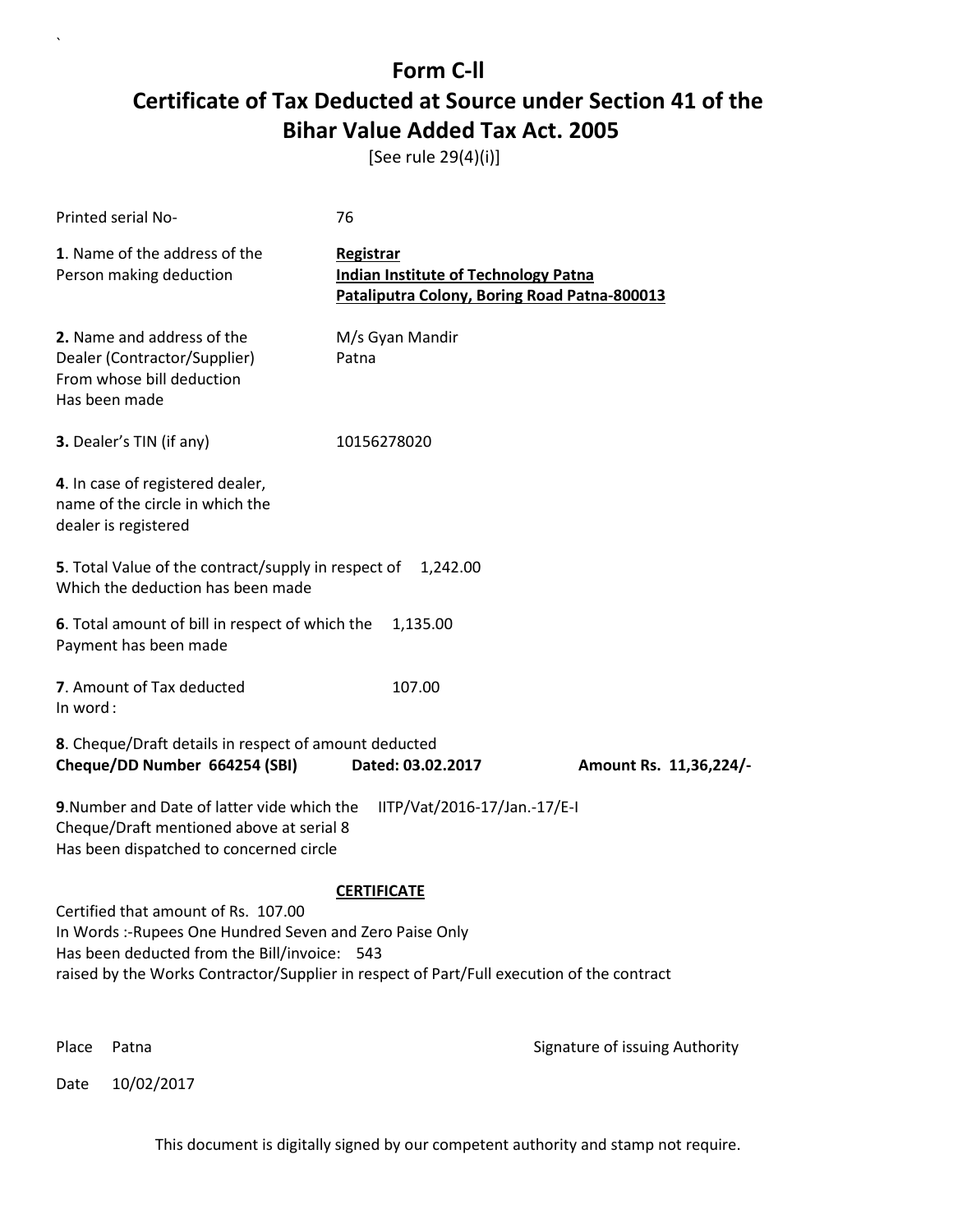# Form C-ll

# Certificate of Tax Deducted at Source under Section 41 of the Bihar Value Added Tax Act. 2005

[See rule 29(4)(i)]

Printed serial No- 76

**1**. Name of the address of the Person making deduction

**Registrar**
**Indian Institute of Technology Patna**
**Pataliputra Colony, Boring Road Patna-800013**

**2.** Name and address of the Dealer (Contractor/Supplier) From whose bill deduction Has been made

M/s Gyan Mandir
Patna

**3.** Dealer's TIN (if any) 10156278020

**4**. In case of registered dealer, name of the circle in which the dealer is registered

**5**. Total Value of the contract/supply in respect of Which the deduction has been made 1,242.00

**6**. Total amount of bill in respect of which the Payment has been made 1,135.00

**7**. Amount of Tax deducted 107.00
In word :

**8**. Cheque/Draft details in respect of amount deducted
**Cheque/DD Number 664254 (SBI) Dated: 03.02.2017 Amount Rs. 11,36,224/-**

**9**.Number and Date of latter vide which the Cheque/Draft mentioned above at serial 8 Has been dispatched to concerned circle IITP/Vat/2016-17/Jan.-17/E-I

**CERTIFICATE**

Certified that amount of Rs. 107.00
In Words :-Rupees One Hundred Seven and Zero Paise Only
Has been deducted from the Bill/invoice: 543
raised by the Works Contractor/Supplier in respect of Part/Full execution of the contract

Place Patna

Signature of issuing Authority

Date 10/02/2017

This document is digitally signed by our competent authority and stamp not require.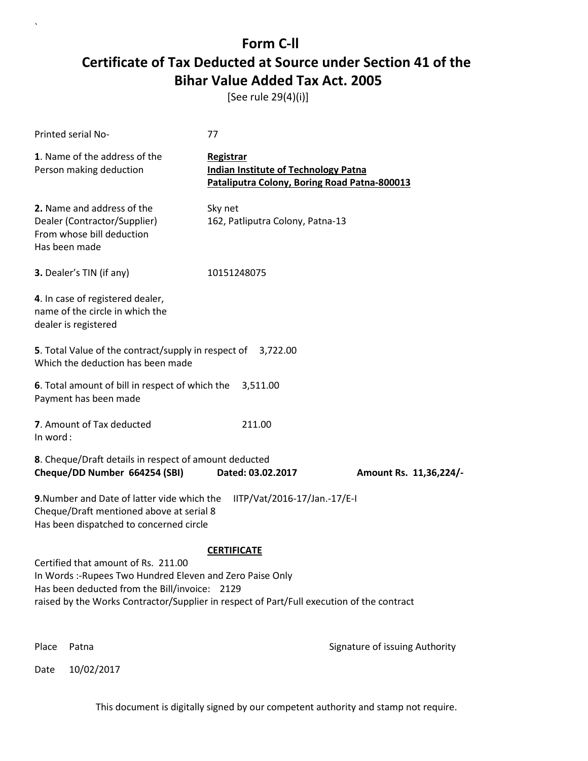# Form C-ll

# Certificate of Tax Deducted at Source under Section 41 of the Bihar Value Added Tax Act. 2005

[See rule 29(4)(i)]

Printed serial No- 77

**1**. Name of the address of the Person making deduction

**Registrar**
**Indian Institute of Technology Patna**
**Pataliputra Colony, Boring Road Patna-800013**

**2.** Name and address of the Dealer (Contractor/Supplier) From whose bill deduction Has been made

Sky net
162, Patliputra Colony, Patna-13

**3.** Dealer's TIN (if any) 10151248075

**4**. In case of registered dealer, name of the circle in which the dealer is registered

**5**. Total Value of the contract/supply in respect of Which the deduction has been made 3,722.00

**6**. Total amount of bill in respect of which the Payment has been made 3,511.00

**7**. Amount of Tax deducted 211.00
In word :

**8**. Cheque/Draft details in respect of amount deducted
**Cheque/DD Number 664254 (SBI)** **Dated: 03.02.2017** **Amount Rs. 11,36,224/-**

**9**.Number and Date of latter vide which the Cheque/Draft mentioned above at serial 8 Has been dispatched to concerned circle IITP/Vat/2016-17/Jan.-17/E-I

**CERTIFICATE**

Certified that amount of Rs. 211.00
In Words :-Rupees Two Hundred Eleven and Zero Paise Only
Has been deducted from the Bill/invoice: 2129
raised by the Works Contractor/Supplier in respect of Part/Full execution of the contract

Place Patna

Signature of issuing Authority

Date 10/02/2017

This document is digitally signed by our competent authority and stamp not require.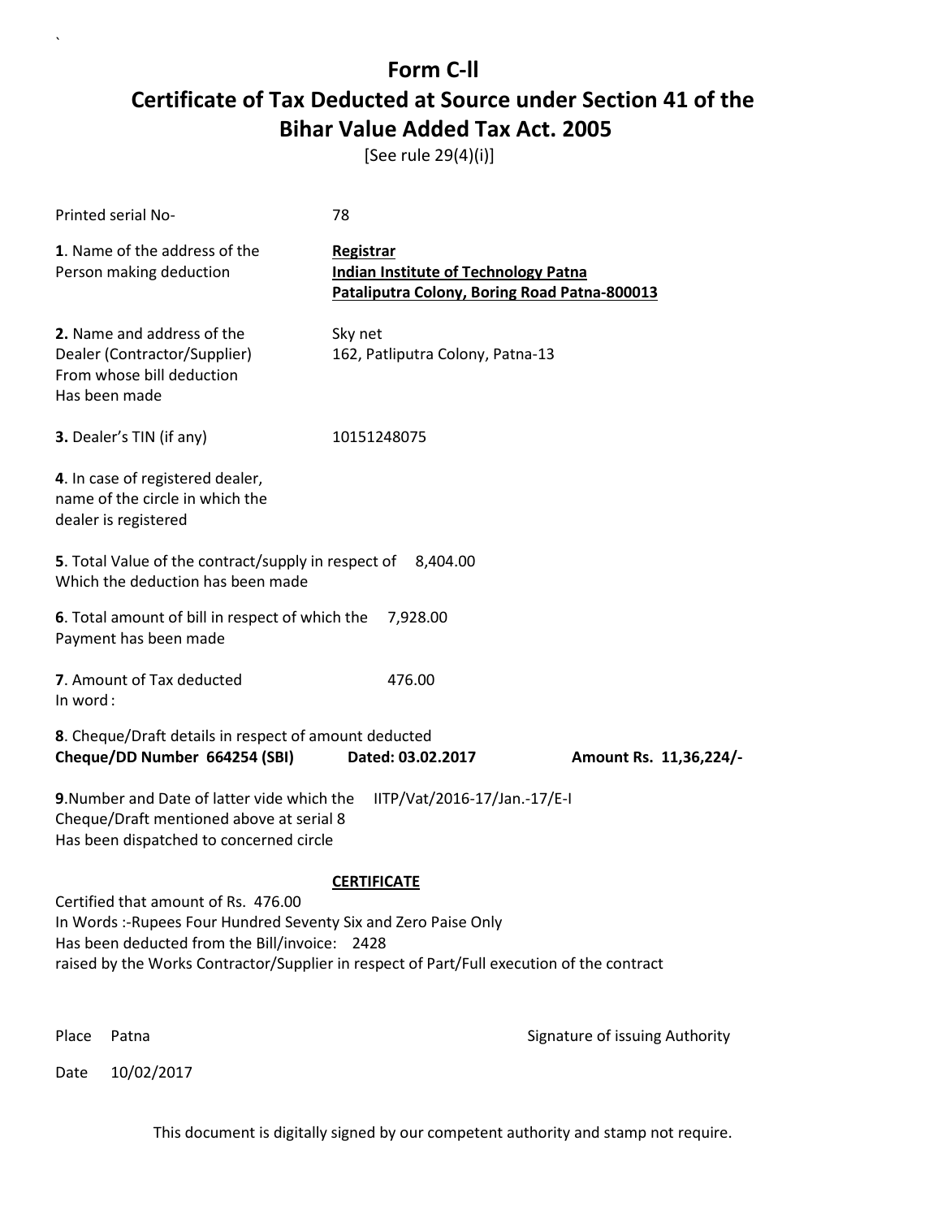# Form C-ll

# Certificate of Tax Deducted at Source under Section 41 of the Bihar Value Added Tax Act. 2005

[See rule 29(4)(i)]

Printed serial No- 78

**1**. Name of the address of the Person making deduction

**Registrar**
**Indian Institute of Technology Patna**
**Pataliputra Colony, Boring Road Patna-800013**

**2.** Name and address of the Dealer (Contractor/Supplier) From whose bill deduction Has been made

Sky net
162, Patliputra Colony, Patna-13

**3.** Dealer's TIN (if any) 10151248075

**4**. In case of registered dealer, name of the circle in which the dealer is registered

**5**. Total Value of the contract/supply in respect of Which the deduction has been made 8,404.00

**6**. Total amount of bill in respect of which the Payment has been made 7,928.00

**7**. Amount of Tax deducted 476.00
In word :

**8**. Cheque/Draft details in respect of amount deducted
**Cheque/DD Number 664254 (SBI) Dated: 03.02.2017 Amount Rs. 11,36,224/-**

**9**.Number and Date of latter vide which the Cheque/Draft mentioned above at serial 8 Has been dispatched to concerned circle IITP/Vat/2016-17/Jan.-17/E-I

**CERTIFICATE**

Certified that amount of Rs. 476.00
In Words :-Rupees Four Hundred Seventy Six and Zero Paise Only
Has been deducted from the Bill/invoice: 2428
raised by the Works Contractor/Supplier in respect of Part/Full execution of the contract

Place Patna

Signature of issuing Authority

Date 10/02/2017

This document is digitally signed by our competent authority and stamp not require.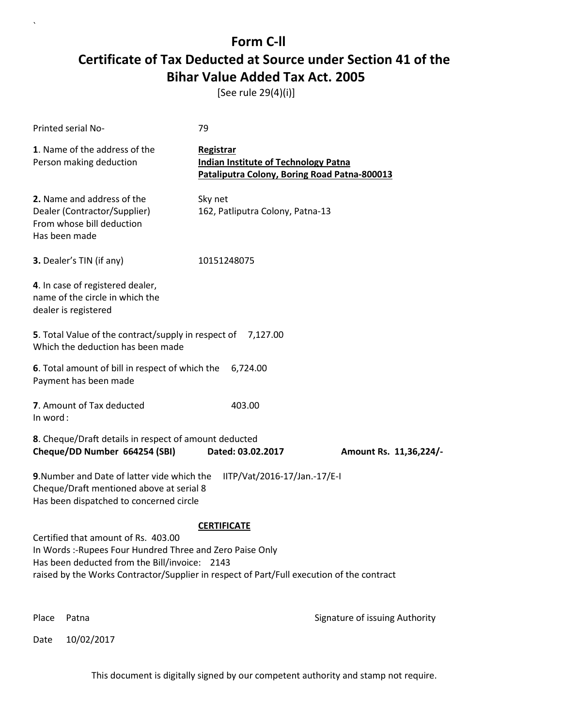# Form C-ll

# Certificate of Tax Deducted at Source under Section 41 of the Bihar Value Added Tax Act. 2005

[See rule 29(4)(i)]

Printed serial No- 79

**1**. Name of the address of the Person making deduction

**Registrar**
**Indian Institute of Technology Patna**
**Pataliputra Colony, Boring Road Patna-800013**

**2.** Name and address of the Dealer (Contractor/Supplier) From whose bill deduction Has been made

Sky net
162, Patliputra Colony, Patna-13

**3.** Dealer's TIN (if any) 10151248075

**4**. In case of registered dealer, name of the circle in which the dealer is registered

**5**. Total Value of the contract/supply in respect of Which the deduction has been made 7,127.00

**6**. Total amount of bill in respect of which the Payment has been made 6,724.00

**7**. Amount of Tax deducted 403.00
In word :

**8**. Cheque/Draft details in respect of amount deducted
**Cheque/DD Number 664254 (SBI) Dated: 03.02.2017 Amount Rs. 11,36,224/-**

**9**.Number and Date of latter vide which the Cheque/Draft mentioned above at serial 8 Has been dispatched to concerned circle IITP/Vat/2016-17/Jan.-17/E-I

**CERTIFICATE**

Certified that amount of Rs. 403.00
In Words :-Rupees Four Hundred Three and Zero Paise Only
Has been deducted from the Bill/invoice: 2143
raised by the Works Contractor/Supplier in respect of Part/Full execution of the contract

Place Patna

Signature of issuing Authority

Date 10/02/2017

This document is digitally signed by our competent authority and stamp not require.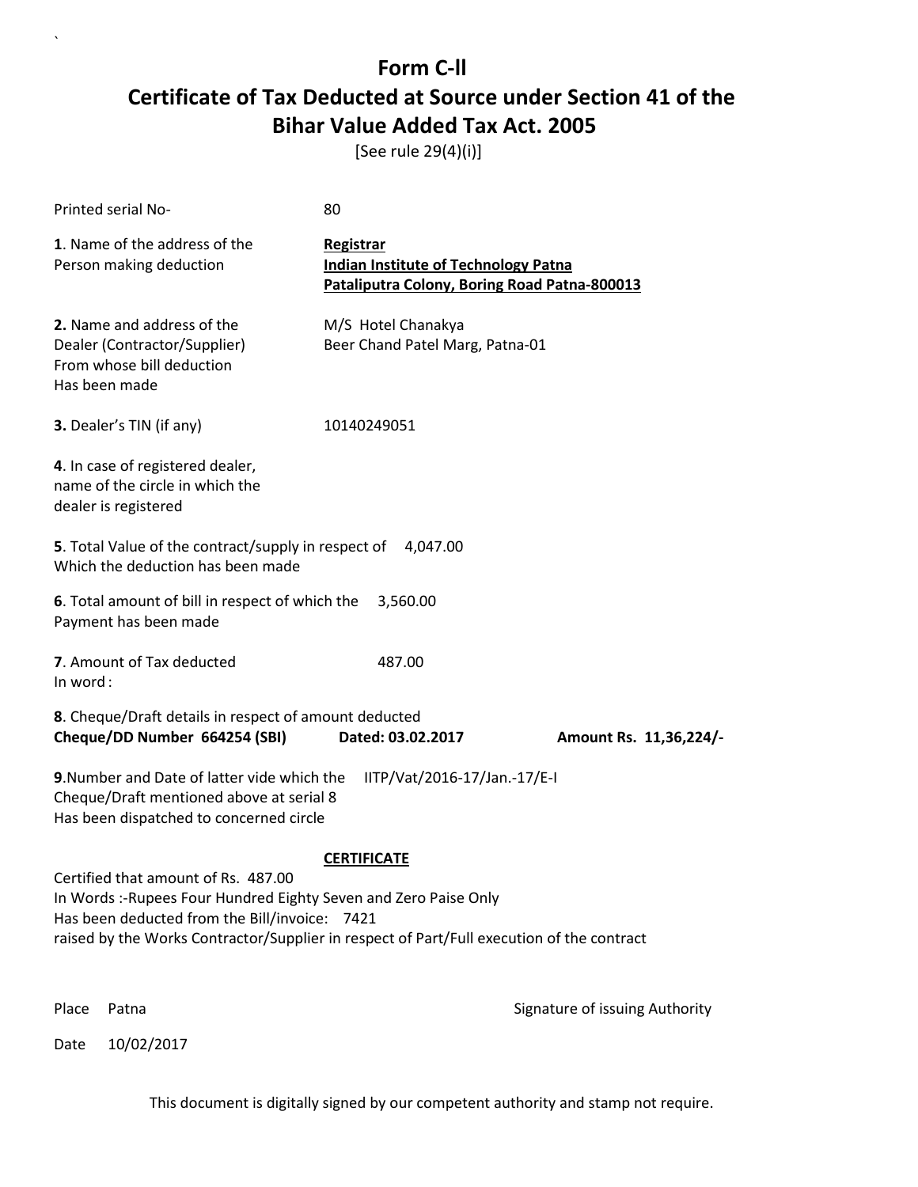# Form C-ll

## Certificate of Tax Deducted at Source under Section 41 of the Bihar Value Added Tax Act. 2005

[See rule 29(4)(i)]

Printed serial No- 80

**1**. Name of the address of the Person making deduction

**Registrar**
**Indian Institute of Technology Patna**
**Pataliputra Colony, Boring Road Patna-800013**

**2.** Name and address of the Dealer (Contractor/Supplier) From whose bill deduction Has been made

M/S Hotel Chanakya
Beer Chand Patel Marg, Patna-01

**3.** Dealer's TIN (if any) 10140249051

**4**. In case of registered dealer, name of the circle in which the dealer is registered

**5**. Total Value of the contract/supply in respect of Which the deduction has been made 4,047.00

**6**. Total amount of bill in respect of which the Payment has been made 3,560.00

**7**. Amount of Tax deducted 487.00
In word :

**8**. Cheque/Draft details in respect of amount deducted
**Cheque/DD Number 664254 (SBI)** **Dated: 03.02.2017** **Amount Rs. 11,36,224/-**

**9**.Number and Date of latter vide which the Cheque/Draft mentioned above at serial 8 Has been dispatched to concerned circle IITP/Vat/2016-17/Jan.-17/E-I

**CERTIFICATE**

Certified that amount of Rs. 487.00
In Words :-Rupees Four Hundred Eighty Seven and Zero Paise Only
Has been deducted from the Bill/invoice: 7421
raised by the Works Contractor/Supplier in respect of Part/Full execution of the contract

Place Patna

Signature of issuing Authority

Date 10/02/2017

This document is digitally signed by our competent authority and stamp not require.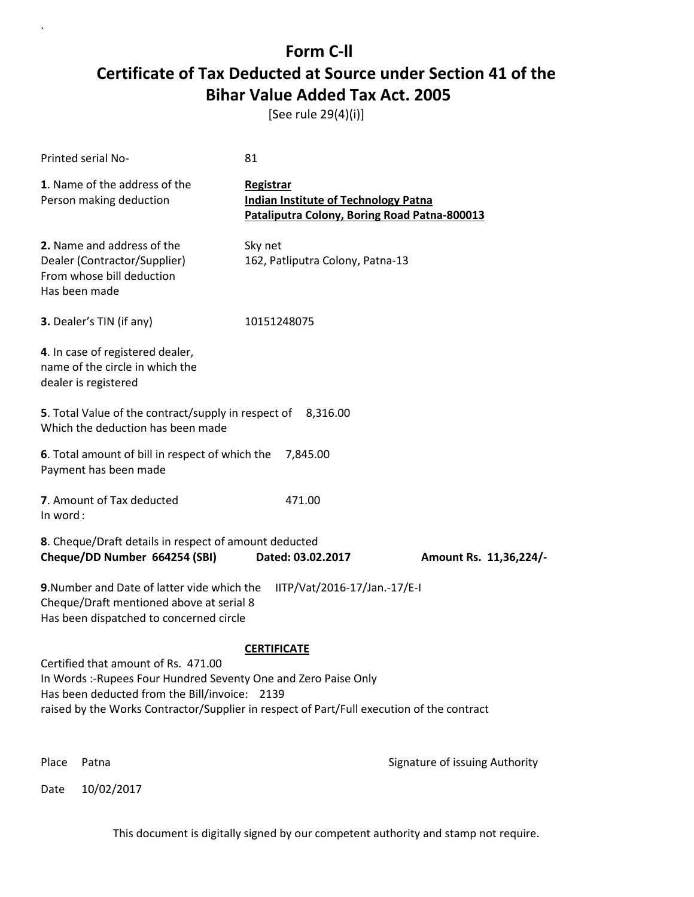# Form C-ll

# Certificate of Tax Deducted at Source under Section 41 of the Bihar Value Added Tax Act. 2005

[See rule 29(4)(i)]

Printed serial No- 81

**1**. Name of the address of the Person making deduction

**Registrar**
**Indian Institute of Technology Patna**
**Pataliputra Colony, Boring Road Patna-800013**

**2.** Name and address of the Dealer (Contractor/Supplier) From whose bill deduction Has been made

Sky net
162, Patliputra Colony, Patna-13

**3.** Dealer's TIN (if any) 10151248075

**4**. In case of registered dealer, name of the circle in which the dealer is registered

**5**. Total Value of the contract/supply in respect of Which the deduction has been made 8,316.00

**6**. Total amount of bill in respect of which the Payment has been made 7,845.00

**7**. Amount of Tax deducted 471.00
In word :

**8**. Cheque/Draft details in respect of amount deducted
**Cheque/DD Number 664254 (SBI) Dated: 03.02.2017 Amount Rs. 11,36,224/-**

**9**.Number and Date of latter vide which the Cheque/Draft mentioned above at serial 8 Has been dispatched to concerned circle IITP/Vat/2016-17/Jan.-17/E-I

**CERTIFICATE**

Certified that amount of Rs. 471.00
In Words :-Rupees Four Hundred Seventy One and Zero Paise Only
Has been deducted from the Bill/invoice: 2139
raised by the Works Contractor/Supplier in respect of Part/Full execution of the contract

Place Patna

Signature of issuing Authority

Date 10/02/2017

This document is digitally signed by our competent authority and stamp not require.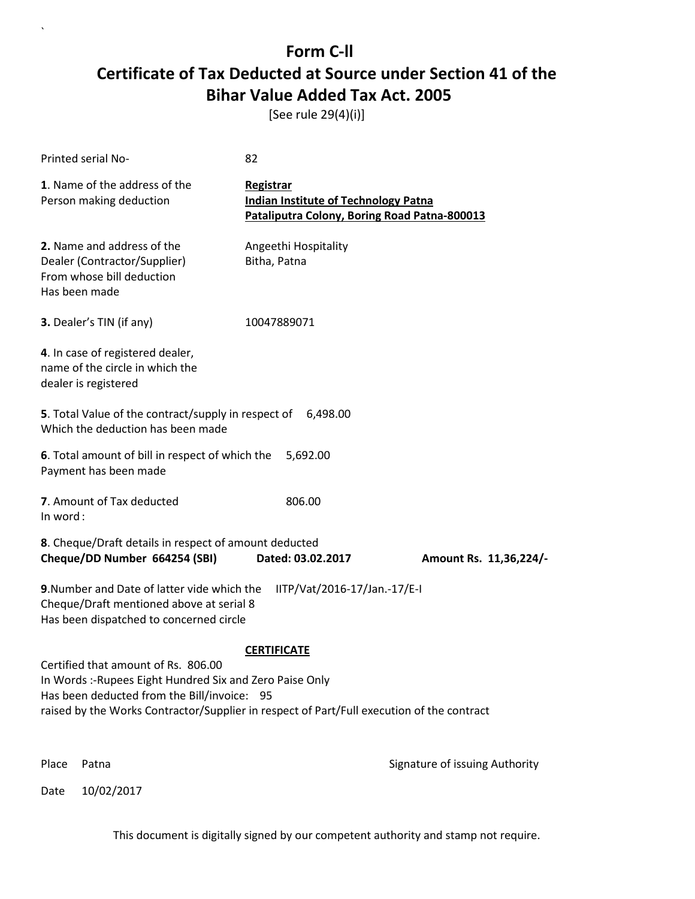# Form C-II

## Certificate of Tax Deducted at Source under Section 41 of the Bihar Value Added Tax Act. 2005

[See rule 29(4)(i)]

Printed serial No- 82

**1**. Name of the address of the Person making deduction

**Registrar**
**Indian Institute of Technology Patna**
**Pataliputra Colony, Boring Road Patna-800013**

**2.** Name and address of the Dealer (Contractor/Supplier) From whose bill deduction Has been made

Angeethi Hospitality
Bitha, Patna

**3.** Dealer's TIN (if any) 10047889071

**4**. In case of registered dealer, name of the circle in which the dealer is registered

**5**. Total Value of the contract/supply in respect of Which the deduction has been made 6,498.00

**6**. Total amount of bill in respect of which the Payment has been made 5,692.00

**7**. Amount of Tax deducted 806.00
In word :

**8**. Cheque/Draft details in respect of amount deducted
**Cheque/DD Number 664254 (SBI) Dated: 03.02.2017 Amount Rs. 11,36,224/-**

**9**.Number and Date of latter vide which the Cheque/Draft mentioned above at serial 8 Has been dispatched to concerned circle IITP/Vat/2016-17/Jan.-17/E-I

**CERTIFICATE**

Certified that amount of Rs. 806.00
In Words :-Rupees Eight Hundred Six and Zero Paise Only
Has been deducted from the Bill/invoice: 95
raised by the Works Contractor/Supplier in respect of Part/Full execution of the contract

Place Patna

Signature of issuing Authority

Date 10/02/2017

This document is digitally signed by our competent authority and stamp not require.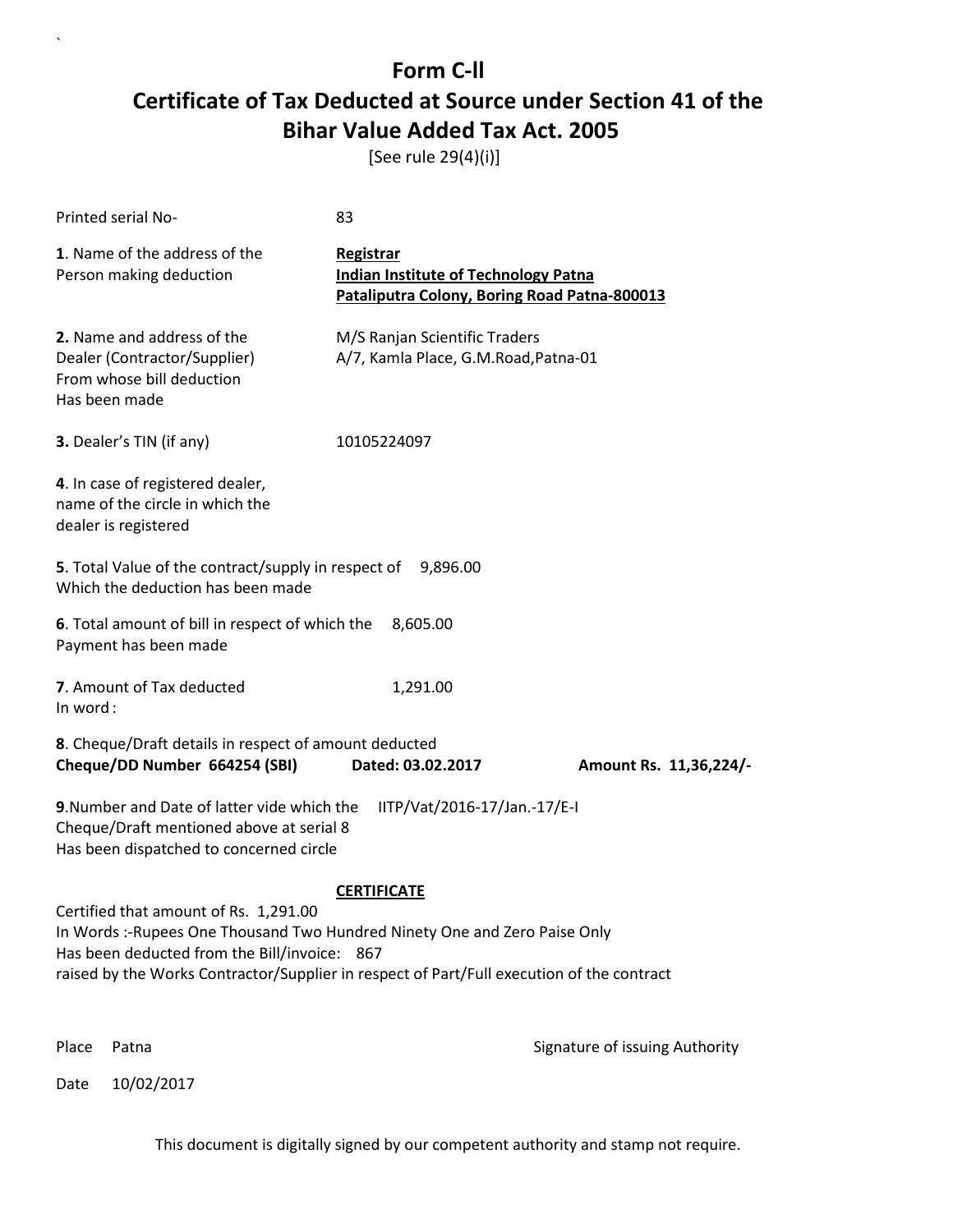# Form C-ll

## Certificate of Tax Deducted at Source under Section 41 of the Bihar Value Added Tax Act. 2005

[See rule 29(4)(i)]

Printed serial No- 83

**1**. Name of the address of the Person making deduction

**Registrar**
**Indian Institute of Technology Patna**
**Pataliputra Colony, Boring Road Patna-800013**

**2.** Name and address of the Dealer (Contractor/Supplier) From whose bill deduction Has been made

M/S Ranjan Scientific Traders
A/7, Kamla Place, G.M.Road,Patna-01

**3.** Dealer's TIN (if any) 10105224097

**4**. In case of registered dealer, name of the circle in which the dealer is registered

**5**. Total Value of the contract/supply in respect of Which the deduction has been made 9,896.00

**6**. Total amount of bill in respect of which the Payment has been made 8,605.00

**7**. Amount of Tax deducted 1,291.00
In word :

**8**. Cheque/Draft details in respect of amount deducted
**Cheque/DD Number 664254 (SBI) Dated: 03.02.2017 Amount Rs. 11,36,224/-**

**9**.Number and Date of latter vide which the Cheque/Draft mentioned above at serial 8 Has been dispatched to concerned circle IITP/Vat/2016-17/Jan.-17/E-I

**CERTIFICATE**

Certified that amount of Rs. 1,291.00
In Words :-Rupees One Thousand Two Hundred Ninety One and Zero Paise Only
Has been deducted from the Bill/invoice: 867
raised by the Works Contractor/Supplier in respect of Part/Full execution of the contract

Place Patna

Signature of issuing Authority

Date 10/02/2017

This document is digitally signed by our competent authority and stamp not require.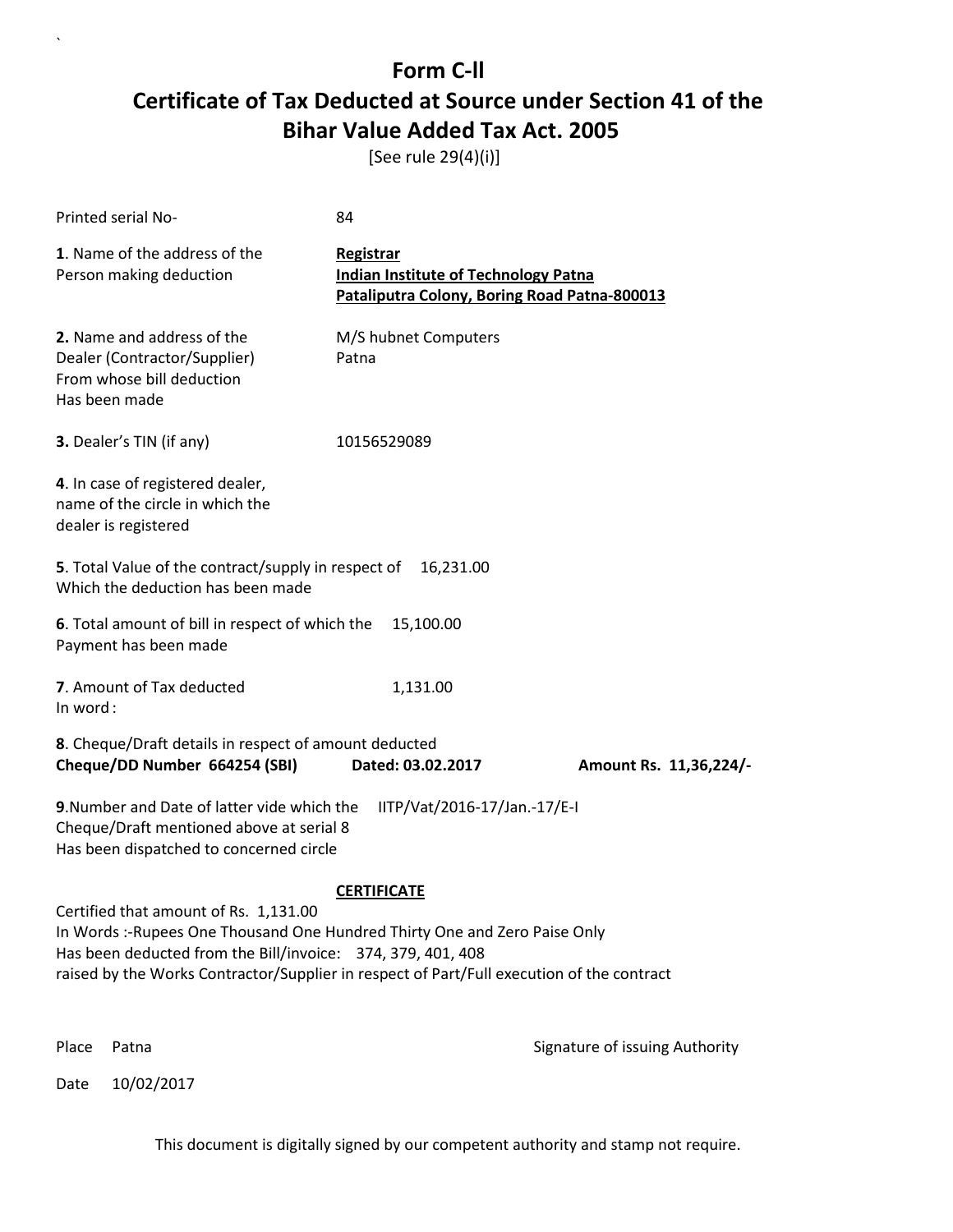# Form C-ll

# Certificate of Tax Deducted at Source under Section 41 of the Bihar Value Added Tax Act. 2005

[See rule 29(4)(i)]

Printed serial No- 84

**1**. Name of the address of the Person making deduction

**Registrar**
**Indian Institute of Technology Patna**
**Pataliputra Colony, Boring Road Patna-800013**

**2.** Name and address of the Dealer (Contractor/Supplier) From whose bill deduction Has been made

M/S hubnet Computers
Patna

**3.** Dealer's TIN (if any) 10156529089

**4**. In case of registered dealer, name of the circle in which the dealer is registered

**5**. Total Value of the contract/supply in respect of Which the deduction has been made 16,231.00

**6**. Total amount of bill in respect of which the Payment has been made 15,100.00

**7**. Amount of Tax deducted 1,131.00
In word :

**8**. Cheque/Draft details in respect of amount deducted
**Cheque/DD Number 664254 (SBI) Dated: 03.02.2017 Amount Rs. 11,36,224/-**

**9**.Number and Date of latter vide which the Cheque/Draft mentioned above at serial 8 Has been dispatched to concerned circle IITP/Vat/2016-17/Jan.-17/E-I

**CERTIFICATE**

Certified that amount of Rs. 1,131.00
In Words :-Rupees One Thousand One Hundred Thirty One and Zero Paise Only
Has been deducted from the Bill/invoice: 374, 379, 401, 408
raised by the Works Contractor/Supplier in respect of Part/Full execution of the contract

Place Patna

Signature of issuing Authority

Date 10/02/2017

This document is digitally signed by our competent authority and stamp not require.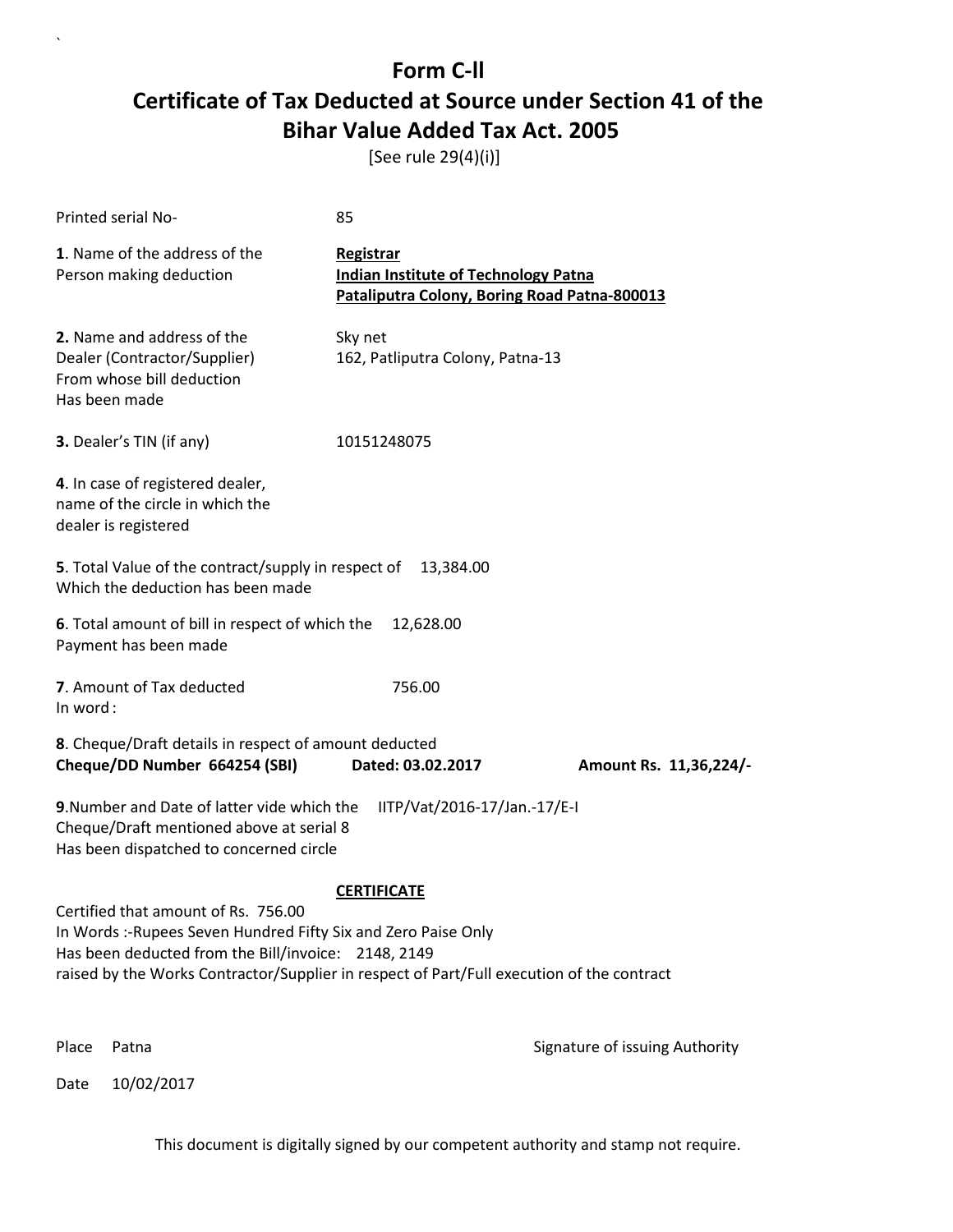# Form C-II
# Certificate of Tax Deducted at Source under Section 41 of the Bihar Value Added Tax Act. 2005

[See rule 29(4)(i)]

Printed serial No- 85

**1**. Name of the address of the Person making deduction

**Registrar**
**Indian Institute of Technology Patna**
**Pataliputra Colony, Boring Road Patna-800013**

**2.** Name and address of the Dealer (Contractor/Supplier) From whose bill deduction Has been made

Sky net
162, Patliputra Colony, Patna-13

**3.** Dealer's TIN (if any) 10151248075

**4**. In case of registered dealer, name of the circle in which the dealer is registered

**5**. Total Value of the contract/supply in respect of Which the deduction has been made 13,384.00

**6**. Total amount of bill in respect of which the Payment has been made 12,628.00

**7**. Amount of Tax deducted 756.00
In word :

**8**. Cheque/Draft details in respect of amount deducted
**Cheque/DD Number 664254 (SBI) Dated: 03.02.2017 Amount Rs. 11,36,224/-**

**9**.Number and Date of latter vide which the Cheque/Draft mentioned above at serial 8 Has been dispatched to concerned circle IITP/Vat/2016-17/Jan.-17/E-I

**CERTIFICATE**

Certified that amount of Rs. 756.00
In Words :-Rupees Seven Hundred Fifty Six and Zero Paise Only
Has been deducted from the Bill/invoice: 2148, 2149
raised by the Works Contractor/Supplier in respect of Part/Full execution of the contract

Place Patna

Signature of issuing Authority

Date 10/02/2017

This document is digitally signed by our competent authority and stamp not require.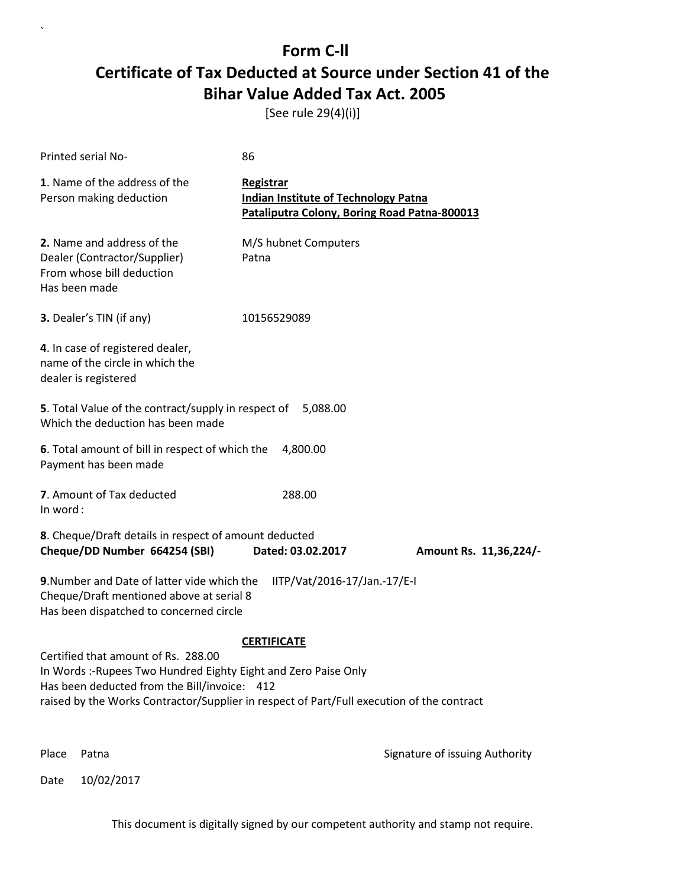# Form C-ll

## Certificate of Tax Deducted at Source under Section 41 of the Bihar Value Added Tax Act. 2005

[See rule 29(4)(i)]

Printed serial No- 86

**1**. Name of the address of the Person making deduction

**Registrar**
**Indian Institute of Technology Patna**
**Pataliputra Colony, Boring Road Patna-800013**

**2.** Name and address of the Dealer (Contractor/Supplier) From whose bill deduction Has been made

M/S hubnet Computers
Patna

**3.** Dealer's TIN (if any) 10156529089

**4**. In case of registered dealer, name of the circle in which the dealer is registered

**5**. Total Value of the contract/supply in respect of Which the deduction has been made 5,088.00

**6**. Total amount of bill in respect of which the Payment has been made 4,800.00

**7**. Amount of Tax deducted 288.00
In word :

**8**. Cheque/Draft details in respect of amount deducted
**Cheque/DD Number 664254 (SBI)** **Dated: 03.02.2017** **Amount Rs. 11,36,224/-**

**9**.Number and Date of latter vide which the Cheque/Draft mentioned above at serial 8 Has been dispatched to concerned circle IITP/Vat/2016-17/Jan.-17/E-I

**CERTIFICATE**

Certified that amount of Rs. 288.00
In Words :-Rupees Two Hundred Eighty Eight and Zero Paise Only
Has been deducted from the Bill/invoice: 412
raised by the Works Contractor/Supplier in respect of Part/Full execution of the contract

Place Patna

Signature of issuing Authority

Date 10/02/2017

This document is digitally signed by our competent authority and stamp not require.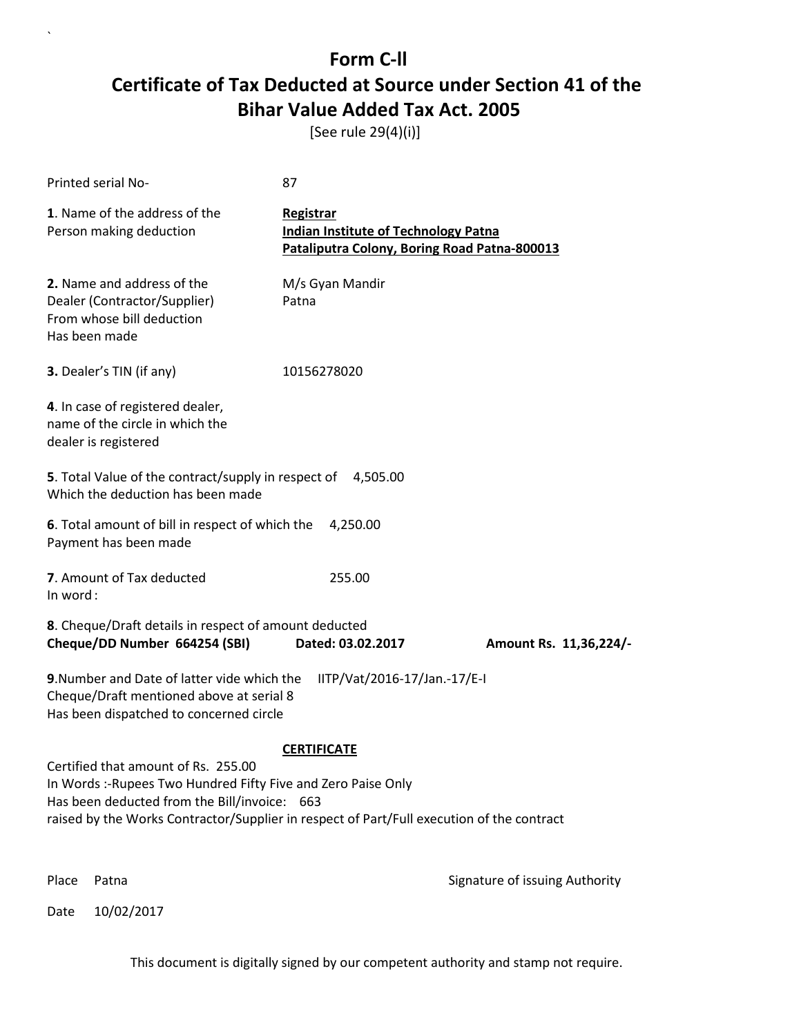# Form C-ll
# Certificate of Tax Deducted at Source under Section 41 of the Bihar Value Added Tax Act. 2005

[See rule 29(4)(i)]

Printed serial No- 87

**1**. Name of the address of the Person making deduction

**Registrar**
**Indian Institute of Technology Patna**
**Pataliputra Colony, Boring Road Patna-800013**

**2.** Name and address of the Dealer (Contractor/Supplier) From whose bill deduction Has been made

M/s Gyan Mandir
Patna

**3.** Dealer's TIN (if any) 10156278020

**4**. In case of registered dealer, name of the circle in which the dealer is registered

**5**. Total Value of the contract/supply in respect of Which the deduction has been made 4,505.00

**6**. Total amount of bill in respect of which the Payment has been made 4,250.00

**7**. Amount of Tax deducted 255.00
In word :

**8**. Cheque/Draft details in respect of amount deducted
**Cheque/DD Number 664254 (SBI) Dated: 03.02.2017 Amount Rs. 11,36,224/-**

**9**.Number and Date of latter vide which the Cheque/Draft mentioned above at serial 8 Has been dispatched to concerned circle IITP/Vat/2016-17/Jan.-17/E-I

**CERTIFICATE**

Certified that amount of Rs. 255.00
In Words :-Rupees Two Hundred Fifty Five and Zero Paise Only
Has been deducted from the Bill/invoice: 663
raised by the Works Contractor/Supplier in respect of Part/Full execution of the contract

Place Patna

Signature of issuing Authority

Date 10/02/2017

This document is digitally signed by our competent authority and stamp not require.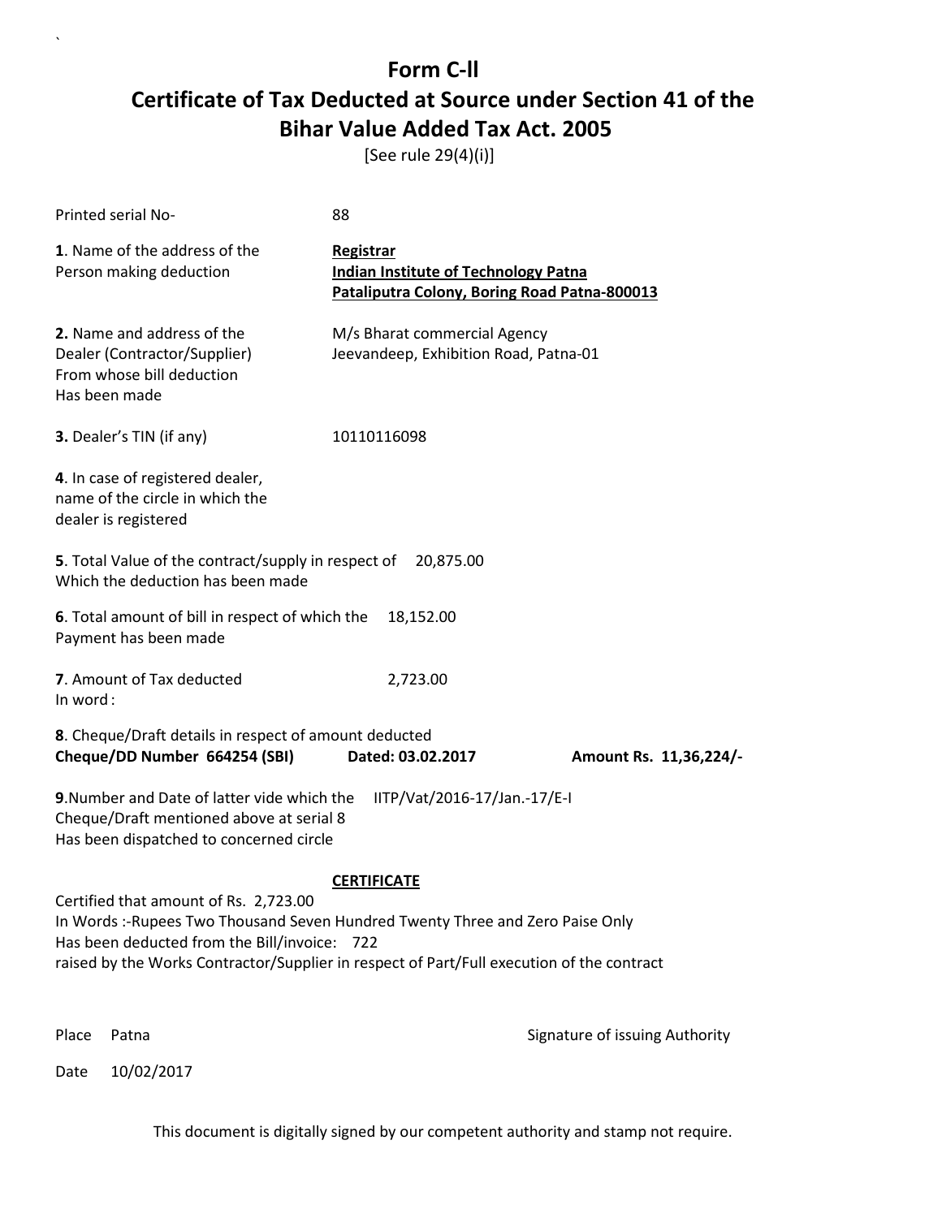# Form C-ll

## Certificate of Tax Deducted at Source under Section 41 of the Bihar Value Added Tax Act. 2005

[See rule 29(4)(i)]

Printed serial No- 88

**1**. Name of the address of the Person making deduction

**Registrar**
**Indian Institute of Technology Patna**
**Pataliputra Colony, Boring Road Patna-800013**

**2.** Name and address of the Dealer (Contractor/Supplier) From whose bill deduction Has been made

M/s Bharat commercial Agency
Jeevandeep, Exhibition Road, Patna-01

**3.** Dealer's TIN (if any) 10110116098

**4**. In case of registered dealer, name of the circle in which the dealer is registered

**5**. Total Value of the contract/supply in respect of Which the deduction has been made 20,875.00

**6**. Total amount of bill in respect of which the Payment has been made 18,152.00

**7**. Amount of Tax deducted 2,723.00
In word :

**8**. Cheque/Draft details in respect of amount deducted
**Cheque/DD Number 664254 (SBI) Dated: 03.02.2017 Amount Rs. 11,36,224/-**

**9**.Number and Date of latter vide which the Cheque/Draft mentioned above at serial 8 Has been dispatched to concerned circle IITP/Vat/2016-17/Jan.-17/E-I

**CERTIFICATE**

Certified that amount of Rs. 2,723.00
In Words :-Rupees Two Thousand Seven Hundred Twenty Three and Zero Paise Only
Has been deducted from the Bill/invoice: 722
raised by the Works Contractor/Supplier in respect of Part/Full execution of the contract

Place Patna

Signature of issuing Authority

Date 10/02/2017

This document is digitally signed by our competent authority and stamp not require.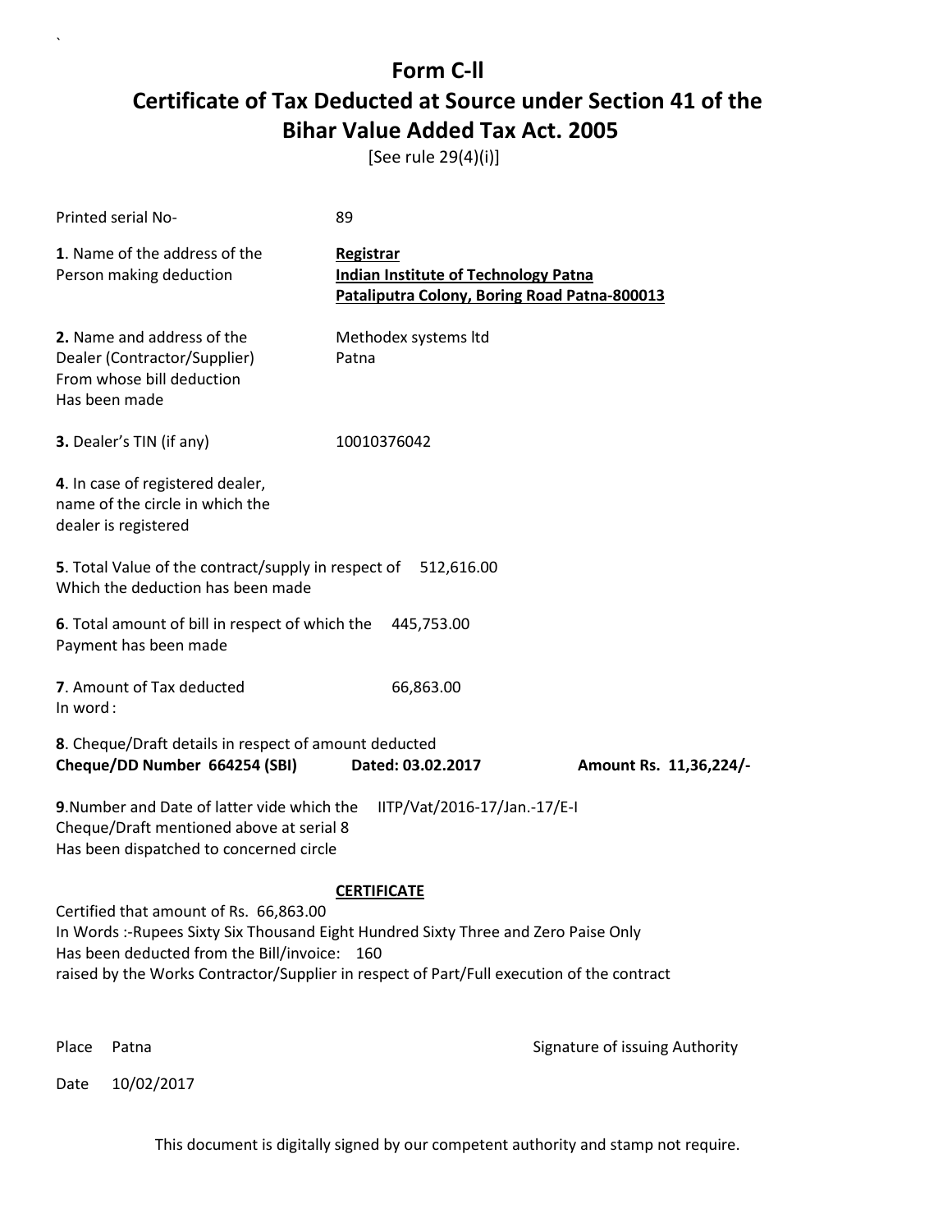# Form C-ll

## Certificate of Tax Deducted at Source under Section 41 of the Bihar Value Added Tax Act. 2005

[See rule 29(4)(i)]

Printed serial No- 89

**1**. Name of the address of the Person making deduction

**Registrar**
**Indian Institute of Technology Patna**
**Pataliputra Colony, Boring Road Patna-800013**

**2.** Name and address of the Dealer (Contractor/Supplier) From whose bill deduction Has been made

Methodex systems ltd
Patna

**3.** Dealer's TIN (if any) 10010376042

**4**. In case of registered dealer, name of the circle in which the dealer is registered

**5**. Total Value of the contract/supply in respect of Which the deduction has been made 512,616.00

**6**. Total amount of bill in respect of which the Payment has been made 445,753.00

**7**. Amount of Tax deducted 66,863.00
In word :

**8**. Cheque/Draft details in respect of amount deducted
**Cheque/DD Number 664254 (SBI) Dated: 03.02.2017 Amount Rs. 11,36,224/-**

**9**.Number and Date of latter vide which the Cheque/Draft mentioned above at serial 8 Has been dispatched to concerned circle IITP/Vat/2016-17/Jan.-17/E-I

**CERTIFICATE**

Certified that amount of Rs. 66,863.00
In Words :-Rupees Sixty Six Thousand Eight Hundred Sixty Three and Zero Paise Only
Has been deducted from the Bill/invoice: 160
raised by the Works Contractor/Supplier in respect of Part/Full execution of the contract

Place Patna

Signature of issuing Authority

Date 10/02/2017

This document is digitally signed by our competent authority and stamp not require.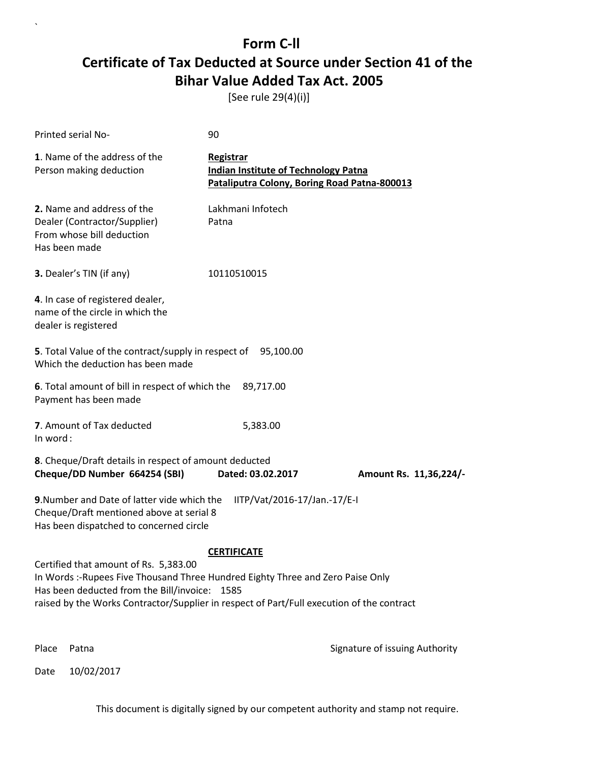# Form C-ll

## Certificate of Tax Deducted at Source under Section 41 of the Bihar Value Added Tax Act. 2005

[See rule 29(4)(i)]

Printed serial No- 90

**1**. Name of the address of the Person making deduction

**Registrar**
**Indian Institute of Technology Patna**
**Pataliputra Colony, Boring Road Patna-800013**

**2.** Name and address of the Dealer (Contractor/Supplier) From whose bill deduction Has been made

Lakhmani Infotech
Patna

**3.** Dealer's TIN (if any) 10110510015

**4**. In case of registered dealer, name of the circle in which the dealer is registered

**5**. Total Value of the contract/supply in respect of Which the deduction has been made 95,100.00

**6**. Total amount of bill in respect of which the Payment has been made 89,717.00

**7**. Amount of Tax deducted 5,383.00
In word :

**8**. Cheque/Draft details in respect of amount deducted
**Cheque/DD Number 664254 (SBI) Dated: 03.02.2017 Amount Rs. 11,36,224/-**

**9**.Number and Date of latter vide which the Cheque/Draft mentioned above at serial 8 Has been dispatched to concerned circle IITP/Vat/2016-17/Jan.-17/E-I

**CERTIFICATE**

Certified that amount of Rs. 5,383.00
In Words :-Rupees Five Thousand Three Hundred Eighty Three and Zero Paise Only
Has been deducted from the Bill/invoice: 1585
raised by the Works Contractor/Supplier in respect of Part/Full execution of the contract

Place Patna

Signature of issuing Authority

Date 10/02/2017

This document is digitally signed by our competent authority and stamp not require.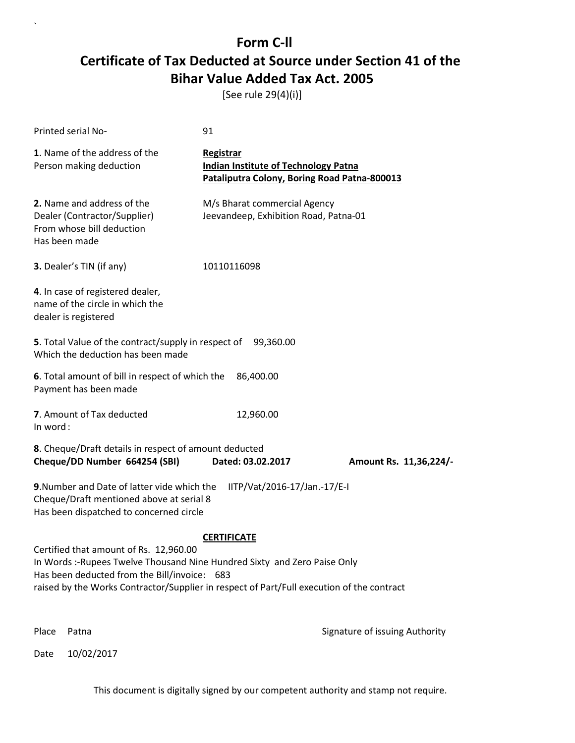# Form C-ll

# Certificate of Tax Deducted at Source under Section 41 of the Bihar Value Added Tax Act. 2005

[See rule 29(4)(i)]

Printed serial No- 91

**1**. Name of the address of the Person making deduction

**Registrar**
**Indian Institute of Technology Patna**
**Pataliputra Colony, Boring Road Patna-800013**

**2.** Name and address of the Dealer (Contractor/Supplier) From whose bill deduction Has been made

M/s Bharat commercial Agency
Jeevandeep, Exhibition Road, Patna-01

**3.** Dealer's TIN (if any) 10110116098

**4**. In case of registered dealer, name of the circle in which the dealer is registered

**5**. Total Value of the contract/supply in respect of Which the deduction has been made 99,360.00

**6**. Total amount of bill in respect of which the Payment has been made 86,400.00

**7**. Amount of Tax deducted 12,960.00
In word :

**8**. Cheque/Draft details in respect of amount deducted
**Cheque/DD Number 664254 (SBI)** **Dated: 03.02.2017** **Amount Rs. 11,36,224/-**

**9**.Number and Date of latter vide which the Cheque/Draft mentioned above at serial 8 Has been dispatched to concerned circle IITP/Vat/2016-17/Jan.-17/E-I

**CERTIFICATE**

Certified that amount of Rs. 12,960.00
In Words :-Rupees Twelve Thousand Nine Hundred Sixty and Zero Paise Only
Has been deducted from the Bill/invoice: 683
raised by the Works Contractor/Supplier in respect of Part/Full execution of the contract

Place Patna

Signature of issuing Authority

Date 10/02/2017

This document is digitally signed by our competent authority and stamp not require.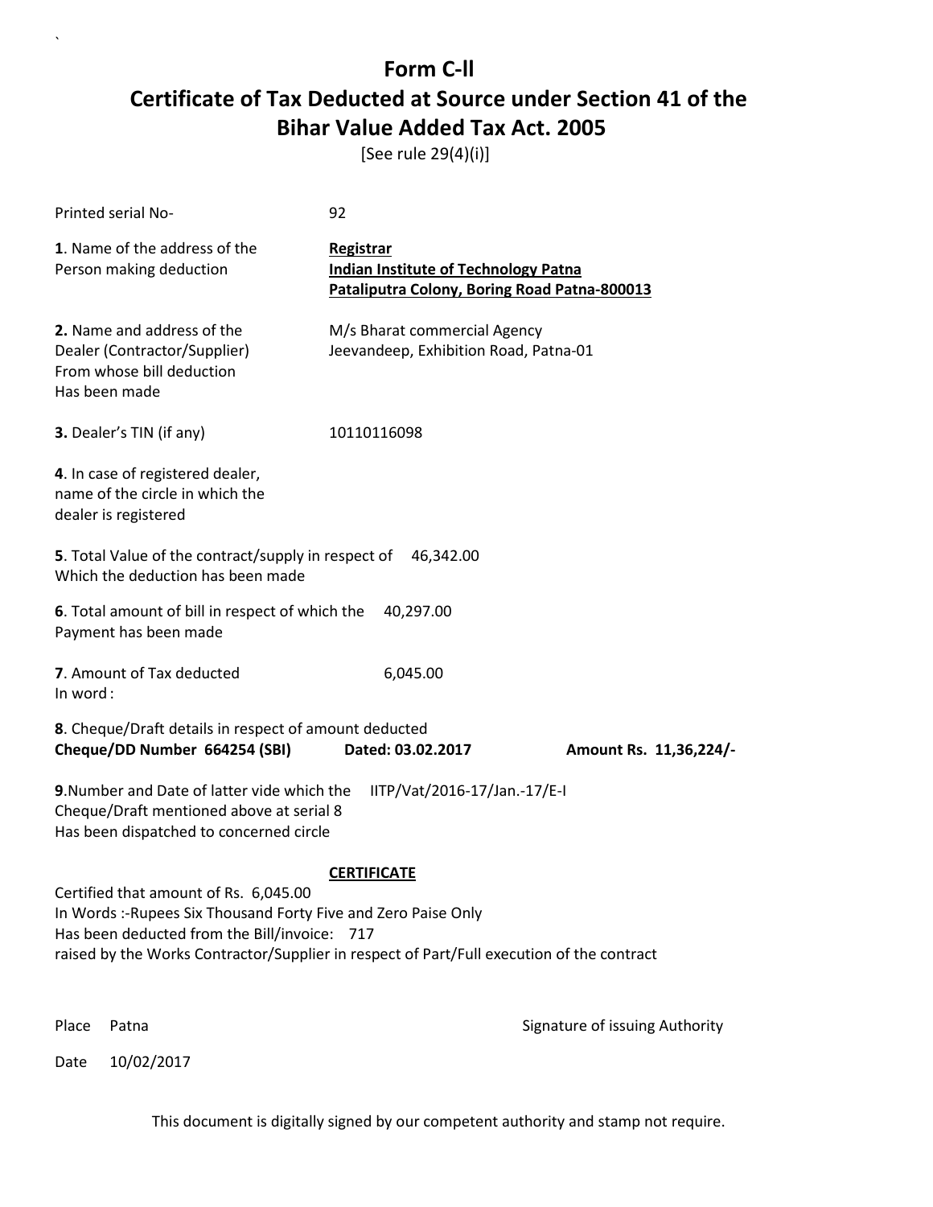# Form C-ll
# Certificate of Tax Deducted at Source under Section 41 of the Bihar Value Added Tax Act. 2005

[See rule 29(4)(i)]

Printed serial No- 92

**1**. Name of the address of the Person making deduction

**Registrar**
**Indian Institute of Technology Patna**
**Pataliputra Colony, Boring Road Patna-800013**

**2.** Name and address of the Dealer (Contractor/Supplier) From whose bill deduction Has been made

M/s Bharat commercial Agency
Jeevandeep, Exhibition Road, Patna-01

**3.** Dealer's TIN (if any) 10110116098

**4**. In case of registered dealer, name of the circle in which the dealer is registered

**5**. Total Value of the contract/supply in respect of Which the deduction has been made 46,342.00

**6**. Total amount of bill in respect of which the Payment has been made 40,297.00

**7**. Amount of Tax deducted 6,045.00
In word :

**8**. Cheque/Draft details in respect of amount deducted
**Cheque/DD Number 664254 (SBI) Dated: 03.02.2017 Amount Rs. 11,36,224/-**

**9**.Number and Date of latter vide which the Cheque/Draft mentioned above at serial 8 Has been dispatched to concerned circle IITP/Vat/2016-17/Jan.-17/E-I

**CERTIFICATE**

Certified that amount of Rs. 6,045.00
In Words :-Rupees Six Thousand Forty Five and Zero Paise Only
Has been deducted from the Bill/invoice: 717
raised by the Works Contractor/Supplier in respect of Part/Full execution of the contract

Place Patna

Signature of issuing Authority

Date 10/02/2017

This document is digitally signed by our competent authority and stamp not require.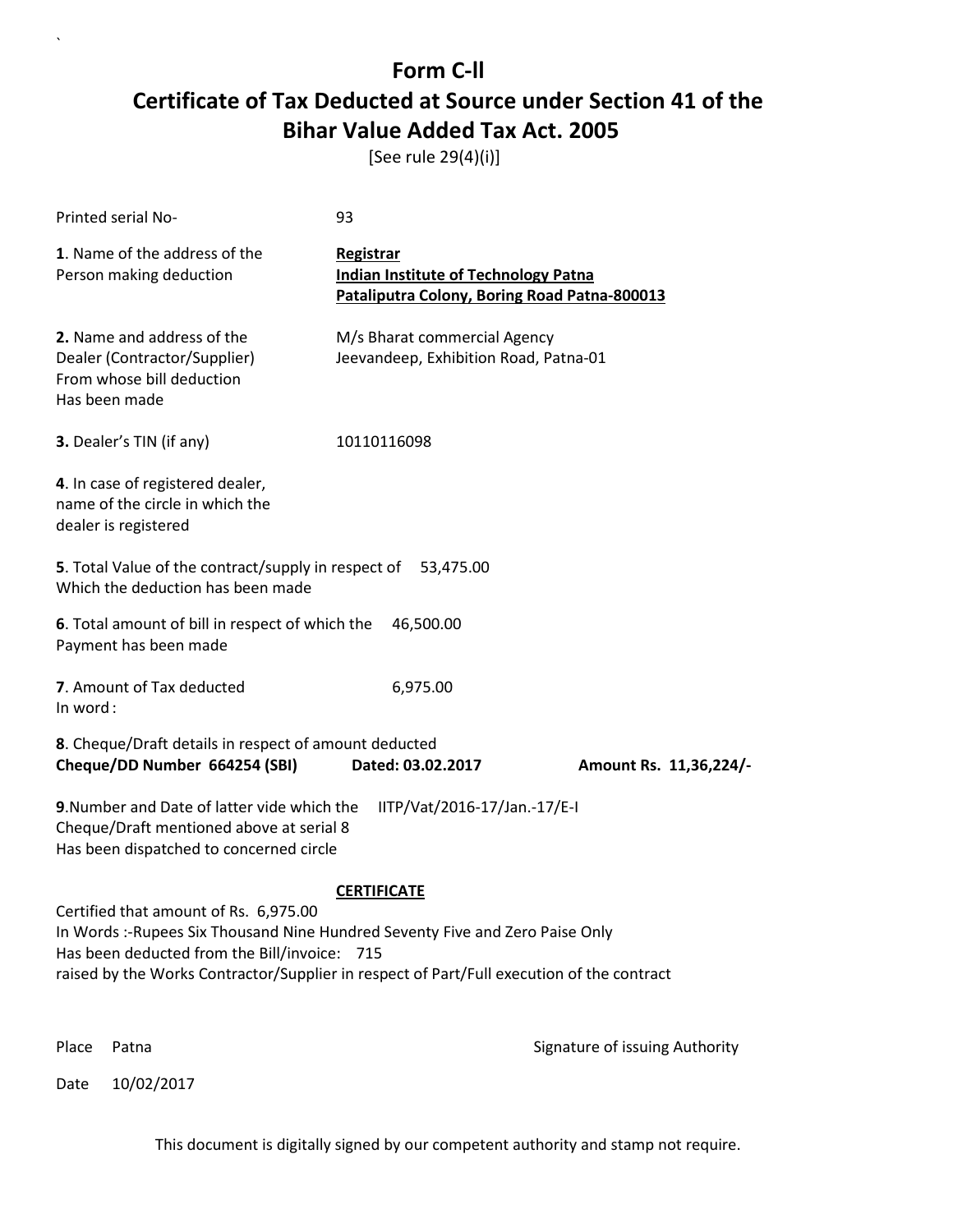# Form C-ll

## Certificate of Tax Deducted at Source under Section 41 of the Bihar Value Added Tax Act. 2005

[See rule 29(4)(i)]

Printed serial No- 93

**1**. Name of the address of the Person making deduction

**Registrar**
**Indian Institute of Technology Patna**
**Pataliputra Colony, Boring Road Patna-800013**

**2.** Name and address of the Dealer (Contractor/Supplier) From whose bill deduction Has been made

M/s Bharat commercial Agency
Jeevandeep, Exhibition Road, Patna-01

**3.** Dealer's TIN (if any) 10110116098

**4**. In case of registered dealer, name of the circle in which the dealer is registered

**5**. Total Value of the contract/supply in respect of Which the deduction has been made 53,475.00

**6**. Total amount of bill in respect of which the Payment has been made 46,500.00

**7**. Amount of Tax deducted 6,975.00
In word :

**8**. Cheque/Draft details in respect of amount deducted
**Cheque/DD Number 664254 (SBI) Dated: 03.02.2017 Amount Rs. 11,36,224/-**

**9**.Number and Date of latter vide which the Cheque/Draft mentioned above at serial 8 Has been dispatched to concerned circle IITP/Vat/2016-17/Jan.-17/E-I

**CERTIFICATE**

Certified that amount of Rs. 6,975.00
In Words :-Rupees Six Thousand Nine Hundred Seventy Five and Zero Paise Only
Has been deducted from the Bill/invoice: 715
raised by the Works Contractor/Supplier in respect of Part/Full execution of the contract

Place Patna

Signature of issuing Authority

Date 10/02/2017

This document is digitally signed by our competent authority and stamp not require.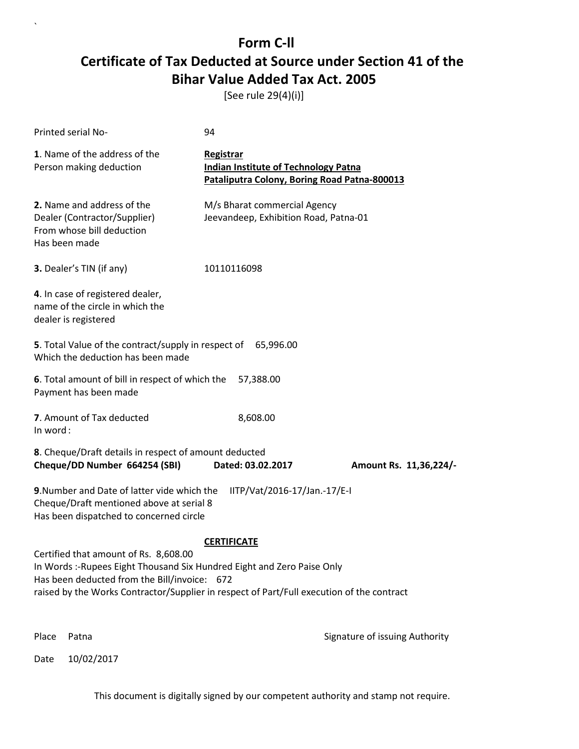# Form C-ll

# Certificate of Tax Deducted at Source under Section 41 of the Bihar Value Added Tax Act. 2005

[See rule 29(4)(i)]

Printed serial No- 94

**1**. Name of the address of the Person making deduction

**Registrar**
**Indian Institute of Technology Patna**
**Pataliputra Colony, Boring Road Patna-800013**

**2.** Name and address of the Dealer (Contractor/Supplier) From whose bill deduction Has been made

M/s Bharat commercial Agency
Jeevandeep, Exhibition Road, Patna-01

**3.** Dealer's TIN (if any) 10110116098

**4**. In case of registered dealer, name of the circle in which the dealer is registered

**5**. Total Value of the contract/supply in respect of Which the deduction has been made 65,996.00

**6**. Total amount of bill in respect of which the Payment has been made 57,388.00

**7**. Amount of Tax deducted 8,608.00
In word :

**8**. Cheque/Draft details in respect of amount deducted
**Cheque/DD Number 664254 (SBI)** **Dated: 03.02.2017** **Amount Rs. 11,36,224/-**

**9**.Number and Date of latter vide which the Cheque/Draft mentioned above at serial 8 Has been dispatched to concerned circle IITP/Vat/2016-17/Jan.-17/E-I

**CERTIFICATE**

Certified that amount of Rs. 8,608.00
In Words :-Rupees Eight Thousand Six Hundred Eight and Zero Paise Only
Has been deducted from the Bill/invoice: 672
raised by the Works Contractor/Supplier in respect of Part/Full execution of the contract

Place Patna

Signature of issuing Authority

Date 10/02/2017

This document is digitally signed by our competent authority and stamp not require.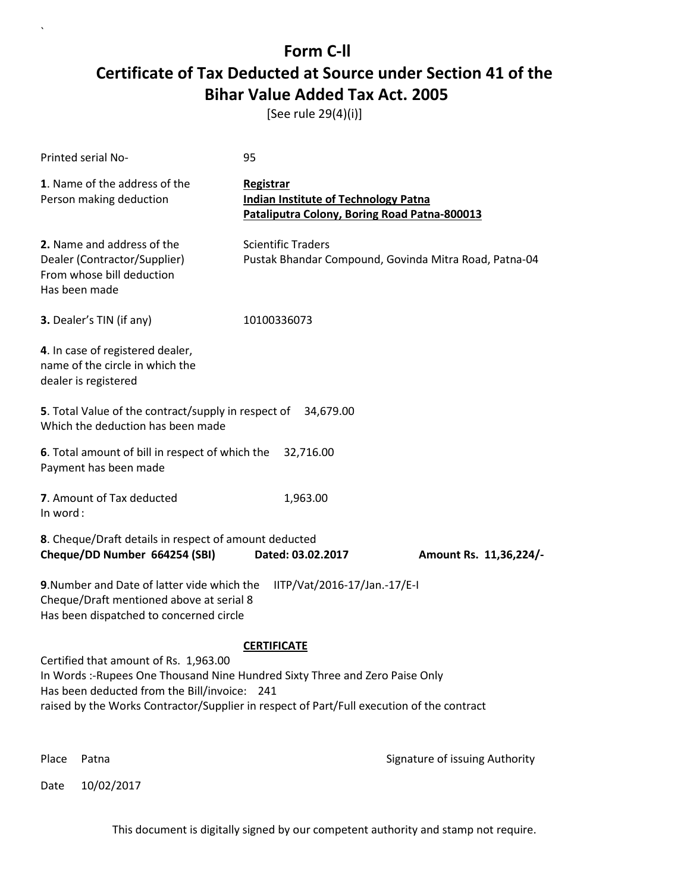# Form C-ll

## Certificate of Tax Deducted at Source under Section 41 of the Bihar Value Added Tax Act. 2005

[See rule 29(4)(i)]

Printed serial No- 95

**1**. Name of the address of the Person making deduction

**Registrar**
**Indian Institute of Technology Patna**
**Pataliputra Colony, Boring Road Patna-800013**

**2.** Name and address of the Dealer (Contractor/Supplier) From whose bill deduction Has been made

Scientific Traders
Pustak Bhandar Compound, Govinda Mitra Road, Patna-04

**3.** Dealer's TIN (if any) 10100336073

**4**. In case of registered dealer, name of the circle in which the dealer is registered

**5**. Total Value of the contract/supply in respect of Which the deduction has been made 34,679.00

**6**. Total amount of bill in respect of which the Payment has been made 32,716.00

**7**. Amount of Tax deducted 1,963.00
In word :

**8**. Cheque/Draft details in respect of amount deducted
**Cheque/DD Number 664254 (SBI) Dated: 03.02.2017 Amount Rs. 11,36,224/-**

**9**.Number and Date of latter vide which the Cheque/Draft mentioned above at serial 8 Has been dispatched to concerned circle IITP/Vat/2016-17/Jan.-17/E-I

**CERTIFICATE**

Certified that amount of Rs. 1,963.00
In Words :-Rupees One Thousand Nine Hundred Sixty Three and Zero Paise Only
Has been deducted from the Bill/invoice: 241
raised by the Works Contractor/Supplier in respect of Part/Full execution of the contract

Place Patna

Signature of issuing Authority

Date 10/02/2017

This document is digitally signed by our competent authority and stamp not require.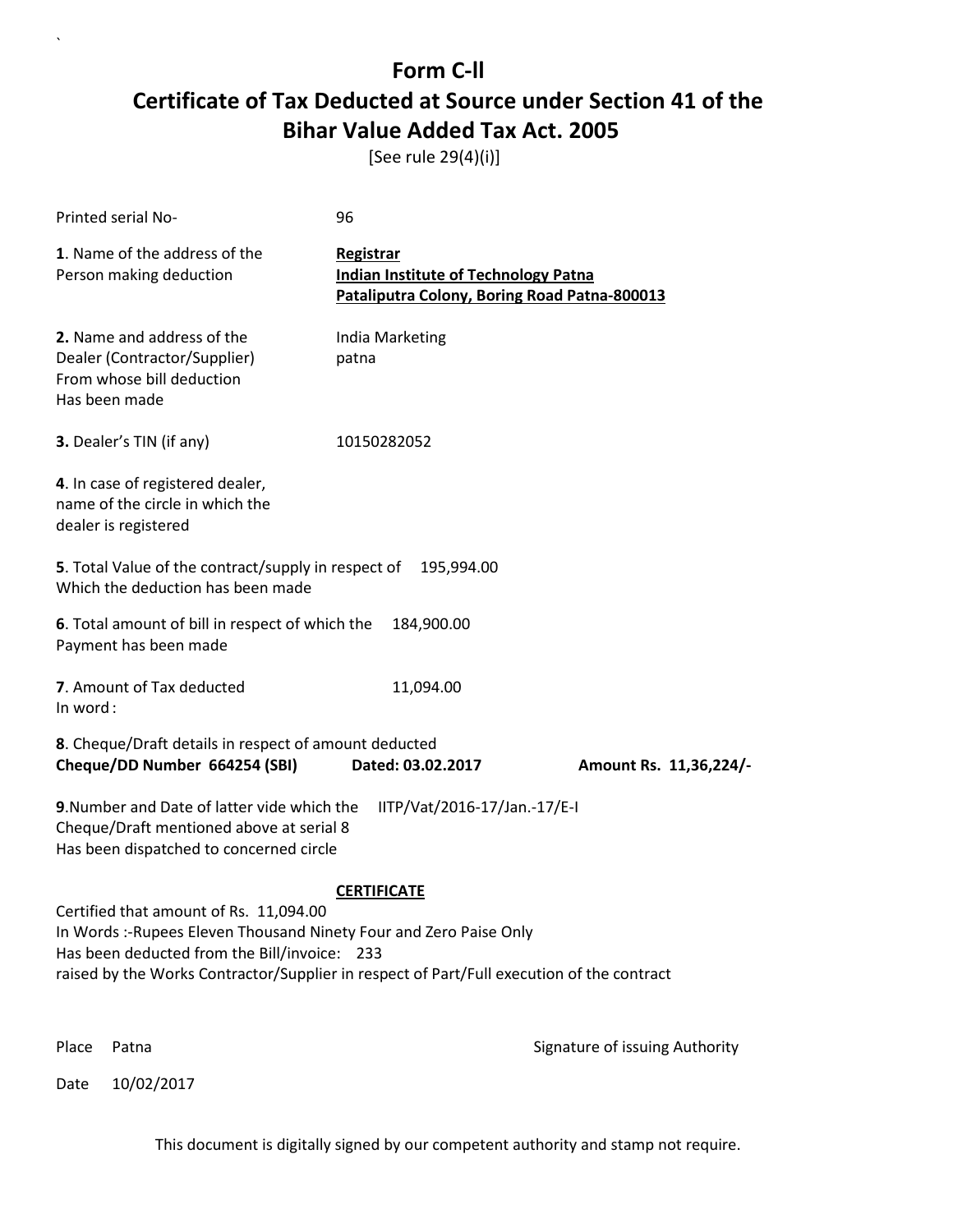# Form C-II

## Certificate of Tax Deducted at Source under Section 41 of the Bihar Value Added Tax Act. 2005

[See rule 29(4)(i)]

Printed serial No- 96

**1**. Name of the address of the Person making deduction

**Registrar**
**Indian Institute of Technology Patna**
**Pataliputra Colony, Boring Road Patna-800013**

**2.** Name and address of the Dealer (Contractor/Supplier) From whose bill deduction Has been made

India Marketing
patna

**3.** Dealer's TIN (if any) 10150282052

**4**. In case of registered dealer, name of the circle in which the dealer is registered

**5**. Total Value of the contract/supply in respect of Which the deduction has been made 195,994.00

**6**. Total amount of bill in respect of which the Payment has been made 184,900.00

**7**. Amount of Tax deducted 11,094.00
In word :

**8**. Cheque/Draft details in respect of amount deducted
**Cheque/DD Number 664254 (SBI) Dated: 03.02.2017 Amount Rs. 11,36,224/-**

**9**.Number and Date of latter vide which the Cheque/Draft mentioned above at serial 8 Has been dispatched to concerned circle IITP/Vat/2016-17/Jan.-17/E-I

**CERTIFICATE**

Certified that amount of Rs. 11,094.00
In Words :-Rupees Eleven Thousand Ninety Four and Zero Paise Only
Has been deducted from the Bill/invoice: 233
raised by the Works Contractor/Supplier in respect of Part/Full execution of the contract

Place Patna

Signature of issuing Authority

Date 10/02/2017

This document is digitally signed by our competent authority and stamp not require.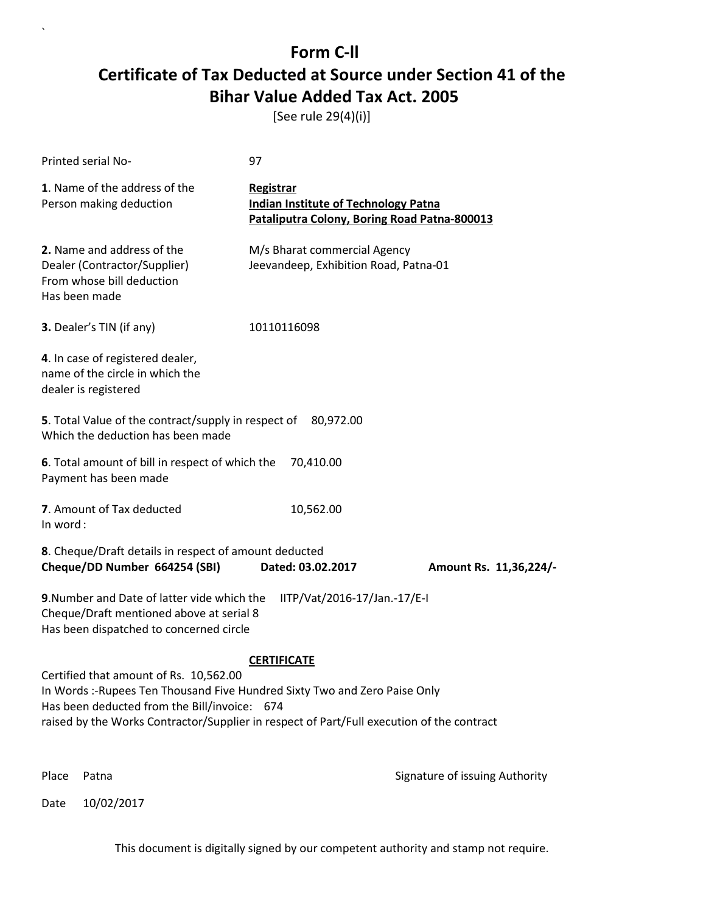# Form C-ll
# Certificate of Tax Deducted at Source under Section 41 of the Bihar Value Added Tax Act. 2005

[See rule 29(4)(i)]

Printed serial No- 97

**1**. Name of the address of the Person making deduction

**Registrar**
**Indian Institute of Technology Patna**
**Pataliputra Colony, Boring Road Patna-800013**

**2.** Name and address of the Dealer (Contractor/Supplier) From whose bill deduction Has been made

M/s Bharat commercial Agency
Jeevandeep, Exhibition Road, Patna-01

**3.** Dealer's TIN (if any) 10110116098

**4**. In case of registered dealer, name of the circle in which the dealer is registered

**5**. Total Value of the contract/supply in respect of Which the deduction has been made 80,972.00

**6**. Total amount of bill in respect of which the Payment has been made 70,410.00

**7**. Amount of Tax deducted 10,562.00
In word :

**8**. Cheque/Draft details in respect of amount deducted
**Cheque/DD Number 664254 (SBI) Dated: 03.02.2017 Amount Rs. 11,36,224/-**

**9**.Number and Date of latter vide which the Cheque/Draft mentioned above at serial 8 Has been dispatched to concerned circle IITP/Vat/2016-17/Jan.-17/E-I

**CERTIFICATE**

Certified that amount of Rs. 10,562.00
In Words :-Rupees Ten Thousand Five Hundred Sixty Two and Zero Paise Only
Has been deducted from the Bill/invoice: 674
raised by the Works Contractor/Supplier in respect of Part/Full execution of the contract

Place Patna

Signature of issuing Authority

Date 10/02/2017

This document is digitally signed by our competent authority and stamp not require.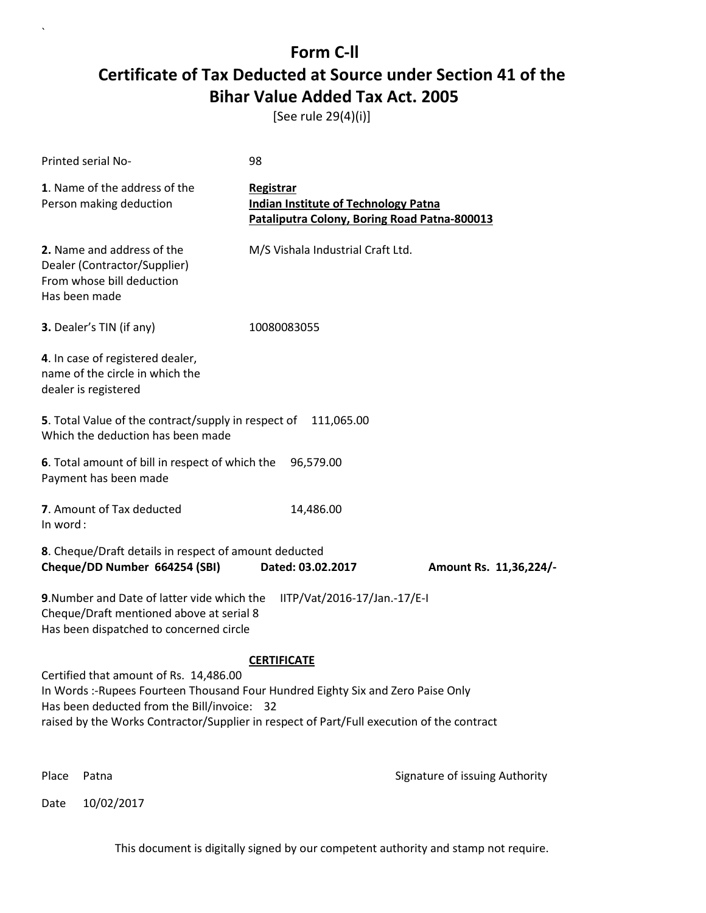# Form C-ll

## Certificate of Tax Deducted at Source under Section 41 of the Bihar Value Added Tax Act. 2005

[See rule 29(4)(i)]

Printed serial No- 98

**1**. Name of the address of the Person making deduction

**Registrar**
**Indian Institute of Technology Patna**
**Pataliputra Colony, Boring Road Patna-800013**

**2.** Name and address of the Dealer (Contractor/Supplier) From whose bill deduction Has been made

M/S Vishala Industrial Craft Ltd.

**3.** Dealer's TIN (if any) 10080083055

**4**. In case of registered dealer, name of the circle in which the dealer is registered

**5**. Total Value of the contract/supply in respect of Which the deduction has been made 111,065.00

**6**. Total amount of bill in respect of which the Payment has been made 96,579.00

**7**. Amount of Tax deducted 14,486.00
In word :

**8**. Cheque/Draft details in respect of amount deducted
**Cheque/DD Number 664254 (SBI) Dated: 03.02.2017 Amount Rs. 11,36,224/-**

**9**.Number and Date of latter vide which the Cheque/Draft mentioned above at serial 8 Has been dispatched to concerned circle IITP/Vat/2016-17/Jan.-17/E-I

**CERTIFICATE**

Certified that amount of Rs. 14,486.00
In Words :-Rupees Fourteen Thousand Four Hundred Eighty Six and Zero Paise Only
Has been deducted from the Bill/invoice: 32
raised by the Works Contractor/Supplier in respect of Part/Full execution of the contract

Place Patna

Signature of issuing Authority

Date 10/02/2017

This document is digitally signed by our competent authority and stamp not require.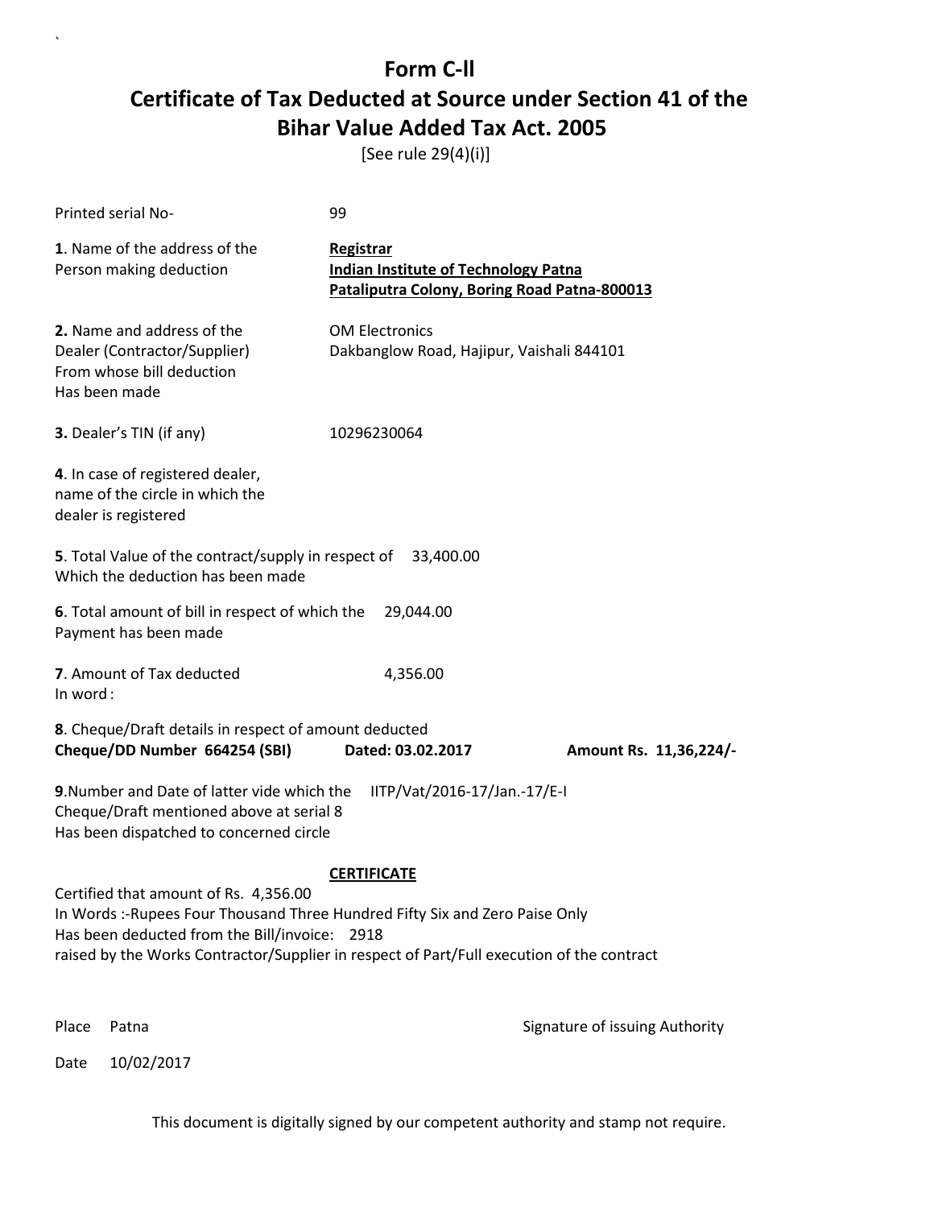# Form C-ll

## Certificate of Tax Deducted at Source under Section 41 of the Bihar Value Added Tax Act. 2005

[See rule 29(4)(i)]

Printed serial No- 99

**1**. Name of the address of the Person making deduction

**Registrar**
**Indian Institute of Technology Patna**
**Pataliputra Colony, Boring Road Patna-800013**

**2.** Name and address of the Dealer (Contractor/Supplier) From whose bill deduction Has been made

OM Electronics
Dakbanglow Road, Hajipur, Vaishali 844101

**3.** Dealer's TIN (if any) 10296230064

**4**. In case of registered dealer, name of the circle in which the dealer is registered

**5**. Total Value of the contract/supply in respect of Which the deduction has been made 33,400.00

**6**. Total amount of bill in respect of which the Payment has been made 29,044.00

**7**. Amount of Tax deducted 4,356.00
In word :

**8**. Cheque/Draft details in respect of amount deducted
**Cheque/DD Number 664254 (SBI) Dated: 03.02.2017 Amount Rs. 11,36,224/-**

**9**.Number and Date of latter vide which the Cheque/Draft mentioned above at serial 8 Has been dispatched to concerned circle IITP/Vat/2016-17/Jan.-17/E-I

**CERTIFICATE**

Certified that amount of Rs. 4,356.00
In Words :-Rupees Four Thousand Three Hundred Fifty Six and Zero Paise Only
Has been deducted from the Bill/invoice: 2918
raised by the Works Contractor/Supplier in respect of Part/Full execution of the contract

Place Patna

Signature of issuing Authority

Date 10/02/2017

This document is digitally signed by our competent authority and stamp not require.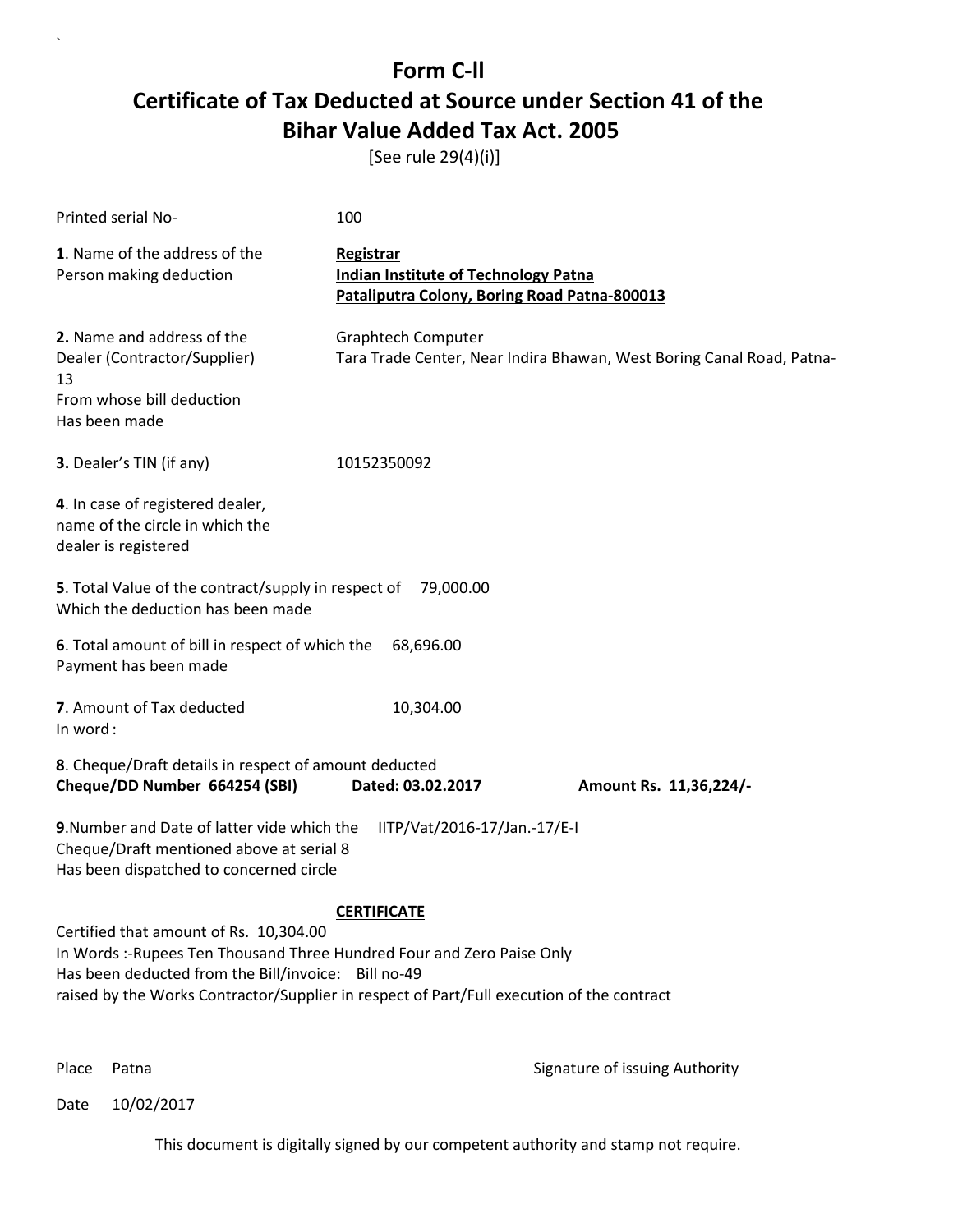`

# Form C-ll
# Certificate of Tax Deducted at Source under Section 41 of the Bihar Value Added Tax Act. 2005

[See rule 29(4)(i)]

Printed serial No- 100

**1**. Name of the address of the Person making deduction

**Registrar**
**Indian Institute of Technology Patna**
**Pataliputra Colony, Boring Road Patna-800013**

**2.** Name and address of the Dealer (Contractor/Supplier) From whose bill deduction Has been made

Graphtech Computer
Tara Trade Center, Near Indira Bhawan, West Boring Canal Road, Patna-13

**3.** Dealer's TIN (if any) 10152350092

**4**. In case of registered dealer, name of the circle in which the dealer is registered

**5**. Total Value of the contract/supply in respect of Which the deduction has been made 79,000.00

**6**. Total amount of bill in respect of which the Payment has been made 68,696.00

**7**. Amount of Tax deducted 10,304.00
In word :

**8**. Cheque/Draft details in respect of amount deducted
**Cheque/DD Number 664254 (SBI)** **Dated: 03.02.2017** **Amount Rs. 11,36,224/-**

**9**.Number and Date of latter vide which the Cheque/Draft mentioned above at serial 8 Has been dispatched to concerned circle IITP/Vat/2016-17/Jan.-17/E-I

**CERTIFICATE**

Certified that amount of Rs. 10,304.00
In Words :-Rupees Ten Thousand Three Hundred Four and Zero Paise Only
Has been deducted from the Bill/invoice: Bill no-49
raised by the Works Contractor/Supplier in respect of Part/Full execution of the contract

Place Patna

Signature of issuing Authority

Date 10/02/2017

This document is digitally signed by our competent authority and stamp not require.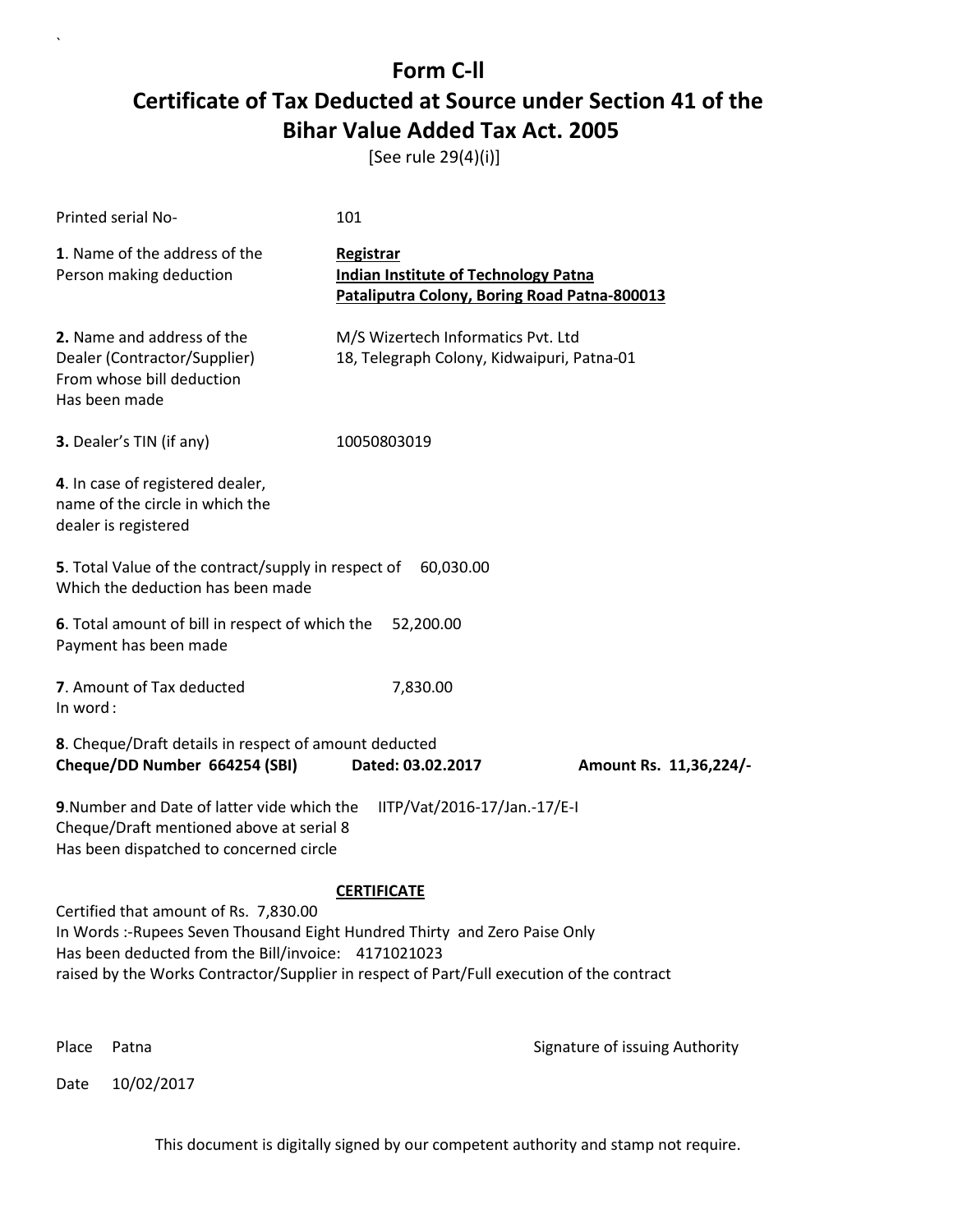# Form C-ll

## Certificate of Tax Deducted at Source under Section 41 of the Bihar Value Added Tax Act. 2005

[See rule 29(4)(i)]

Printed serial No- 101

**1**. Name of the address of the Person making deduction

**Registrar**
**Indian Institute of Technology Patna**
**Pataliputra Colony, Boring Road Patna-800013**

**2.** Name and address of the Dealer (Contractor/Supplier) From whose bill deduction Has been made

M/S Wizertech Informatics Pvt. Ltd
18, Telegraph Colony, Kidwaipuri, Patna-01

**3.** Dealer's TIN (if any) 10050803019

**4**. In case of registered dealer, name of the circle in which the dealer is registered

**5**. Total Value of the contract/supply in respect of Which the deduction has been made 60,030.00

**6**. Total amount of bill in respect of which the Payment has been made 52,200.00

**7**. Amount of Tax deducted 7,830.00
In word :

**8**. Cheque/Draft details in respect of amount deducted
**Cheque/DD Number 664254 (SBI) Dated: 03.02.2017 Amount Rs. 11,36,224/-**

**9**.Number and Date of latter vide which the Cheque/Draft mentioned above at serial 8 Has been dispatched to concerned circle IITP/Vat/2016-17/Jan.-17/E-I

**CERTIFICATE**

Certified that amount of Rs. 7,830.00
In Words :-Rupees Seven Thousand Eight Hundred Thirty and Zero Paise Only
Has been deducted from the Bill/invoice: 4171021023
raised by the Works Contractor/Supplier in respect of Part/Full execution of the contract

Place Patna

Signature of issuing Authority

Date 10/02/2017

This document is digitally signed by our competent authority and stamp not require.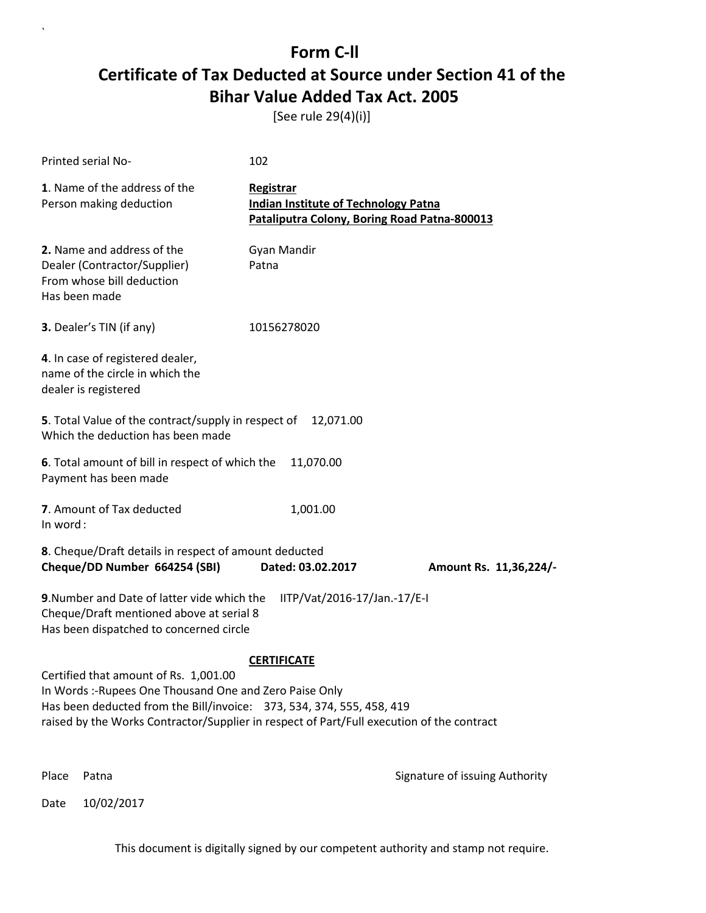# Form C-ll

## Certificate of Tax Deducted at Source under Section 41 of the Bihar Value Added Tax Act. 2005

[See rule 29(4)(i)]

Printed serial No- 102

**1**. Name of the address of the Person making deduction

**Registrar**
**Indian Institute of Technology Patna**
**Pataliputra Colony, Boring Road Patna-800013**

**2.** Name and address of the Dealer (Contractor/Supplier) From whose bill deduction Has been made

Gyan Mandir
Patna

**3.** Dealer's TIN (if any) 10156278020

**4**. In case of registered dealer, name of the circle in which the dealer is registered

**5**. Total Value of the contract/supply in respect of Which the deduction has been made 12,071.00

**6**. Total amount of bill in respect of which the Payment has been made 11,070.00

**7**. Amount of Tax deducted 1,001.00
In word :

**8**. Cheque/Draft details in respect of amount deducted
**Cheque/DD Number 664254 (SBI)** **Dated: 03.02.2017** **Amount Rs. 11,36,224/-**

**9**.Number and Date of latter vide which the Cheque/Draft mentioned above at serial 8 Has been dispatched to concerned circle IITP/Vat/2016-17/Jan.-17/E-I

**CERTIFICATE**

Certified that amount of Rs. 1,001.00
In Words :-Rupees One Thousand One and Zero Paise Only
Has been deducted from the Bill/invoice: 373, 534, 374, 555, 458, 419
raised by the Works Contractor/Supplier in respect of Part/Full execution of the contract

Place Patna

Signature of issuing Authority

Date 10/02/2017

This document is digitally signed by our competent authority and stamp not require.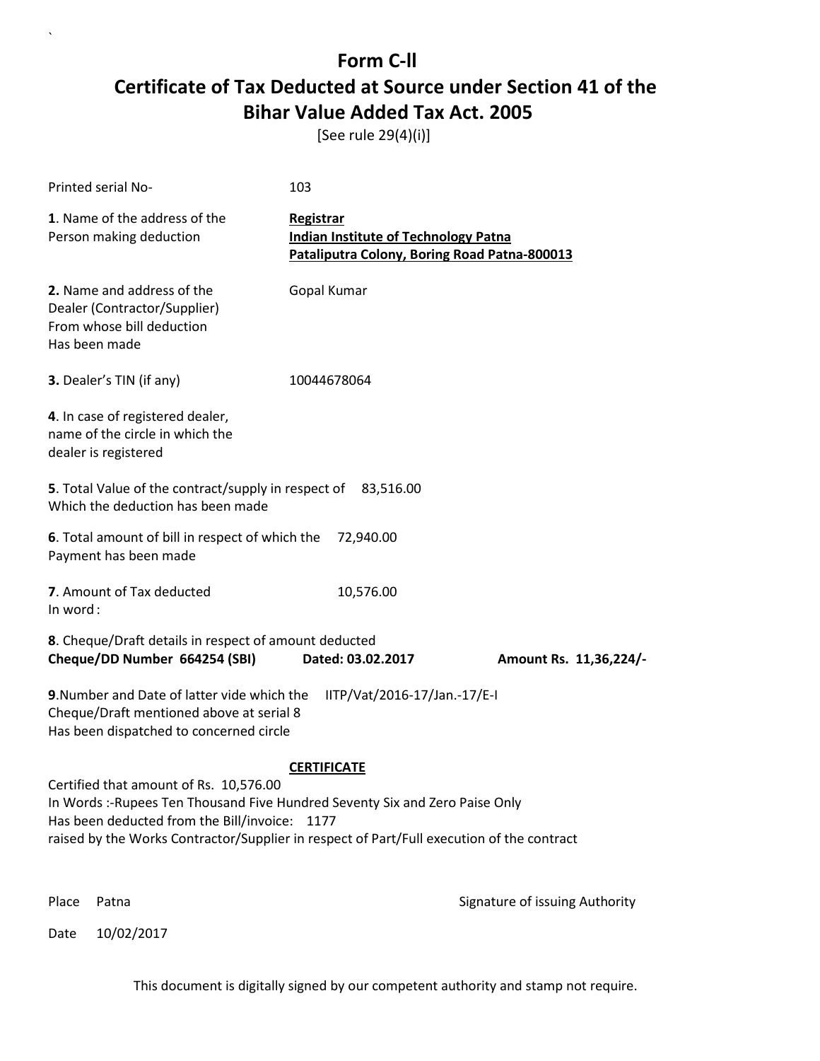# Form C-ll

# Certificate of Tax Deducted at Source under Section 41 of the Bihar Value Added Tax Act. 2005

[See rule 29(4)(i)]

Printed serial No- 103

**1**. Name of the address of the Person making deduction

**Registrar**
**Indian Institute of Technology Patna**
**Pataliputra Colony, Boring Road Patna-800013**

**2.** Name and address of the Dealer (Contractor/Supplier) From whose bill deduction Has been made

Gopal Kumar

**3.** Dealer's TIN (if any) 10044678064

**4**. In case of registered dealer, name of the circle in which the dealer is registered

**5**. Total Value of the contract/supply in respect of Which the deduction has been made 83,516.00

**6**. Total amount of bill in respect of which the Payment has been made 72,940.00

**7**. Amount of Tax deducted 10,576.00
In word :

**8**. Cheque/Draft details in respect of amount deducted
**Cheque/DD Number 664254 (SBI) Dated: 03.02.2017 Amount Rs. 11,36,224/-**

**9**.Number and Date of latter vide which the Cheque/Draft mentioned above at serial 8 Has been dispatched to concerned circle IITP/Vat/2016-17/Jan.-17/E-I

**CERTIFICATE**

Certified that amount of Rs. 10,576.00
In Words :-Rupees Ten Thousand Five Hundred Seventy Six and Zero Paise Only
Has been deducted from the Bill/invoice: 1177
raised by the Works Contractor/Supplier in respect of Part/Full execution of the contract

Place Patna

Signature of issuing Authority

Date 10/02/2017

This document is digitally signed by our competent authority and stamp not require.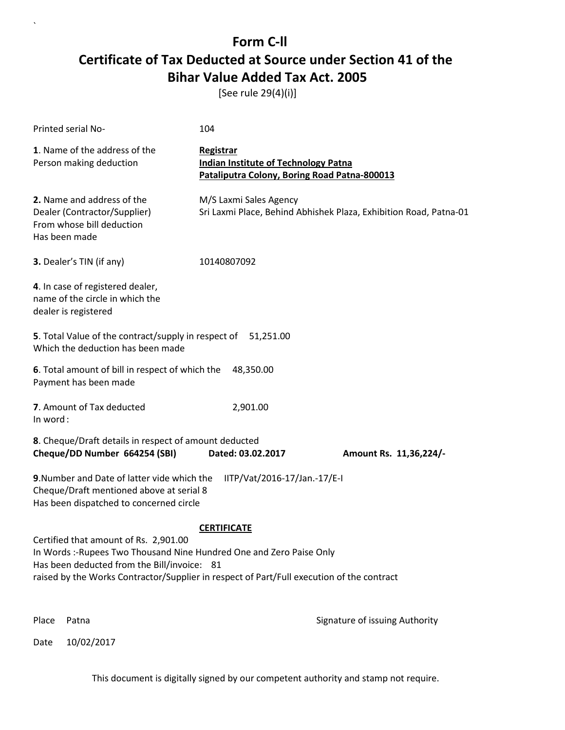# Form C-ll

## Certificate of Tax Deducted at Source under Section 41 of the Bihar Value Added Tax Act. 2005

[See rule 29(4)(i)]

Printed serial No- 104

**1**. Name of the address of the Person making deduction

**Registrar**
**Indian Institute of Technology Patna**
**Pataliputra Colony, Boring Road Patna-800013**

**2.** Name and address of the Dealer (Contractor/Supplier) From whose bill deduction Has been made

M/S Laxmi Sales Agency
Sri Laxmi Place, Behind Abhishek Plaza, Exhibition Road, Patna-01

**3.** Dealer's TIN (if any) 10140807092

**4**. In case of registered dealer, name of the circle in which the dealer is registered

**5**. Total Value of the contract/supply in respect of Which the deduction has been made 51,251.00

**6**. Total amount of bill in respect of which the Payment has been made 48,350.00

**7**. Amount of Tax deducted 2,901.00
In word :

**8**. Cheque/Draft details in respect of amount deducted
**Cheque/DD Number 664254 (SBI) Dated: 03.02.2017 Amount Rs. 11,36,224/-**

**9**.Number and Date of latter vide which the Cheque/Draft mentioned above at serial 8 Has been dispatched to concerned circle IITP/Vat/2016-17/Jan.-17/E-I

**CERTIFICATE**

Certified that amount of Rs. 2,901.00
In Words :-Rupees Two Thousand Nine Hundred One and Zero Paise Only
Has been deducted from the Bill/invoice: 81
raised by the Works Contractor/Supplier in respect of Part/Full execution of the contract

Place Patna

Signature of issuing Authority

Date 10/02/2017

This document is digitally signed by our competent authority and stamp not require.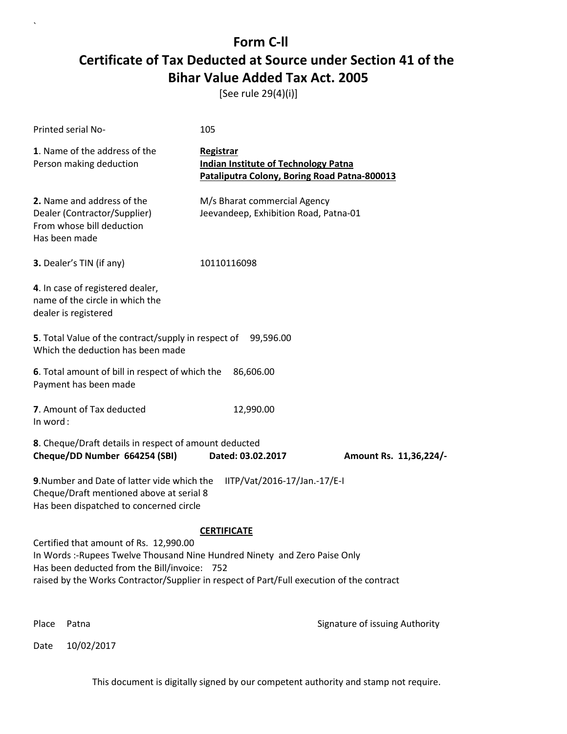# Form C-ll

# Certificate of Tax Deducted at Source under Section 41 of the Bihar Value Added Tax Act. 2005

[See rule 29(4)(i)]

Printed serial No- 105

**1**. Name of the address of the Person making deduction

**Registrar**
**Indian Institute of Technology Patna**
**Pataliputra Colony, Boring Road Patna-800013**

**2.** Name and address of the Dealer (Contractor/Supplier) From whose bill deduction Has been made

M/s Bharat commercial Agency
Jeevandeep, Exhibition Road, Patna-01

**3.** Dealer's TIN (if any) 10110116098

**4**. In case of registered dealer, name of the circle in which the dealer is registered

**5**. Total Value of the contract/supply in respect of Which the deduction has been made 99,596.00

**6**. Total amount of bill in respect of which the Payment has been made 86,606.00

**7**. Amount of Tax deducted 12,990.00
In word :

**8**. Cheque/Draft details in respect of amount deducted
**Cheque/DD Number 664254 (SBI) Dated: 03.02.2017 Amount Rs. 11,36,224/-**

**9**.Number and Date of latter vide which the Cheque/Draft mentioned above at serial 8 Has been dispatched to concerned circle IITP/Vat/2016-17/Jan.-17/E-I

**CERTIFICATE**

Certified that amount of Rs. 12,990.00
In Words :-Rupees Twelve Thousand Nine Hundred Ninety and Zero Paise Only
Has been deducted from the Bill/invoice: 752
raised by the Works Contractor/Supplier in respect of Part/Full execution of the contract

Place Patna

Signature of issuing Authority

Date 10/02/2017

This document is digitally signed by our competent authority and stamp not require.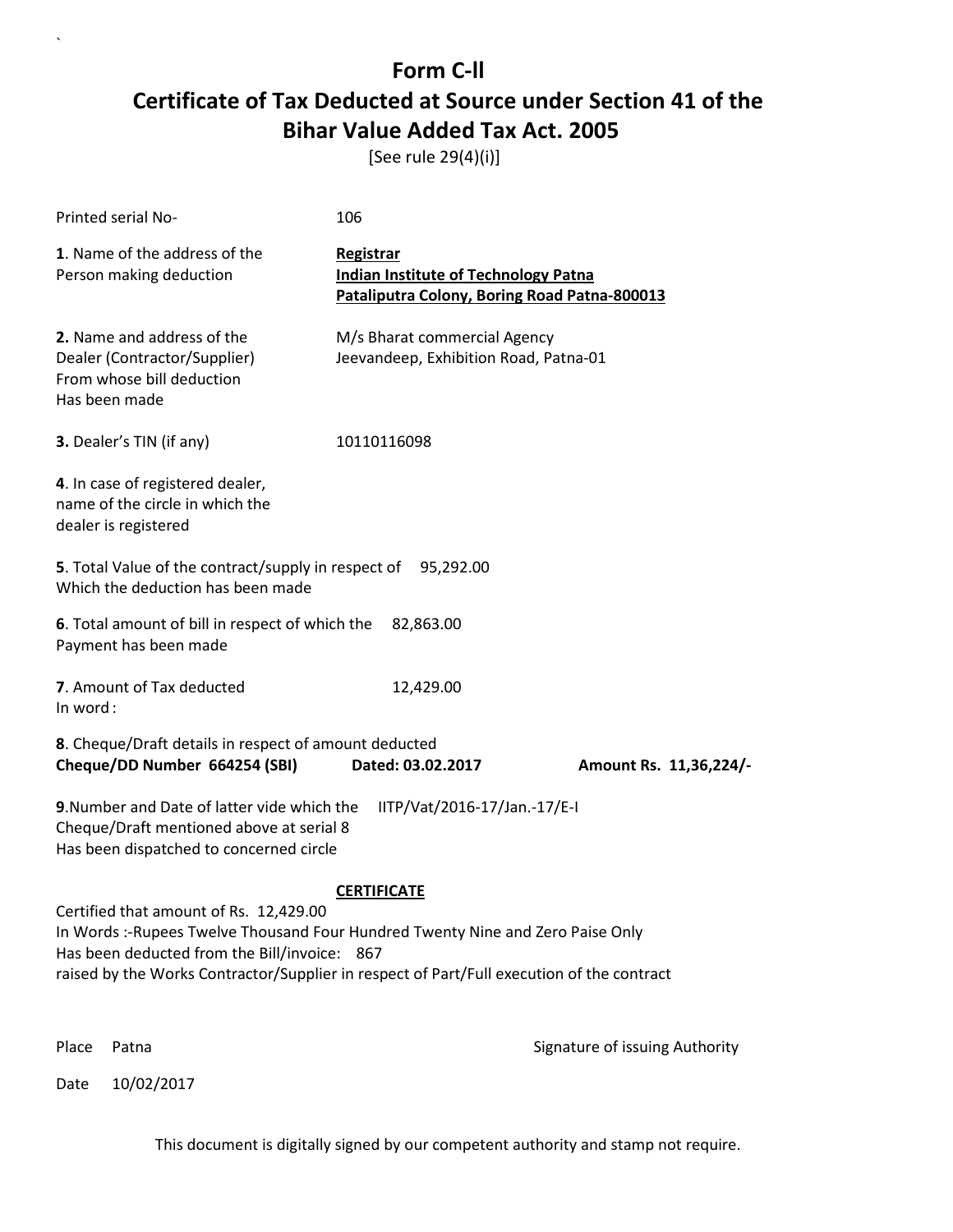# Form C-ll

## Certificate of Tax Deducted at Source under Section 41 of the Bihar Value Added Tax Act. 2005

[See rule 29(4)(i)]

Printed serial No- 106

**1**. Name of the address of the Person making deduction

**Registrar**
**Indian Institute of Technology Patna**
**Pataliputra Colony, Boring Road Patna-800013**

**2.** Name and address of the Dealer (Contractor/Supplier) From whose bill deduction Has been made

M/s Bharat commercial Agency
Jeevandeep, Exhibition Road, Patna-01

**3.** Dealer's TIN (if any) 10110116098

**4**. In case of registered dealer, name of the circle in which the dealer is registered

**5**. Total Value of the contract/supply in respect of Which the deduction has been made 95,292.00

**6**. Total amount of bill in respect of which the Payment has been made 82,863.00

**7**. Amount of Tax deducted 12,429.00
In word :

**8**. Cheque/Draft details in respect of amount deducted
**Cheque/DD Number 664254 (SBI) Dated: 03.02.2017 Amount Rs. 11,36,224/-**

**9**.Number and Date of latter vide which the Cheque/Draft mentioned above at serial 8 Has been dispatched to concerned circle IITP/Vat/2016-17/Jan.-17/E-I

**CERTIFICATE**

Certified that amount of Rs. 12,429.00
In Words :-Rupees Twelve Thousand Four Hundred Twenty Nine and Zero Paise Only
Has been deducted from the Bill/invoice: 867
raised by the Works Contractor/Supplier in respect of Part/Full execution of the contract

Place Patna

Signature of issuing Authority

Date 10/02/2017

This document is digitally signed by our competent authority and stamp not require.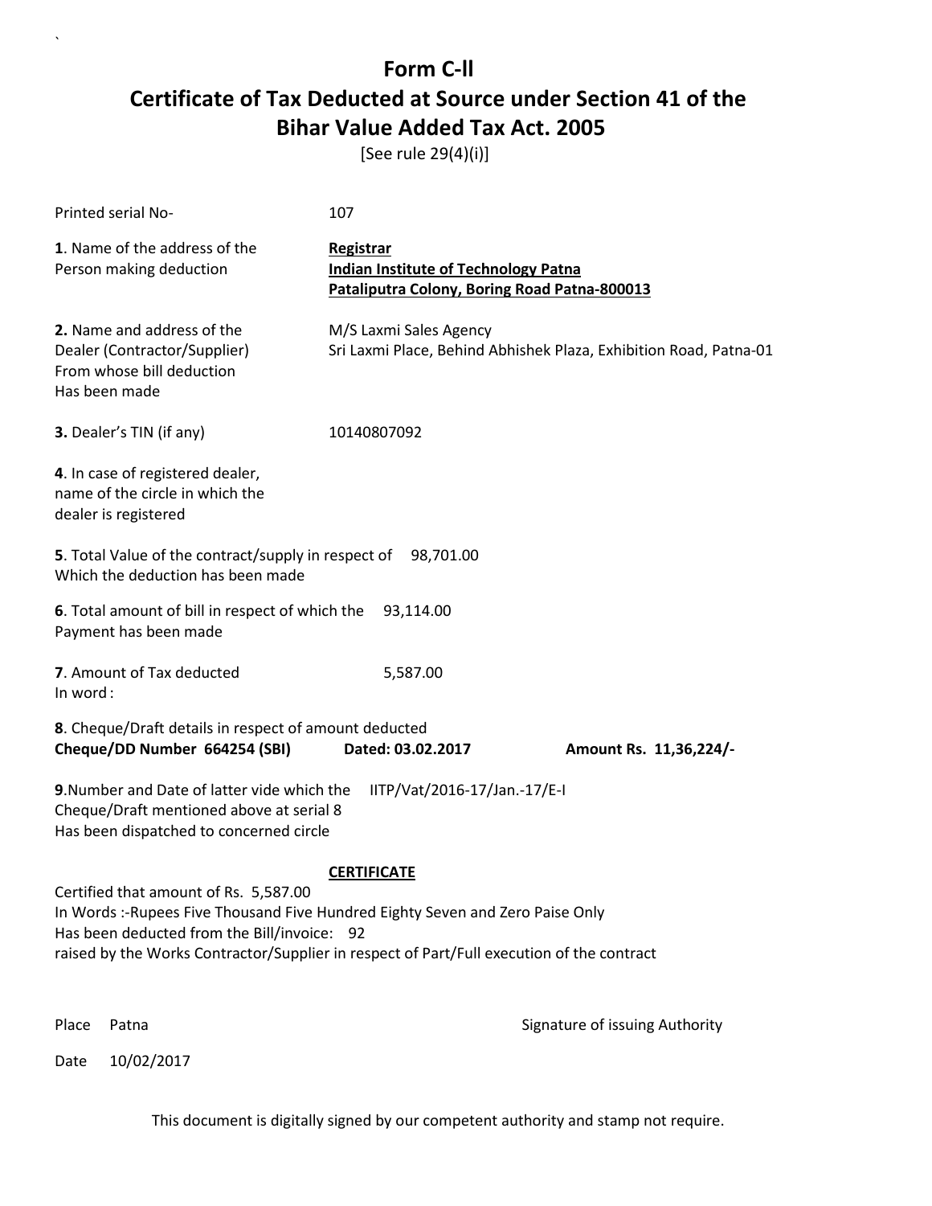# Form C-ll

# Certificate of Tax Deducted at Source under Section 41 of the Bihar Value Added Tax Act. 2005

[See rule 29(4)(i)]

Printed serial No- 107

**1**. Name of the address of the Person making deduction

**Registrar**
**Indian Institute of Technology Patna**
**Pataliputra Colony, Boring Road Patna-800013**

**2.** Name and address of the Dealer (Contractor/Supplier) From whose bill deduction Has been made

M/S Laxmi Sales Agency
Sri Laxmi Place, Behind Abhishek Plaza, Exhibition Road, Patna-01

**3.** Dealer's TIN (if any) 10140807092

**4**. In case of registered dealer, name of the circle in which the dealer is registered

**5**. Total Value of the contract/supply in respect of Which the deduction has been made 98,701.00

**6**. Total amount of bill in respect of which the Payment has been made 93,114.00

**7**. Amount of Tax deducted 5,587.00
In word :

**8**. Cheque/Draft details in respect of amount deducted
**Cheque/DD Number 664254 (SBI) Dated: 03.02.2017 Amount Rs. 11,36,224/-**

**9**.Number and Date of latter vide which the Cheque/Draft mentioned above at serial 8 Has been dispatched to concerned circle IITP/Vat/2016-17/Jan.-17/E-I

**CERTIFICATE**

Certified that amount of Rs. 5,587.00
In Words :-Rupees Five Thousand Five Hundred Eighty Seven and Zero Paise Only
Has been deducted from the Bill/invoice: 92
raised by the Works Contractor/Supplier in respect of Part/Full execution of the contract

Place Patna

Signature of issuing Authority

Date 10/02/2017

This document is digitally signed by our competent authority and stamp not require.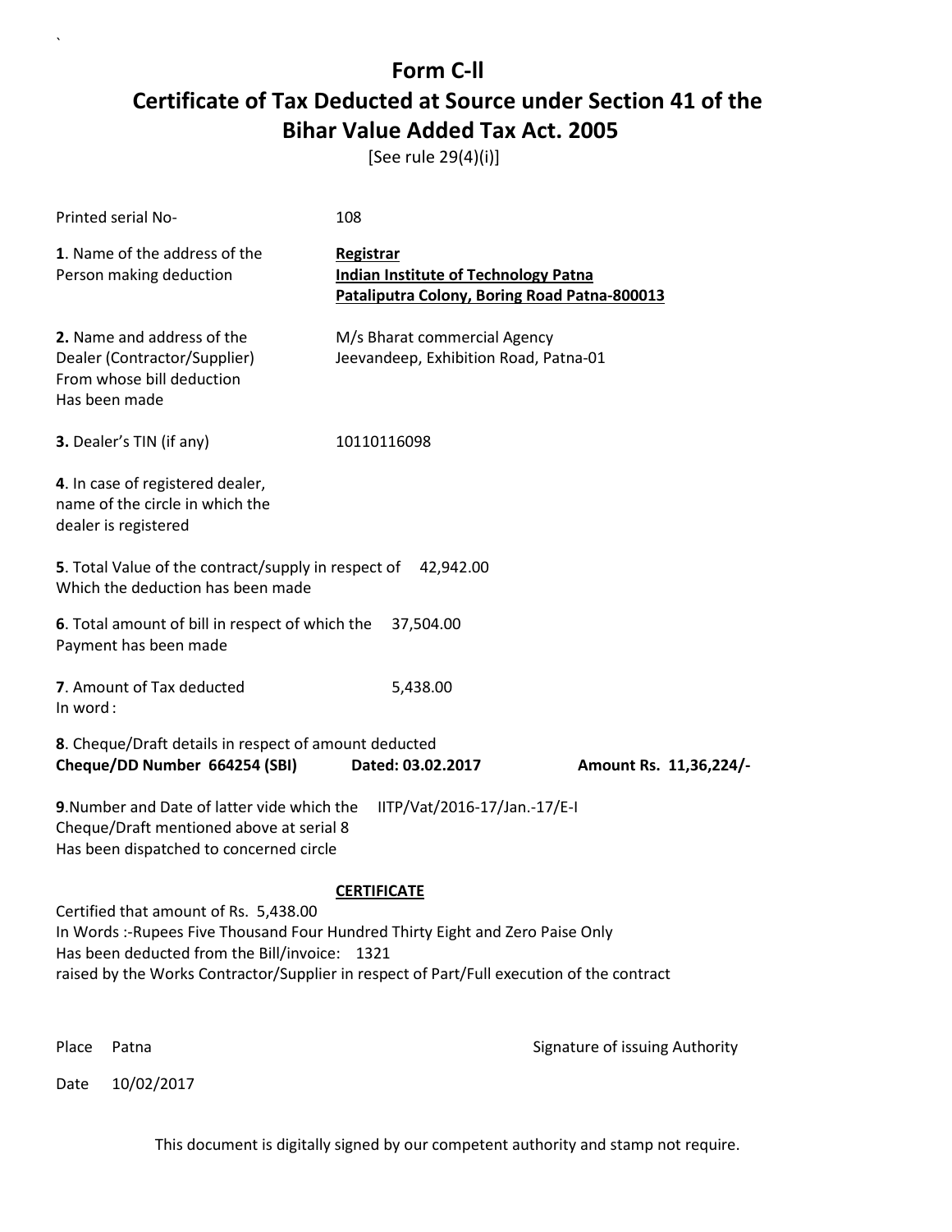# Form C-II

# Certificate of Tax Deducted at Source under Section 41 of the Bihar Value Added Tax Act. 2005

[See rule 29(4)(i)]

Printed serial No- 108

**1**. Name of the address of the Person making deduction

**Registrar**
**Indian Institute of Technology Patna**
**Pataliputra Colony, Boring Road Patna-800013**

**2.** Name and address of the Dealer (Contractor/Supplier) From whose bill deduction Has been made

M/s Bharat commercial Agency
Jeevandeep, Exhibition Road, Patna-01

**3.** Dealer's TIN (if any) 10110116098

**4**. In case of registered dealer, name of the circle in which the dealer is registered

**5**. Total Value of the contract/supply in respect of Which the deduction has been made 42,942.00

**6**. Total amount of bill in respect of which the Payment has been made 37,504.00

**7**. Amount of Tax deducted 5,438.00
In word :

**8**. Cheque/Draft details in respect of amount deducted
**Cheque/DD Number 664254 (SBI) Dated: 03.02.2017 Amount Rs. 11,36,224/-**

**9**.Number and Date of latter vide which the Cheque/Draft mentioned above at serial 8 Has been dispatched to concerned circle IITP/Vat/2016-17/Jan.-17/E-I

**CERTIFICATE**

Certified that amount of Rs. 5,438.00
In Words :-Rupees Five Thousand Four Hundred Thirty Eight and Zero Paise Only
Has been deducted from the Bill/invoice: 1321
raised by the Works Contractor/Supplier in respect of Part/Full execution of the contract

Place Patna

Signature of issuing Authority

Date 10/02/2017

This document is digitally signed by our competent authority and stamp not require.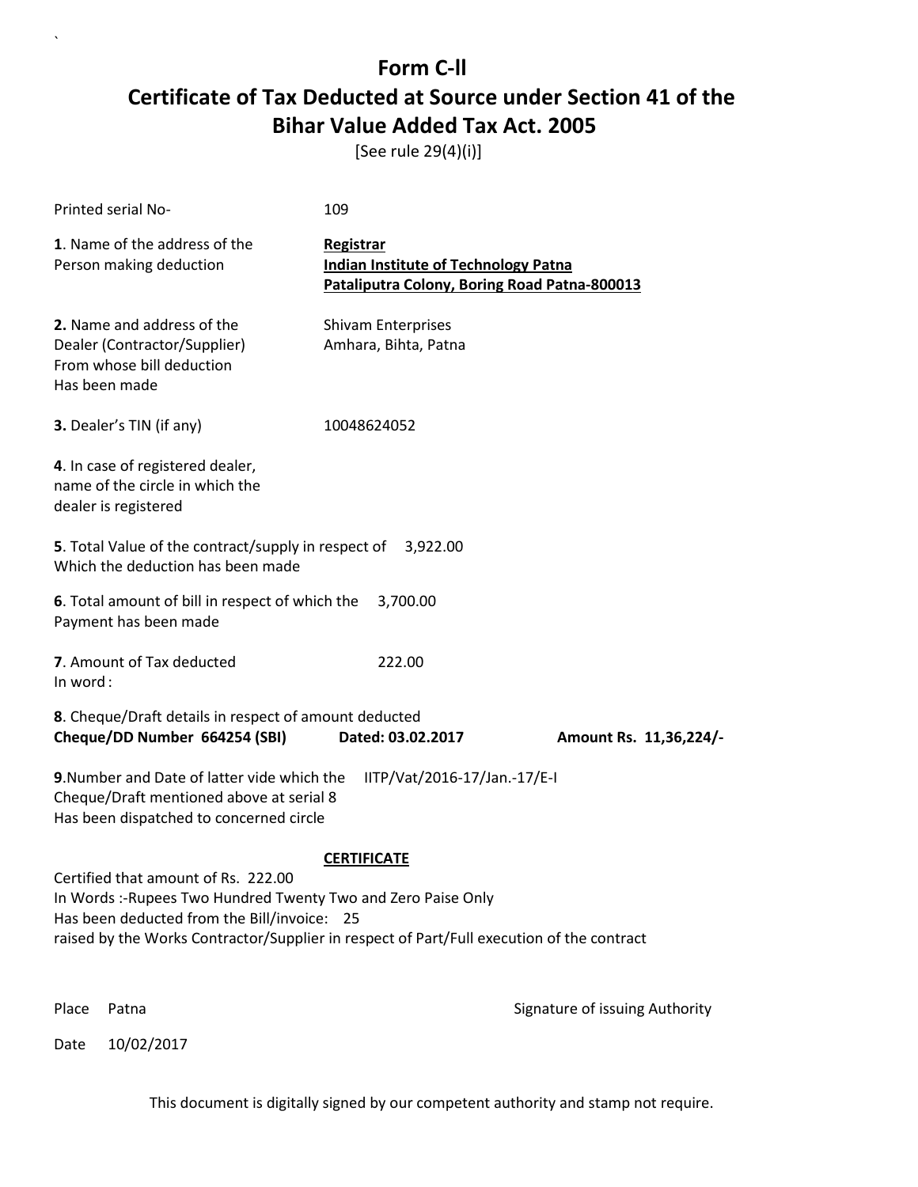# Form C-ll

# Certificate of Tax Deducted at Source under Section 41 of the Bihar Value Added Tax Act. 2005

[See rule 29(4)(i)]

Printed serial No- 109

**1**. Name of the address of the Person making deduction

**Registrar**
**Indian Institute of Technology Patna**
**Pataliputra Colony, Boring Road Patna-800013**

**2.** Name and address of the Dealer (Contractor/Supplier) From whose bill deduction Has been made

Shivam Enterprises
Amhara, Bihta, Patna

**3.** Dealer's TIN (if any) 10048624052

**4**. In case of registered dealer, name of the circle in which the dealer is registered

**5**. Total Value of the contract/supply in respect of Which the deduction has been made 3,922.00

**6**. Total amount of bill in respect of which the Payment has been made 3,700.00

**7**. Amount of Tax deducted 222.00
In word :

**8**. Cheque/Draft details in respect of amount deducted
**Cheque/DD Number 664254 (SBI) Dated: 03.02.2017 Amount Rs. 11,36,224/-**

**9**.Number and Date of latter vide which the Cheque/Draft mentioned above at serial 8 Has been dispatched to concerned circle IITP/Vat/2016-17/Jan.-17/E-I

**CERTIFICATE**

Certified that amount of Rs. 222.00
In Words :-Rupees Two Hundred Twenty Two and Zero Paise Only
Has been deducted from the Bill/invoice: 25
raised by the Works Contractor/Supplier in respect of Part/Full execution of the contract

Place Patna

Signature of issuing Authority

Date 10/02/2017

This document is digitally signed by our competent authority and stamp not require.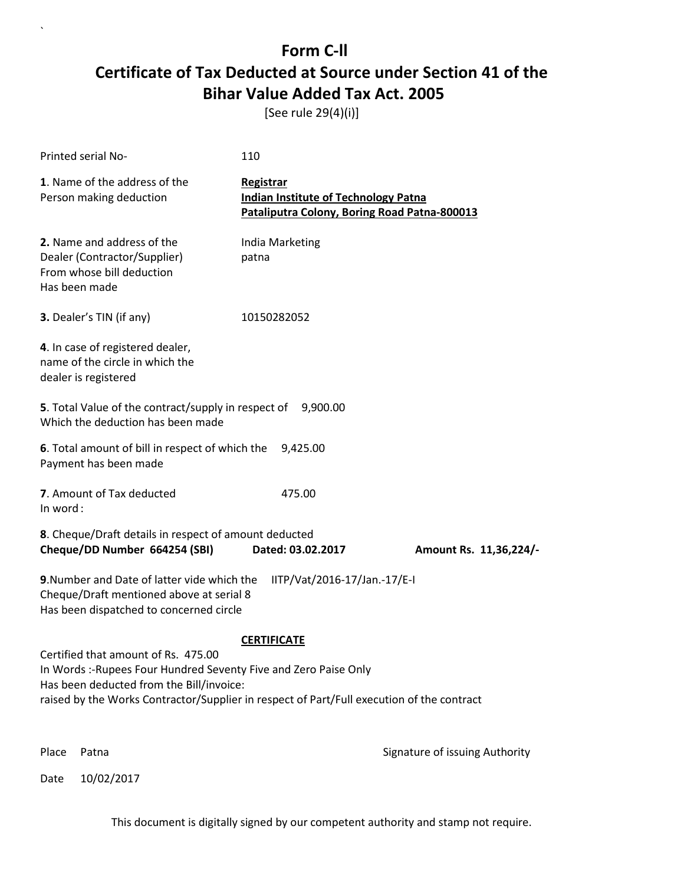# Form C-ll

## Certificate of Tax Deducted at Source under Section 41 of the Bihar Value Added Tax Act. 2005

[See rule 29(4)(i)]

Printed serial No- 110

**1**. Name of the address of the Person making deduction

**Registrar**
**Indian Institute of Technology Patna**
**Pataliputra Colony, Boring Road Patna-800013**

**2.** Name and address of the Dealer (Contractor/Supplier) From whose bill deduction Has been made

India Marketing
patna

**3.** Dealer's TIN (if any) 10150282052

**4**. In case of registered dealer, name of the circle in which the dealer is registered

**5**. Total Value of the contract/supply in respect of Which the deduction has been made 9,900.00

**6**. Total amount of bill in respect of which the Payment has been made 9,425.00

**7**. Amount of Tax deducted 475.00
In word :

**8**. Cheque/Draft details in respect of amount deducted
**Cheque/DD Number 664254 (SBI) Dated: 03.02.2017 Amount Rs. 11,36,224/-**

**9**.Number and Date of latter vide which the Cheque/Draft mentioned above at serial 8 Has been dispatched to concerned circle IITP/Vat/2016-17/Jan.-17/E-I

**CERTIFICATE**

Certified that amount of Rs. 475.00
In Words :-Rupees Four Hundred Seventy Five and Zero Paise Only
Has been deducted from the Bill/invoice:
raised by the Works Contractor/Supplier in respect of Part/Full execution of the contract

Place Patna

Signature of issuing Authority

Date 10/02/2017

This document is digitally signed by our competent authority and stamp not require.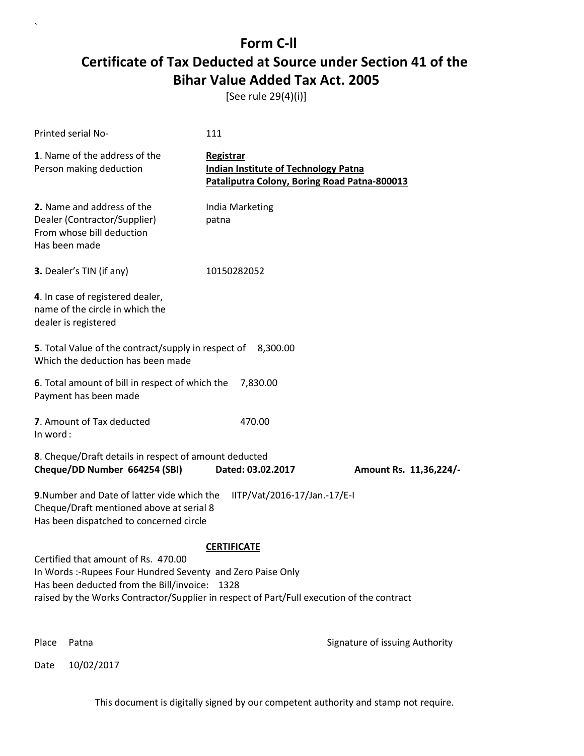# Form C-ll

# Certificate of Tax Deducted at Source under Section 41 of the Bihar Value Added Tax Act. 2005

[See rule 29(4)(i)]

Printed serial No- 111

**1**. Name of the address of the Person making deduction

**Registrar**
**Indian Institute of Technology Patna**
**Pataliputra Colony, Boring Road Patna-800013**

**2.** Name and address of the Dealer (Contractor/Supplier) From whose bill deduction Has been made

India Marketing
patna

**3.** Dealer's TIN (if any) 10150282052

**4**. In case of registered dealer, name of the circle in which the dealer is registered

**5**. Total Value of the contract/supply in respect of Which the deduction has been made 8,300.00

**6**. Total amount of bill in respect of which the Payment has been made 7,830.00

**7**. Amount of Tax deducted 470.00
In word :

**8**. Cheque/Draft details in respect of amount deducted
**Cheque/DD Number 664254 (SBI) Dated: 03.02.2017 Amount Rs. 11,36,224/-**

**9**.Number and Date of latter vide which the Cheque/Draft mentioned above at serial 8 Has been dispatched to concerned circle IITP/Vat/2016-17/Jan.-17/E-I

**CERTIFICATE**

Certified that amount of Rs. 470.00
In Words :-Rupees Four Hundred Seventy and Zero Paise Only
Has been deducted from the Bill/invoice: 1328
raised by the Works Contractor/Supplier in respect of Part/Full execution of the contract

Place Patna

Signature of issuing Authority

Date 10/02/2017

This document is digitally signed by our competent authority and stamp not require.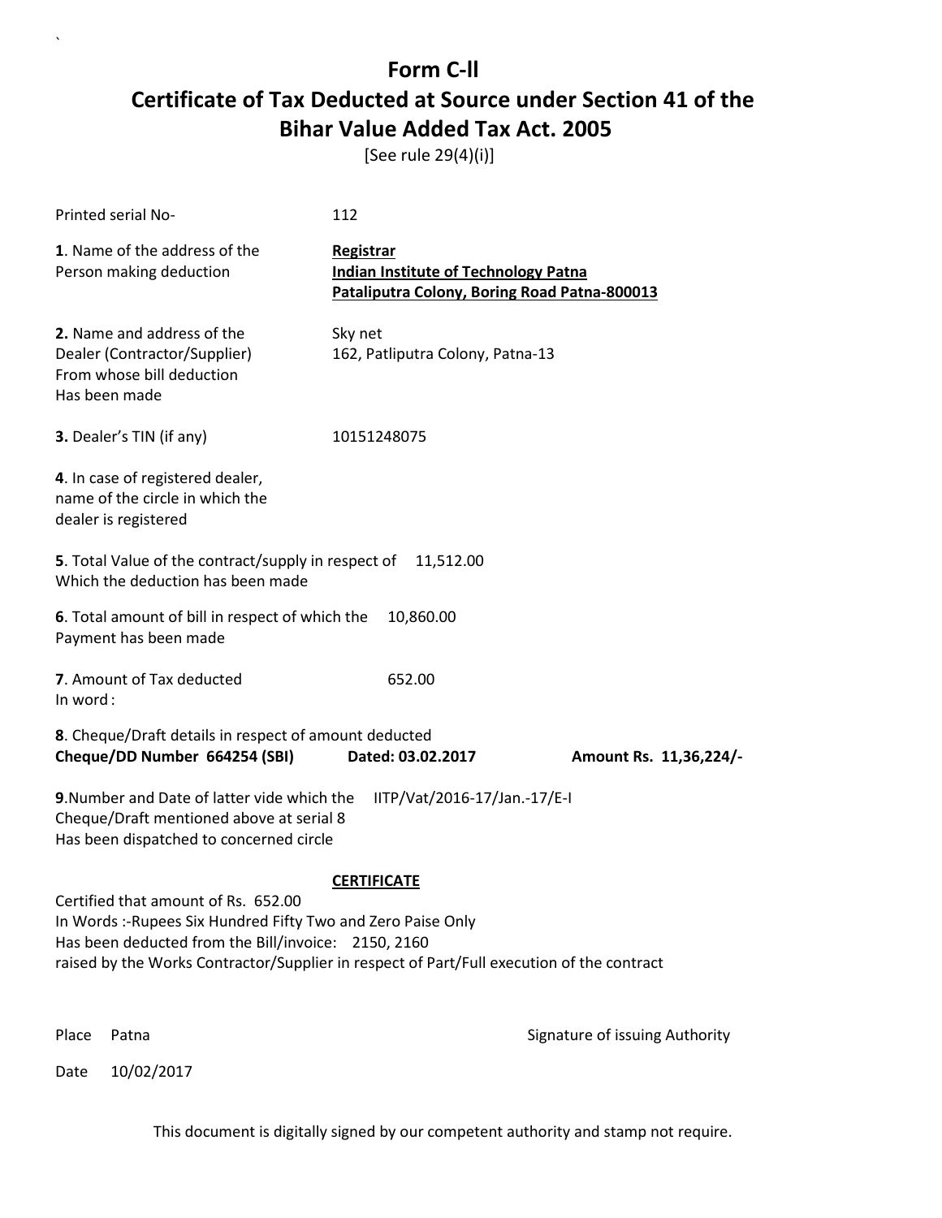# Form C-ll

## Certificate of Tax Deducted at Source under Section 41 of the Bihar Value Added Tax Act. 2005

[See rule 29(4)(i)]

Printed serial No- 112

**1**. Name of the address of the Person making deduction

**Registrar**
**Indian Institute of Technology Patna**
**Pataliputra Colony, Boring Road Patna-800013**

**2.** Name and address of the Dealer (Contractor/Supplier) From whose bill deduction Has been made

Sky net
162, Patliputra Colony, Patna-13

**3.** Dealer's TIN (if any) 10151248075

**4**. In case of registered dealer, name of the circle in which the dealer is registered

**5**. Total Value of the contract/supply in respect of Which the deduction has been made 11,512.00

**6**. Total amount of bill in respect of which the Payment has been made 10,860.00

**7**. Amount of Tax deducted 652.00
In word :

**8**. Cheque/Draft details in respect of amount deducted
**Cheque/DD Number 664254 (SBI) Dated: 03.02.2017 Amount Rs. 11,36,224/-**

**9**.Number and Date of latter vide which the Cheque/Draft mentioned above at serial 8 Has been dispatched to concerned circle IITP/Vat/2016-17/Jan.-17/E-I

**CERTIFICATE**

Certified that amount of Rs. 652.00
In Words :-Rupees Six Hundred Fifty Two and Zero Paise Only
Has been deducted from the Bill/invoice: 2150, 2160
raised by the Works Contractor/Supplier in respect of Part/Full execution of the contract

Place Patna

Signature of issuing Authority

Date 10/02/2017

This document is digitally signed by our competent authority and stamp not require.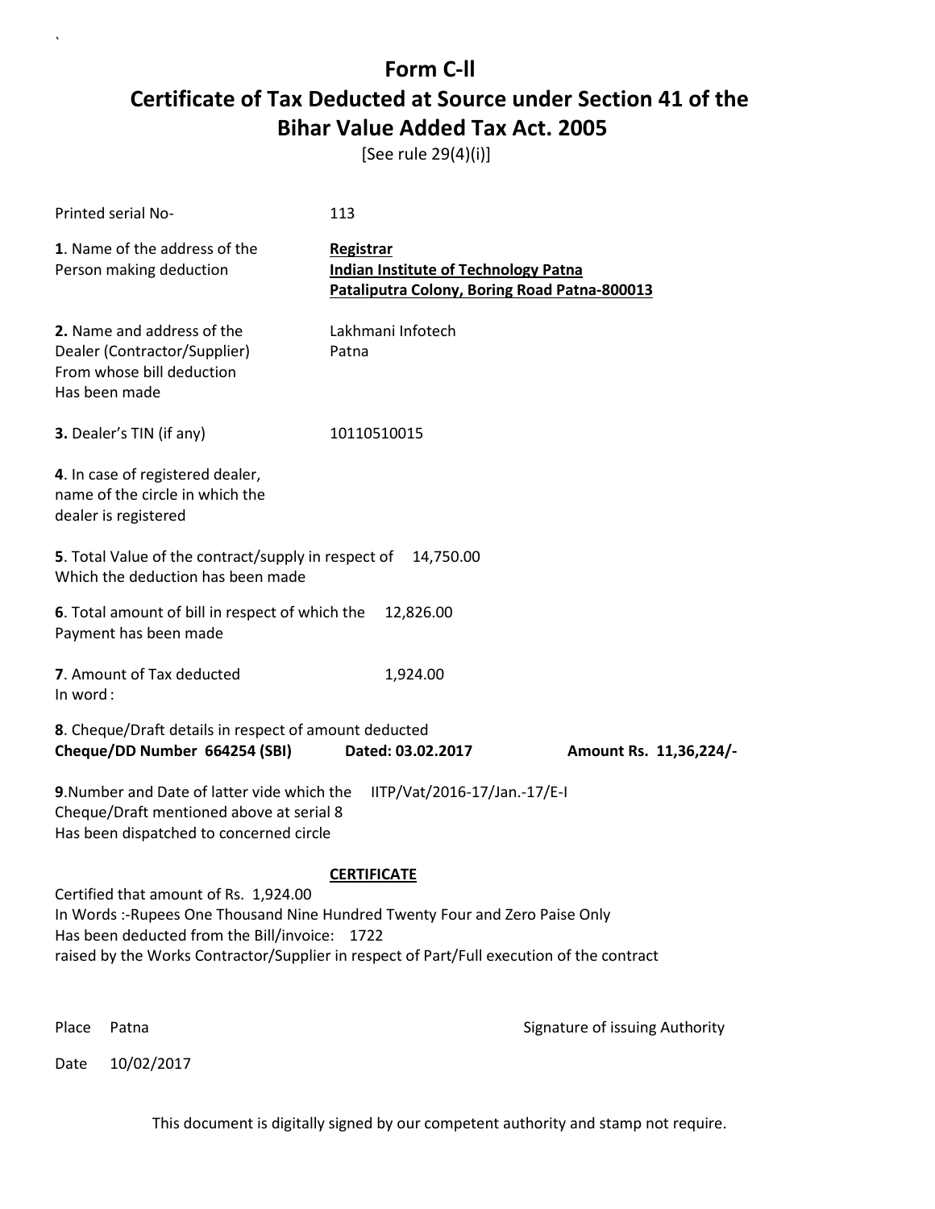# Form C-ll

## Certificate of Tax Deducted at Source under Section 41 of the Bihar Value Added Tax Act. 2005

[See rule 29(4)(i)]

Printed serial No- 113

**1**. Name of the address of the Person making deduction

**Registrar**
**Indian Institute of Technology Patna**
**Pataliputra Colony, Boring Road Patna-800013**

**2.** Name and address of the Dealer (Contractor/Supplier) From whose bill deduction Has been made

Lakhmani Infotech
Patna

**3.** Dealer's TIN (if any) 10110510015

**4**. In case of registered dealer, name of the circle in which the dealer is registered

**5**. Total Value of the contract/supply in respect of Which the deduction has been made 14,750.00

**6**. Total amount of bill in respect of which the Payment has been made 12,826.00

**7**. Amount of Tax deducted 1,924.00
In word :

**8**. Cheque/Draft details in respect of amount deducted
**Cheque/DD Number 664254 (SBI) Dated: 03.02.2017 Amount Rs. 11,36,224/-**

**9**.Number and Date of latter vide which the Cheque/Draft mentioned above at serial 8 Has been dispatched to concerned circle IITP/Vat/2016-17/Jan.-17/E-I

**CERTIFICATE**

Certified that amount of Rs. 1,924.00
In Words :-Rupees One Thousand Nine Hundred Twenty Four and Zero Paise Only
Has been deducted from the Bill/invoice: 1722
raised by the Works Contractor/Supplier in respect of Part/Full execution of the contract

Place Patna

Signature of issuing Authority

Date 10/02/2017

This document is digitally signed by our competent authority and stamp not require.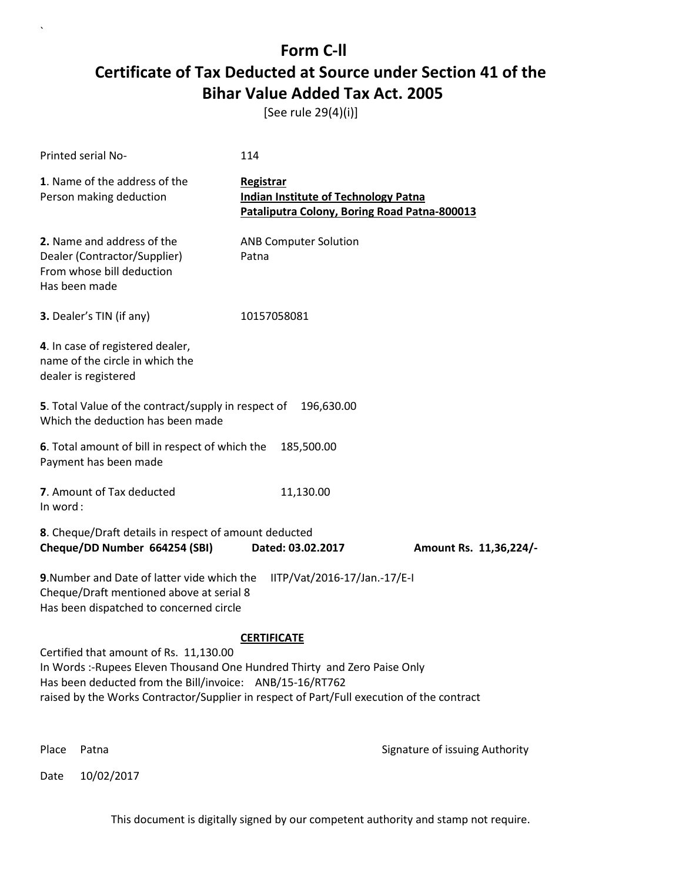# Form C-ll

# Certificate of Tax Deducted at Source under Section 41 of the Bihar Value Added Tax Act. 2005

[See rule 29(4)(i)]

Printed serial No- 114

**1**. Name of the address of the Person making deduction

**Registrar**
**Indian Institute of Technology Patna**
**Pataliputra Colony, Boring Road Patna-800013**

**2.** Name and address of the Dealer (Contractor/Supplier) From whose bill deduction Has been made

ANB Computer Solution
Patna

**3.** Dealer's TIN (if any) 10157058081

**4**. In case of registered dealer, name of the circle in which the dealer is registered

**5**. Total Value of the contract/supply in respect of Which the deduction has been made 196,630.00

**6**. Total amount of bill in respect of which the Payment has been made 185,500.00

**7**. Amount of Tax deducted 11,130.00
In word :

**8**. Cheque/Draft details in respect of amount deducted
**Cheque/DD Number 664254 (SBI) Dated: 03.02.2017 Amount Rs. 11,36,224/-**

**9**.Number and Date of latter vide which the Cheque/Draft mentioned above at serial 8 Has been dispatched to concerned circle IITP/Vat/2016-17/Jan.-17/E-I

**CERTIFICATE**

Certified that amount of Rs. 11,130.00
In Words :-Rupees Eleven Thousand One Hundred Thirty and Zero Paise Only
Has been deducted from the Bill/invoice: ANB/15-16/RT762
raised by the Works Contractor/Supplier in respect of Part/Full execution of the contract

Place Patna

Signature of issuing Authority

Date 10/02/2017

This document is digitally signed by our competent authority and stamp not require.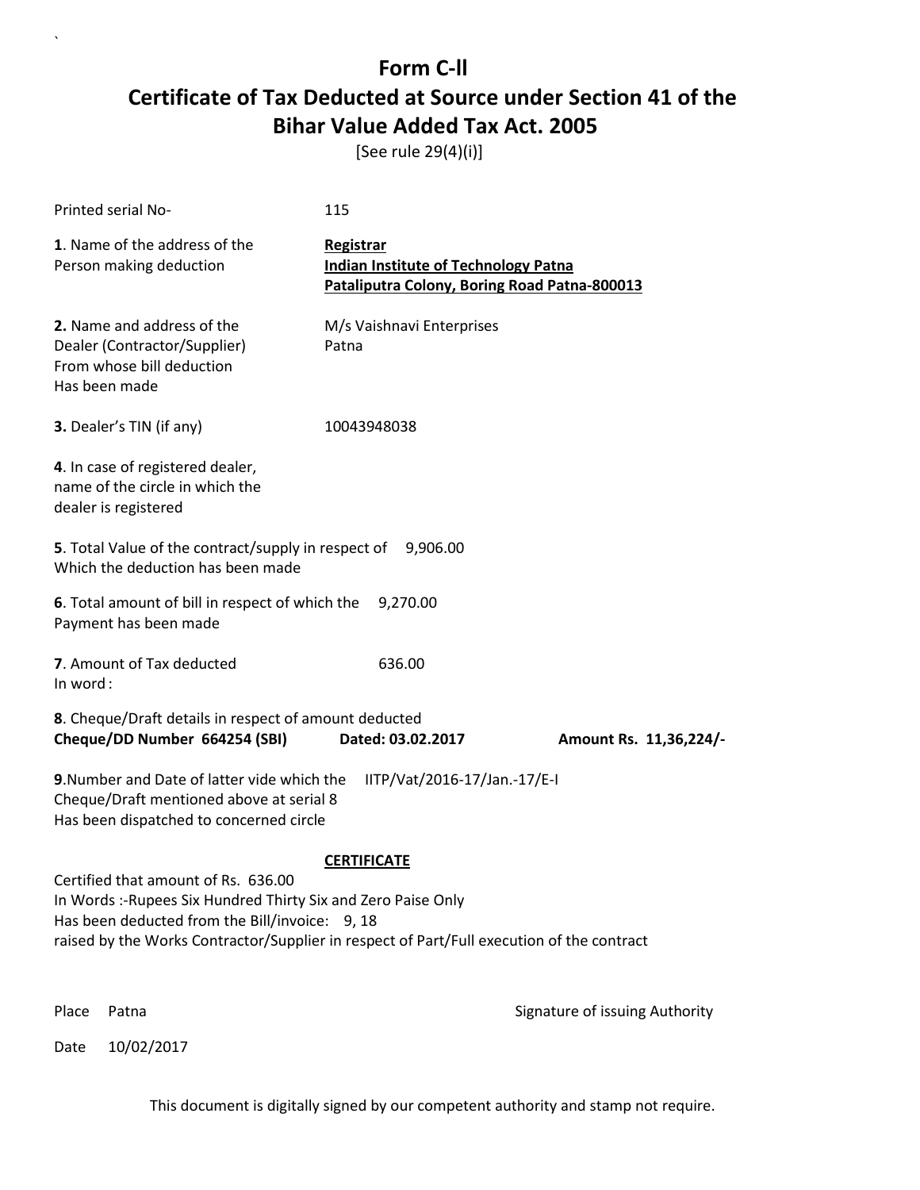# Form C-ll

# Certificate of Tax Deducted at Source under Section 41 of the Bihar Value Added Tax Act. 2005

[See rule 29(4)(i)]

Printed serial No- 115

**1**. Name of the address of the Person making deduction

**Registrar**
**Indian Institute of Technology Patna**
**Pataliputra Colony, Boring Road Patna-800013**

**2.** Name and address of the Dealer (Contractor/Supplier) From whose bill deduction Has been made

M/s Vaishnavi Enterprises
Patna

**3.** Dealer's TIN (if any) 10043948038

**4**. In case of registered dealer, name of the circle in which the dealer is registered

**5**. Total Value of the contract/supply in respect of Which the deduction has been made 9,906.00

**6**. Total amount of bill in respect of which the Payment has been made 9,270.00

**7**. Amount of Tax deducted 636.00
In word :

**8**. Cheque/Draft details in respect of amount deducted
**Cheque/DD Number 664254 (SBI) Dated: 03.02.2017 Amount Rs. 11,36,224/-**

**9**.Number and Date of latter vide which the Cheque/Draft mentioned above at serial 8 Has been dispatched to concerned circle IITP/Vat/2016-17/Jan.-17/E-I

**CERTIFICATE**

Certified that amount of Rs. 636.00
In Words :-Rupees Six Hundred Thirty Six and Zero Paise Only
Has been deducted from the Bill/invoice: 9, 18
raised by the Works Contractor/Supplier in respect of Part/Full execution of the contract

Place Patna

Signature of issuing Authority

Date 10/02/2017

This document is digitally signed by our competent authority and stamp not require.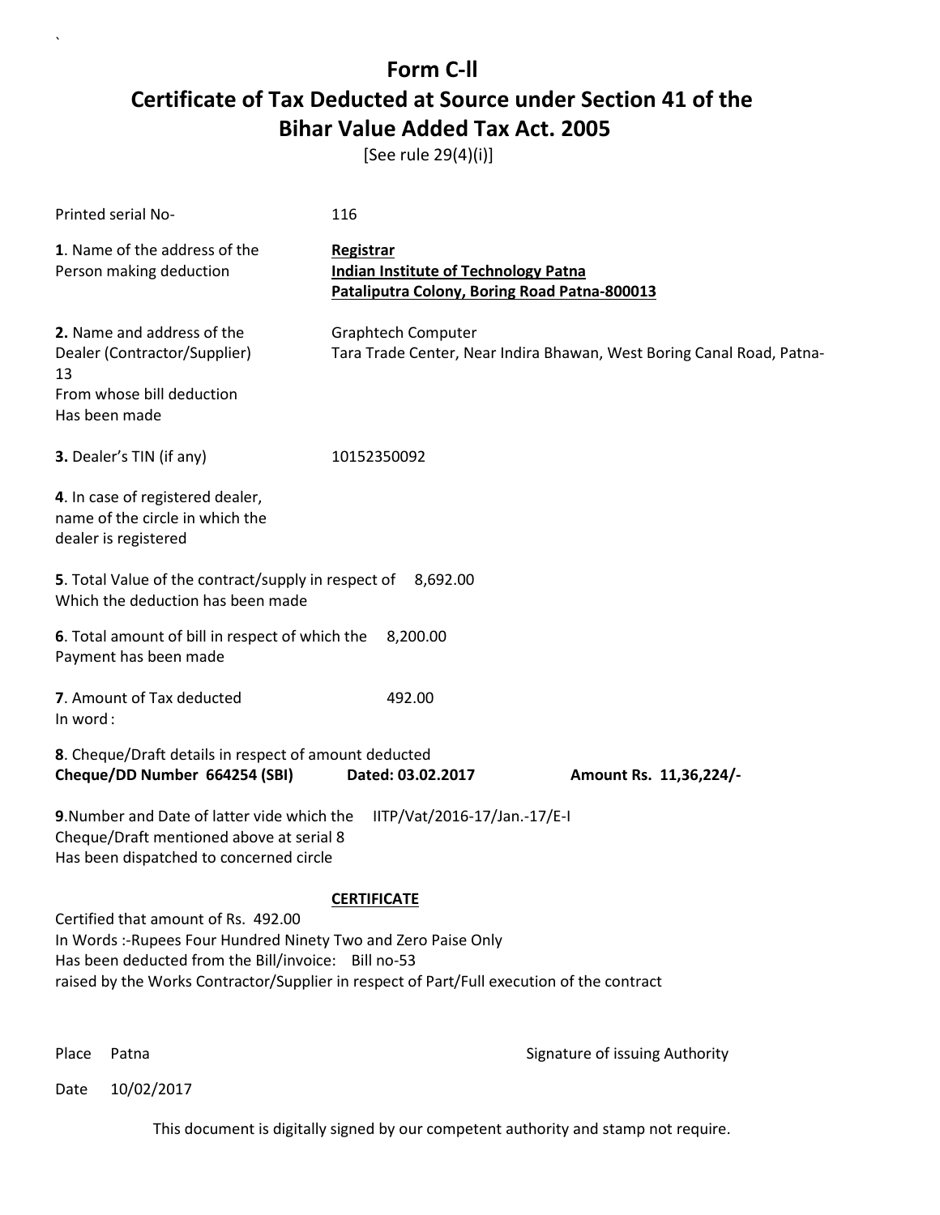`

# Form C-ll

# Certificate of Tax Deducted at Source under Section 41 of the Bihar Value Added Tax Act. 2005

[See rule 29(4)(i)]

Printed serial No- 116

**1**. Name of the address of the Person making deduction

**Registrar**
**Indian Institute of Technology Patna**
**Pataliputra Colony, Boring Road Patna-800013**

**2.** Name and address of the Dealer (Contractor/Supplier) From whose bill deduction Has been made

Graphtech Computer
Tara Trade Center, Near Indira Bhawan, West Boring Canal Road, Patna-13

**3.** Dealer's TIN (if any) 10152350092

**4**. In case of registered dealer, name of the circle in which the dealer is registered

**5**. Total Value of the contract/supply in respect of Which the deduction has been made 8,692.00

**6**. Total amount of bill in respect of which the Payment has been made 8,200.00

**7**. Amount of Tax deducted 492.00
In word :

**8**. Cheque/Draft details in respect of amount deducted
**Cheque/DD Number 664254 (SBI) Dated: 03.02.2017 Amount Rs. 11,36,224/-**

**9**.Number and Date of latter vide which the Cheque/Draft mentioned above at serial 8 Has been dispatched to concerned circle IITP/Vat/2016-17/Jan.-17/E-I

**CERTIFICATE**

Certified that amount of Rs. 492.00
In Words :-Rupees Four Hundred Ninety Two and Zero Paise Only
Has been deducted from the Bill/invoice: Bill no-53
raised by the Works Contractor/Supplier in respect of Part/Full execution of the contract

Place Patna

Signature of issuing Authority

Date 10/02/2017

This document is digitally signed by our competent authority and stamp not require.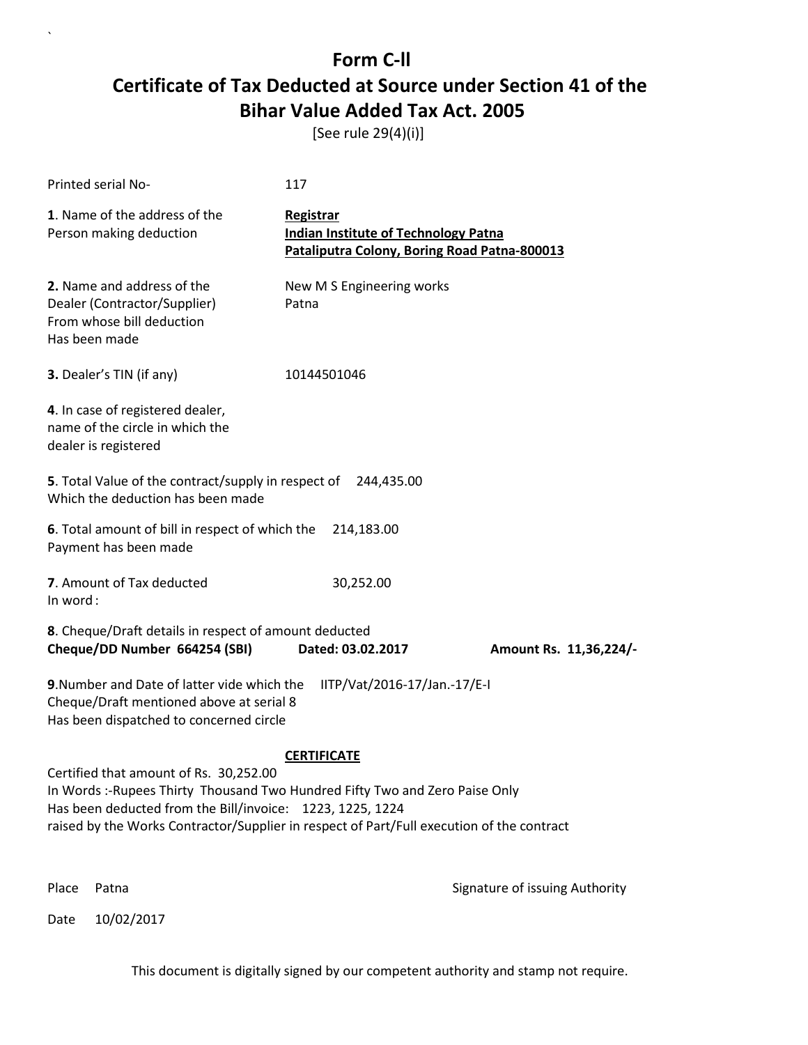# Form C-ll

## Certificate of Tax Deducted at Source under Section 41 of the Bihar Value Added Tax Act. 2005

[See rule 29(4)(i)]

Printed serial No- 117

**1**. Name of the address of the Person making deduction

**Registrar**
**Indian Institute of Technology Patna**
**Pataliputra Colony, Boring Road Patna-800013**

**2.** Name and address of the Dealer (Contractor/Supplier) From whose bill deduction Has been made

New M S Engineering works
Patna

**3.** Dealer's TIN (if any) 10144501046

**4**. In case of registered dealer, name of the circle in which the dealer is registered

**5**. Total Value of the contract/supply in respect of Which the deduction has been made 244,435.00

**6**. Total amount of bill in respect of which the Payment has been made 214,183.00

**7**. Amount of Tax deducted 30,252.00
In word :

**8**. Cheque/Draft details in respect of amount deducted
**Cheque/DD Number 664254 (SBI) Dated: 03.02.2017 Amount Rs. 11,36,224/-**

**9**.Number and Date of latter vide which the Cheque/Draft mentioned above at serial 8 Has been dispatched to concerned circle IITP/Vat/2016-17/Jan.-17/E-I

**CERTIFICATE**

Certified that amount of Rs. 30,252.00
In Words :-Rupees Thirty Thousand Two Hundred Fifty Two and Zero Paise Only
Has been deducted from the Bill/invoice: 1223, 1225, 1224
raised by the Works Contractor/Supplier in respect of Part/Full execution of the contract

Place Patna

Signature of issuing Authority

Date 10/02/2017

This document is digitally signed by our competent authority and stamp not require.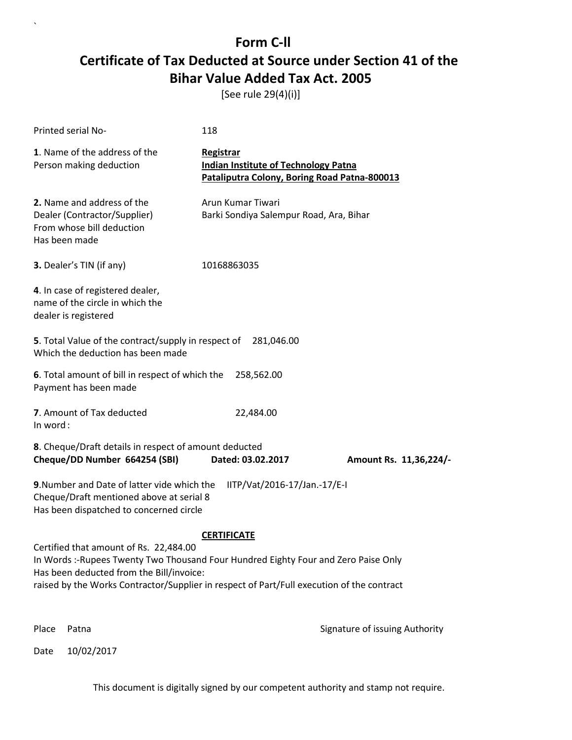# Form C-ll

## Certificate of Tax Deducted at Source under Section 41 of the Bihar Value Added Tax Act. 2005

[See rule 29(4)(i)]

Printed serial No- 118

**1**. Name of the address of the Person making deduction

**Registrar**
**Indian Institute of Technology Patna**
**Pataliputra Colony, Boring Road Patna-800013**

**2.** Name and address of the Dealer (Contractor/Supplier) From whose bill deduction Has been made

Arun Kumar Tiwari
Barki Sondiya Salempur Road, Ara, Bihar

**3.** Dealer's TIN (if any) 10168863035

**4**. In case of registered dealer, name of the circle in which the dealer is registered

**5**. Total Value of the contract/supply in respect of Which the deduction has been made 281,046.00

**6**. Total amount of bill in respect of which the Payment has been made 258,562.00

**7**. Amount of Tax deducted 22,484.00
In word :

**8**. Cheque/Draft details in respect of amount deducted
**Cheque/DD Number 664254 (SBI) Dated: 03.02.2017 Amount Rs. 11,36,224/-**

**9**.Number and Date of latter vide which the Cheque/Draft mentioned above at serial 8 Has been dispatched to concerned circle IITP/Vat/2016-17/Jan.-17/E-I

**CERTIFICATE**

Certified that amount of Rs. 22,484.00
In Words :-Rupees Twenty Two Thousand Four Hundred Eighty Four and Zero Paise Only
Has been deducted from the Bill/invoice:
raised by the Works Contractor/Supplier in respect of Part/Full execution of the contract

Place Patna

Signature of issuing Authority

Date 10/02/2017

This document is digitally signed by our competent authority and stamp not require.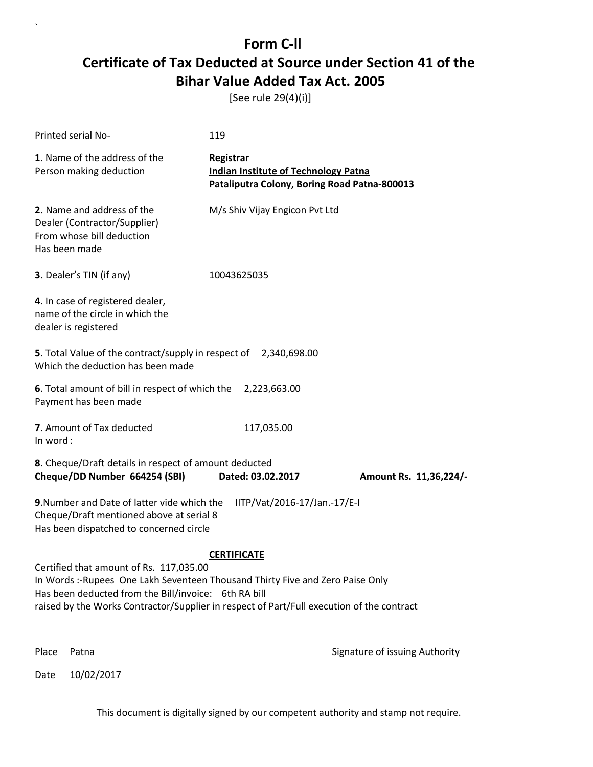# Form C-ll

# Certificate of Tax Deducted at Source under Section 41 of the Bihar Value Added Tax Act. 2005

[See rule 29(4)(i)]

Printed serial No- 119

**1**. Name of the address of the Person making deduction

**Registrar**
**Indian Institute of Technology Patna**
**Pataliputra Colony, Boring Road Patna-800013**

**2.** Name and address of the Dealer (Contractor/Supplier) From whose bill deduction Has been made

M/s Shiv Vijay Engicon Pvt Ltd

**3.** Dealer's TIN (if any) 10043625035

**4**. In case of registered dealer, name of the circle in which the dealer is registered

**5**. Total Value of the contract/supply in respect of Which the deduction has been made 2,340,698.00

**6**. Total amount of bill in respect of which the Payment has been made 2,223,663.00

**7**. Amount of Tax deducted 117,035.00
In word :

**8**. Cheque/Draft details in respect of amount deducted
**Cheque/DD Number 664254 (SBI) Dated: 03.02.2017 Amount Rs. 11,36,224/-**

**9**.Number and Date of latter vide which the Cheque/Draft mentioned above at serial 8 Has been dispatched to concerned circle IITP/Vat/2016-17/Jan.-17/E-I

**CERTIFICATE**

Certified that amount of Rs. 117,035.00
In Words :-Rupees One Lakh Seventeen Thousand Thirty Five and Zero Paise Only
Has been deducted from the Bill/invoice: 6th RA bill
raised by the Works Contractor/Supplier in respect of Part/Full execution of the contract

Place Patna

Signature of issuing Authority

Date 10/02/2017

This document is digitally signed by our competent authority and stamp not require.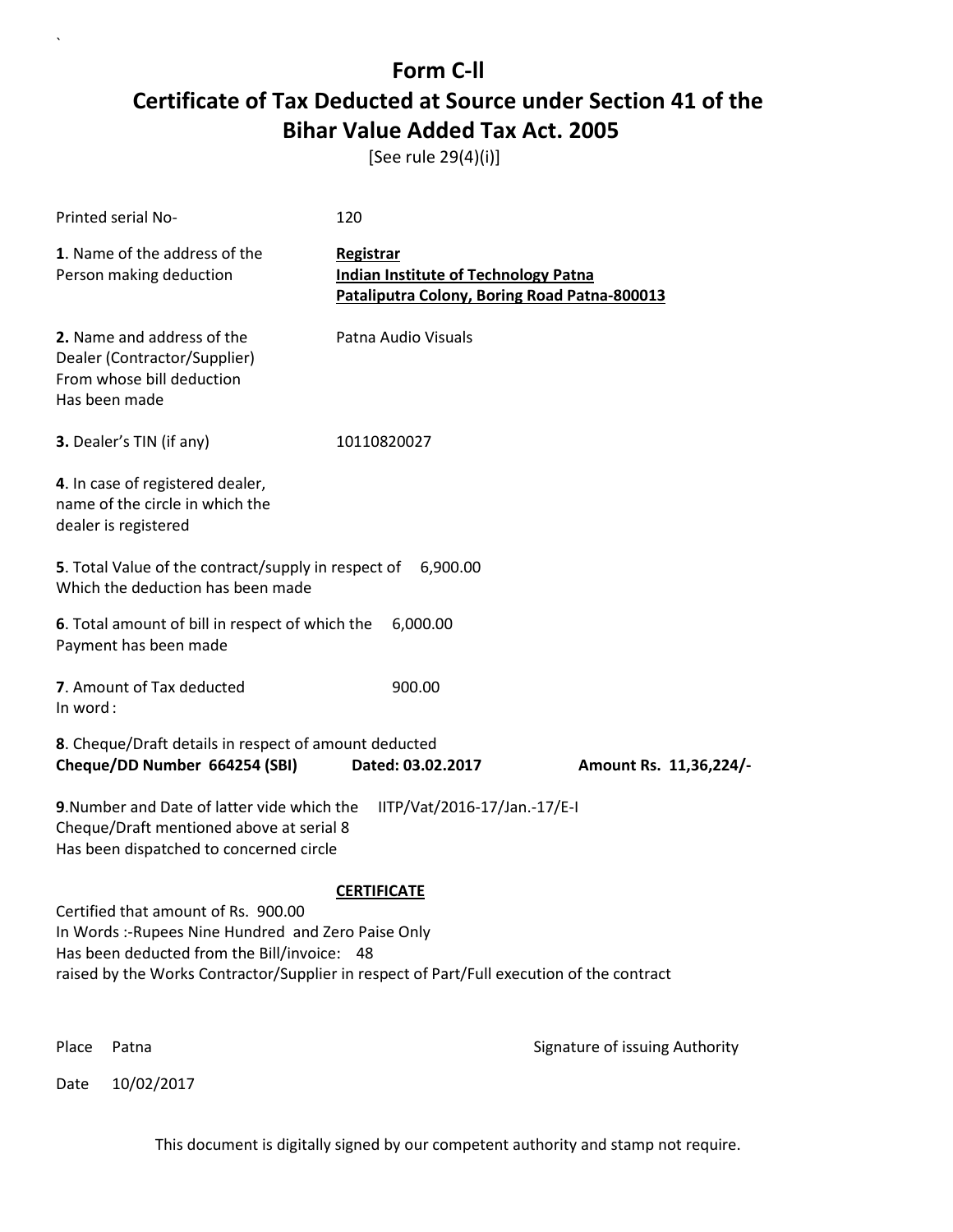# Form C-ll

## Certificate of Tax Deducted at Source under Section 41 of the Bihar Value Added Tax Act. 2005

[See rule 29(4)(i)]

Printed serial No- 120

**1**. Name of the address of the Person making deduction

**Registrar**
**Indian Institute of Technology Patna**
**Pataliputra Colony, Boring Road Patna-800013**

**2.** Name and address of the Dealer (Contractor/Supplier) From whose bill deduction Has been made

Patna Audio Visuals

**3.** Dealer's TIN (if any) 10110820027

**4**. In case of registered dealer, name of the circle in which the dealer is registered

**5**. Total Value of the contract/supply in respect of Which the deduction has been made 6,900.00

**6**. Total amount of bill in respect of which the Payment has been made 6,000.00

**7**. Amount of Tax deducted 900.00
In word :

**8**. Cheque/Draft details in respect of amount deducted
**Cheque/DD Number 664254 (SBI) Dated: 03.02.2017 Amount Rs. 11,36,224/-**

**9**.Number and Date of latter vide which the Cheque/Draft mentioned above at serial 8 Has been dispatched to concerned circle IITP/Vat/2016-17/Jan.-17/E-I

**CERTIFICATE**

Certified that amount of Rs. 900.00
In Words :-Rupees Nine Hundred and Zero Paise Only
Has been deducted from the Bill/invoice: 48
raised by the Works Contractor/Supplier in respect of Part/Full execution of the contract

Place Patna

Signature of issuing Authority

Date 10/02/2017

This document is digitally signed by our competent authority and stamp not require.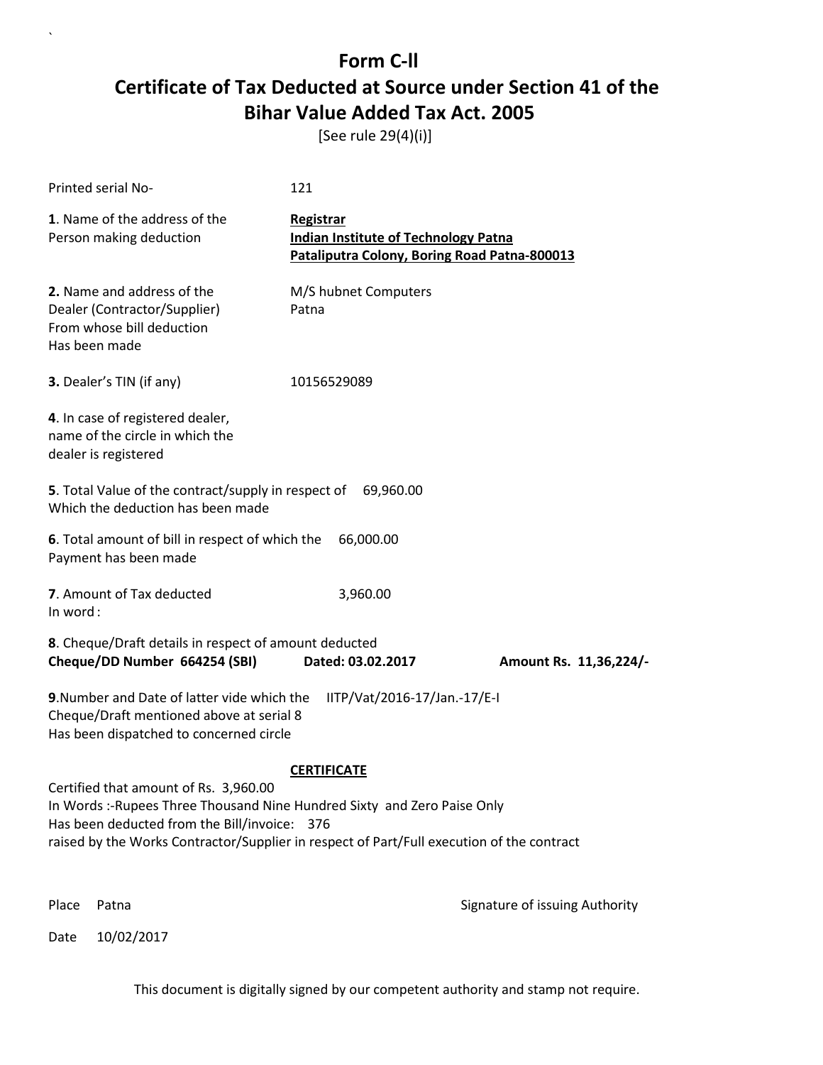# Form C-ll

## Certificate of Tax Deducted at Source under Section 41 of the Bihar Value Added Tax Act. 2005

[See rule 29(4)(i)]

Printed serial No- 121

**1**. Name of the address of the Person making deduction

**Registrar**
**Indian Institute of Technology Patna**
**Pataliputra Colony, Boring Road Patna-800013**

**2.** Name and address of the Dealer (Contractor/Supplier) From whose bill deduction Has been made

M/S hubnet Computers
Patna

**3.** Dealer's TIN (if any) 10156529089

**4**. In case of registered dealer, name of the circle in which the dealer is registered

**5**. Total Value of the contract/supply in respect of Which the deduction has been made 69,960.00

**6**. Total amount of bill in respect of which the Payment has been made 66,000.00

**7**. Amount of Tax deducted 3,960.00
In word :

**8**. Cheque/Draft details in respect of amount deducted
**Cheque/DD Number 664254 (SBI)** **Dated: 03.02.2017** **Amount Rs. 11,36,224/-**

**9**.Number and Date of latter vide which the Cheque/Draft mentioned above at serial 8 Has been dispatched to concerned circle IITP/Vat/2016-17/Jan.-17/E-I

**CERTIFICATE**

Certified that amount of Rs. 3,960.00
In Words :-Rupees Three Thousand Nine Hundred Sixty and Zero Paise Only
Has been deducted from the Bill/invoice: 376
raised by the Works Contractor/Supplier in respect of Part/Full execution of the contract

Place Patna

Signature of issuing Authority

Date 10/02/2017

This document is digitally signed by our competent authority and stamp not require.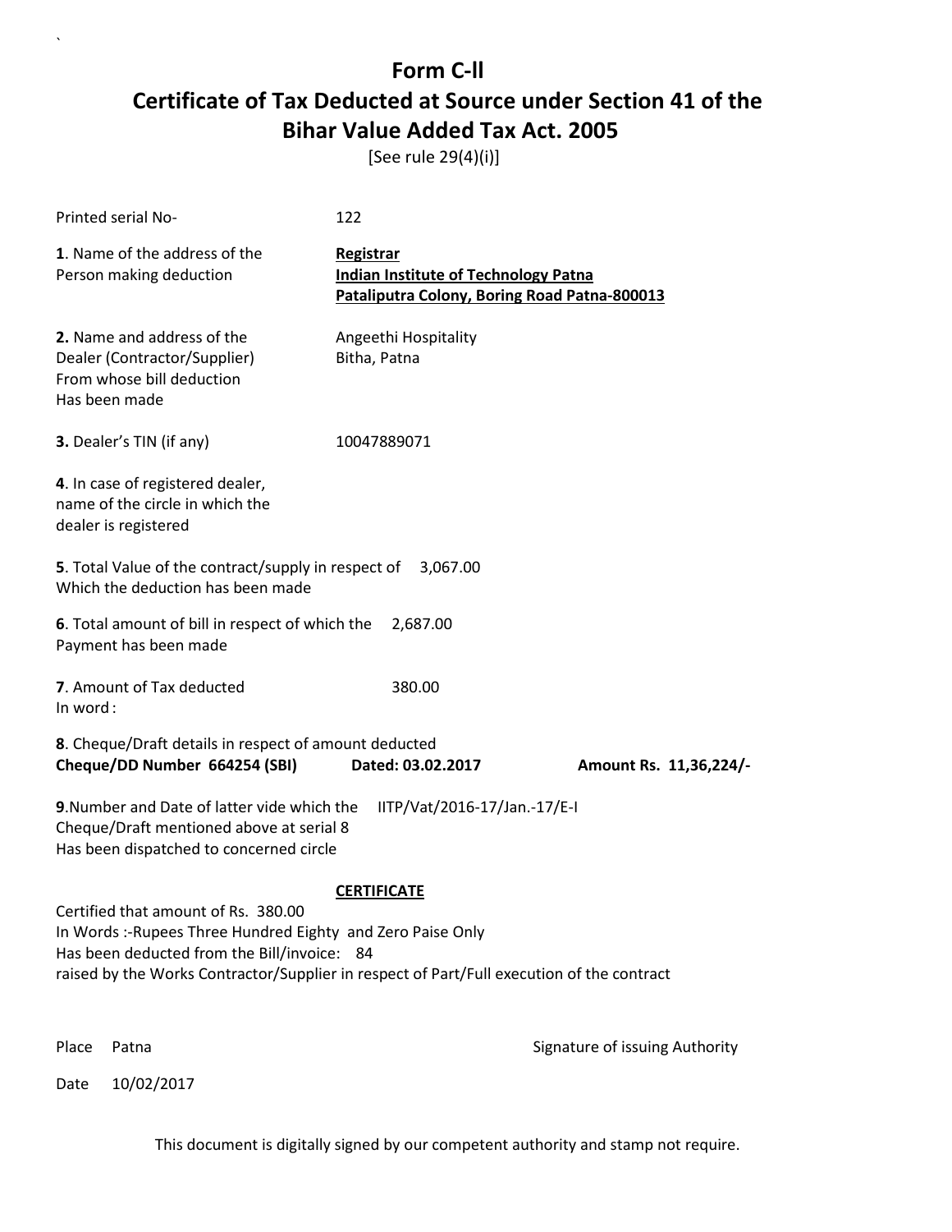# Form C-ll

## Certificate of Tax Deducted at Source under Section 41 of the Bihar Value Added Tax Act. 2005

[See rule 29(4)(i)]

Printed serial No- 122

**1**. Name of the address of the Person making deduction

**Registrar**
**Indian Institute of Technology Patna**
**Pataliputra Colony, Boring Road Patna-800013**

**2.** Name and address of the Dealer (Contractor/Supplier) From whose bill deduction Has been made

Angeethi Hospitality
Bitha, Patna

**3.** Dealer's TIN (if any) 10047889071

**4**. In case of registered dealer, name of the circle in which the dealer is registered

**5**. Total Value of the contract/supply in respect of Which the deduction has been made 3,067.00

**6**. Total amount of bill in respect of which the Payment has been made 2,687.00

**7**. Amount of Tax deducted 380.00
In word :

**8**. Cheque/Draft details in respect of amount deducted
**Cheque/DD Number 664254 (SBI) Dated: 03.02.2017 Amount Rs. 11,36,224/-**

**9**.Number and Date of latter vide which the Cheque/Draft mentioned above at serial 8 Has been dispatched to concerned circle IITP/Vat/2016-17/Jan.-17/E-I

**CERTIFICATE**

Certified that amount of Rs. 380.00
In Words :-Rupees Three Hundred Eighty and Zero Paise Only
Has been deducted from the Bill/invoice: 84
raised by the Works Contractor/Supplier in respect of Part/Full execution of the contract

Place Patna

Signature of issuing Authority

Date 10/02/2017

This document is digitally signed by our competent authority and stamp not require.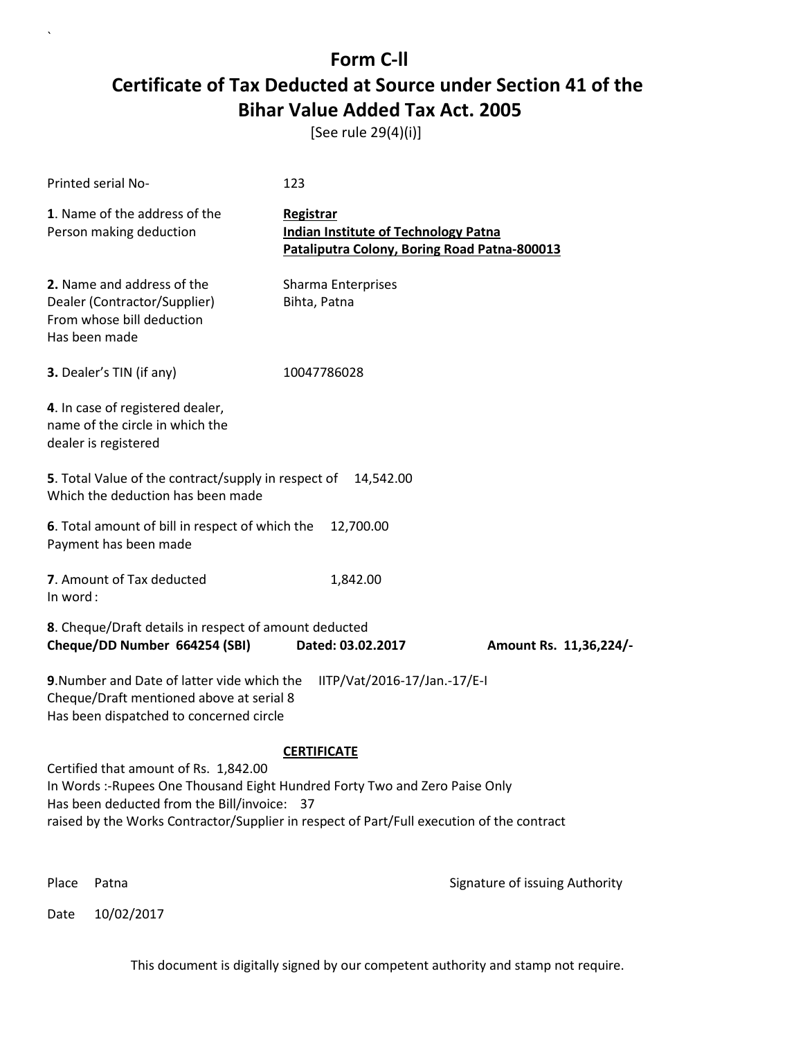# Form C-ll

# Certificate of Tax Deducted at Source under Section 41 of the Bihar Value Added Tax Act. 2005

[See rule 29(4)(i)]

Printed serial No- 123

**1**. Name of the address of the Person making deduction

**Registrar**
**Indian Institute of Technology Patna**
**Pataliputra Colony, Boring Road Patna-800013**

**2.** Name and address of the Dealer (Contractor/Supplier) From whose bill deduction Has been made

Sharma Enterprises
Bihta, Patna

**3.** Dealer's TIN (if any) 10047786028

**4**. In case of registered dealer, name of the circle in which the dealer is registered

**5**. Total Value of the contract/supply in respect of Which the deduction has been made 14,542.00

**6**. Total amount of bill in respect of which the Payment has been made 12,700.00

**7**. Amount of Tax deducted 1,842.00
In word :

**8**. Cheque/Draft details in respect of amount deducted
**Cheque/DD Number 664254 (SBI) Dated: 03.02.2017 Amount Rs. 11,36,224/-**

**9**.Number and Date of latter vide which the Cheque/Draft mentioned above at serial 8 Has been dispatched to concerned circle IITP/Vat/2016-17/Jan.-17/E-I

**CERTIFICATE**

Certified that amount of Rs. 1,842.00
In Words :-Rupees One Thousand Eight Hundred Forty Two and Zero Paise Only
Has been deducted from the Bill/invoice: 37
raised by the Works Contractor/Supplier in respect of Part/Full execution of the contract

Place Patna

Signature of issuing Authority

Date 10/02/2017

This document is digitally signed by our competent authority and stamp not require.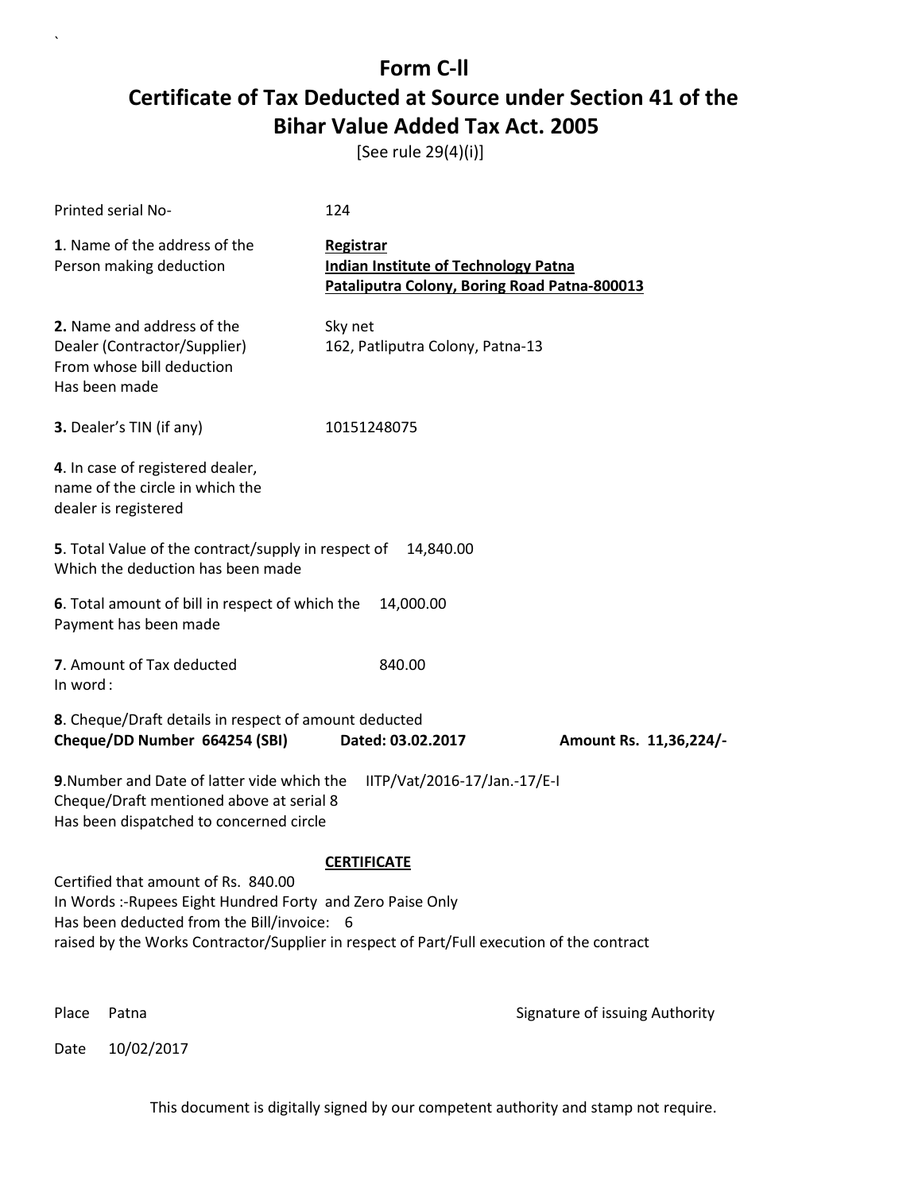`

# Form C-ll
# Certificate of Tax Deducted at Source under Section 41 of the Bihar Value Added Tax Act. 2005

[See rule 29(4)(i)]

Printed serial No- 124

**1**. Name of the address of the Person making deduction

**Registrar**
**Indian Institute of Technology Patna**
**Pataliputra Colony, Boring Road Patna-800013**

**2.** Name and address of the Dealer (Contractor/Supplier) From whose bill deduction Has been made

Sky net
162, Patliputra Colony, Patna-13

**3.** Dealer's TIN (if any) 10151248075

**4**. In case of registered dealer, name of the circle in which the dealer is registered

**5**. Total Value of the contract/supply in respect of Which the deduction has been made 14,840.00

**6**. Total amount of bill in respect of which the Payment has been made 14,000.00

**7**. Amount of Tax deducted 840.00
In word :

**8**. Cheque/Draft details in respect of amount deducted
**Cheque/DD Number 664254 (SBI)** **Dated: 03.02.2017** **Amount Rs. 11,36,224/-**

**9**.Number and Date of latter vide which the Cheque/Draft mentioned above at serial 8 Has been dispatched to concerned circle IITP/Vat/2016-17/Jan.-17/E-I

**CERTIFICATE**

Certified that amount of Rs. 840.00
In Words :-Rupees Eight Hundred Forty and Zero Paise Only
Has been deducted from the Bill/invoice: 6
raised by the Works Contractor/Supplier in respect of Part/Full execution of the contract

Place Patna

Signature of issuing Authority

Date 10/02/2017

This document is digitally signed by our competent authority and stamp not require.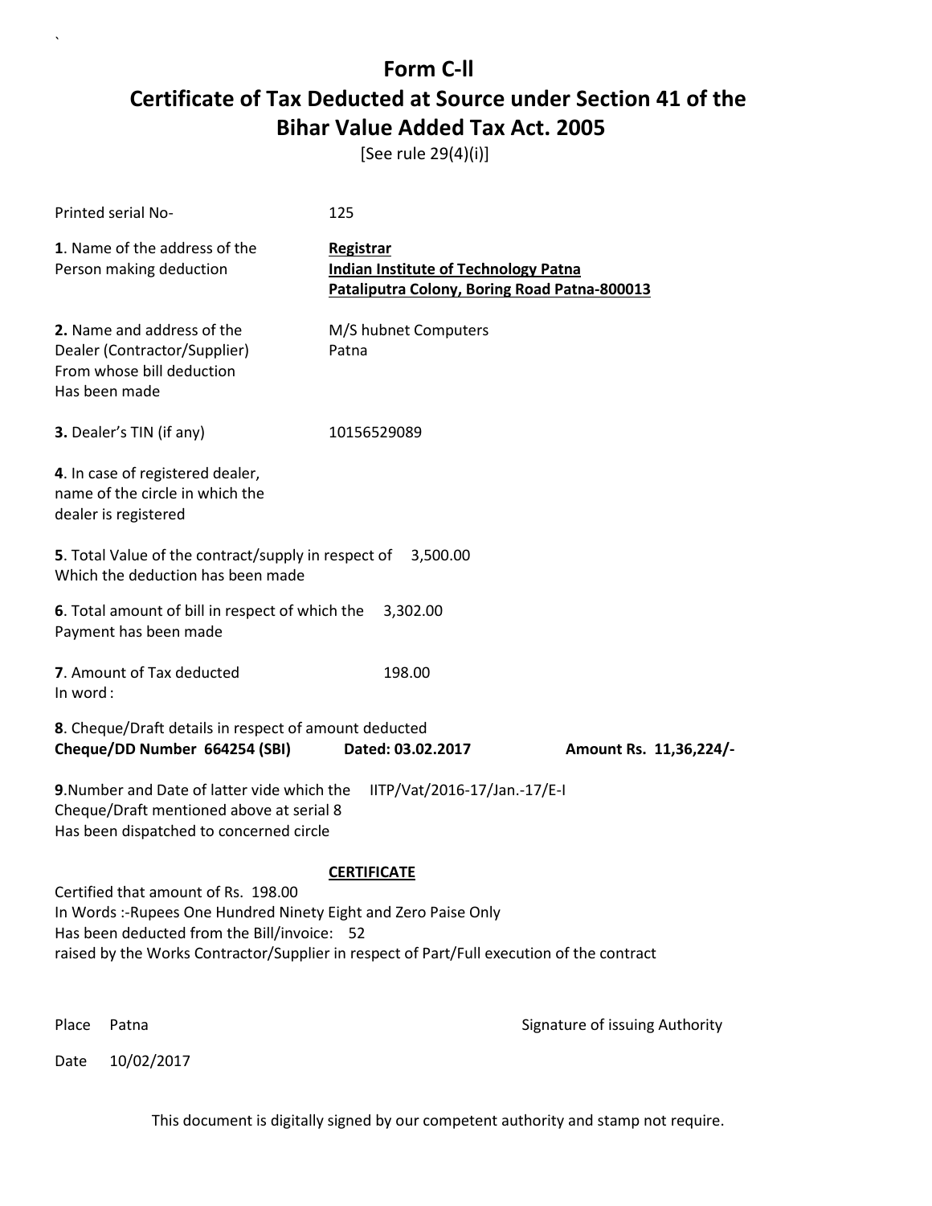# Form C-ll

## Certificate of Tax Deducted at Source under Section 41 of the Bihar Value Added Tax Act. 2005

[See rule 29(4)(i)]

Printed serial No- 125

**1**. Name of the address of the Person making deduction

**Registrar**
**Indian Institute of Technology Patna**
**Pataliputra Colony, Boring Road Patna-800013**

**2.** Name and address of the Dealer (Contractor/Supplier) From whose bill deduction Has been made

M/S hubnet Computers
Patna

**3.** Dealer's TIN (if any) 10156529089

**4**. In case of registered dealer, name of the circle in which the dealer is registered

**5**. Total Value of the contract/supply in respect of Which the deduction has been made 3,500.00

**6**. Total amount of bill in respect of which the Payment has been made 3,302.00

**7**. Amount of Tax deducted 198.00
In word :

**8**. Cheque/Draft details in respect of amount deducted
**Cheque/DD Number 664254 (SBI)** **Dated: 03.02.2017** **Amount Rs. 11,36,224/-**

**9**.Number and Date of latter vide which the Cheque/Draft mentioned above at serial 8 Has been dispatched to concerned circle IITP/Vat/2016-17/Jan.-17/E-I

**CERTIFICATE**

Certified that amount of Rs. 198.00
In Words :-Rupees One Hundred Ninety Eight and Zero Paise Only
Has been deducted from the Bill/invoice: 52
raised by the Works Contractor/Supplier in respect of Part/Full execution of the contract

Place Patna

Signature of issuing Authority

Date 10/02/2017

This document is digitally signed by our competent authority and stamp not require.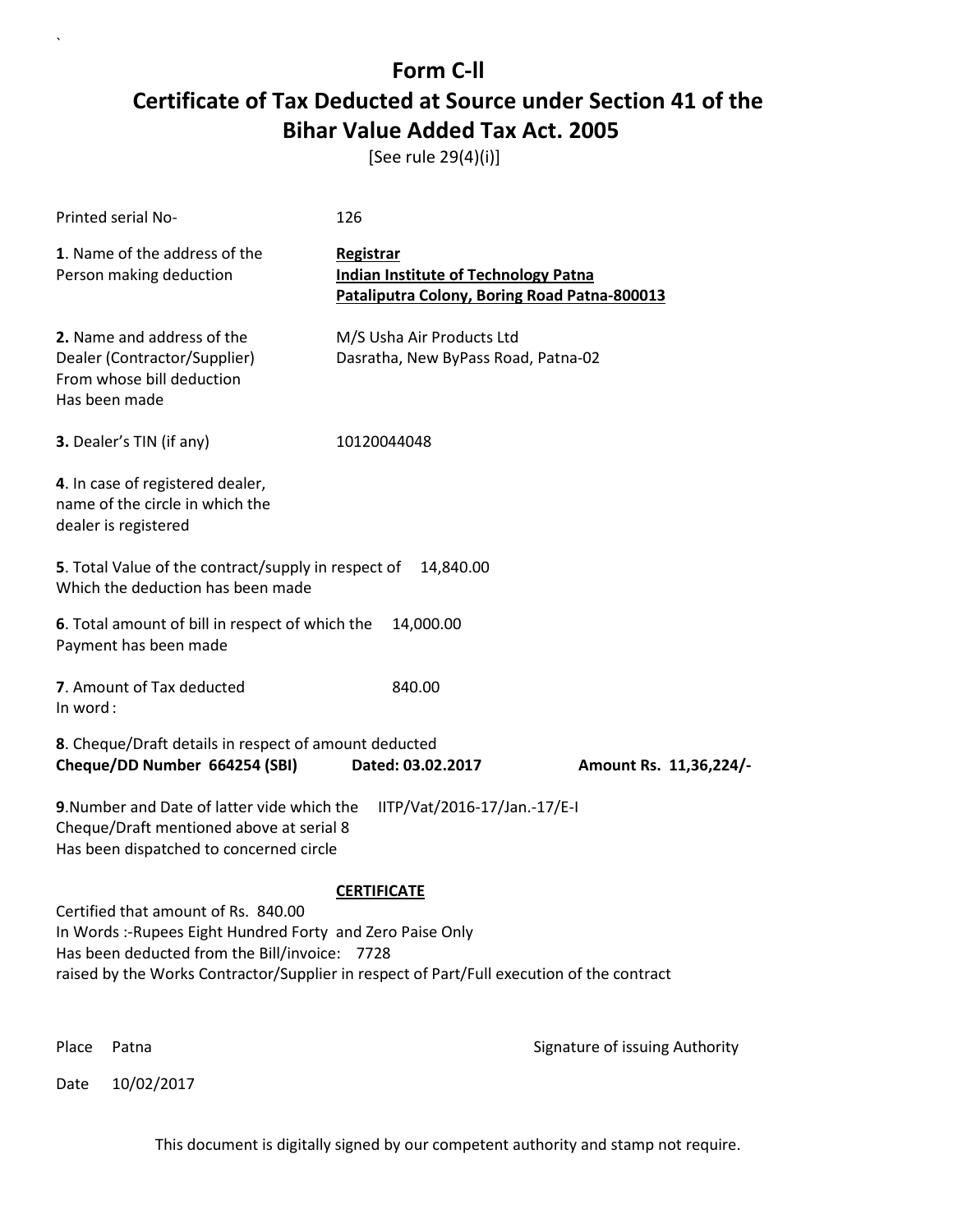# Form C-ll

## Certificate of Tax Deducted at Source under Section 41 of the Bihar Value Added Tax Act. 2005

[See rule 29(4)(i)]

Printed serial No- 126

**1**. Name of the address of the Person making deduction

**Registrar**
**Indian Institute of Technology Patna**
**Pataliputra Colony, Boring Road Patna-800013**

**2.** Name and address of the Dealer (Contractor/Supplier) From whose bill deduction Has been made

M/S Usha Air Products Ltd
Dasratha, New ByPass Road, Patna-02

**3.** Dealer's TIN (if any) 10120044048

**4**. In case of registered dealer, name of the circle in which the dealer is registered

**5**. Total Value of the contract/supply in respect of Which the deduction has been made 14,840.00

**6**. Total amount of bill in respect of which the Payment has been made 14,000.00

**7**. Amount of Tax deducted 840.00
In word :

**8**. Cheque/Draft details in respect of amount deducted
**Cheque/DD Number 664254 (SBI) Dated: 03.02.2017 Amount Rs. 11,36,224/-**

**9**.Number and Date of latter vide which the Cheque/Draft mentioned above at serial 8 Has been dispatched to concerned circle IITP/Vat/2016-17/Jan.-17/E-I

**CERTIFICATE**

Certified that amount of Rs. 840.00
In Words :-Rupees Eight Hundred Forty and Zero Paise Only
Has been deducted from the Bill/invoice: 7728
raised by the Works Contractor/Supplier in respect of Part/Full execution of the contract

Place Patna

Signature of issuing Authority

Date 10/02/2017

This document is digitally signed by our competent authority and stamp not require.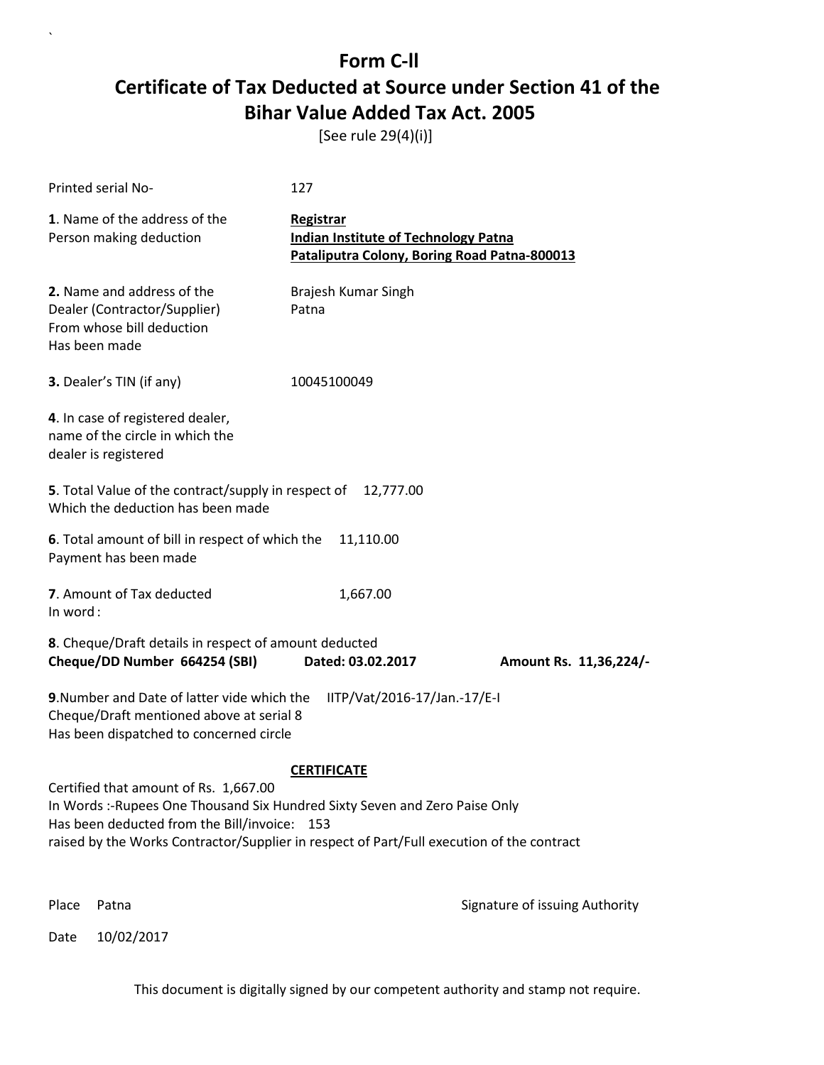# Form C-ll
# Certificate of Tax Deducted at Source under Section 41 of the Bihar Value Added Tax Act. 2005

[See rule 29(4)(i)]

Printed serial No- 127

**1**. Name of the address of the Person making deduction

**Registrar**
**Indian Institute of Technology Patna**
**Pataliputra Colony, Boring Road Patna-800013**

**2.** Name and address of the Dealer (Contractor/Supplier) From whose bill deduction Has been made

Brajesh Kumar Singh
Patna

**3.** Dealer's TIN (if any) 10045100049

**4**. In case of registered dealer, name of the circle in which the dealer is registered

**5**. Total Value of the contract/supply in respect of Which the deduction has been made 12,777.00

**6**. Total amount of bill in respect of which the Payment has been made 11,110.00

**7**. Amount of Tax deducted 1,667.00
In word :

**8**. Cheque/Draft details in respect of amount deducted
**Cheque/DD Number 664254 (SBI) Dated: 03.02.2017 Amount Rs. 11,36,224/-**

**9**.Number and Date of latter vide which the Cheque/Draft mentioned above at serial 8 Has been dispatched to concerned circle IITP/Vat/2016-17/Jan.-17/E-I

**CERTIFICATE**

Certified that amount of Rs. 1,667.00
In Words :-Rupees One Thousand Six Hundred Sixty Seven and Zero Paise Only
Has been deducted from the Bill/invoice: 153
raised by the Works Contractor/Supplier in respect of Part/Full execution of the contract

Place Patna

Signature of issuing Authority

Date 10/02/2017

This document is digitally signed by our competent authority and stamp not require.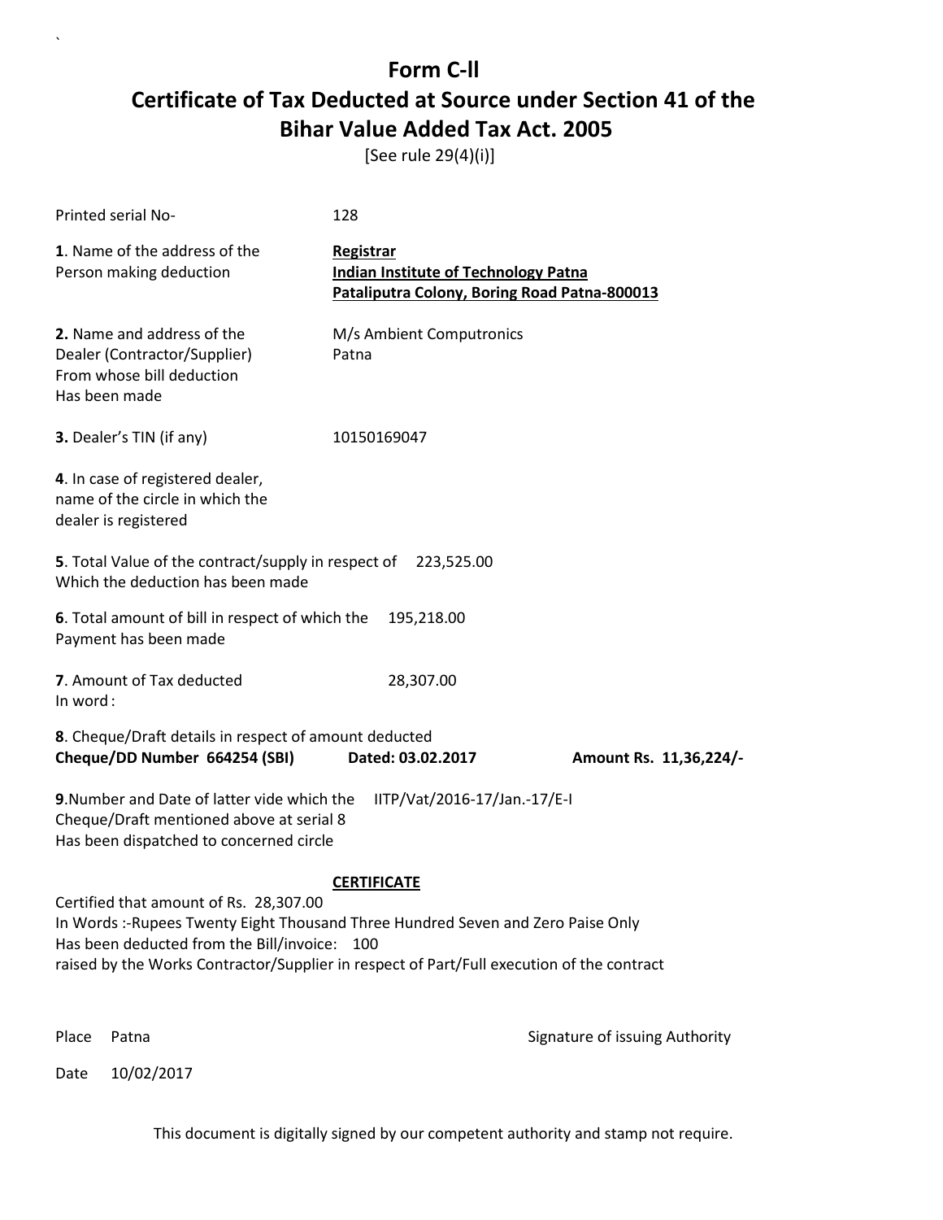# Form C-ll

# Certificate of Tax Deducted at Source under Section 41 of the Bihar Value Added Tax Act. 2005

[See rule 29(4)(i)]

Printed serial No- 128

**1**. Name of the address of the Person making deduction

**Registrar**
**Indian Institute of Technology Patna**
**Pataliputra Colony, Boring Road Patna-800013**

**2.** Name and address of the Dealer (Contractor/Supplier) From whose bill deduction Has been made

M/s Ambient Computronics
Patna

**3.** Dealer's TIN (if any) 10150169047

**4**. In case of registered dealer, name of the circle in which the dealer is registered

**5**. Total Value of the contract/supply in respect of Which the deduction has been made 223,525.00

**6**. Total amount of bill in respect of which the Payment has been made 195,218.00

**7**. Amount of Tax deducted 28,307.00
In word :

**8**. Cheque/Draft details in respect of amount deducted
**Cheque/DD Number 664254 (SBI) Dated: 03.02.2017 Amount Rs. 11,36,224/-**

**9**.Number and Date of latter vide which the Cheque/Draft mentioned above at serial 8 Has been dispatched to concerned circle IITP/Vat/2016-17/Jan.-17/E-I

**CERTIFICATE**

Certified that amount of Rs. 28,307.00
In Words :-Rupees Twenty Eight Thousand Three Hundred Seven and Zero Paise Only
Has been deducted from the Bill/invoice: 100
raised by the Works Contractor/Supplier in respect of Part/Full execution of the contract

Place Patna

Signature of issuing Authority

Date 10/02/2017

This document is digitally signed by our competent authority and stamp not require.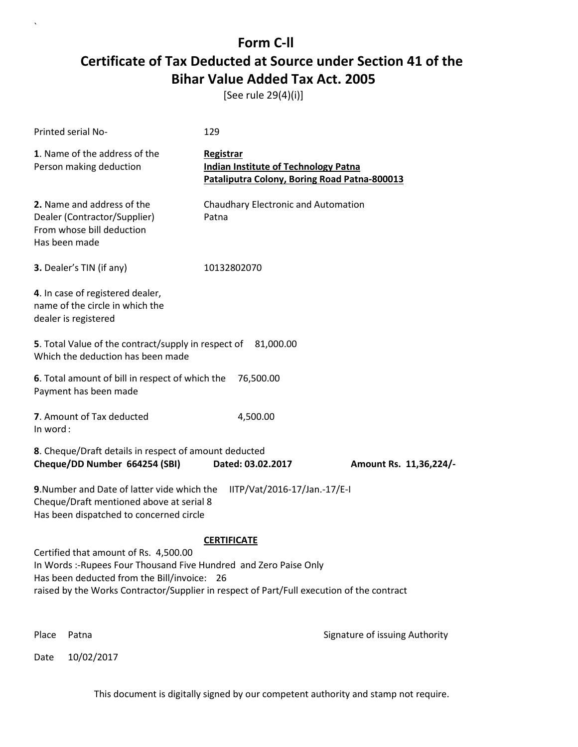# Form C-ll

## Certificate of Tax Deducted at Source under Section 41 of the Bihar Value Added Tax Act. 2005

[See rule 29(4)(i)]

Printed serial No- 129

**1**. Name of the address of the Person making deduction

**Registrar**
**Indian Institute of Technology Patna**
**Pataliputra Colony, Boring Road Patna-800013**

**2.** Name and address of the Dealer (Contractor/Supplier) From whose bill deduction Has been made

Chaudhary Electronic and Automation
Patna

**3.** Dealer's TIN (if any) 10132802070

**4**. In case of registered dealer, name of the circle in which the dealer is registered

**5**. Total Value of the contract/supply in respect of Which the deduction has been made 81,000.00

**6**. Total amount of bill in respect of which the Payment has been made 76,500.00

**7**. Amount of Tax deducted 4,500.00
In word :

**8**. Cheque/Draft details in respect of amount deducted
**Cheque/DD Number 664254 (SBI) Dated: 03.02.2017 Amount Rs. 11,36,224/-**

**9**.Number and Date of latter vide which the Cheque/Draft mentioned above at serial 8 Has been dispatched to concerned circle IITP/Vat/2016-17/Jan.-17/E-I

**CERTIFICATE**

Certified that amount of Rs. 4,500.00
In Words :-Rupees Four Thousand Five Hundred and Zero Paise Only
Has been deducted from the Bill/invoice: 26
raised by the Works Contractor/Supplier in respect of Part/Full execution of the contract

Place Patna

Signature of issuing Authority

Date 10/02/2017

This document is digitally signed by our competent authority and stamp not require.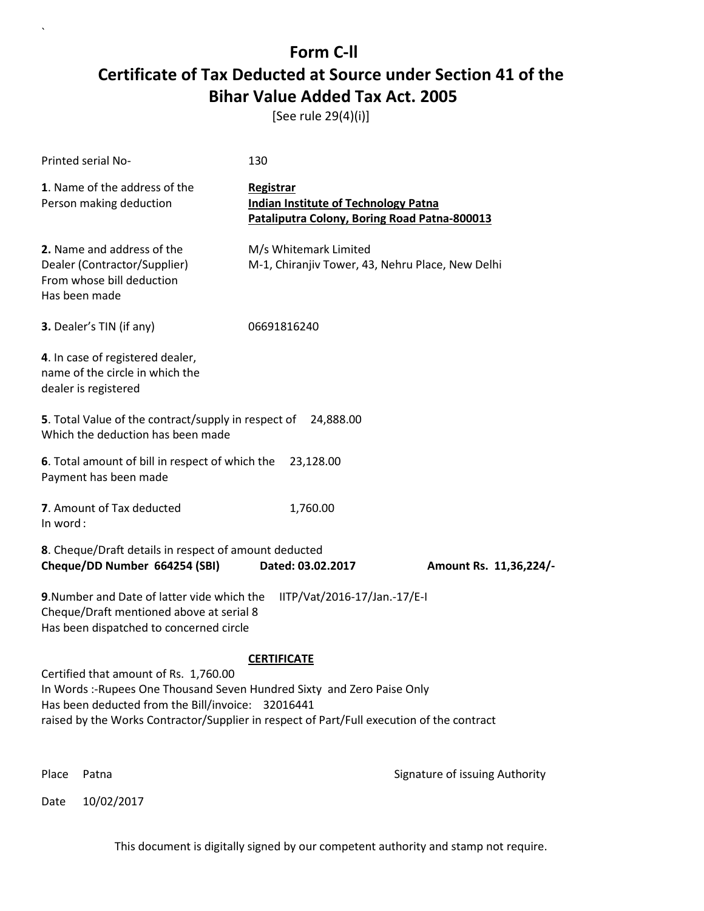# Form C-ll

# Certificate of Tax Deducted at Source under Section 41 of the Bihar Value Added Tax Act. 2005

[See rule 29(4)(i)]

Printed serial No- 130

**1**. Name of the address of the Person making deduction

**Registrar**
**Indian Institute of Technology Patna**
**Pataliputra Colony, Boring Road Patna-800013**

**2.** Name and address of the Dealer (Contractor/Supplier) From whose bill deduction Has been made

M/s Whitemark Limited
M-1, Chiranjiv Tower, 43, Nehru Place, New Delhi

**3.** Dealer's TIN (if any) 06691816240

**4**. In case of registered dealer, name of the circle in which the dealer is registered

**5**. Total Value of the contract/supply in respect of Which the deduction has been made 24,888.00

**6**. Total amount of bill in respect of which the Payment has been made 23,128.00

**7**. Amount of Tax deducted 1,760.00
In word :

**8**. Cheque/Draft details in respect of amount deducted
**Cheque/DD Number 664254 (SBI) Dated: 03.02.2017 Amount Rs. 11,36,224/-**

**9**.Number and Date of latter vide which the Cheque/Draft mentioned above at serial 8 Has been dispatched to concerned circle IITP/Vat/2016-17/Jan.-17/E-I

**CERTIFICATE**

Certified that amount of Rs. 1,760.00
In Words :-Rupees One Thousand Seven Hundred Sixty and Zero Paise Only
Has been deducted from the Bill/invoice: 32016441
raised by the Works Contractor/Supplier in respect of Part/Full execution of the contract

Place Patna

Signature of issuing Authority

Date 10/02/2017

This document is digitally signed by our competent authority and stamp not require.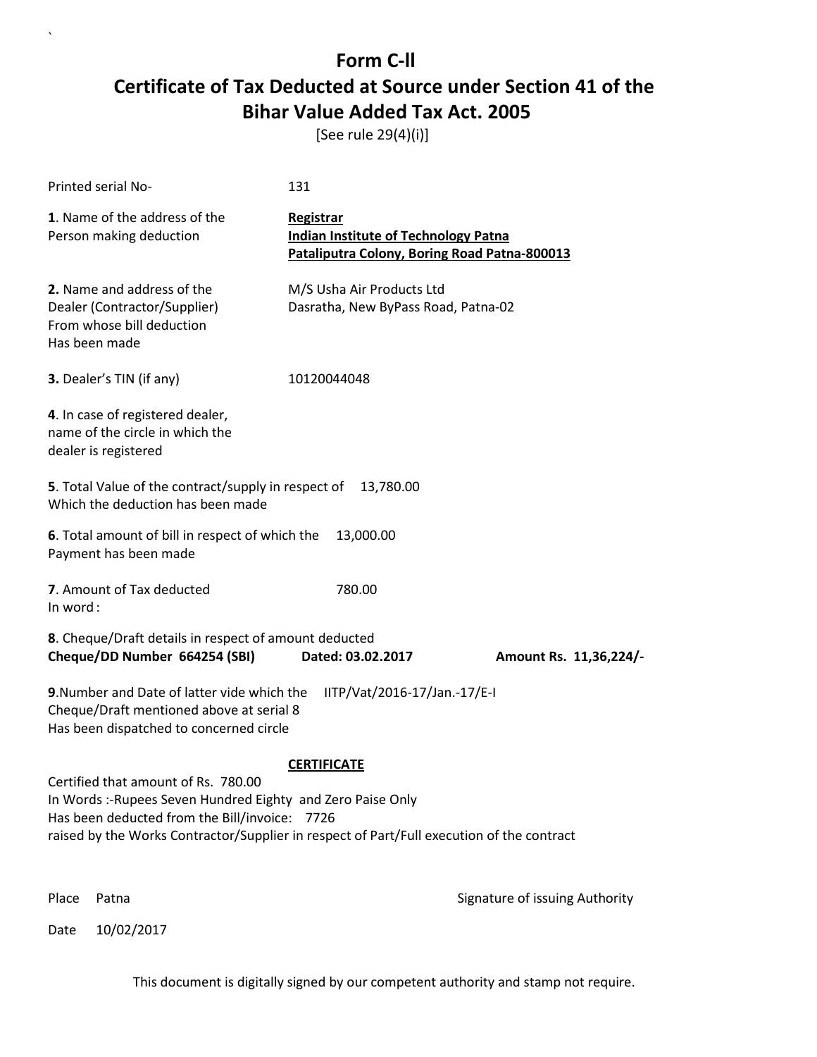# Form C-ll

## Certificate of Tax Deducted at Source under Section 41 of the Bihar Value Added Tax Act. 2005

[See rule 29(4)(i)]

Printed serial No- 131

**1**. Name of the address of the Person making deduction

**Registrar**
**Indian Institute of Technology Patna**
**Pataliputra Colony, Boring Road Patna-800013**

**2.** Name and address of the Dealer (Contractor/Supplier) From whose bill deduction Has been made

M/S Usha Air Products Ltd
Dasratha, New ByPass Road, Patna-02

**3.** Dealer's TIN (if any) 10120044048

**4**. In case of registered dealer, name of the circle in which the dealer is registered

**5**. Total Value of the contract/supply in respect of Which the deduction has been made 13,780.00

**6**. Total amount of bill in respect of which the Payment has been made 13,000.00

**7**. Amount of Tax deducted 780.00
In word :

**8**. Cheque/Draft details in respect of amount deducted
**Cheque/DD Number 664254 (SBI) Dated: 03.02.2017 Amount Rs. 11,36,224/-**

**9**.Number and Date of latter vide which the Cheque/Draft mentioned above at serial 8 Has been dispatched to concerned circle IITP/Vat/2016-17/Jan.-17/E-I

**CERTIFICATE**

Certified that amount of Rs. 780.00
In Words :-Rupees Seven Hundred Eighty and Zero Paise Only
Has been deducted from the Bill/invoice: 7726
raised by the Works Contractor/Supplier in respect of Part/Full execution of the contract

Place Patna

Signature of issuing Authority

Date 10/02/2017

This document is digitally signed by our competent authority and stamp not require.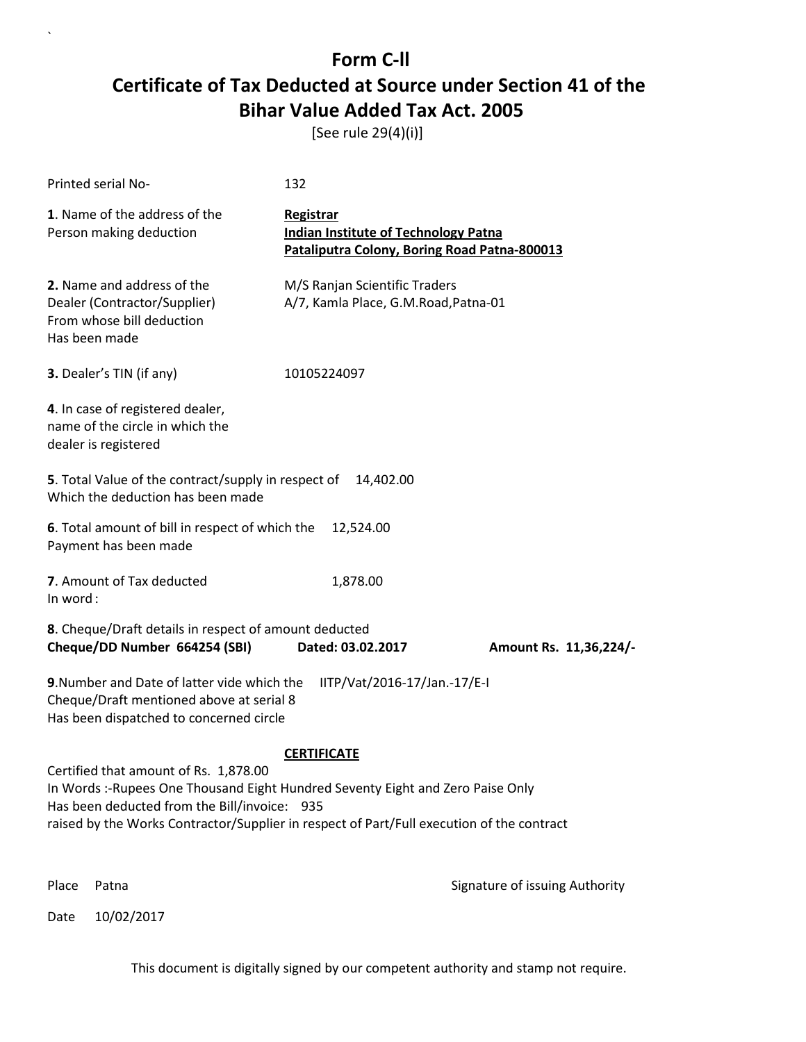# Form C-II

# Certificate of Tax Deducted at Source under Section 41 of the Bihar Value Added Tax Act. 2005

[See rule 29(4)(i)]

Printed serial No- 132

**1**. Name of the address of the Person making deduction

**Registrar**
**Indian Institute of Technology Patna**
**Pataliputra Colony, Boring Road Patna-800013**

**2.** Name and address of the Dealer (Contractor/Supplier) From whose bill deduction Has been made

M/S Ranjan Scientific Traders
A/7, Kamla Place, G.M.Road,Patna-01

**3.** Dealer's TIN (if any) 10105224097

**4**. In case of registered dealer, name of the circle in which the dealer is registered

**5**. Total Value of the contract/supply in respect of Which the deduction has been made 14,402.00

**6**. Total amount of bill in respect of which the Payment has been made 12,524.00

**7**. Amount of Tax deducted 1,878.00
In word :

**8**. Cheque/Draft details in respect of amount deducted
**Cheque/DD Number 664254 (SBI) Dated: 03.02.2017 Amount Rs. 11,36,224/-**

**9**.Number and Date of latter vide which the Cheque/Draft mentioned above at serial 8 Has been dispatched to concerned circle IITP/Vat/2016-17/Jan.-17/E-I

**CERTIFICATE**

Certified that amount of Rs. 1,878.00
In Words :-Rupees One Thousand Eight Hundred Seventy Eight and Zero Paise Only
Has been deducted from the Bill/invoice: 935
raised by the Works Contractor/Supplier in respect of Part/Full execution of the contract

Place Patna

Signature of issuing Authority

Date 10/02/2017

This document is digitally signed by our competent authority and stamp not require.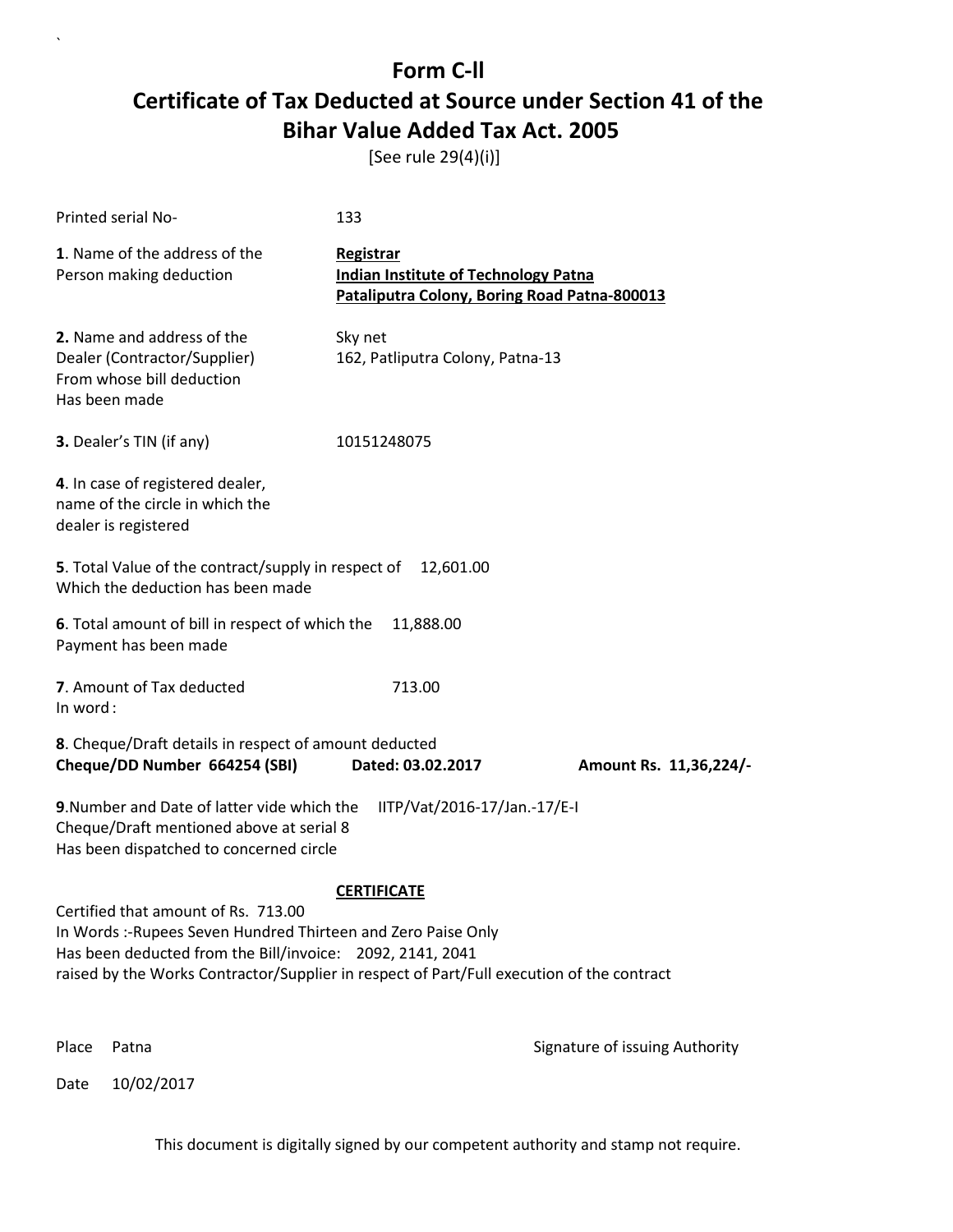# Form C-ll

## Certificate of Tax Deducted at Source under Section 41 of the Bihar Value Added Tax Act. 2005

[See rule 29(4)(i)]

Printed serial No- 133

**1**. Name of the address of the Person making deduction

**Registrar**
**Indian Institute of Technology Patna**
**Pataliputra Colony, Boring Road Patna-800013**

**2.** Name and address of the Dealer (Contractor/Supplier) From whose bill deduction Has been made

Sky net
162, Patliputra Colony, Patna-13

**3.** Dealer's TIN (if any) 10151248075

**4**. In case of registered dealer, name of the circle in which the dealer is registered

**5**. Total Value of the contract/supply in respect of Which the deduction has been made 12,601.00

**6**. Total amount of bill in respect of which the Payment has been made 11,888.00

**7**. Amount of Tax deducted 713.00
In word :

**8**. Cheque/Draft details in respect of amount deducted
**Cheque/DD Number 664254 (SBI) Dated: 03.02.2017 Amount Rs. 11,36,224/-**

**9**.Number and Date of latter vide which the Cheque/Draft mentioned above at serial 8 Has been dispatched to concerned circle IITP/Vat/2016-17/Jan.-17/E-I

**CERTIFICATE**

Certified that amount of Rs. 713.00
In Words :-Rupees Seven Hundred Thirteen and Zero Paise Only
Has been deducted from the Bill/invoice: 2092, 2141, 2041
raised by the Works Contractor/Supplier in respect of Part/Full execution of the contract

Place Patna

Signature of issuing Authority

Date 10/02/2017

This document is digitally signed by our competent authority and stamp not require.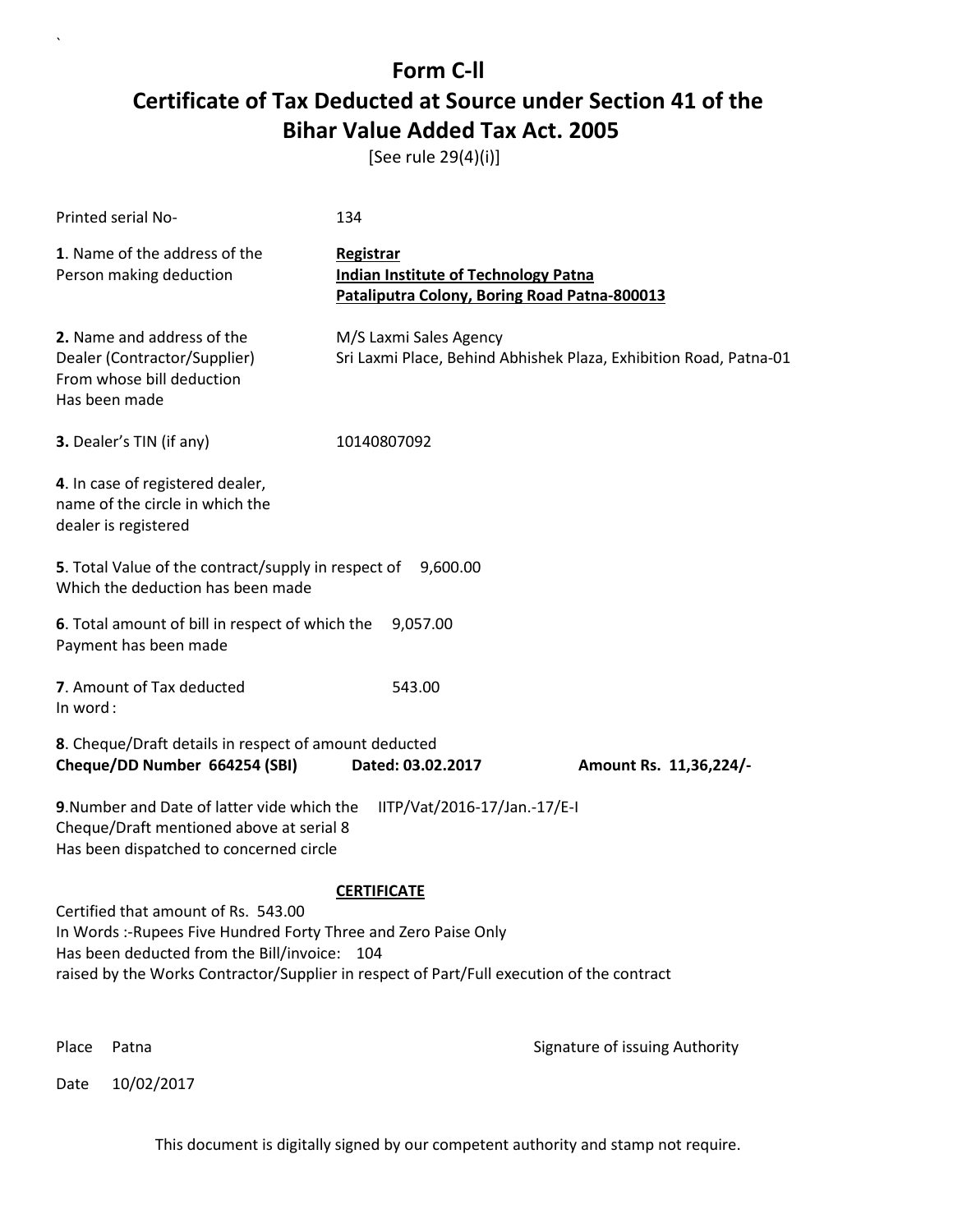# Form C-ll

## Certificate of Tax Deducted at Source under Section 41 of the Bihar Value Added Tax Act. 2005

[See rule 29(4)(i)]

Printed serial No- 134

**1**. Name of the address of the Person making deduction

**Registrar**
**Indian Institute of Technology Patna**
**Pataliputra Colony, Boring Road Patna-800013**

**2.** Name and address of the Dealer (Contractor/Supplier) From whose bill deduction Has been made

M/S Laxmi Sales Agency
Sri Laxmi Place, Behind Abhishek Plaza, Exhibition Road, Patna-01

**3.** Dealer's TIN (if any) 10140807092

**4**. In case of registered dealer, name of the circle in which the dealer is registered

**5**. Total Value of the contract/supply in respect of Which the deduction has been made 9,600.00

**6**. Total amount of bill in respect of which the Payment has been made 9,057.00

**7**. Amount of Tax deducted 543.00
In word :

**8**. Cheque/Draft details in respect of amount deducted
**Cheque/DD Number 664254 (SBI) Dated: 03.02.2017 Amount Rs. 11,36,224/-**

**9**.Number and Date of latter vide which the Cheque/Draft mentioned above at serial 8 Has been dispatched to concerned circle IITP/Vat/2016-17/Jan.-17/E-I

**CERTIFICATE**

Certified that amount of Rs. 543.00
In Words :-Rupees Five Hundred Forty Three and Zero Paise Only
Has been deducted from the Bill/invoice: 104
raised by the Works Contractor/Supplier in respect of Part/Full execution of the contract

Place Patna

Signature of issuing Authority

Date 10/02/2017

This document is digitally signed by our competent authority and stamp not require.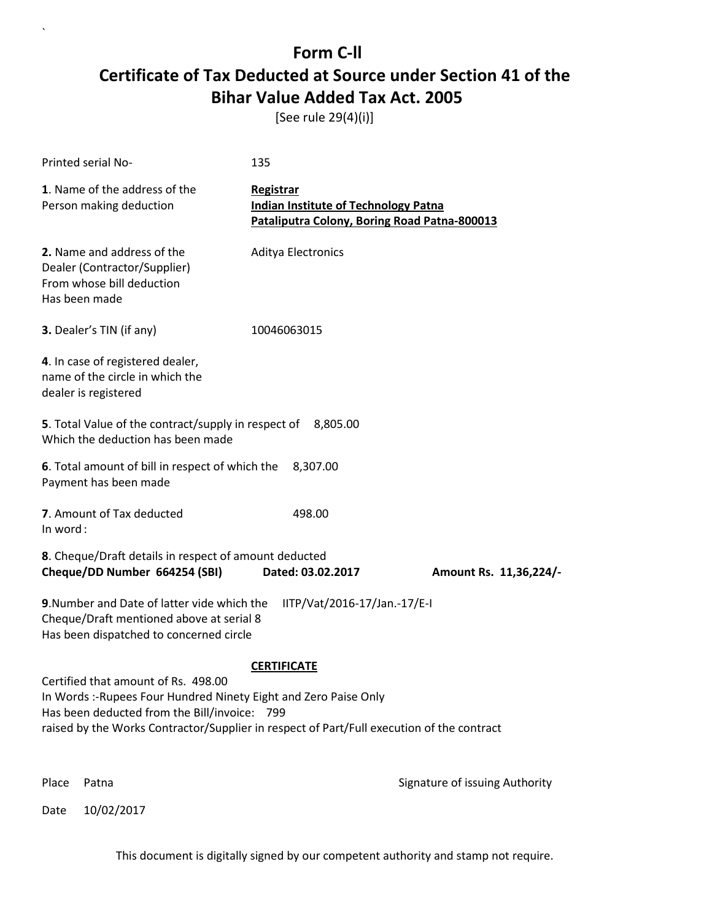# Form C-ll

## Certificate of Tax Deducted at Source under Section 41 of the Bihar Value Added Tax Act. 2005

[See rule 29(4)(i)]

Printed serial No- 135

**1**. Name of the address of the Person making deduction
**Registrar**
**Indian Institute of Technology Patna**
**Pataliputra Colony, Boring Road Patna-800013**

**2.** Name and address of the Dealer (Contractor/Supplier) From whose bill deduction Has been made
Aditya Electronics

**3.** Dealer's TIN (if any) 10046063015

**4**. In case of registered dealer, name of the circle in which the dealer is registered

**5**. Total Value of the contract/supply in respect of Which the deduction has been made 8,805.00

**6**. Total amount of bill in respect of which the Payment has been made 8,307.00

**7**. Amount of Tax deducted 498.00
In word :

**8**. Cheque/Draft details in respect of amount deducted
**Cheque/DD Number 664254 (SBI) Dated: 03.02.2017 Amount Rs. 11,36,224/-**

**9**.Number and Date of latter vide which the Cheque/Draft mentioned above at serial 8 Has been dispatched to concerned circle
IITP/Vat/2016-17/Jan.-17/E-I

**CERTIFICATE**

Certified that amount of Rs. 498.00
In Words :-Rupees Four Hundred Ninety Eight and Zero Paise Only
Has been deducted from the Bill/invoice: 799
raised by the Works Contractor/Supplier in respect of Part/Full execution of the contract

Place Patna

Signature of issuing Authority

Date 10/02/2017

This document is digitally signed by our competent authority and stamp not require.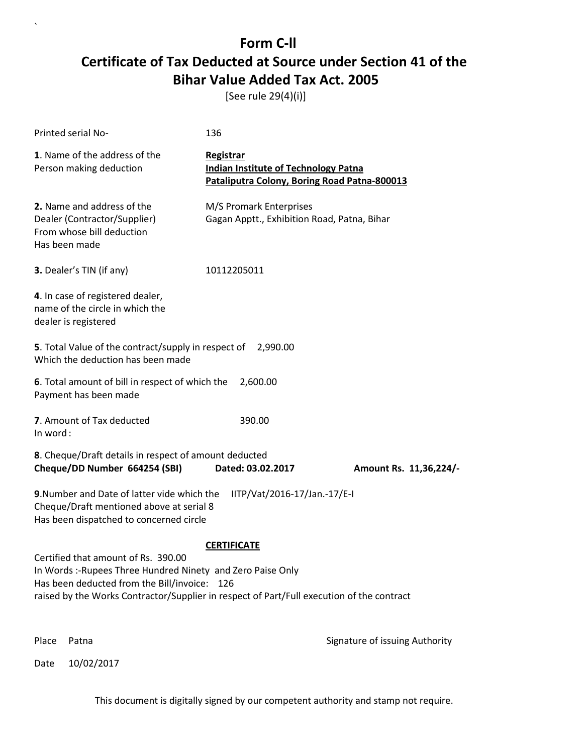# Form C-II

# Certificate of Tax Deducted at Source under Section 41 of the Bihar Value Added Tax Act. 2005

[See rule 29(4)(i)]

Printed serial No- 136

**1**. Name of the address of the Person making deduction

**Registrar**
**Indian Institute of Technology Patna**
**Pataliputra Colony, Boring Road Patna-800013**

**2.** Name and address of the Dealer (Contractor/Supplier) From whose bill deduction Has been made

M/S Promark Enterprises
Gagan Apptt., Exhibition Road, Patna, Bihar

**3.** Dealer's TIN (if any) 10112205011

**4**. In case of registered dealer, name of the circle in which the dealer is registered

**5**. Total Value of the contract/supply in respect of Which the deduction has been made 2,990.00

**6**. Total amount of bill in respect of which the Payment has been made 2,600.00

**7**. Amount of Tax deducted 390.00
In word :

**8**. Cheque/Draft details in respect of amount deducted
**Cheque/DD Number 664254 (SBI) Dated: 03.02.2017 Amount Rs. 11,36,224/-**

**9**.Number and Date of latter vide which the Cheque/Draft mentioned above at serial 8 Has been dispatched to concerned circle IITP/Vat/2016-17/Jan.-17/E-I

**CERTIFICATE**

Certified that amount of Rs. 390.00
In Words :-Rupees Three Hundred Ninety and Zero Paise Only
Has been deducted from the Bill/invoice: 126
raised by the Works Contractor/Supplier in respect of Part/Full execution of the contract

Place Patna

Signature of issuing Authority

Date 10/02/2017

This document is digitally signed by our competent authority and stamp not require.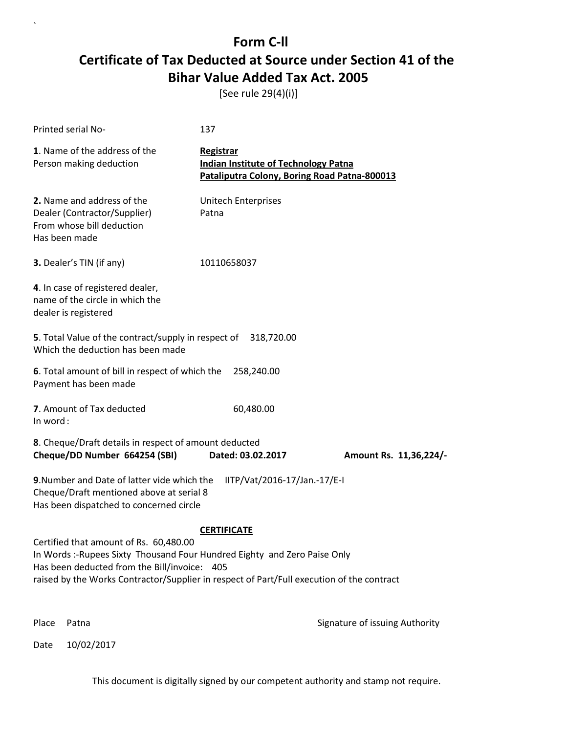# Form C-ll
# Certificate of Tax Deducted at Source under Section 41 of the Bihar Value Added Tax Act. 2005

[See rule 29(4)(i)]

Printed serial No- 137

**1**. Name of the address of the Person making deduction

**Registrar**
**Indian Institute of Technology Patna**
**Pataliputra Colony, Boring Road Patna-800013**

**2.** Name and address of the Dealer (Contractor/Supplier) From whose bill deduction Has been made

Unitech Enterprises
Patna

**3.** Dealer's TIN (if any) 10110658037

**4**. In case of registered dealer, name of the circle in which the dealer is registered

**5**. Total Value of the contract/supply in respect of Which the deduction has been made 318,720.00

**6**. Total amount of bill in respect of which the Payment has been made 258,240.00

**7**. Amount of Tax deducted 60,480.00
In word :

**8**. Cheque/Draft details in respect of amount deducted
**Cheque/DD Number 664254 (SBI) Dated: 03.02.2017 Amount Rs. 11,36,224/-**

**9**.Number and Date of latter vide which the Cheque/Draft mentioned above at serial 8 Has been dispatched to concerned circle IITP/Vat/2016-17/Jan.-17/E-I

**CERTIFICATE**

Certified that amount of Rs. 60,480.00
In Words :-Rupees Sixty Thousand Four Hundred Eighty and Zero Paise Only
Has been deducted from the Bill/invoice: 405
raised by the Works Contractor/Supplier in respect of Part/Full execution of the contract

Place Patna

Signature of issuing Authority

Date 10/02/2017

This document is digitally signed by our competent authority and stamp not require.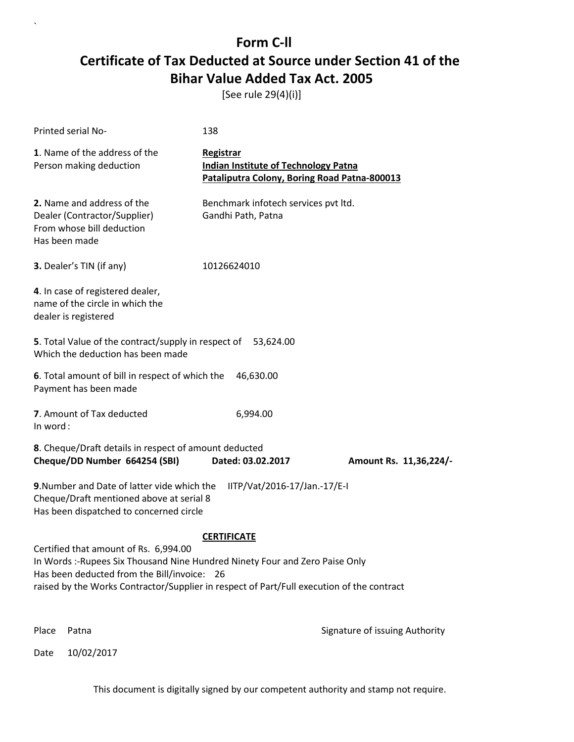# Form C-II

# Certificate of Tax Deducted at Source under Section 41 of the Bihar Value Added Tax Act. 2005

[See rule 29(4)(i)]

Printed serial No- 138

**1**. Name of the address of the Person making deduction

**Registrar**
**Indian Institute of Technology Patna**
**Pataliputra Colony, Boring Road Patna-800013**

**2.** Name and address of the Dealer (Contractor/Supplier) From whose bill deduction Has been made

Benchmark infotech services pvt ltd.
Gandhi Path, Patna

**3.** Dealer's TIN (if any) 10126624010

**4**. In case of registered dealer, name of the circle in which the dealer is registered

**5**. Total Value of the contract/supply in respect of Which the deduction has been made 53,624.00

**6**. Total amount of bill in respect of which the Payment has been made 46,630.00

**7**. Amount of Tax deducted 6,994.00
In word :

**8**. Cheque/Draft details in respect of amount deducted
**Cheque/DD Number 664254 (SBI)** **Dated: 03.02.2017** **Amount Rs. 11,36,224/-**

**9**.Number and Date of latter vide which the Cheque/Draft mentioned above at serial 8 Has been dispatched to concerned circle IITP/Vat/2016-17/Jan.-17/E-I

**CERTIFICATE**

Certified that amount of Rs. 6,994.00
In Words :-Rupees Six Thousand Nine Hundred Ninety Four and Zero Paise Only
Has been deducted from the Bill/invoice: 26
raised by the Works Contractor/Supplier in respect of Part/Full execution of the contract

Place Patna

Signature of issuing Authority

Date 10/02/2017

This document is digitally signed by our competent authority and stamp not require.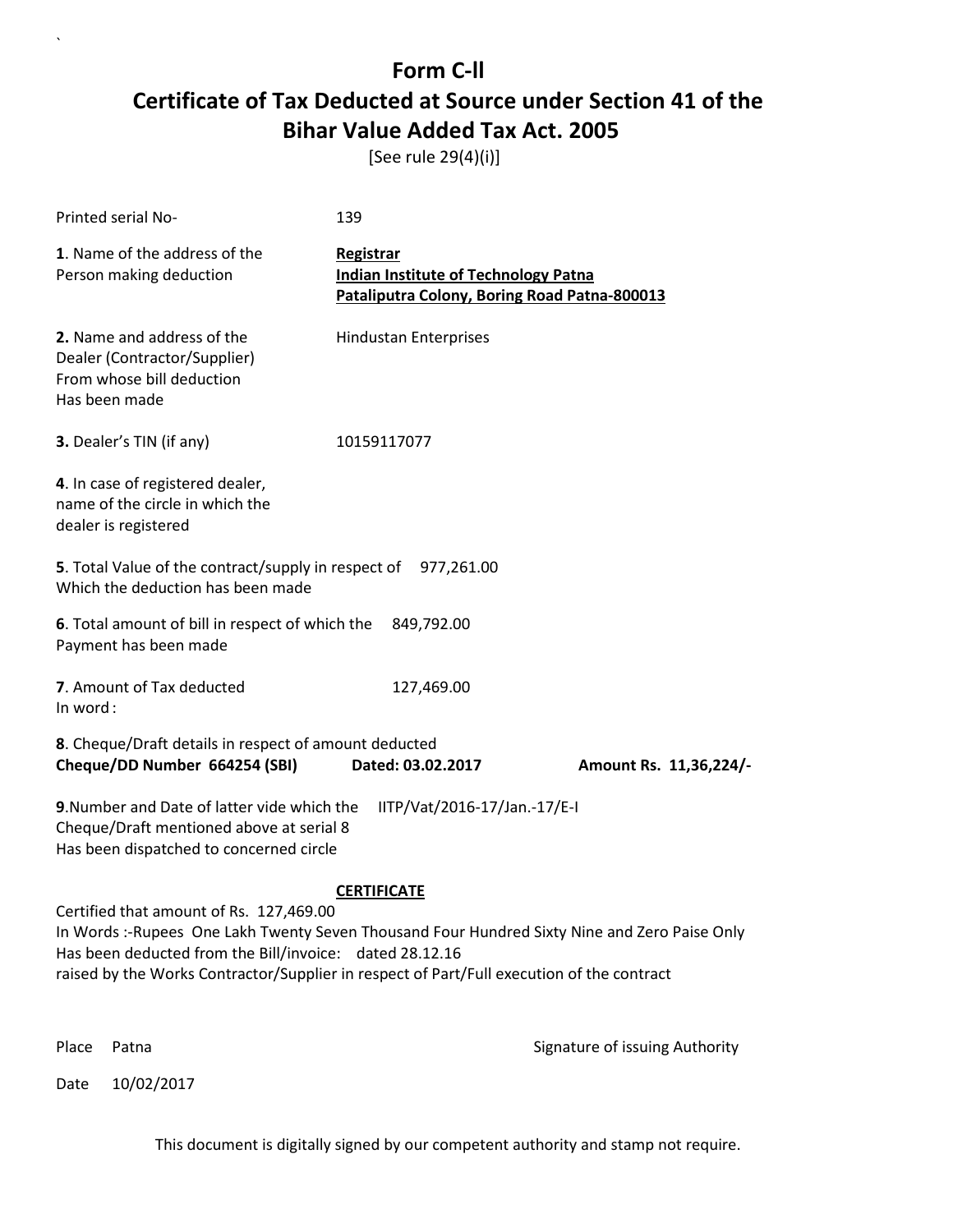# Form C-ll

# Certificate of Tax Deducted at Source under Section 41 of the Bihar Value Added Tax Act. 2005

[See rule 29(4)(i)]

Printed serial No- 139

**1**. Name of the address of the Person making deduction

**Registrar**
**Indian Institute of Technology Patna**
**Pataliputra Colony, Boring Road Patna-800013**

**2.** Name and address of the Dealer (Contractor/Supplier) From whose bill deduction Has been made

Hindustan Enterprises

**3.** Dealer's TIN (if any) 10159117077

**4**. In case of registered dealer, name of the circle in which the dealer is registered

**5**. Total Value of the contract/supply in respect of Which the deduction has been made 977,261.00

**6**. Total amount of bill in respect of which the Payment has been made 849,792.00

**7**. Amount of Tax deducted 127,469.00
In word :

**8**. Cheque/Draft details in respect of amount deducted
**Cheque/DD Number 664254 (SBI)** **Dated: 03.02.2017** **Amount Rs. 11,36,224/-**

**9**.Number and Date of latter vide which the Cheque/Draft mentioned above at serial 8 Has been dispatched to concerned circle IITP/Vat/2016-17/Jan.-17/E-I

**CERTIFICATE**

Certified that amount of Rs. 127,469.00
In Words :-Rupees One Lakh Twenty Seven Thousand Four Hundred Sixty Nine and Zero Paise Only
Has been deducted from the Bill/invoice: dated 28.12.16
raised by the Works Contractor/Supplier in respect of Part/Full execution of the contract

Place Patna

Signature of issuing Authority

Date 10/02/2017

This document is digitally signed by our competent authority and stamp not require.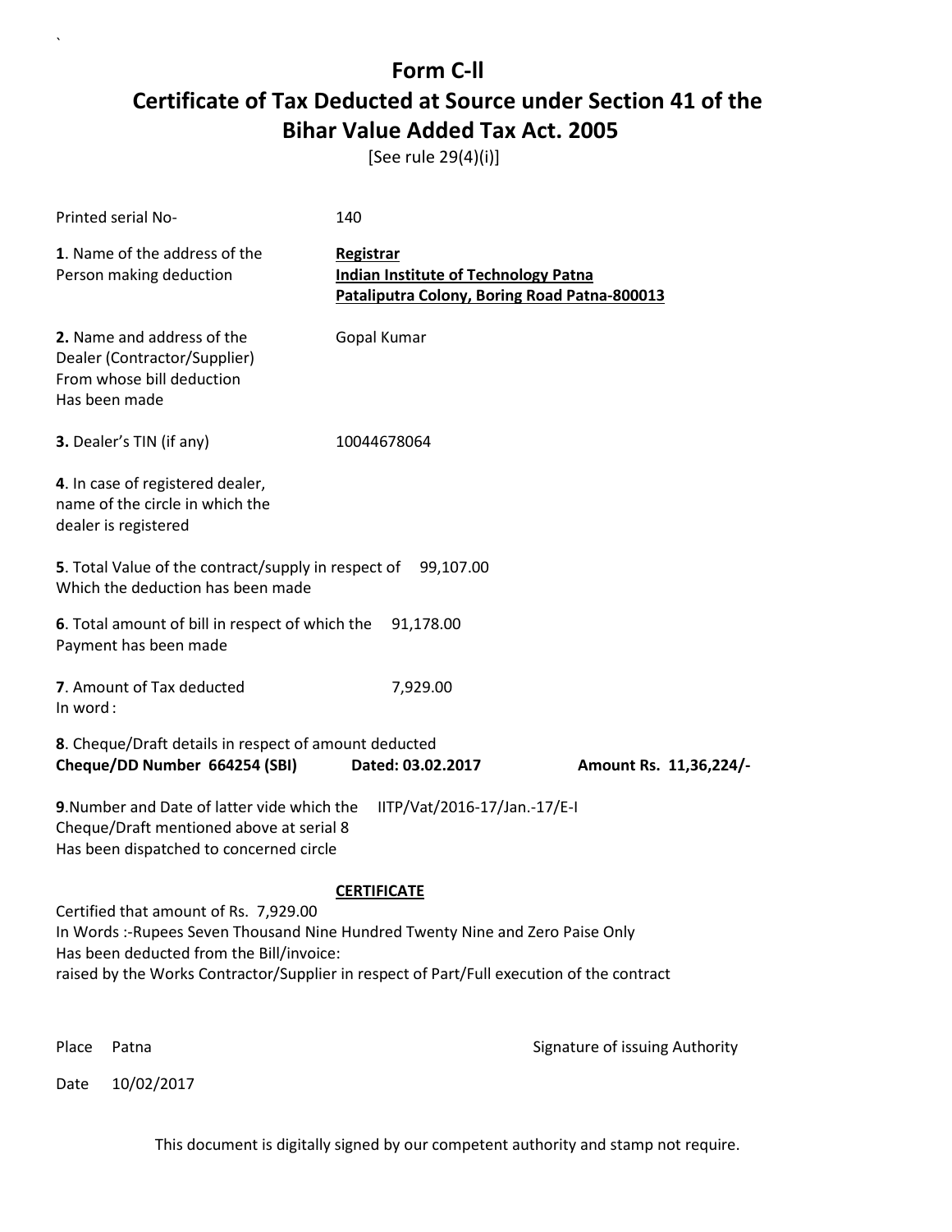# Form C-ll

# Certificate of Tax Deducted at Source under Section 41 of the Bihar Value Added Tax Act. 2005

[See rule 29(4)(i)]

Printed serial No- 140

**1**. Name of the address of the Person making deduction

**Registrar**
**Indian Institute of Technology Patna**
**Pataliputra Colony, Boring Road Patna-800013**

**2.** Name and address of the Dealer (Contractor/Supplier) From whose bill deduction Has been made

Gopal Kumar

**3.** Dealer's TIN (if any) 10044678064

**4**. In case of registered dealer, name of the circle in which the dealer is registered

**5**. Total Value of the contract/supply in respect of Which the deduction has been made 99,107.00

**6**. Total amount of bill in respect of which the Payment has been made 91,178.00

**7**. Amount of Tax deducted 7,929.00
In word :

**8**. Cheque/Draft details in respect of amount deducted
**Cheque/DD Number 664254 (SBI) Dated: 03.02.2017 Amount Rs. 11,36,224/-**

**9**.Number and Date of latter vide which the Cheque/Draft mentioned above at serial 8 Has been dispatched to concerned circle IITP/Vat/2016-17/Jan.-17/E-I

**CERTIFICATE**

Certified that amount of Rs. 7,929.00
In Words :-Rupees Seven Thousand Nine Hundred Twenty Nine and Zero Paise Only
Has been deducted from the Bill/invoice:
raised by the Works Contractor/Supplier in respect of Part/Full execution of the contract

Place Patna

Signature of issuing Authority

Date 10/02/2017

This document is digitally signed by our competent authority and stamp not require.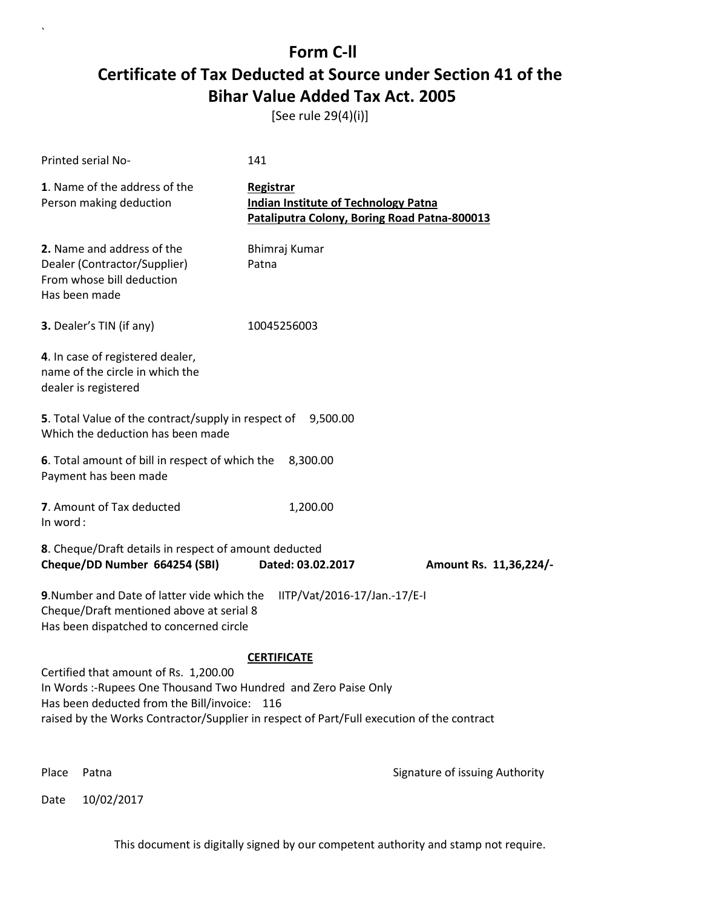# Form C-ll

## Certificate of Tax Deducted at Source under Section 41 of the Bihar Value Added Tax Act. 2005

[See rule 29(4)(i)]

Printed serial No- 141

**1**. Name of the address of the Person making deduction

**Registrar**
**Indian Institute of Technology Patna**
**Pataliputra Colony, Boring Road Patna-800013**

**2.** Name and address of the Dealer (Contractor/Supplier) From whose bill deduction Has been made

Bhimraj Kumar
Patna

**3.** Dealer's TIN (if any) 10045256003

**4**. In case of registered dealer, name of the circle in which the dealer is registered

**5**. Total Value of the contract/supply in respect of Which the deduction has been made 9,500.00

**6**. Total amount of bill in respect of which the Payment has been made 8,300.00

**7**. Amount of Tax deducted 1,200.00
In word :

**8**. Cheque/Draft details in respect of amount deducted
**Cheque/DD Number 664254 (SBI) Dated: 03.02.2017 Amount Rs. 11,36,224/-**

**9**.Number and Date of latter vide which the Cheque/Draft mentioned above at serial 8 Has been dispatched to concerned circle IITP/Vat/2016-17/Jan.-17/E-I

**CERTIFICATE**

Certified that amount of Rs. 1,200.00
In Words :-Rupees One Thousand Two Hundred and Zero Paise Only
Has been deducted from the Bill/invoice: 116
raised by the Works Contractor/Supplier in respect of Part/Full execution of the contract

Place Patna

Signature of issuing Authority

Date 10/02/2017

This document is digitally signed by our competent authority and stamp not require.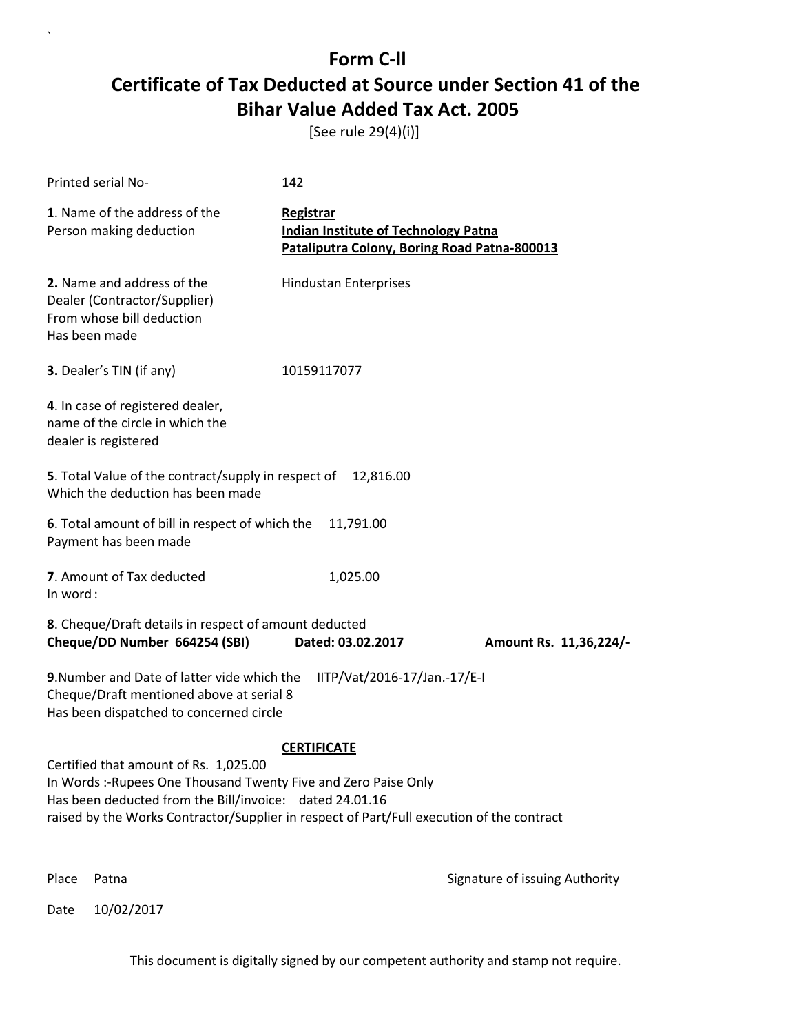# Form C-ll

## Certificate of Tax Deducted at Source under Section 41 of the Bihar Value Added Tax Act. 2005

[See rule 29(4)(i)]

Printed serial No- 142

**1**. Name of the address of the Person making deduction

**Registrar**
**Indian Institute of Technology Patna**
**Pataliputra Colony, Boring Road Patna-800013**

**2.** Name and address of the Dealer (Contractor/Supplier) From whose bill deduction Has been made

Hindustan Enterprises

**3.** Dealer's TIN (if any) 10159117077

**4**. In case of registered dealer, name of the circle in which the dealer is registered

**5**. Total Value of the contract/supply in respect of Which the deduction has been made 12,816.00

**6**. Total amount of bill in respect of which the Payment has been made 11,791.00

**7**. Amount of Tax deducted 1,025.00
In word :

**8**. Cheque/Draft details in respect of amount deducted
**Cheque/DD Number 664254 (SBI) Dated: 03.02.2017 Amount Rs. 11,36,224/-**

**9**.Number and Date of latter vide which the Cheque/Draft mentioned above at serial 8 Has been dispatched to concerned circle IITP/Vat/2016-17/Jan.-17/E-I

**CERTIFICATE**

Certified that amount of Rs. 1,025.00
In Words :-Rupees One Thousand Twenty Five and Zero Paise Only
Has been deducted from the Bill/invoice: dated 24.01.16
raised by the Works Contractor/Supplier in respect of Part/Full execution of the contract

Place Patna

Signature of issuing Authority

Date 10/02/2017

This document is digitally signed by our competent authority and stamp not require.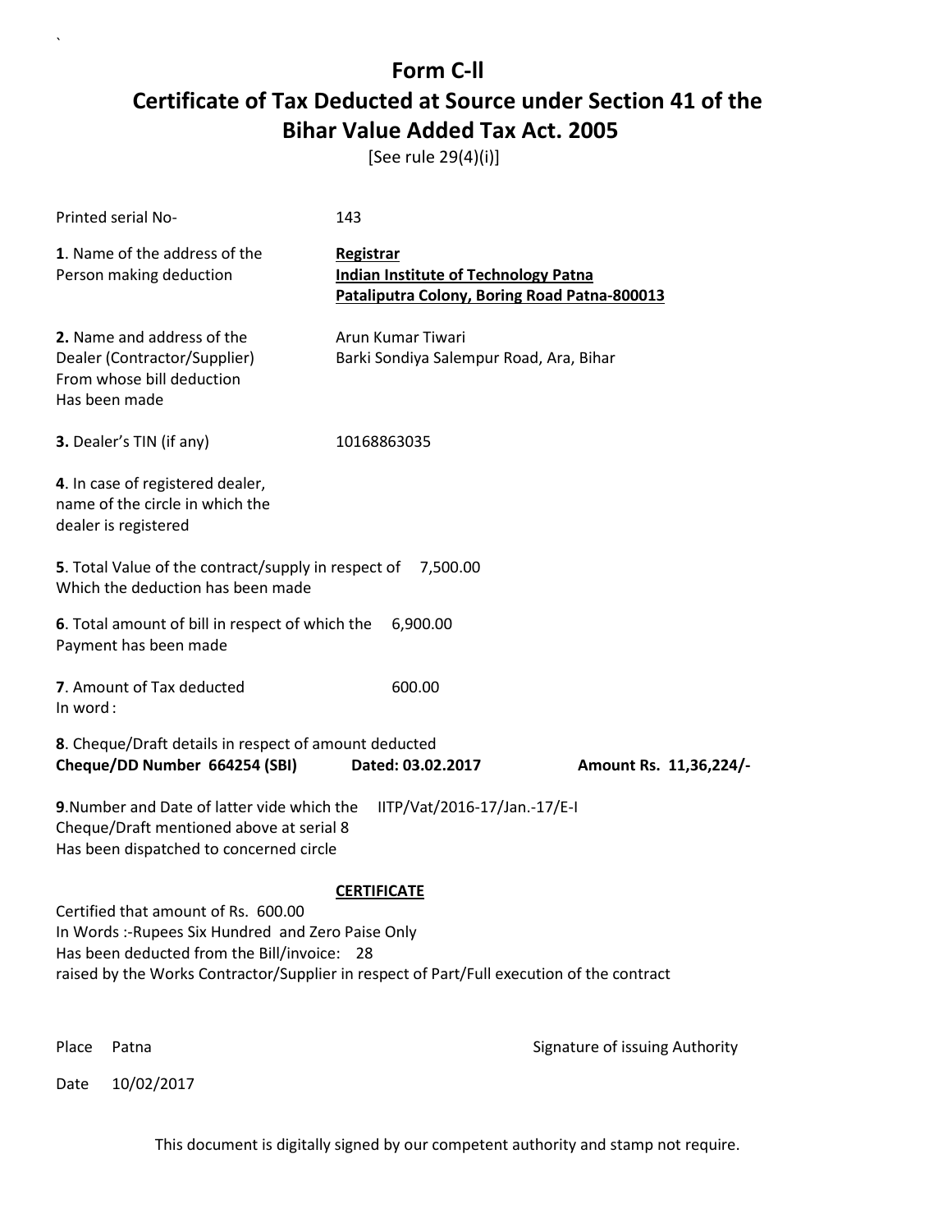# Form C-ll

# Certificate of Tax Deducted at Source under Section 41 of the Bihar Value Added Tax Act. 2005

[See rule 29(4)(i)]

Printed serial No- 143

**1**. Name of the address of the Person making deduction

**Registrar**
**Indian Institute of Technology Patna**
**Pataliputra Colony, Boring Road Patna-800013**

**2.** Name and address of the Dealer (Contractor/Supplier) From whose bill deduction Has been made

Arun Kumar Tiwari
Barki Sondiya Salempur Road, Ara, Bihar

**3.** Dealer's TIN (if any) 10168863035

**4**. In case of registered dealer, name of the circle in which the dealer is registered

**5**. Total Value of the contract/supply in respect of Which the deduction has been made 7,500.00

**6**. Total amount of bill in respect of which the Payment has been made 6,900.00

**7**. Amount of Tax deducted 600.00
In word :

**8**. Cheque/Draft details in respect of amount deducted
**Cheque/DD Number 664254 (SBI) Dated: 03.02.2017 Amount Rs. 11,36,224/-**

**9**.Number and Date of latter vide which the Cheque/Draft mentioned above at serial 8 Has been dispatched to concerned circle IITP/Vat/2016-17/Jan.-17/E-I

**CERTIFICATE**

Certified that amount of Rs. 600.00
In Words :-Rupees Six Hundred and Zero Paise Only
Has been deducted from the Bill/invoice: 28
raised by the Works Contractor/Supplier in respect of Part/Full execution of the contract

Place Patna

Signature of issuing Authority

Date 10/02/2017

This document is digitally signed by our competent authority and stamp not require.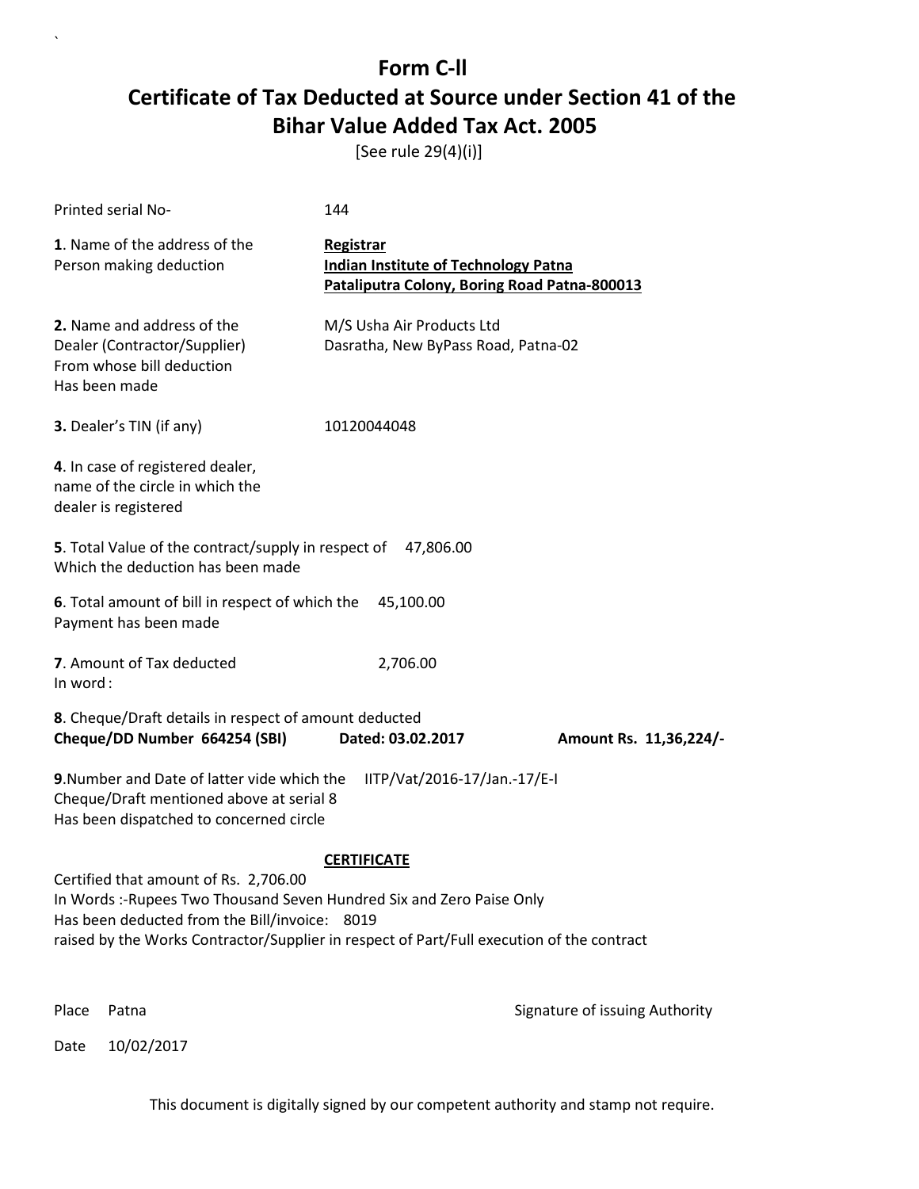# Form C-ll

## Certificate of Tax Deducted at Source under Section 41 of the Bihar Value Added Tax Act. 2005

[See rule 29(4)(i)]

Printed serial No- 144

**1**. Name of the address of the Person making deduction

**Registrar**
**Indian Institute of Technology Patna**
**Pataliputra Colony, Boring Road Patna-800013**

**2.** Name and address of the Dealer (Contractor/Supplier) From whose bill deduction Has been made

M/S Usha Air Products Ltd
Dasratha, New ByPass Road, Patna-02

**3.** Dealer's TIN (if any) 10120044048

**4**. In case of registered dealer, name of the circle in which the dealer is registered

**5**. Total Value of the contract/supply in respect of Which the deduction has been made 47,806.00

**6**. Total amount of bill in respect of which the Payment has been made 45,100.00

**7**. Amount of Tax deducted 2,706.00
In word :

**8**. Cheque/Draft details in respect of amount deducted
**Cheque/DD Number 664254 (SBI) Dated: 03.02.2017 Amount Rs. 11,36,224/-**

**9**.Number and Date of latter vide which the Cheque/Draft mentioned above at serial 8 Has been dispatched to concerned circle IITP/Vat/2016-17/Jan.-17/E-I

**CERTIFICATE**

Certified that amount of Rs. 2,706.00
In Words :-Rupees Two Thousand Seven Hundred Six and Zero Paise Only
Has been deducted from the Bill/invoice: 8019
raised by the Works Contractor/Supplier in respect of Part/Full execution of the contract

Place Patna

Signature of issuing Authority

Date 10/02/2017

This document is digitally signed by our competent authority and stamp not require.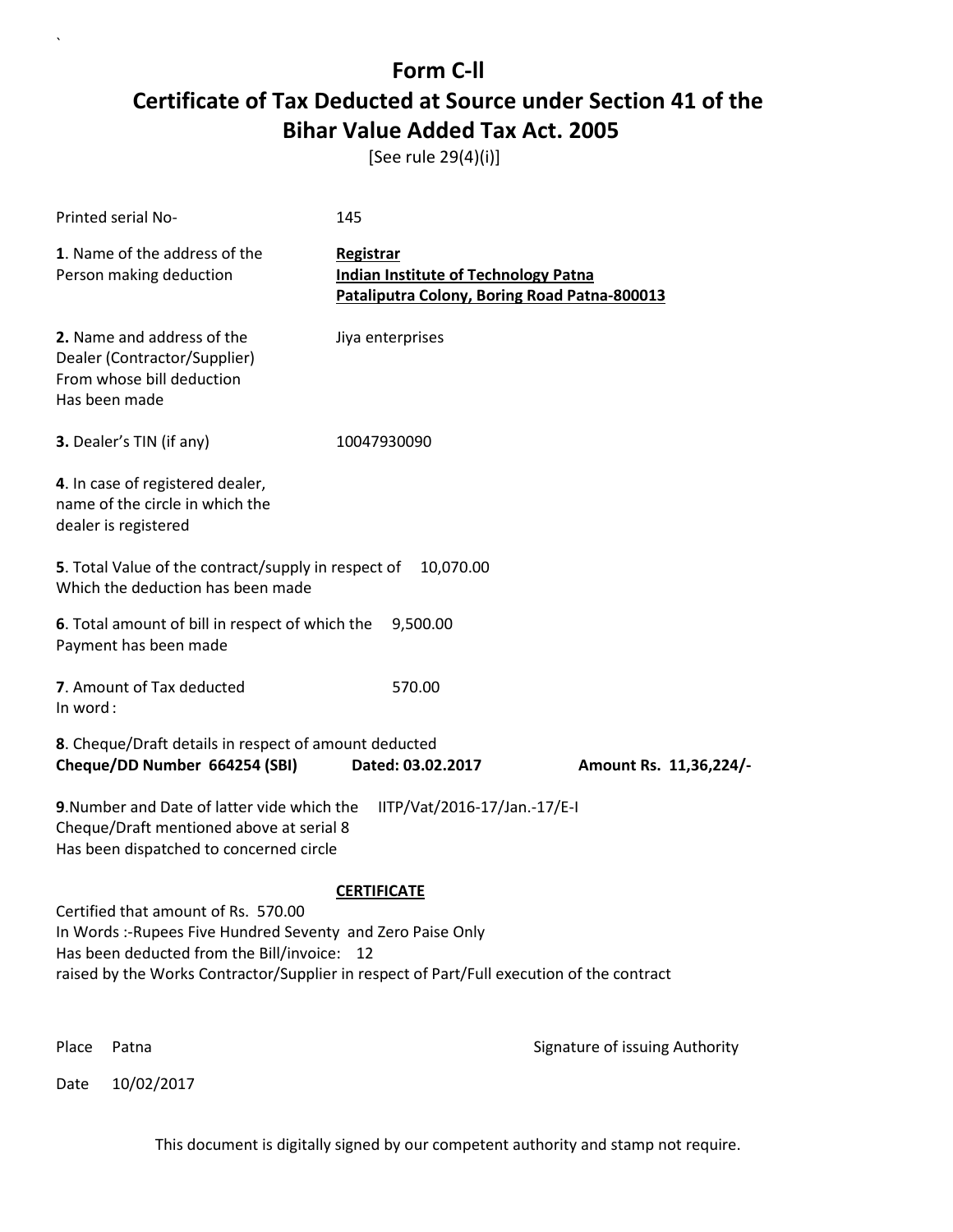# Form C-ll

## Certificate of Tax Deducted at Source under Section 41 of the Bihar Value Added Tax Act. 2005

[See rule 29(4)(i)]

Printed serial No- 145

**1**. Name of the address of the Person making deduction

**Registrar**
**Indian Institute of Technology Patna**
**Pataliputra Colony, Boring Road Patna-800013**

**2.** Name and address of the Dealer (Contractor/Supplier) From whose bill deduction Has been made

Jiya enterprises

**3.** Dealer's TIN (if any) 10047930090

**4**. In case of registered dealer, name of the circle in which the dealer is registered

**5**. Total Value of the contract/supply in respect of Which the deduction has been made 10,070.00

**6**. Total amount of bill in respect of which the Payment has been made 9,500.00

**7**. Amount of Tax deducted 570.00
In word :

**8**. Cheque/Draft details in respect of amount deducted
**Cheque/DD Number 664254 (SBI) Dated: 03.02.2017 Amount Rs. 11,36,224/-**

**9**.Number and Date of latter vide which the Cheque/Draft mentioned above at serial 8 Has been dispatched to concerned circle IITP/Vat/2016-17/Jan.-17/E-I

**CERTIFICATE**

Certified that amount of Rs. 570.00
In Words :-Rupees Five Hundred Seventy and Zero Paise Only
Has been deducted from the Bill/invoice: 12
raised by the Works Contractor/Supplier in respect of Part/Full execution of the contract

Place Patna

Signature of issuing Authority

Date 10/02/2017

This document is digitally signed by our competent authority and stamp not require.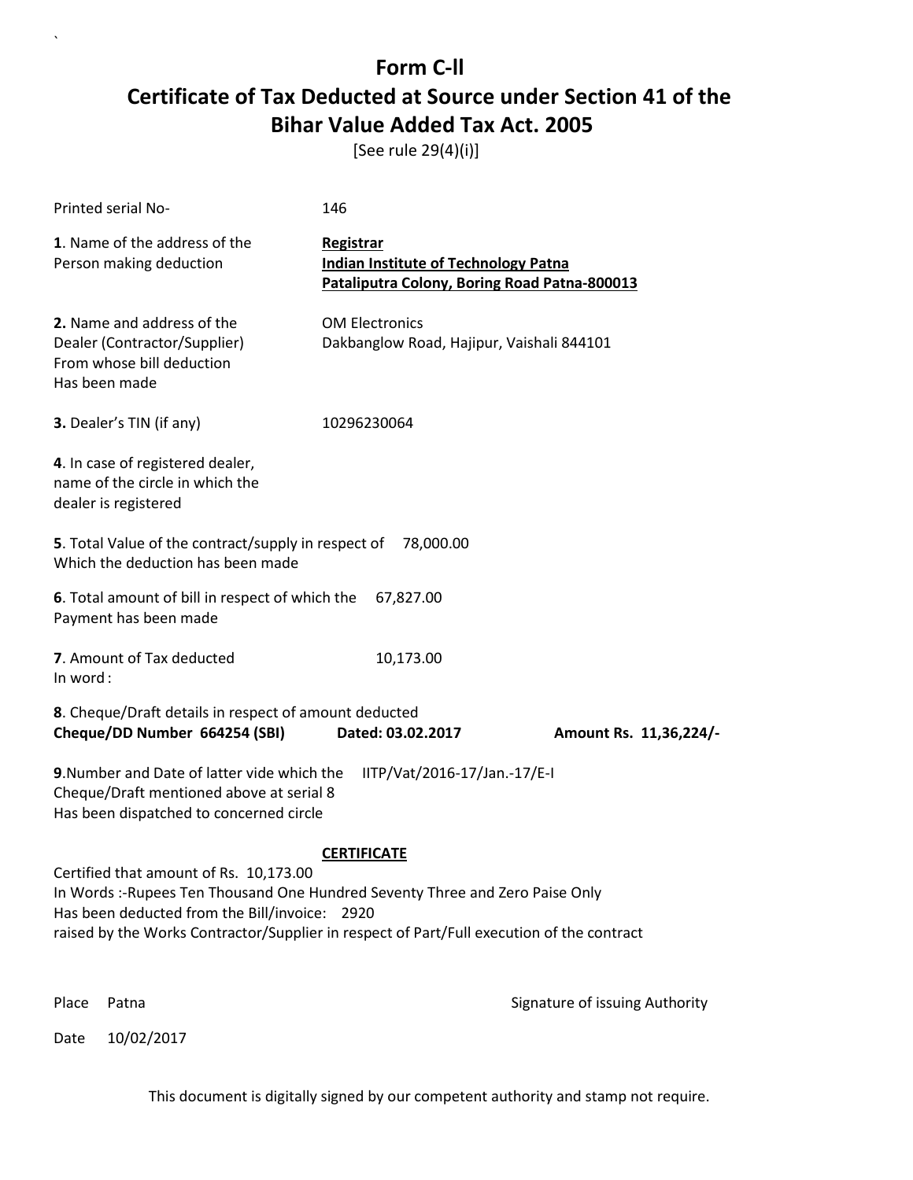# Form C-ll

# Certificate of Tax Deducted at Source under Section 41 of the Bihar Value Added Tax Act. 2005

[See rule 29(4)(i)]

Printed serial No- 146

**1**. Name of the address of the Person making deduction

**Registrar**
**Indian Institute of Technology Patna**
**Pataliputra Colony, Boring Road Patna-800013**

**2.** Name and address of the Dealer (Contractor/Supplier) From whose bill deduction Has been made

OM Electronics
Dakbanglow Road, Hajipur, Vaishali 844101

**3.** Dealer's TIN (if any) 10296230064

**4**. In case of registered dealer, name of the circle in which the dealer is registered

**5**. Total Value of the contract/supply in respect of Which the deduction has been made 78,000.00

**6**. Total amount of bill in respect of which the Payment has been made 67,827.00

**7**. Amount of Tax deducted 10,173.00
In word :

**8**. Cheque/Draft details in respect of amount deducted
**Cheque/DD Number 664254 (SBI) Dated: 03.02.2017 Amount Rs. 11,36,224/-**

**9**.Number and Date of latter vide which the Cheque/Draft mentioned above at serial 8 Has been dispatched to concerned circle IITP/Vat/2016-17/Jan.-17/E-I

**CERTIFICATE**

Certified that amount of Rs. 10,173.00
In Words :-Rupees Ten Thousand One Hundred Seventy Three and Zero Paise Only
Has been deducted from the Bill/invoice: 2920
raised by the Works Contractor/Supplier in respect of Part/Full execution of the contract

Place Patna

Signature of issuing Authority

Date 10/02/2017

This document is digitally signed by our competent authority and stamp not require.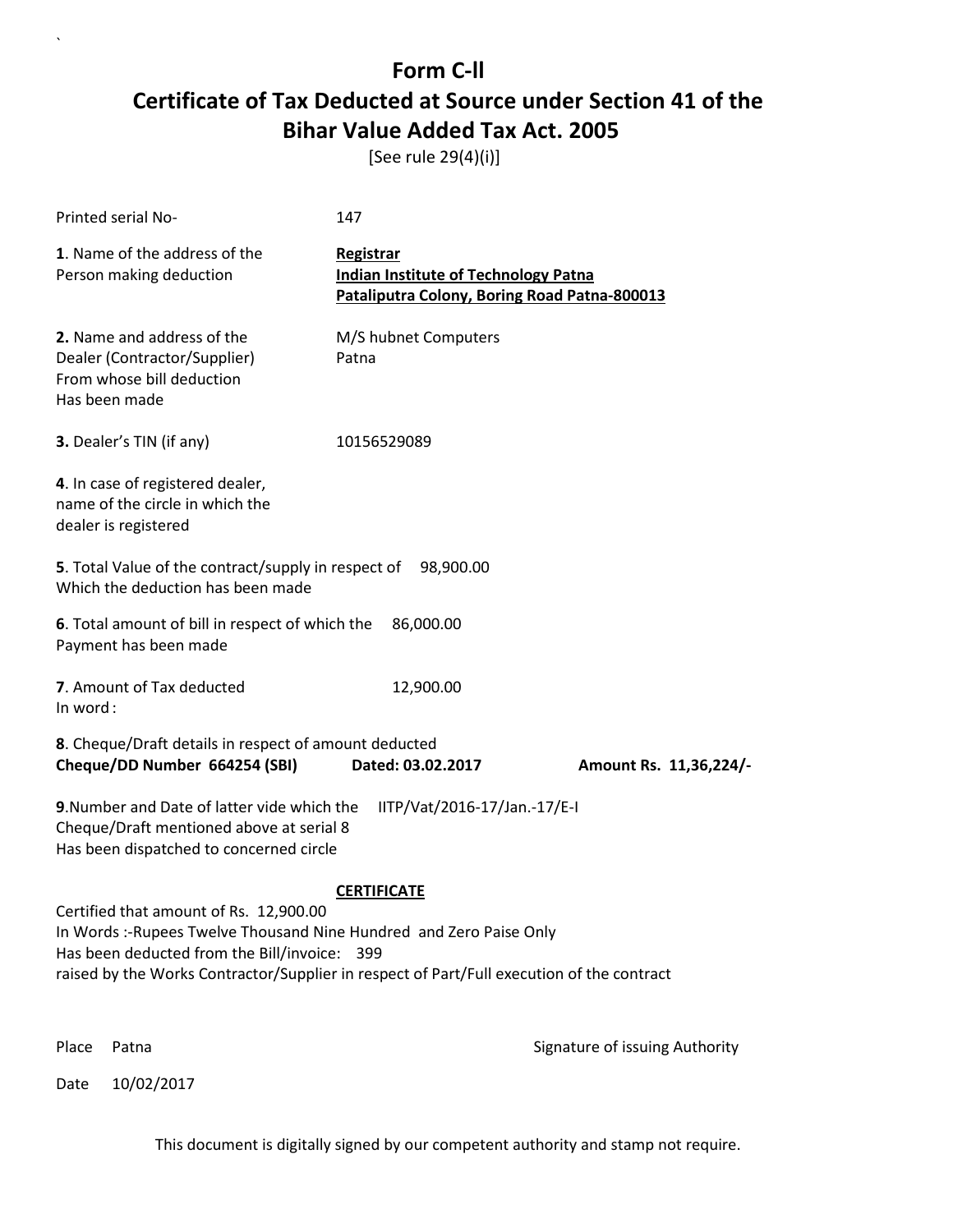# Form C-ll

# Certificate of Tax Deducted at Source under Section 41 of the Bihar Value Added Tax Act. 2005

[See rule 29(4)(i)]

Printed serial No- 147

**1**. Name of the address of the Person making deduction

**Registrar**
**Indian Institute of Technology Patna**
**Pataliputra Colony, Boring Road Patna-800013**

**2.** Name and address of the Dealer (Contractor/Supplier) From whose bill deduction Has been made

M/S hubnet Computers
Patna

**3.** Dealer's TIN (if any) 10156529089

**4**. In case of registered dealer, name of the circle in which the dealer is registered

**5**. Total Value of the contract/supply in respect of Which the deduction has been made 98,900.00

**6**. Total amount of bill in respect of which the Payment has been made 86,000.00

**7**. Amount of Tax deducted 12,900.00
In word :

**8**. Cheque/Draft details in respect of amount deducted
**Cheque/DD Number 664254 (SBI) Dated: 03.02.2017 Amount Rs. 11,36,224/-**

**9**.Number and Date of latter vide which the Cheque/Draft mentioned above at serial 8 Has been dispatched to concerned circle IITP/Vat/2016-17/Jan.-17/E-I

**CERTIFICATE**

Certified that amount of Rs. 12,900.00
In Words :-Rupees Twelve Thousand Nine Hundred and Zero Paise Only
Has been deducted from the Bill/invoice: 399
raised by the Works Contractor/Supplier in respect of Part/Full execution of the contract

Place Patna

Signature of issuing Authority

Date 10/02/2017

This document is digitally signed by our competent authority and stamp not require.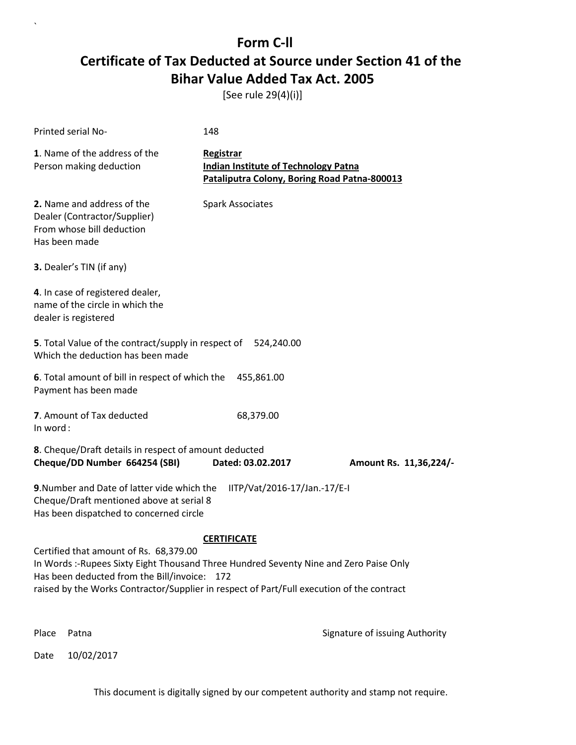# Form C-ll

# Certificate of Tax Deducted at Source under Section 41 of the Bihar Value Added Tax Act. 2005

[See rule 29(4)(i)]

Printed serial No- 148

**1**. Name of the address of the Person making deduction

**Registrar**
**Indian Institute of Technology Patna**
**Pataliputra Colony, Boring Road Patna-800013**

**2.** Name and address of the Dealer (Contractor/Supplier) From whose bill deduction Has been made

Spark Associates

**3.** Dealer's TIN (if any)

**4**. In case of registered dealer, name of the circle in which the dealer is registered

**5**. Total Value of the contract/supply in respect of Which the deduction has been made 524,240.00

**6**. Total amount of bill in respect of which the Payment has been made 455,861.00

**7**. Amount of Tax deducted 68,379.00
In word :

**8**. Cheque/Draft details in respect of amount deducted
**Cheque/DD Number 664254 (SBI) Dated: 03.02.2017 Amount Rs. 11,36,224/-**

**9**.Number and Date of latter vide which the Cheque/Draft mentioned above at serial 8 Has been dispatched to concerned circle IITP/Vat/2016-17/Jan.-17/E-I

**CERTIFICATE**

Certified that amount of Rs. 68,379.00
In Words :-Rupees Sixty Eight Thousand Three Hundred Seventy Nine and Zero Paise Only
Has been deducted from the Bill/invoice: 172
raised by the Works Contractor/Supplier in respect of Part/Full execution of the contract

Place Patna

Signature of issuing Authority

Date 10/02/2017

This document is digitally signed by our competent authority and stamp not require.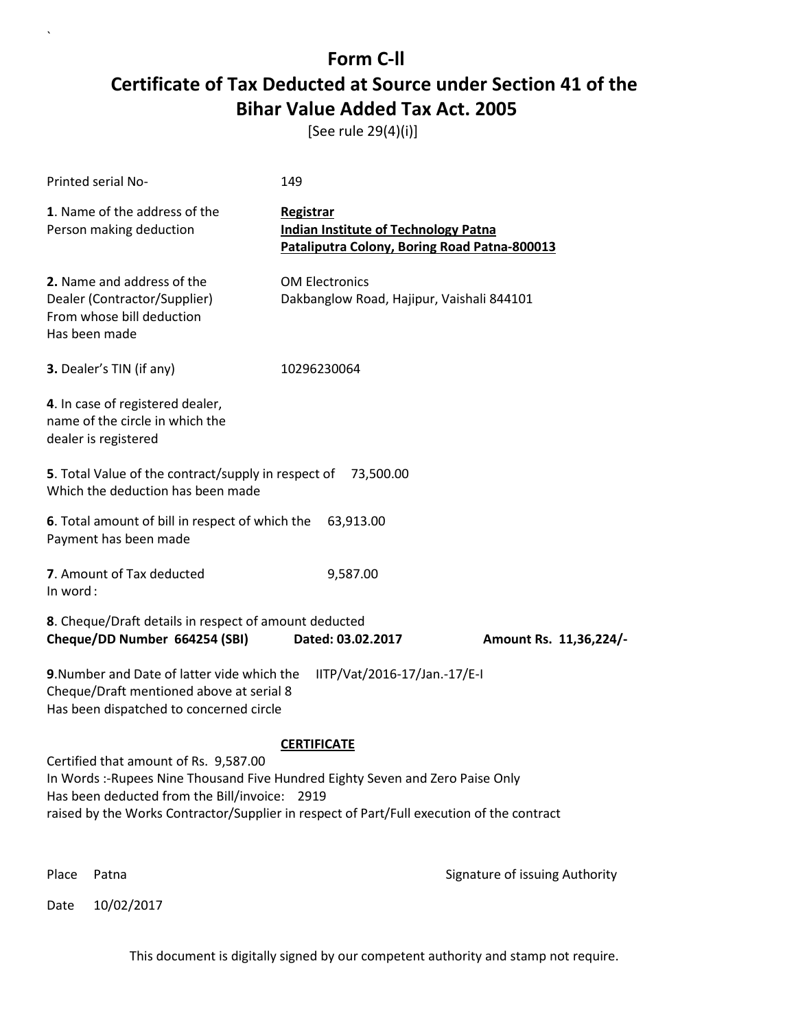# Form C-ll

## Certificate of Tax Deducted at Source under Section 41 of the Bihar Value Added Tax Act. 2005

[See rule 29(4)(i)]

Printed serial No- 149

**1**. Name of the address of the Person making deduction

**Registrar**
**Indian Institute of Technology Patna**
**Pataliputra Colony, Boring Road Patna-800013**

**2.** Name and address of the Dealer (Contractor/Supplier) From whose bill deduction Has been made

OM Electronics
Dakbanglow Road, Hajipur, Vaishali 844101

**3.** Dealer's TIN (if any) 10296230064

**4**. In case of registered dealer, name of the circle in which the dealer is registered

**5**. Total Value of the contract/supply in respect of Which the deduction has been made 73,500.00

**6**. Total amount of bill in respect of which the Payment has been made 63,913.00

**7**. Amount of Tax deducted 9,587.00
In word :

**8**. Cheque/Draft details in respect of amount deducted
**Cheque/DD Number 664254 (SBI) Dated: 03.02.2017 Amount Rs. 11,36,224/-**

**9**.Number and Date of latter vide which the Cheque/Draft mentioned above at serial 8 Has been dispatched to concerned circle IITP/Vat/2016-17/Jan.-17/E-I

**CERTIFICATE**

Certified that amount of Rs. 9,587.00
In Words :-Rupees Nine Thousand Five Hundred Eighty Seven and Zero Paise Only
Has been deducted from the Bill/invoice: 2919
raised by the Works Contractor/Supplier in respect of Part/Full execution of the contract

Place Patna

Signature of issuing Authority

Date 10/02/2017

This document is digitally signed by our competent authority and stamp not require.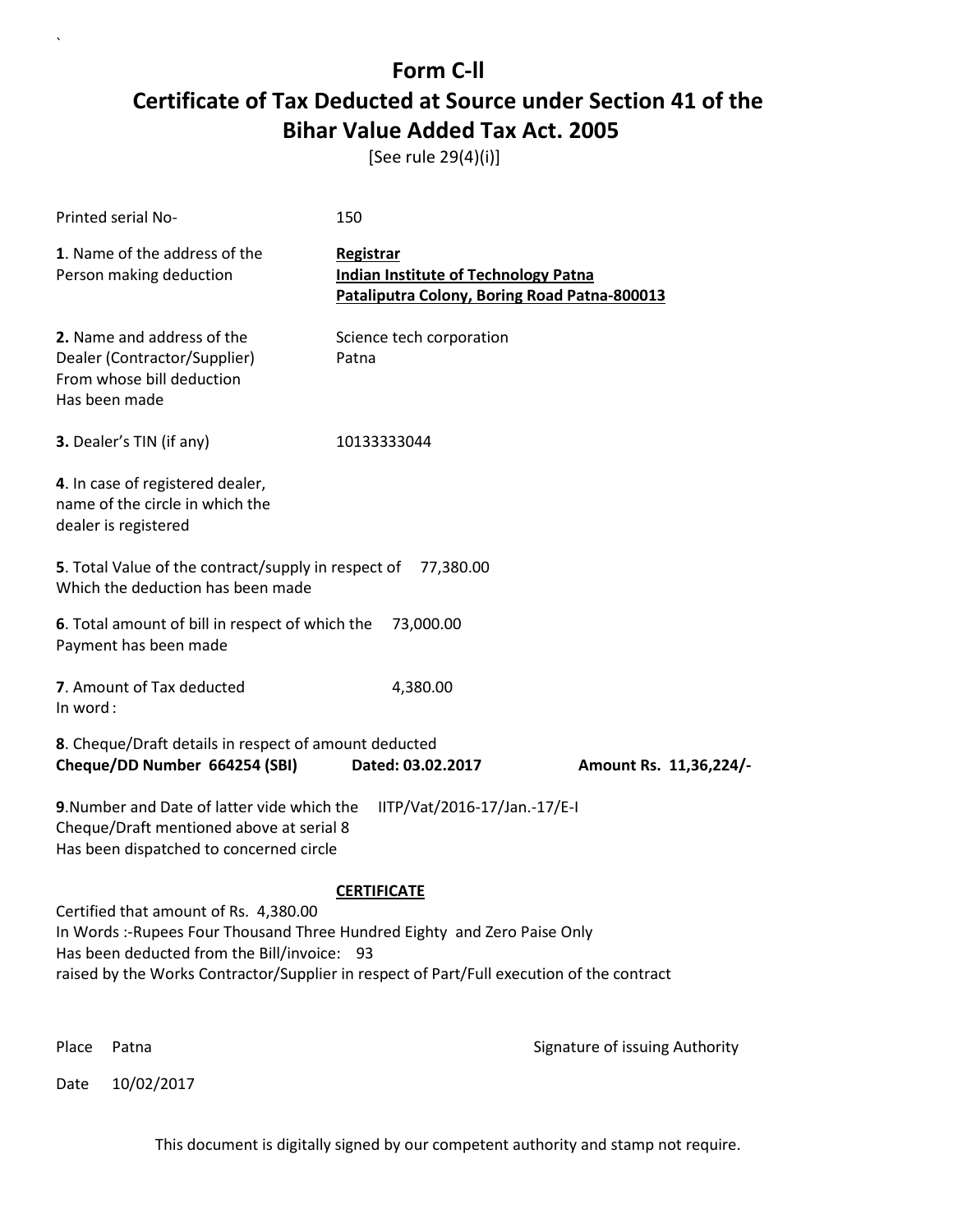# Form C-ll

## Certificate of Tax Deducted at Source under Section 41 of the Bihar Value Added Tax Act. 2005

[See rule 29(4)(i)]

Printed serial No- 150

**1**. Name of the address of the Person making deduction

**Registrar**
**Indian Institute of Technology Patna**
**Pataliputra Colony, Boring Road Patna-800013**

**2.** Name and address of the Dealer (Contractor/Supplier) From whose bill deduction Has been made

Science tech corporation
Patna

**3.** Dealer's TIN (if any) 10133333044

**4**. In case of registered dealer, name of the circle in which the dealer is registered

**5**. Total Value of the contract/supply in respect of Which the deduction has been made 77,380.00

**6**. Total amount of bill in respect of which the Payment has been made 73,000.00

**7**. Amount of Tax deducted 4,380.00
In word :

**8**. Cheque/Draft details in respect of amount deducted
**Cheque/DD Number 664254 (SBI)** **Dated: 03.02.2017** **Amount Rs. 11,36,224/-**

**9**.Number and Date of latter vide which the Cheque/Draft mentioned above at serial 8 Has been dispatched to concerned circle IITP/Vat/2016-17/Jan.-17/E-I

**CERTIFICATE**

Certified that amount of Rs. 4,380.00
In Words :-Rupees Four Thousand Three Hundred Eighty and Zero Paise Only
Has been deducted from the Bill/invoice: 93
raised by the Works Contractor/Supplier in respect of Part/Full execution of the contract

Place Patna

Signature of issuing Authority

Date 10/02/2017

This document is digitally signed by our competent authority and stamp not require.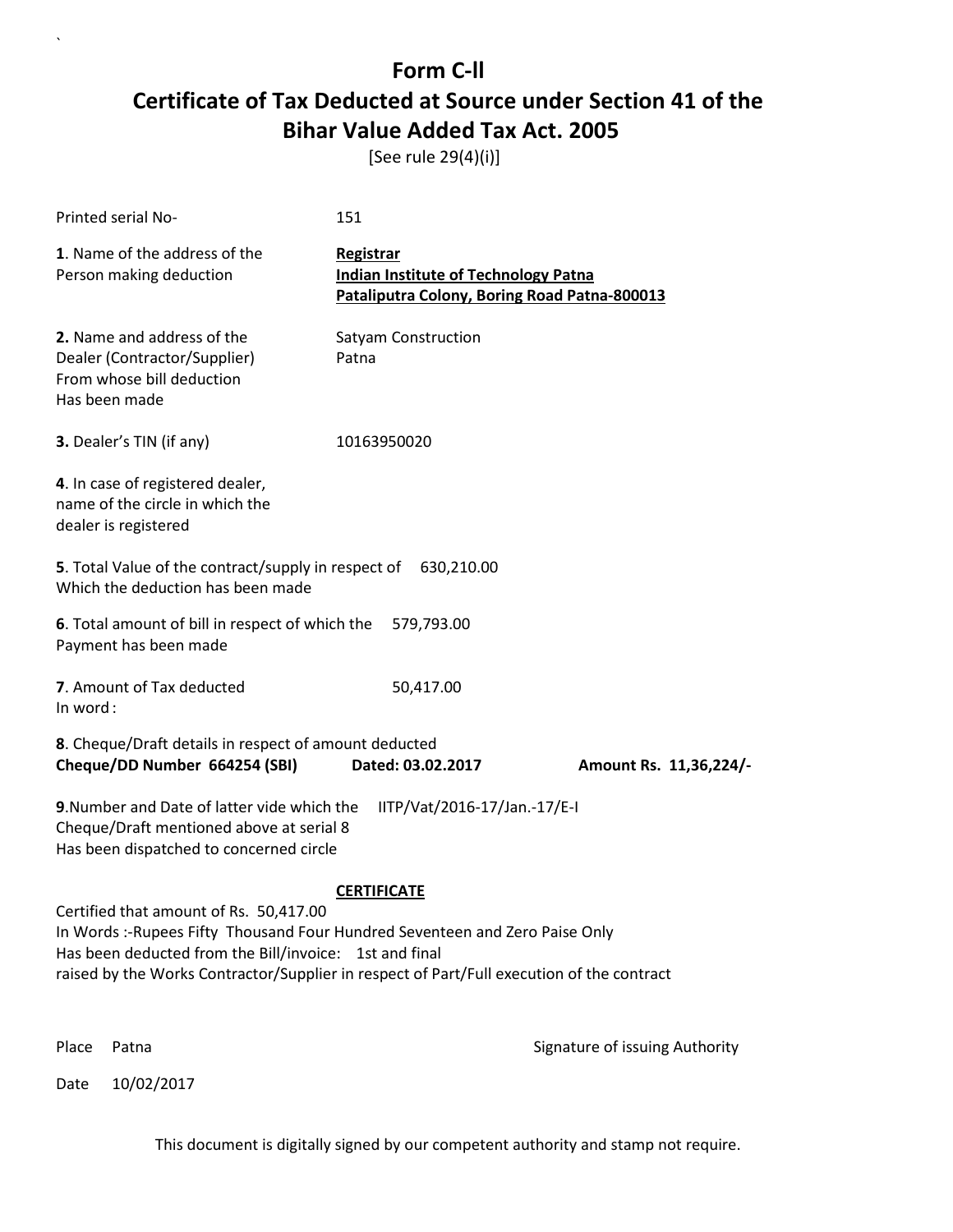# Form C-ll

## Certificate of Tax Deducted at Source under Section 41 of the Bihar Value Added Tax Act. 2005

[See rule 29(4)(i)]

Printed serial No- 151

**1**. Name of the address of the Person making deduction
**Registrar**
**Indian Institute of Technology Patna**
**Pataliputra Colony, Boring Road Patna-800013**

**2.** Name and address of the Dealer (Contractor/Supplier) From whose bill deduction Has been made
Satyam Construction
Patna

**3.** Dealer's TIN (if any) 10163950020

**4**. In case of registered dealer, name of the circle in which the dealer is registered

**5**. Total Value of the contract/supply in respect of Which the deduction has been made 630,210.00

**6**. Total amount of bill in respect of which the Payment has been made 579,793.00

**7**. Amount of Tax deducted 50,417.00
In word :

**8**. Cheque/Draft details in respect of amount deducted
**Cheque/DD Number 664254 (SBI) Dated: 03.02.2017 Amount Rs. 11,36,224/-**

**9**.Number and Date of latter vide which the Cheque/Draft mentioned above at serial 8 Has been dispatched to concerned circle IITP/Vat/2016-17/Jan.-17/E-I

**CERTIFICATE**

Certified that amount of Rs. 50,417.00
In Words :-Rupees Fifty Thousand Four Hundred Seventeen and Zero Paise Only
Has been deducted from the Bill/invoice: 1st and final
raised by the Works Contractor/Supplier in respect of Part/Full execution of the contract

Place Patna

Signature of issuing Authority

Date 10/02/2017

This document is digitally signed by our competent authority and stamp not require.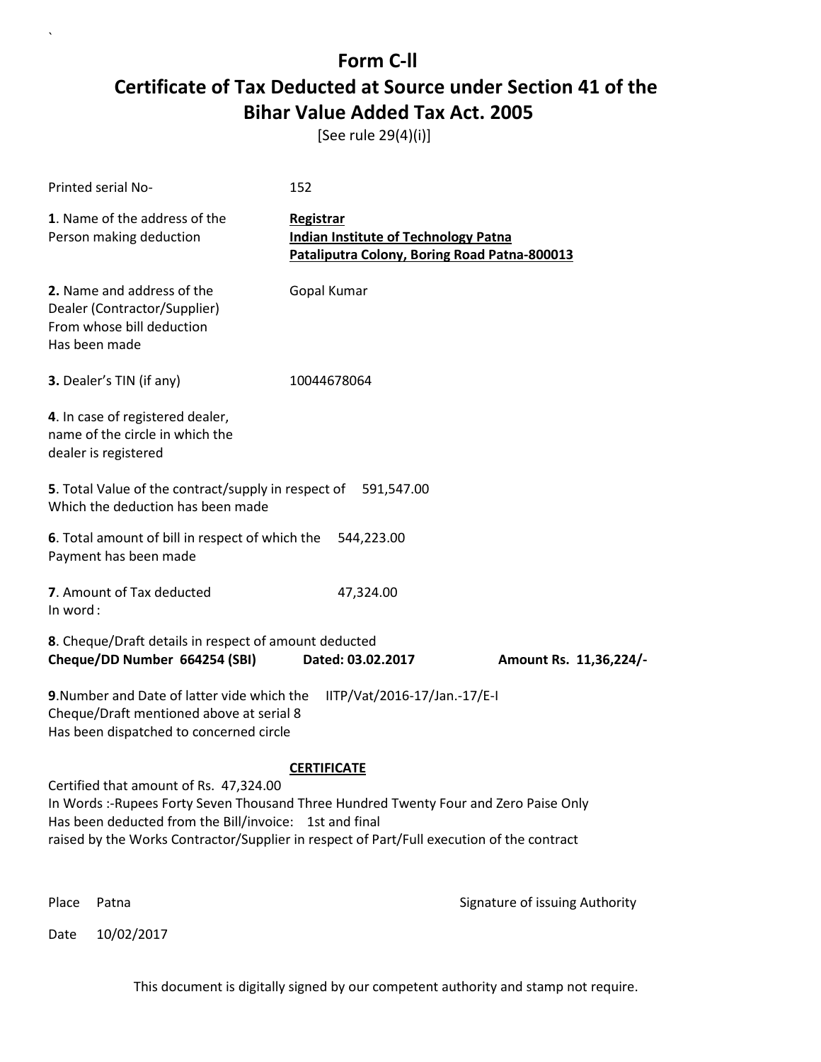# Form C-ll

## Certificate of Tax Deducted at Source under Section 41 of the Bihar Value Added Tax Act. 2005

[See rule 29(4)(i)]

Printed serial No- 152

**1**. Name of the address of the Person making deduction

**Registrar**
**Indian Institute of Technology Patna**
**Pataliputra Colony, Boring Road Patna-800013**

**2.** Name and address of the Dealer (Contractor/Supplier) From whose bill deduction Has been made

Gopal Kumar

**3.** Dealer's TIN (if any) 10044678064

**4**. In case of registered dealer, name of the circle in which the dealer is registered

**5**. Total Value of the contract/supply in respect of Which the deduction has been made 591,547.00

**6**. Total amount of bill in respect of which the Payment has been made 544,223.00

**7**. Amount of Tax deducted 47,324.00
In word :

**8**. Cheque/Draft details in respect of amount deducted
**Cheque/DD Number 664254 (SBI) Dated: 03.02.2017 Amount Rs. 11,36,224/-**

**9**.Number and Date of latter vide which the Cheque/Draft mentioned above at serial 8 Has been dispatched to concerned circle IITP/Vat/2016-17/Jan.-17/E-I

**CERTIFICATE**

Certified that amount of Rs. 47,324.00
In Words :-Rupees Forty Seven Thousand Three Hundred Twenty Four and Zero Paise Only
Has been deducted from the Bill/invoice: 1st and final
raised by the Works Contractor/Supplier in respect of Part/Full execution of the contract

Place Patna

Signature of issuing Authority

Date 10/02/2017

This document is digitally signed by our competent authority and stamp not require.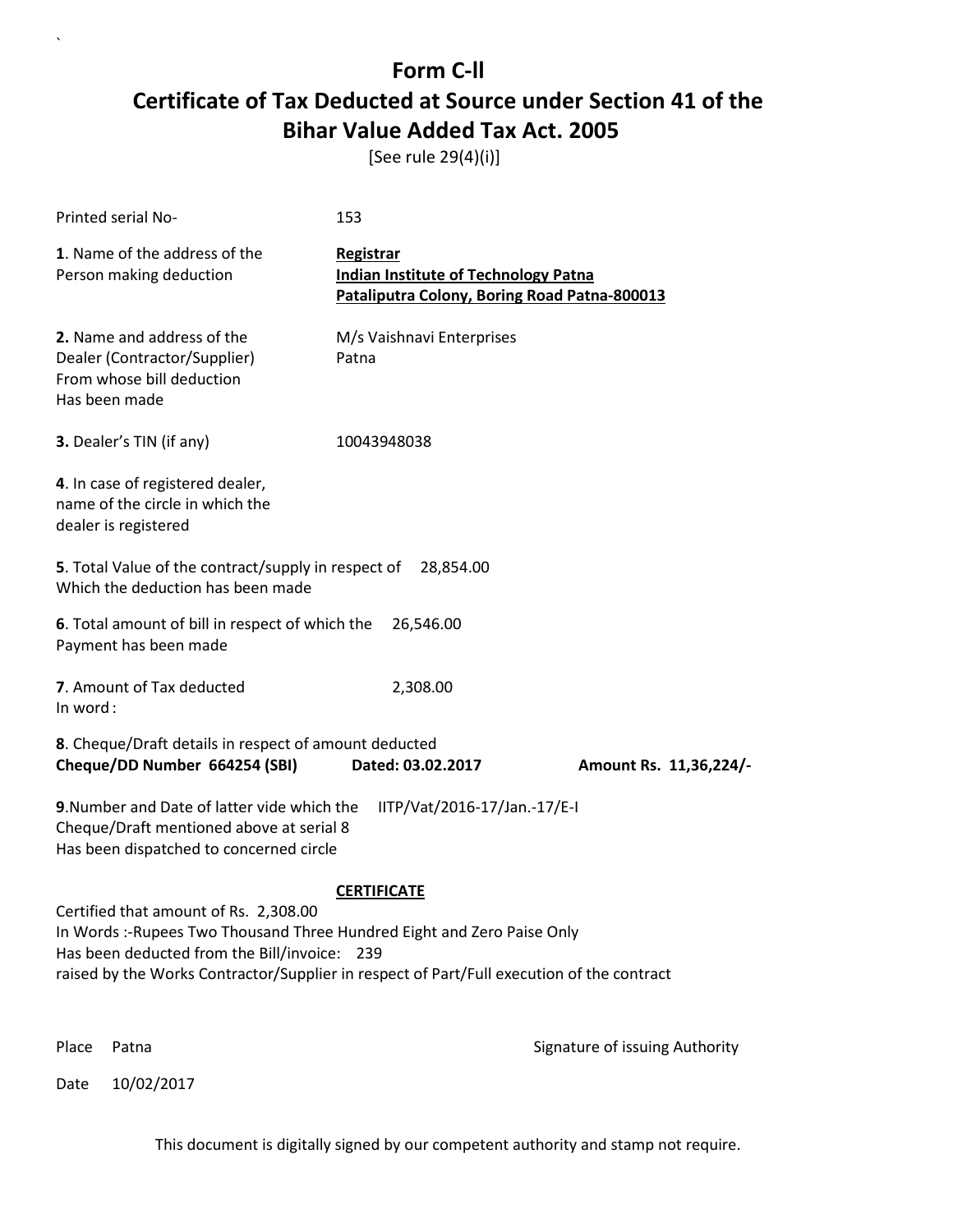# Form C-ll

# Certificate of Tax Deducted at Source under Section 41 of the Bihar Value Added Tax Act. 2005

[See rule 29(4)(i)]

Printed serial No- 153

**1**. Name of the address of the Person making deduction

**Registrar**
**Indian Institute of Technology Patna**
**Pataliputra Colony, Boring Road Patna-800013**

**2.** Name and address of the Dealer (Contractor/Supplier) From whose bill deduction Has been made

M/s Vaishnavi Enterprises
Patna

**3.** Dealer's TIN (if any) 10043948038

**4**. In case of registered dealer, name of the circle in which the dealer is registered

**5**. Total Value of the contract/supply in respect of Which the deduction has been made 28,854.00

**6**. Total amount of bill in respect of which the Payment has been made 26,546.00

**7**. Amount of Tax deducted 2,308.00
In word :

**8**. Cheque/Draft details in respect of amount deducted
**Cheque/DD Number 664254 (SBI)** **Dated: 03.02.2017** **Amount Rs. 11,36,224/-**

**9**.Number and Date of latter vide which the Cheque/Draft mentioned above at serial 8 Has been dispatched to concerned circle IITP/Vat/2016-17/Jan.-17/E-I

**CERTIFICATE**

Certified that amount of Rs. 2,308.00
In Words :-Rupees Two Thousand Three Hundred Eight and Zero Paise Only
Has been deducted from the Bill/invoice: 239
raised by the Works Contractor/Supplier in respect of Part/Full execution of the contract

Place Patna

Signature of issuing Authority

Date 10/02/2017

This document is digitally signed by our competent authority and stamp not require.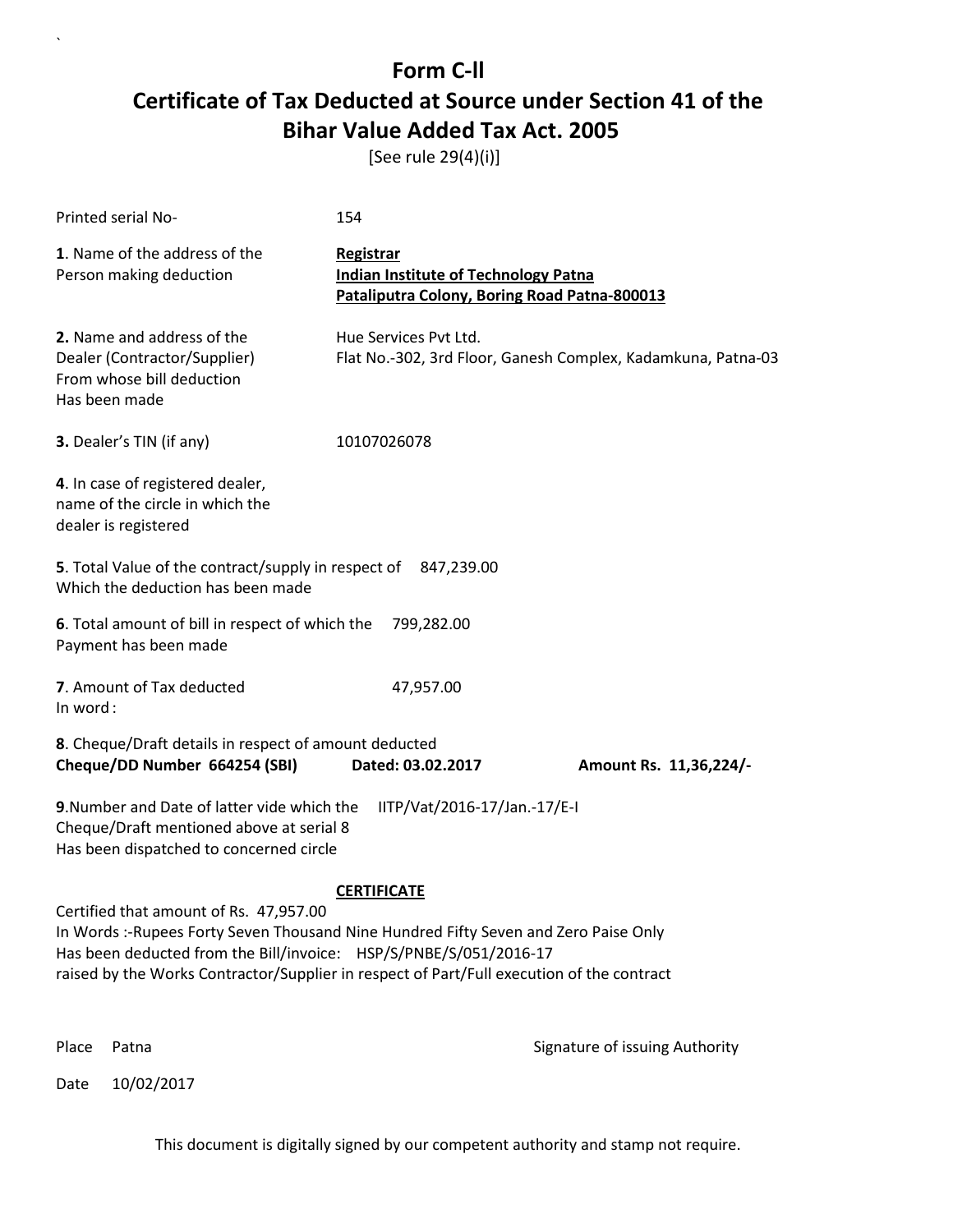# Form C-ll

## Certificate of Tax Deducted at Source under Section 41 of the Bihar Value Added Tax Act. 2005

[See rule 29(4)(i)]

Printed serial No- 154

**1**. Name of the address of the Person making deduction

**Registrar**
**Indian Institute of Technology Patna**
**Pataliputra Colony, Boring Road Patna-800013**

**2.** Name and address of the Dealer (Contractor/Supplier) From whose bill deduction Has been made

Hue Services Pvt Ltd.
Flat No.-302, 3rd Floor, Ganesh Complex, Kadamkuna, Patna-03

**3.** Dealer's TIN (if any) 10107026078

**4**. In case of registered dealer, name of the circle in which the dealer is registered

**5**. Total Value of the contract/supply in respect of Which the deduction has been made 847,239.00

**6**. Total amount of bill in respect of which the Payment has been made 799,282.00

**7**. Amount of Tax deducted 47,957.00
In word :

**8**. Cheque/Draft details in respect of amount deducted
**Cheque/DD Number 664254 (SBI)** **Dated: 03.02.2017** **Amount Rs. 11,36,224/-**

**9**.Number and Date of latter vide which the Cheque/Draft mentioned above at serial 8 Has been dispatched to concerned circle IITP/Vat/2016-17/Jan.-17/E-I

**CERTIFICATE**

Certified that amount of Rs. 47,957.00
In Words :-Rupees Forty Seven Thousand Nine Hundred Fifty Seven and Zero Paise Only
Has been deducted from the Bill/invoice: HSP/S/PNBE/S/051/2016-17
raised by the Works Contractor/Supplier in respect of Part/Full execution of the contract

Place Patna

Signature of issuing Authority

Date 10/02/2017

This document is digitally signed by our competent authority and stamp not require.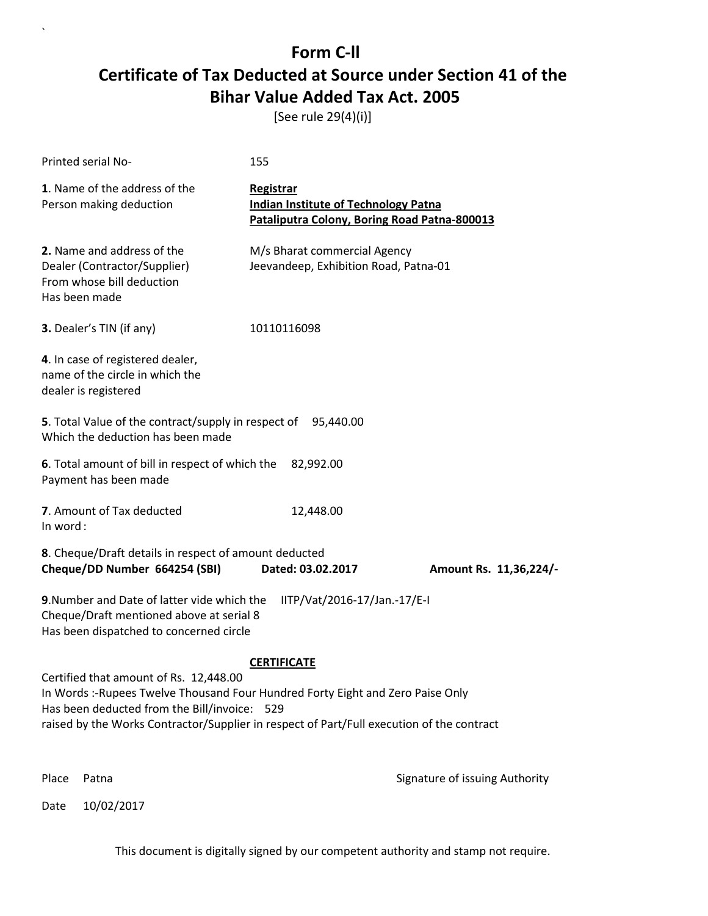# Form C-ll

# Certificate of Tax Deducted at Source under Section 41 of the Bihar Value Added Tax Act. 2005

[See rule 29(4)(i)]

Printed serial No- 155

**1**. Name of the address of the Person making deduction

**Registrar**
**Indian Institute of Technology Patna**
**Pataliputra Colony, Boring Road Patna-800013**

**2.** Name and address of the Dealer (Contractor/Supplier) From whose bill deduction Has been made

M/s Bharat commercial Agency
Jeevandeep, Exhibition Road, Patna-01

**3.** Dealer's TIN (if any) 10110116098

**4**. In case of registered dealer, name of the circle in which the dealer is registered

**5**. Total Value of the contract/supply in respect of Which the deduction has been made 95,440.00

**6**. Total amount of bill in respect of which the Payment has been made 82,992.00

**7**. Amount of Tax deducted 12,448.00
In word :

**8**. Cheque/Draft details in respect of amount deducted
**Cheque/DD Number 664254 (SBI)** **Dated: 03.02.2017** **Amount Rs. 11,36,224/-**

**9**.Number and Date of latter vide which the Cheque/Draft mentioned above at serial 8 Has been dispatched to concerned circle IITP/Vat/2016-17/Jan.-17/E-I

**CERTIFICATE**

Certified that amount of Rs. 12,448.00
In Words :-Rupees Twelve Thousand Four Hundred Forty Eight and Zero Paise Only
Has been deducted from the Bill/invoice: 529
raised by the Works Contractor/Supplier in respect of Part/Full execution of the contract

Place Patna

Signature of issuing Authority

Date 10/02/2017

This document is digitally signed by our competent authority and stamp not require.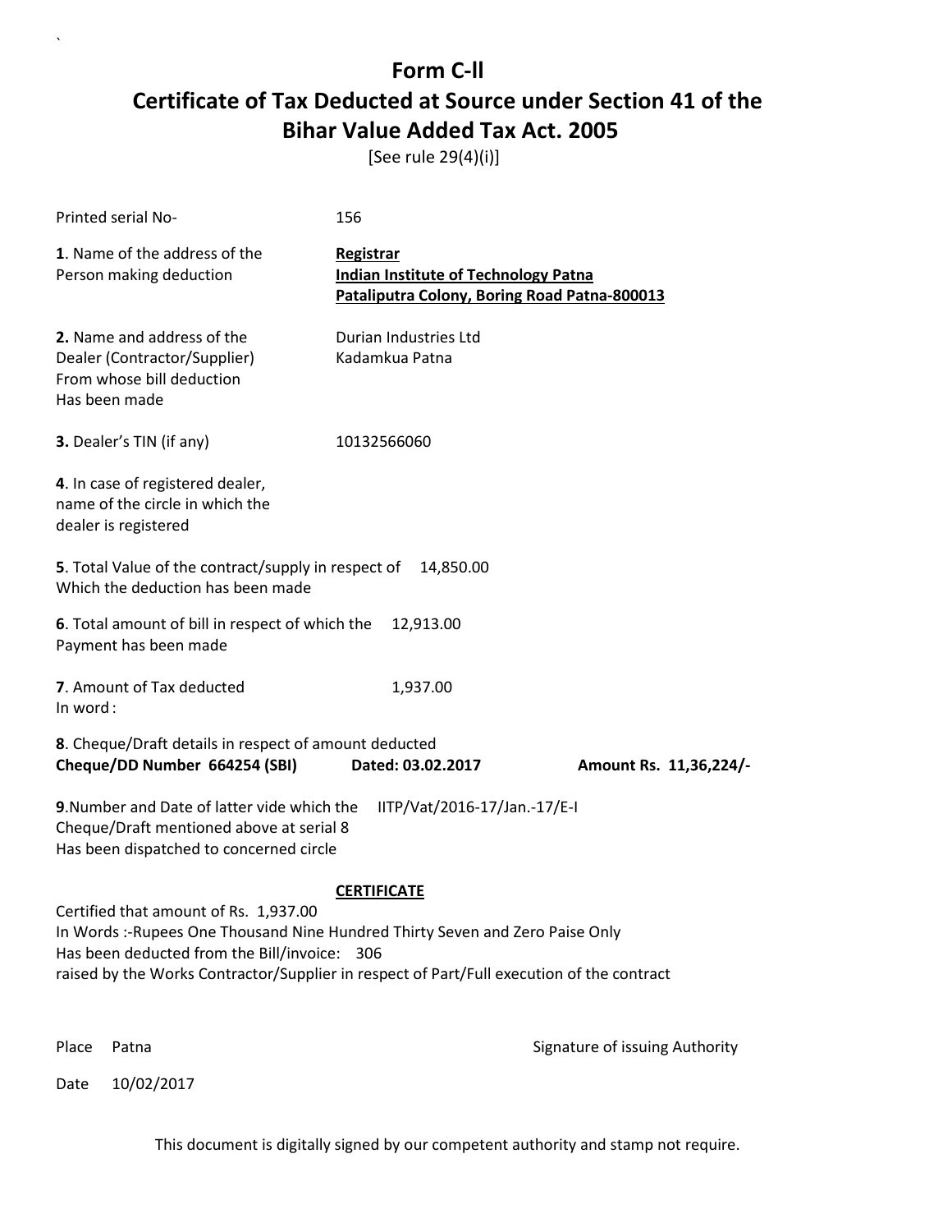# Form C-ll

# Certificate of Tax Deducted at Source under Section 41 of the Bihar Value Added Tax Act. 2005

[See rule 29(4)(i)]

Printed serial No- 156

**1**. Name of the address of the Person making deduction

**Registrar**
**Indian Institute of Technology Patna**
**Pataliputra Colony, Boring Road Patna-800013**

**2.** Name and address of the Dealer (Contractor/Supplier) From whose bill deduction Has been made

Durian Industries Ltd
Kadamkua Patna

**3.** Dealer's TIN (if any) 10132566060

**4**. In case of registered dealer, name of the circle in which the dealer is registered

**5**. Total Value of the contract/supply in respect of Which the deduction has been made 14,850.00

**6**. Total amount of bill in respect of which the Payment has been made 12,913.00

**7**. Amount of Tax deducted 1,937.00
In word :

**8**. Cheque/Draft details in respect of amount deducted
**Cheque/DD Number 664254 (SBI) Dated: 03.02.2017 Amount Rs. 11,36,224/-**

**9**.Number and Date of latter vide which the Cheque/Draft mentioned above at serial 8 Has been dispatched to concerned circle IITP/Vat/2016-17/Jan.-17/E-I

**CERTIFICATE**

Certified that amount of Rs. 1,937.00
In Words :-Rupees One Thousand Nine Hundred Thirty Seven and Zero Paise Only
Has been deducted from the Bill/invoice: 306
raised by the Works Contractor/Supplier in respect of Part/Full execution of the contract

Place Patna

Signature of issuing Authority

Date 10/02/2017

This document is digitally signed by our competent authority and stamp not require.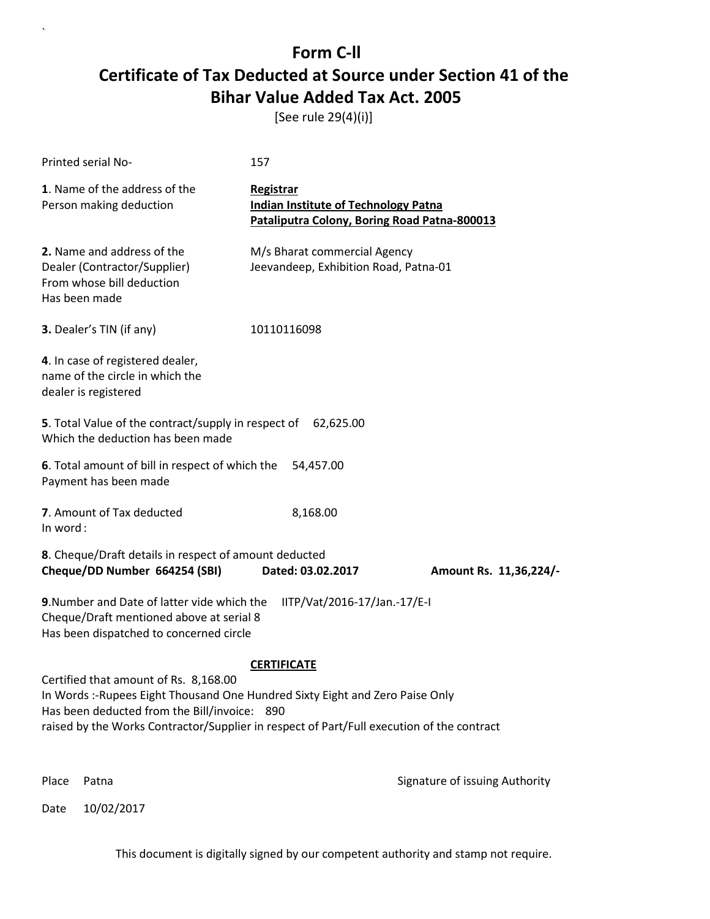# Form C-ll

# Certificate of Tax Deducted at Source under Section 41 of the Bihar Value Added Tax Act. 2005

[See rule 29(4)(i)]

Printed serial No- 157

**1**. Name of the address of the Person making deduction

**Registrar**
**Indian Institute of Technology Patna**
**Pataliputra Colony, Boring Road Patna-800013**

**2.** Name and address of the Dealer (Contractor/Supplier) From whose bill deduction Has been made

M/s Bharat commercial Agency
Jeevandeep, Exhibition Road, Patna-01

**3.** Dealer's TIN (if any) 10110116098

**4**. In case of registered dealer, name of the circle in which the dealer is registered

**5**. Total Value of the contract/supply in respect of Which the deduction has been made 62,625.00

**6**. Total amount of bill in respect of which the Payment has been made 54,457.00

**7**. Amount of Tax deducted 8,168.00
In word :

**8**. Cheque/Draft details in respect of amount deducted
**Cheque/DD Number 664254 (SBI) Dated: 03.02.2017 Amount Rs. 11,36,224/-**

**9**.Number and Date of latter vide which the Cheque/Draft mentioned above at serial 8 Has been dispatched to concerned circle IITP/Vat/2016-17/Jan.-17/E-I

**CERTIFICATE**

Certified that amount of Rs. 8,168.00
In Words :-Rupees Eight Thousand One Hundred Sixty Eight and Zero Paise Only
Has been deducted from the Bill/invoice: 890
raised by the Works Contractor/Supplier in respect of Part/Full execution of the contract

Place Patna

Signature of issuing Authority

Date 10/02/2017

This document is digitally signed by our competent authority and stamp not require.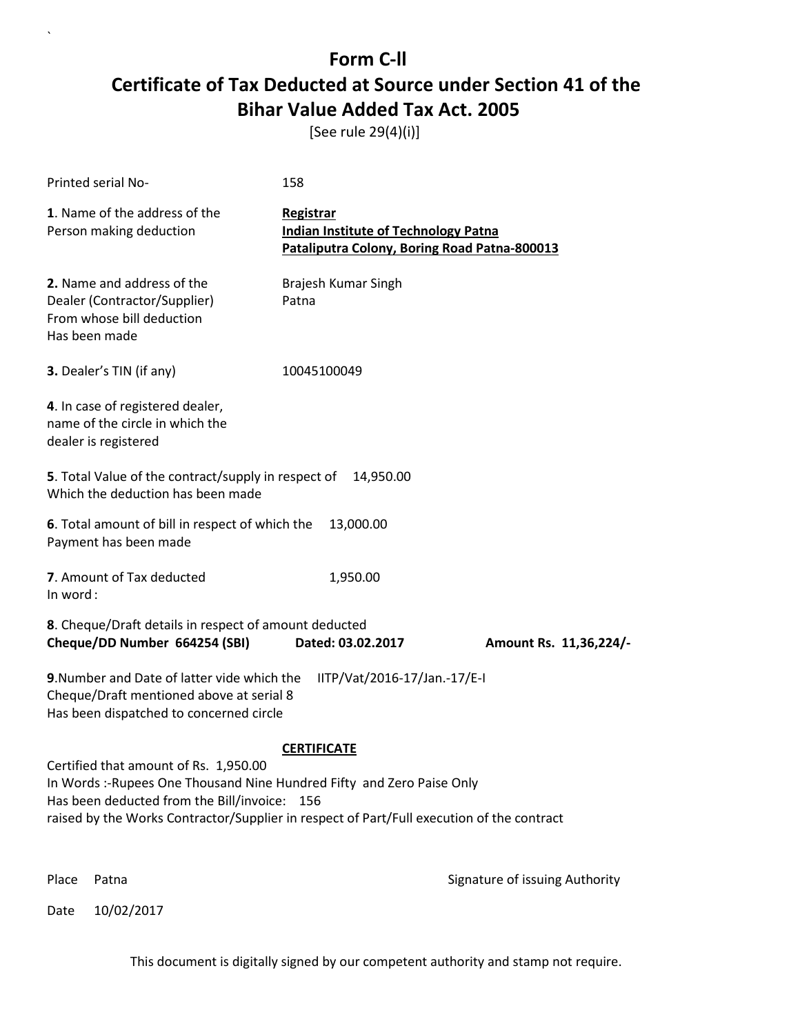# Form C-ll

# Certificate of Tax Deducted at Source under Section 41 of the Bihar Value Added Tax Act. 2005

[See rule 29(4)(i)]

Printed serial No- 158

**1**. Name of the address of the Person making deduction

**Registrar**
**Indian Institute of Technology Patna**
**Pataliputra Colony, Boring Road Patna-800013**

**2.** Name and address of the Dealer (Contractor/Supplier) From whose bill deduction Has been made

Brajesh Kumar Singh
Patna

**3.** Dealer's TIN (if any) 10045100049

**4**. In case of registered dealer, name of the circle in which the dealer is registered

**5**. Total Value of the contract/supply in respect of Which the deduction has been made 14,950.00

**6**. Total amount of bill in respect of which the Payment has been made 13,000.00

**7**. Amount of Tax deducted 1,950.00
In word :

**8**. Cheque/Draft details in respect of amount deducted
**Cheque/DD Number 664254 (SBI)** **Dated: 03.02.2017** **Amount Rs. 11,36,224/-**

**9**.Number and Date of latter vide which the Cheque/Draft mentioned above at serial 8 Has been dispatched to concerned circle IITP/Vat/2016-17/Jan.-17/E-I

**CERTIFICATE**

Certified that amount of Rs. 1,950.00
In Words :-Rupees One Thousand Nine Hundred Fifty and Zero Paise Only
Has been deducted from the Bill/invoice: 156
raised by the Works Contractor/Supplier in respect of Part/Full execution of the contract

Place Patna

Signature of issuing Authority

Date 10/02/2017

This document is digitally signed by our competent authority and stamp not require.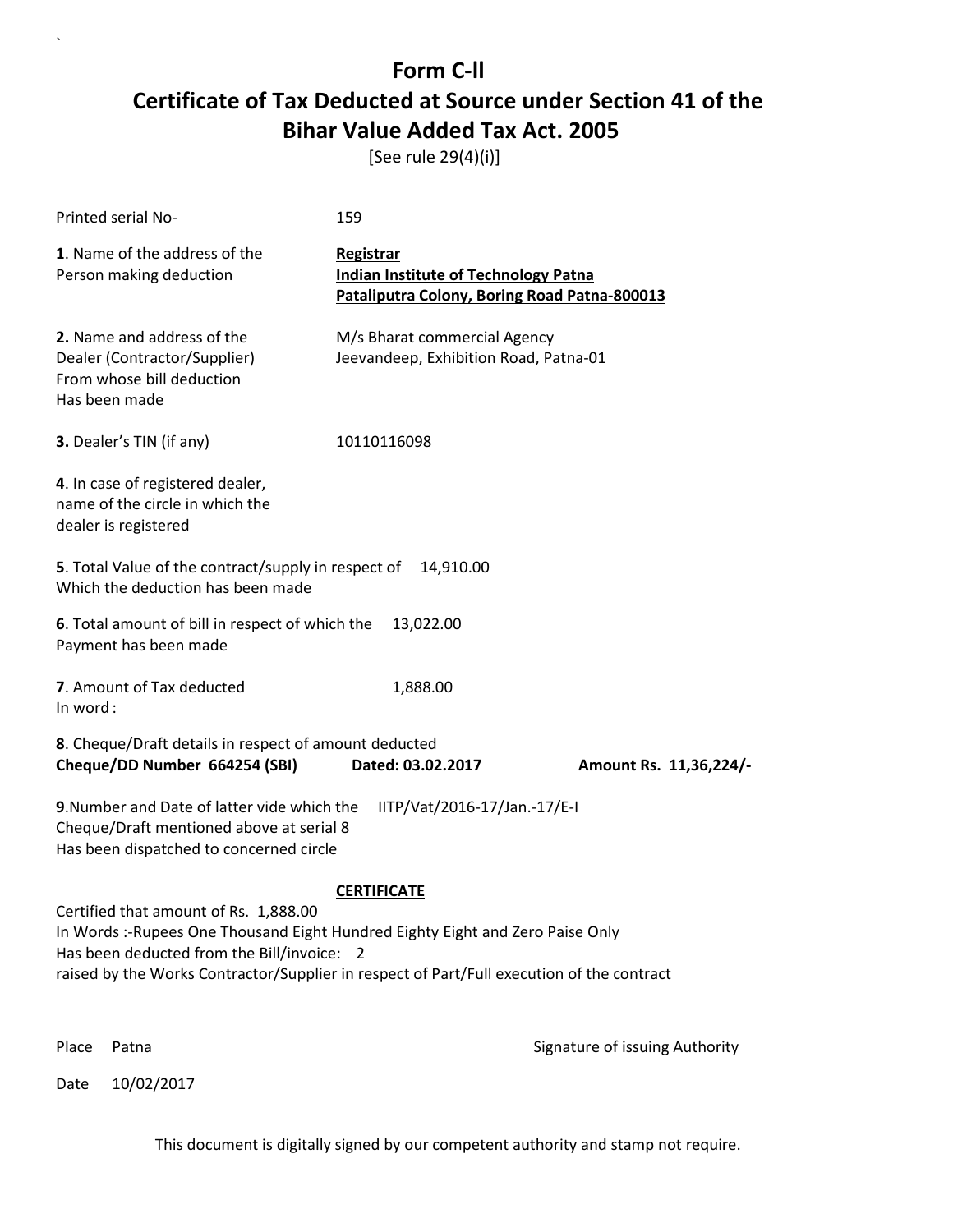# Form C-ll

## Certificate of Tax Deducted at Source under Section 41 of the Bihar Value Added Tax Act. 2005

[See rule 29(4)(i)]

Printed serial No- 159

**1**. Name of the address of the Person making deduction

**Registrar**
**Indian Institute of Technology Patna**
**Pataliputra Colony, Boring Road Patna-800013**

**2.** Name and address of the Dealer (Contractor/Supplier) From whose bill deduction Has been made

M/s Bharat commercial Agency
Jeevandeep, Exhibition Road, Patna-01

**3.** Dealer's TIN (if any) 10110116098

**4**. In case of registered dealer, name of the circle in which the dealer is registered

**5**. Total Value of the contract/supply in respect of Which the deduction has been made 14,910.00

**6**. Total amount of bill in respect of which the Payment has been made 13,022.00

**7**. Amount of Tax deducted 1,888.00
In word :

**8**. Cheque/Draft details in respect of amount deducted
**Cheque/DD Number 664254 (SBI)** **Dated: 03.02.2017** **Amount Rs. 11,36,224/-**

**9**.Number and Date of latter vide which the Cheque/Draft mentioned above at serial 8 Has been dispatched to concerned circle IITP/Vat/2016-17/Jan.-17/E-I

**CERTIFICATE**

Certified that amount of Rs. 1,888.00
In Words :-Rupees One Thousand Eight Hundred Eighty Eight and Zero Paise Only
Has been deducted from the Bill/invoice: 2
raised by the Works Contractor/Supplier in respect of Part/Full execution of the contract

Place Patna

Signature of issuing Authority

Date 10/02/2017

This document is digitally signed by our competent authority and stamp not require.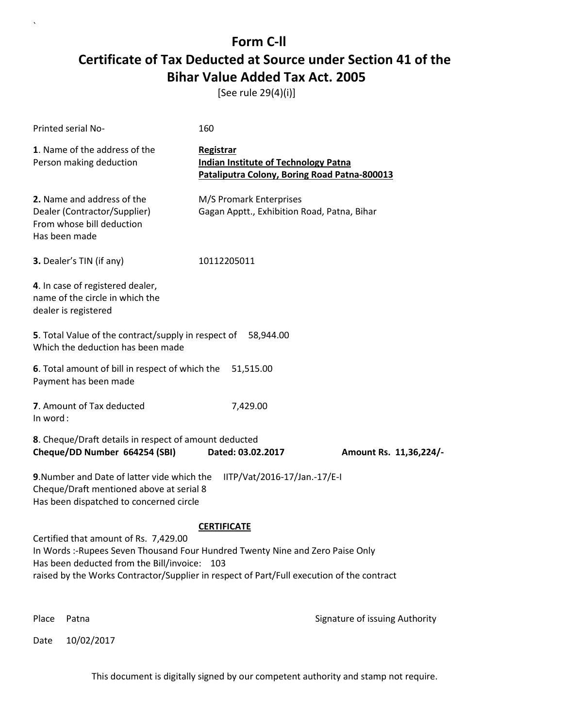# Form C-ll

# Certificate of Tax Deducted at Source under Section 41 of the Bihar Value Added Tax Act. 2005

[See rule 29(4)(i)]

Printed serial No- 160

**1**. Name of the address of the Person making deduction

**Registrar**
**Indian Institute of Technology Patna**
**Pataliputra Colony, Boring Road Patna-800013**

**2.** Name and address of the Dealer (Contractor/Supplier) From whose bill deduction Has been made

M/S Promark Enterprises
Gagan Apptt., Exhibition Road, Patna, Bihar

**3.** Dealer's TIN (if any) 10112205011

**4**. In case of registered dealer, name of the circle in which the dealer is registered

**5**. Total Value of the contract/supply in respect of Which the deduction has been made 58,944.00

**6**. Total amount of bill in respect of which the Payment has been made 51,515.00

**7**. Amount of Tax deducted 7,429.00
In word :

**8**. Cheque/Draft details in respect of amount deducted
**Cheque/DD Number 664254 (SBI) Dated: 03.02.2017 Amount Rs. 11,36,224/-**

**9**.Number and Date of latter vide which the Cheque/Draft mentioned above at serial 8 Has been dispatched to concerned circle IITP/Vat/2016-17/Jan.-17/E-I

**CERTIFICATE**

Certified that amount of Rs. 7,429.00
In Words :-Rupees Seven Thousand Four Hundred Twenty Nine and Zero Paise Only
Has been deducted from the Bill/invoice: 103
raised by the Works Contractor/Supplier in respect of Part/Full execution of the contract

Place Patna

Signature of issuing Authority

Date 10/02/2017

This document is digitally signed by our competent authority and stamp not require.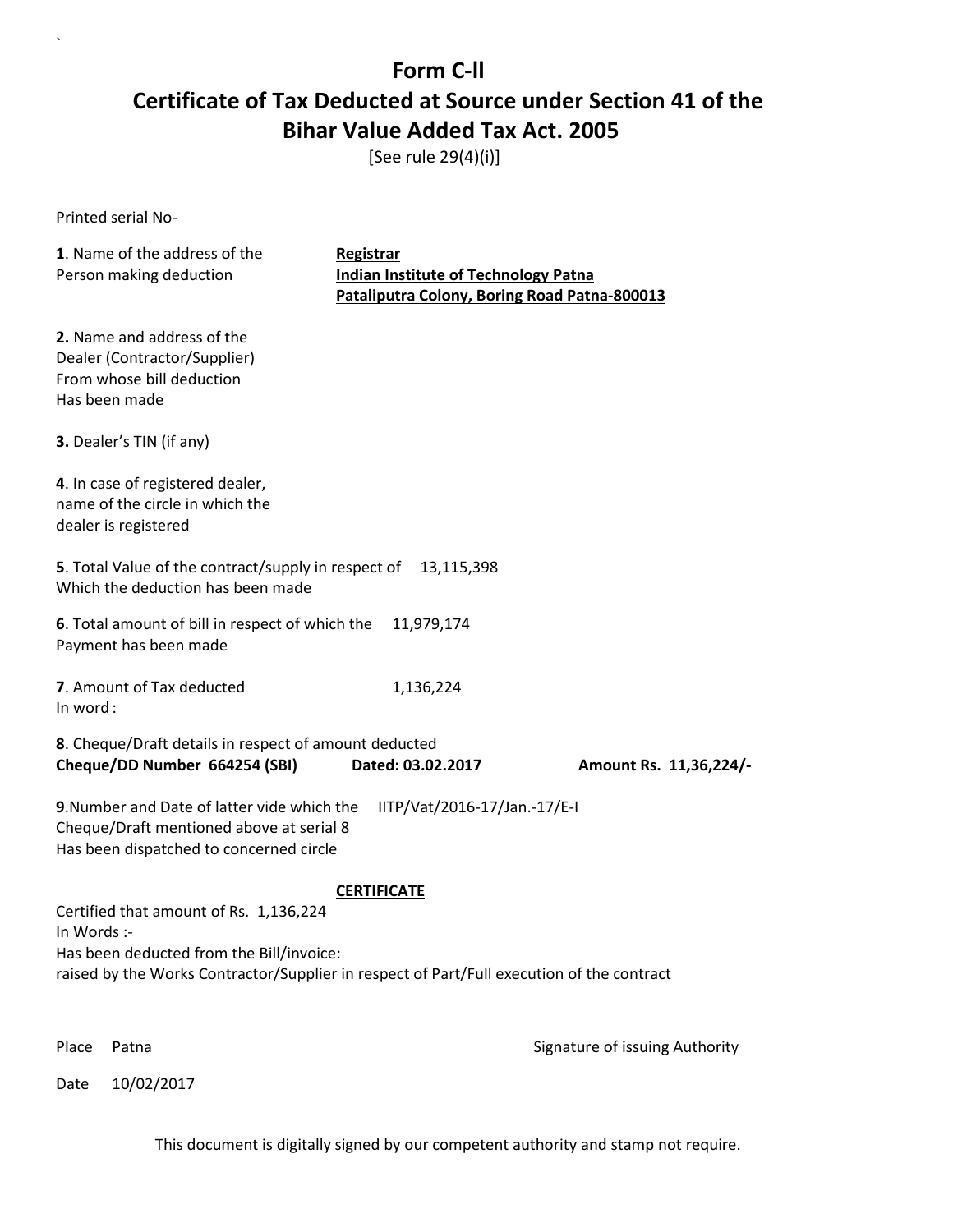`

# Form C-ll
# Certificate of Tax Deducted at Source under Section 41 of the Bihar Value Added Tax Act. 2005

[See rule 29(4)(i)]

Printed serial No-

**1**. Name of the address of the Person making deduction — **Registrar**
**Indian Institute of Technology Patna**
**Pataliputra Colony, Boring Road Patna-800013**

**2.** Name and address of the Dealer (Contractor/Supplier) From whose bill deduction Has been made

**3.** Dealer's TIN (if any)

**4**. In case of registered dealer, name of the circle in which the dealer is registered

**5**. Total Value of the contract/supply in respect of Which the deduction has been made — 13,115,398

**6**. Total amount of bill in respect of which the Payment has been made — 11,979,174

**7**. Amount of Tax deducted — 1,136,224
In word :

**8**. Cheque/Draft details in respect of amount deducted
**Cheque/DD Number 664254 (SBI)** **Dated: 03.02.2017** **Amount Rs. 11,36,224/-**

**9**.Number and Date of latter vide which the Cheque/Draft mentioned above at serial 8 Has been dispatched to concerned circle — IITP/Vat/2016-17/Jan.-17/E-I

**CERTIFICATE**

Certified that amount of Rs. 1,136,224
In Words :-
Has been deducted from the Bill/invoice:
raised by the Works Contractor/Supplier in respect of Part/Full execution of the contract

Place Patna

Signature of issuing Authority

Date 10/02/2017

This document is digitally signed by our competent authority and stamp not require.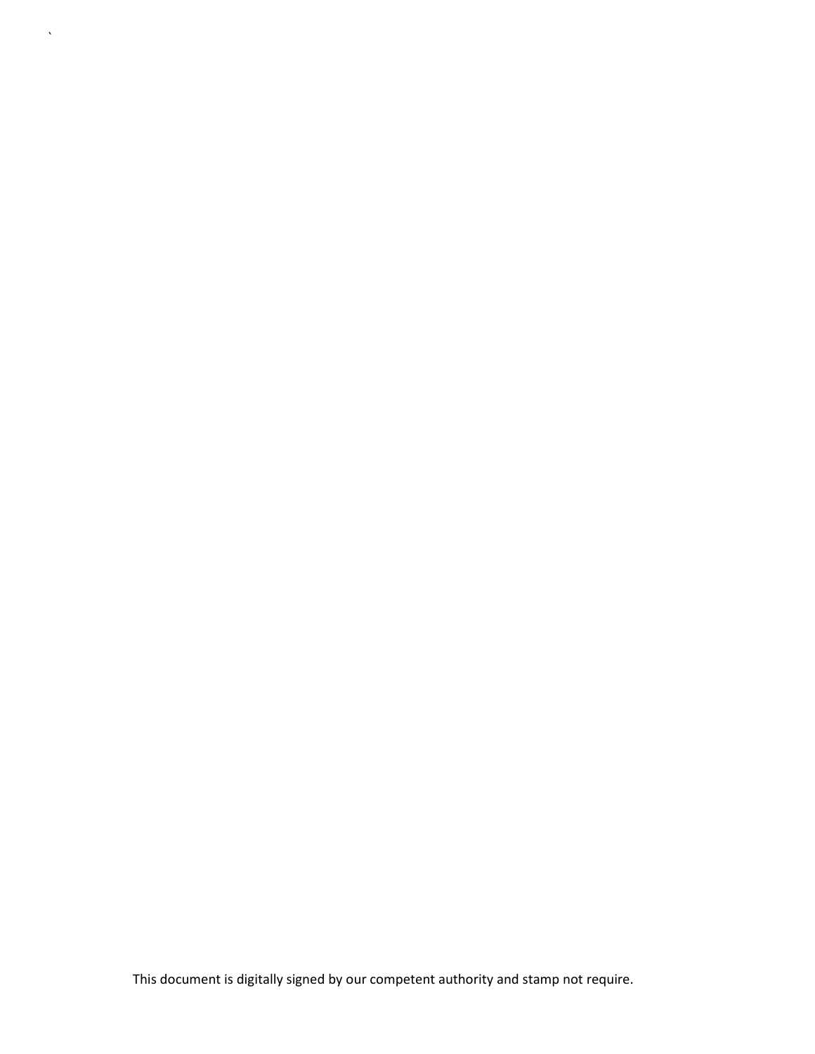`

This document is digitally signed by our competent authority and stamp not require.